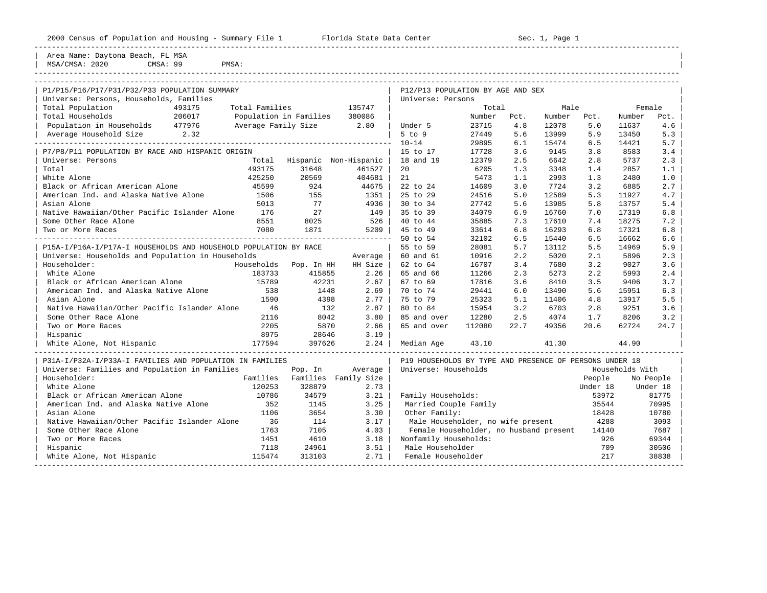2000 Census of Population and Housing - Summary File 1 Florida State Data Center Sec. 1, Page 1

Area Name: Daytona Beach, FL MSA
MSA/CMSA: 2020 CMSA: 99 PMSA:

## P1/P15/P16/P17/P31/P32/P33 POPULATION SUMMARY

Universe: Persons, Households, Families

| | | | |
|---|---|---|---|
| Total Population | 493175 | Total Families | 135747 |
| Total Households | 206017 | Population in Families | 380086 |
| Population in Households | 477976 | Average Family Size | 2.80 |
| Average Household Size | 2.32 | | |

## P7/P8/P11 POPULATION BY RACE AND HISPANIC ORIGIN

Universe: Persons

| | Total | Hispanic | Non-Hispanic |
|---|---|---|---|
| Total | 493175 | 31648 | 461527 |
| White Alone | 425250 | 20569 | 404681 |
| Black or African American Alone | 45599 | 924 | 44675 |
| American Ind. and Alaska Native Alone | 1506 | 155 | 1351 |
| Asian Alone | 5013 | 77 | 4936 |
| Native Hawaiian/Other Pacific Islander Alone | 176 | 27 | 149 |
| Some Other Race Alone | 8551 | 8025 | 526 |
| Two or More Races | 7080 | 1871 | 5209 |

## P15A-I/P16A-I/P17A-I HOUSEHOLDS AND HOUSEHOLD POPULATION BY RACE

Universe: Households and Population in Households

| Householder: | Households | Pop. In HH | Average HH Size |
|---|---|---|---|
| White Alone | 183733 | 415855 | 2.26 |
| Black or African American Alone | 15789 | 42231 | 2.67 |
| American Ind. and Alaska Native Alone | 538 | 1448 | 2.69 |
| Asian Alone | 1590 | 4398 | 2.77 |
| Native Hawaiian/Other Pacific Islander Alone | 46 | 132 | 2.87 |
| Some Other Race Alone | 2116 | 8042 | 3.80 |
| Two or More Races | 2205 | 5870 | 2.66 |
| Hispanic | 8975 | 28646 | 3.19 |
| White Alone, Not Hispanic | 177594 | 397626 | 2.24 |

## P31A-I/P32A-I/P33A-I FAMILIES AND POPULATION IN FAMILIES

Universe: Families and Population in Families

| Householder: | Families | Pop. In Families | Average Family Size |
|---|---|---|---|
| White Alone | 120253 | 328879 | 2.73 |
| Black or African American Alone | 10786 | 34579 | 3.21 |
| American Ind. and Alaska Native Alone | 352 | 1145 | 3.25 |
| Asian Alone | 1106 | 3654 | 3.30 |
| Native Hawaiian/Other Pacific Islander Alone | 36 | 114 | 3.17 |
| Some Other Race Alone | 1763 | 7105 | 4.03 |
| Two or More Races | 1451 | 4610 | 3.18 |
| Hispanic | 7118 | 24961 | 3.51 |
| White Alone, Not Hispanic | 115474 | 313103 | 2.71 |

## P12/P13 POPULATION BY AGE AND SEX

Universe: Persons

| | Total Number | Total Pct. | Male Number | Male Pct. | Female Number | Female Pct. |
|---|---|---|---|---|---|---|
| Under 5 | 23715 | 4.8 | 12078 | 5.0 | 11637 | 4.6 |
| 5 to 9 | 27449 | 5.6 | 13999 | 5.9 | 13450 | 5.3 |
| 10-14 | 29895 | 6.1 | 15474 | 6.5 | 14421 | 5.7 |
| 15 to 17 | 17728 | 3.6 | 9145 | 3.8 | 8583 | 3.4 |
| 18 and 19 | 12379 | 2.5 | 6642 | 2.8 | 5737 | 2.3 |
| 20 | 6205 | 1.3 | 3348 | 1.4 | 2857 | 1.1 |
| 21 | 5473 | 1.1 | 2993 | 1.3 | 2480 | 1.0 |
| 22 to 24 | 14609 | 3.0 | 7724 | 3.2 | 6885 | 2.7 |
| 25 to 29 | 24516 | 5.0 | 12589 | 5.3 | 11927 | 4.7 |
| 30 to 34 | 27742 | 5.6 | 13985 | 5.8 | 13757 | 5.4 |
| 35 to 39 | 34079 | 6.9 | 16760 | 7.0 | 17319 | 6.8 |
| 40 to 44 | 35885 | 7.3 | 17610 | 7.4 | 18275 | 7.2 |
| 45 to 49 | 33614 | 6.8 | 16293 | 6.8 | 17321 | 6.8 |
| 50 to 54 | 32102 | 6.5 | 15440 | 6.5 | 16662 | 6.6 |
| 55 to 59 | 28081 | 5.7 | 13112 | 5.5 | 14969 | 5.9 |
| 60 and 61 | 10916 | 2.2 | 5020 | 2.1 | 5896 | 2.3 |
| 62 to 64 | 16707 | 3.4 | 7680 | 3.2 | 9027 | 3.6 |
| 65 and 66 | 11266 | 2.3 | 5273 | 2.2 | 5993 | 2.4 |
| 67 to 69 | 17816 | 3.6 | 8410 | 3.5 | 9406 | 3.7 |
| 70 to 74 | 29441 | 6.0 | 13490 | 5.6 | 15951 | 6.3 |
| 75 to 79 | 25323 | 5.1 | 11406 | 4.8 | 13917 | 5.5 |
| 80 to 84 | 15954 | 3.2 | 6703 | 2.8 | 9251 | 3.6 |
| 85 and over | 12280 | 2.5 | 4074 | 1.7 | 8206 | 3.2 |
| 65 and over | 112080 | 22.7 | 49356 | 20.6 | 62724 | 24.7 |
| Median Age | 43.10 | | 41.30 | | 44.90 | |

## P19 HOUSEHOLDS BY TYPE AND PRESENCE OF PERSONS UNDER 18

Universe: Households

| | Households With People Under 18 | Households With No People Under 18 |
|---|---|---|
| Family Households: | 53972 | 81775 |
| Married Couple Family | 35544 | 70995 |
| Other Family: | 18428 | 10780 |
| Male Householder, no wife present | 4288 | 3093 |
| Female Householder, no husband present | 14140 | 7687 |
| Nonfamily Households: | 926 | 69344 |
| Male Householder | 709 | 30506 |
| Female Householder | 217 | 38838 |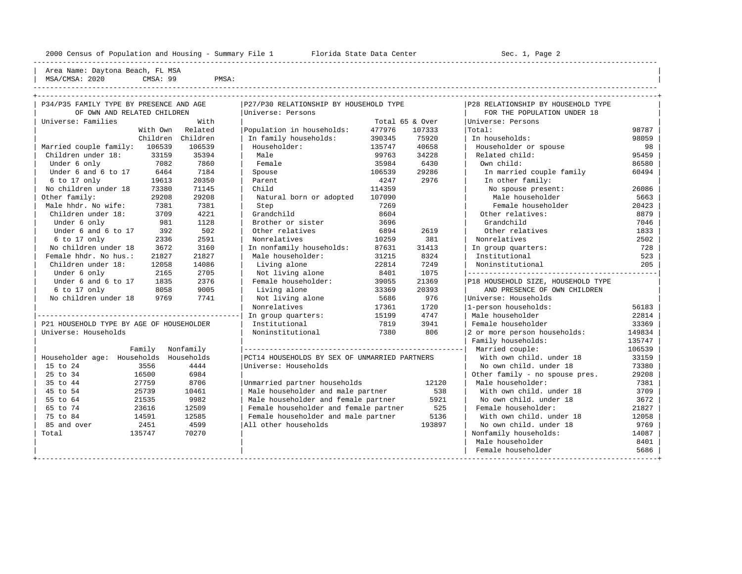Area Name: Daytona Beach, FL MSA
MSA/CMSA: 2020 CMSA: 99 PMSA:

## P34/P35 FAMILY TYPE BY PRESENCE AND AGE OF OWN AND RELATED CHILDREN

Universe: Families

| | With Own Children | With Related Children |
|---|---|---|
| Married couple family: | 106539 | 106539 |
| Children under 18: | 33159 | 35394 |
| Under 6 only | 7082 | 7860 |
| Under 6 and 6 to 17 | 6464 | 7184 |
| 6 to 17 only | 19613 | 20350 |
| No children under 18 | 73380 | 71145 |
| Other family: | 29208 | 29208 |
| Male hhdr. No wife: | 7381 | 7381 |
| Children under 18: | 3709 | 4221 |
| Under 6 only | 981 | 1128 |
| Under 6 and 6 to 17 | 392 | 502 |
| 6 to 17 only | 2336 | 2591 |
| No children under 18 | 3672 | 3160 |
| Female hhdr. No hus.: | 21827 | 21827 |
| Children under 18: | 12058 | 14086 |
| Under 6 only | 2165 | 2705 |
| Under 6 and 6 to 17 | 1835 | 2376 |
| 6 to 17 only | 8058 | 9005 |
| No children under 18 | 9769 | 7741 |

## P21 HOUSEHOLD TYPE BY AGE OF HOUSEHOLDER

Universe: Households

| Householder age: | Family Households | Nonfamily Households |
|---|---|---|
| 15 to 24 | 3556 | 4444 |
| 25 to 34 | 16500 | 6984 |
| 35 to 44 | 27759 | 8706 |
| 45 to 54 | 25739 | 10461 |
| 55 to 64 | 21535 | 9982 |
| 65 to 74 | 23616 | 12509 |
| 75 to 84 | 14591 | 12585 |
| 85 and over | 2451 | 4599 |
| Total | 135747 | 70270 |

## P27/P30 RELATIONSHIP BY HOUSEHOLD TYPE

Universe: Persons

| | Total | 65 & Over |
|---|---|---|
| Population in households: | 477976 | 107333 |
| In family households: | 390345 | 75920 |
| Householder: | 135747 | 40658 |
| Male | 99763 | 34228 |
| Female | 35984 | 6430 |
| Spouse | 106539 | 29286 |
| Parent | 4247 | 2976 |
| Child | 114359 | |
| Natural born or adopted | 107090 | |
| Step | 7269 | |
| Grandchild | 8604 | |
| Brother or sister | 3696 | |
| Other relatives | 6894 | 2619 |
| Nonrelatives | 10259 | 381 |
| In nonfamily households: | 87631 | 31413 |
| Male householder: | 31215 | 8324 |
| Living alone | 22814 | 7249 |
| Not living alone | 8401 | 1075 |
| Female householder: | 39055 | 21369 |
| Living alone | 33369 | 20393 |
| Not living alone | 5686 | 976 |
| Nonrelatives | 17361 | 1720 |
| In group quarters: | 15199 | 4747 |
| Institutional | 7819 | 3941 |
| Noninstitutional | 7380 | 806 |

## PCT14 HOUSEHOLDS BY SEX OF UNMARRIED PARTNERS

Universe: Households

| | |
|---|---|
| Unmarried partner households | 12120 |
| Male householder and male partner | 538 |
| Male householder and female partner | 5921 |
| Female householder and female partner | 525 |
| Female householder and male partner | 5136 |
| All other households | 193897 |

## P28 RELATIONSHIP BY HOUSEHOLD TYPE FOR THE POPULATION UNDER 18

Universe: Persons

| | |
|---|---|
| Total: | 98787 |
| In households: | 98059 |
| Householder or spouse | 98 |
| Related child: | 95459 |
| Own child: | 86580 |
| In married couple family | 60494 |
| In other family: | |
| No spouse present: | 26086 |
| Male householder | 5663 |
| Female householder | 20423 |
| Other relatives: | 8879 |
| Grandchild | 7046 |
| Other relatives | 1833 |
| Nonrelatives | 2502 |
| In group quarters: | 728 |
| Institutional | 523 |
| Noninstitutional | 205 |

## P18 HOUSEHOLD SIZE, HOUSEHOLD TYPE AND PRESENCE OF OWN CHILDREN

Universe: Households

| | |
|---|---|
| 1-person households: | 56183 |
| Male householder | 22814 |
| Female householder | 33369 |
| 2 or more person households: | 149834 |
| Family households: | 135747 |
| Married couple: | 106539 |
| With own child. under 18 | 33159 |
| No own child. under 18 | 73380 |
| Other family - no spouse pres. | 29208 |
| Male householder: | 7381 |
| With own child. under 18 | 3709 |
| No own child. under 18 | 3672 |
| Female householder: | 21827 |
| With own child. under 18 | 12058 |
| No own child. under 18 | 9769 |
| Nonfamily households: | 14087 |
| Male householder | 8401 |
| Female householder | 5686 |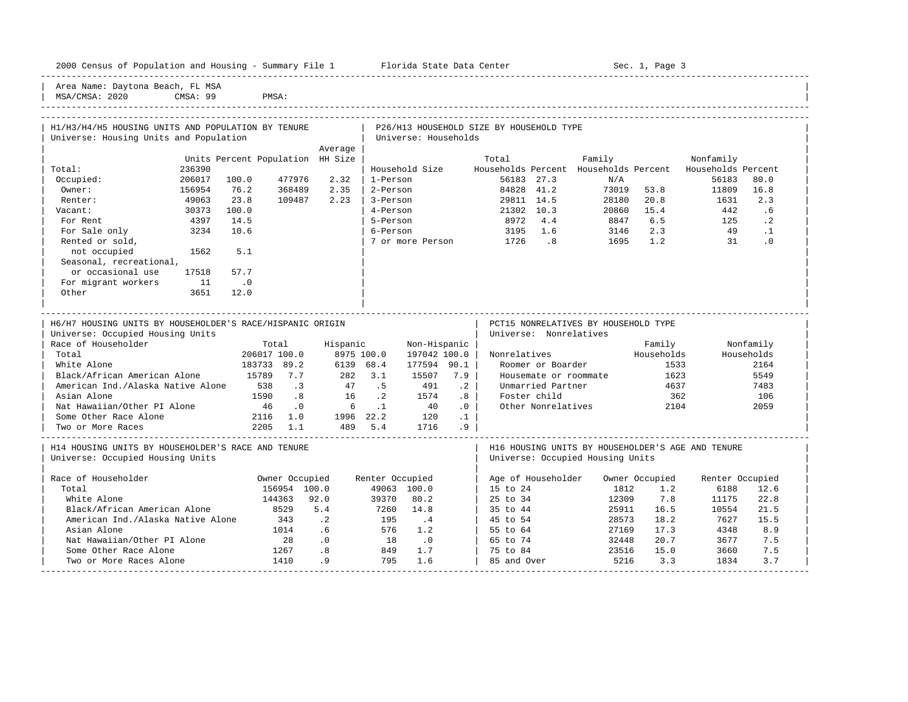Area Name: Daytona Beach, FL MSA
MSA/CMSA: 2020 CMSA: 99 PMSA:

### H1/H3/H4/H5 HOUSING UNITS AND POPULATION BY TENURE
Universe: Housing Units and Population

| | Units | Percent | Population | Average HH Size |
|---|---|---|---|---|
| Total: | 236390 | | | |
| Occupied: | 206017 | 100.0 | 477976 | 2.32 |
| Owner: | 156954 | 76.2 | 368489 | 2.35 |
| Renter: | 49063 | 23.8 | 109487 | 2.23 |
| Vacant: | 30373 | 100.0 | | |
| For Rent | 4397 | 14.5 | | |
| For Sale only | 3234 | 10.6 | | |
| Rented or sold, not occupied | 1562 | 5.1 | | |
| Seasonal, recreational, or occasional use | 17518 | 57.7 | | |
| For migrant workers | 11 | .0 | | |
| Other | 3651 | 12.0 | | |

### P26/H13 HOUSEHOLD SIZE BY HOUSEHOLD TYPE
Universe: Households

| Household Size | Total Households | Percent | Family Households | Percent | Nonfamily Households | Percent |
|---|---|---|---|---|---|---|
| 1-Person | 56183 | 27.3 | N/A | | 56183 | 80.0 |
| 2-Person | 84828 | 41.2 | 73019 | 53.8 | 11809 | 16.8 |
| 3-Person | 29811 | 14.5 | 28180 | 20.8 | 1631 | 2.3 |
| 4-Person | 21302 | 10.3 | 20860 | 15.4 | 442 | .6 |
| 5-Person | 8972 | 4.4 | 8847 | 6.5 | 125 | .2 |
| 6-Person | 3195 | 1.6 | 3146 | 2.3 | 49 | .1 |
| 7 or more Person | 1726 | .8 | 1695 | 1.2 | 31 | .0 |

### H6/H7 HOUSING UNITS BY HOUSEHOLDER'S RACE/HISPANIC ORIGIN
Universe: Occupied Housing Units

| Race of Householder | Total | | Hispanic | | Non-Hispanic | |
|---|---|---|---|---|---|---|
| Total | 206017 | 100.0 | 8975 | 100.0 | 197042 | 100.0 |
| White Alone | 183733 | 89.2 | 6139 | 68.4 | 177594 | 90.1 |
| Black/African American Alone | 15789 | 7.7 | 282 | 3.1 | 15507 | 7.9 |
| American Ind./Alaska Native Alone | 538 | .3 | 47 | .5 | 491 | .2 |
| Asian Alone | 1590 | .8 | 16 | .2 | 1574 | .8 |
| Nat Hawaiian/Other PI Alone | 46 | .0 | 6 | .1 | 40 | .0 |
| Some Other Race Alone | 2116 | 1.0 | 1996 | 22.2 | 120 | .1 |
| Two or More Races | 2205 | 1.1 | 489 | 5.4 | 1716 | .9 |

### PCT15 NONRELATIVES BY HOUSEHOLD TYPE
Universe: Nonrelatives

| Nonrelatives | Family Households | Nonfamily Households |
|---|---|---|
| Roomer or Boarder | 1533 | 2164 |
| Housemate or roommate | 1623 | 5549 |
| Unmarried Partner | 4637 | 7483 |
| Foster child | 362 | 106 |
| Other Nonrelatives | 2104 | 2059 |

### H14 HOUSING UNITS BY HOUSEHOLDER'S RACE AND TENURE
Universe: Occupied Housing Units

| Race of Householder | Owner Occupied | | Renter Occupied | |
|---|---|---|---|---|
| Total | 156954 | 100.0 | 49063 | 100.0 |
| White Alone | 144363 | 92.0 | 39370 | 80.2 |
| Black/African American Alone | 8529 | 5.4 | 7260 | 14.8 |
| American Ind./Alaska Native Alone | 343 | .2 | 195 | .4 |
| Asian Alone | 1014 | .6 | 576 | 1.2 |
| Nat Hawaiian/Other PI Alone | 28 | .0 | 18 | .0 |
| Some Other Race Alone | 1267 | .8 | 849 | 1.7 |
| Two or More Races Alone | 1410 | .9 | 795 | 1.6 |

### H16 HOUSING UNITS BY HOUSEHOLDER'S AGE AND TENURE
Universe: Occupied Housing Units

| Age of Householder | Owner Occupied | | Renter Occupied | |
|---|---|---|---|---|
| 15 to 24 | 1812 | 1.2 | 6188 | 12.6 |
| 25 to 34 | 12309 | 7.8 | 11175 | 22.8 |
| 35 to 44 | 25911 | 16.5 | 10554 | 21.5 |
| 45 to 54 | 28573 | 18.2 | 7627 | 15.5 |
| 55 to 64 | 27169 | 17.3 | 4348 | 8.9 |
| 65 to 74 | 32448 | 20.7 | 3677 | 7.5 |
| 75 to 84 | 23516 | 15.0 | 3660 | 7.5 |
| 85 and Over | 5216 | 3.3 | 1834 | 3.7 |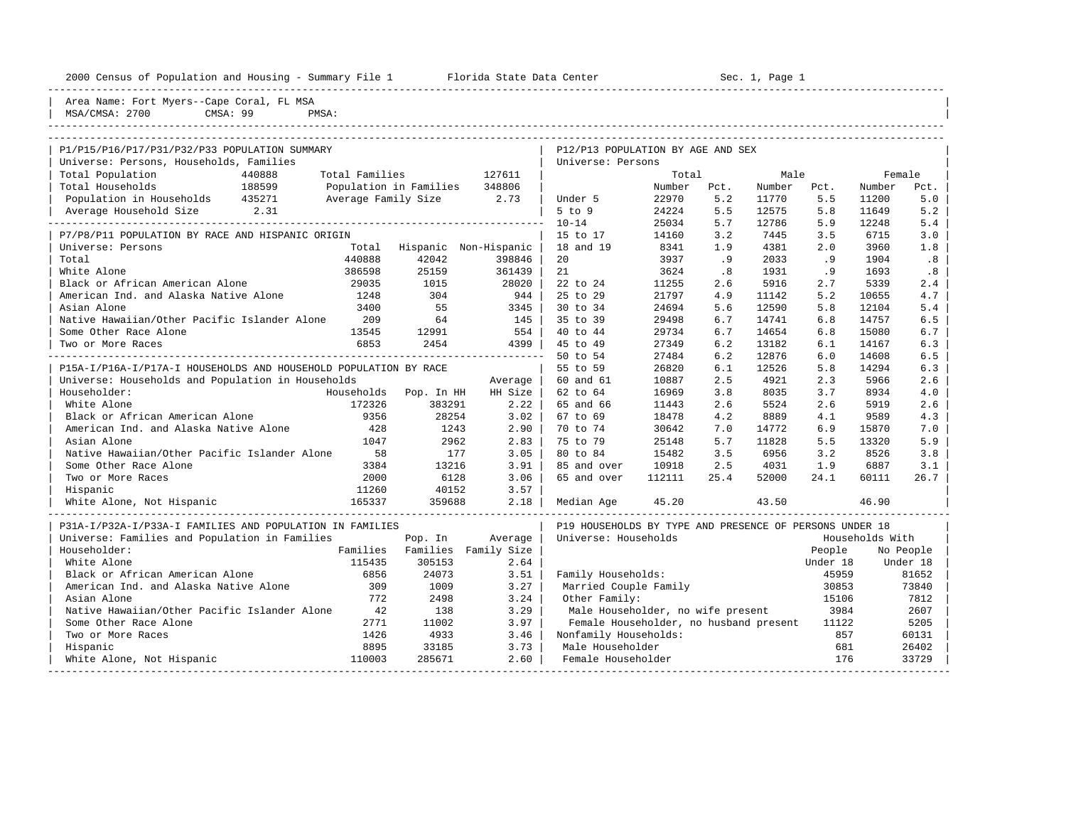Area Name: Fort Myers--Cape Coral, FL MSA
MSA/CMSA: 2700 CMSA: 99 PMSA:

## P1/P15/P16/P17/P31/P32/P33 POPULATION SUMMARY

Universe: Persons, Households, Families

| | | | |
|---|---|---|---|
| Total Population | 440888 | Total Families | 127611 |
| Total Households | 188599 | Population in Families | 348806 |
| Population in Households | 435271 | Average Family Size | 2.73 |
| Average Household Size | 2.31 | | |

## P7/P8/P11 POPULATION BY RACE AND HISPANIC ORIGIN

Universe: Persons

| | Total | Hispanic | Non-Hispanic |
|---|---|---|---|
| Total | 440888 | 42042 | 398846 |
| White Alone | 386598 | 25159 | 361439 |
| Black or African American Alone | 29035 | 1015 | 28020 |
| American Ind. and Alaska Native Alone | 1248 | 304 | 944 |
| Asian Alone | 3400 | 55 | 3345 |
| Native Hawaiian/Other Pacific Islander Alone | 209 | 64 | 145 |
| Some Other Race Alone | 13545 | 12991 | 554 |
| Two or More Races | 6853 | 2454 | 4399 |

## P15A-I/P16A-I/P17A-I HOUSEHOLDS AND HOUSEHOLD POPULATION BY RACE

Universe: Households and Population in Households

| Householder: | Households | Pop. In HH | Average HH Size |
|---|---|---|---|
| White Alone | 172326 | 383291 | 2.22 |
| Black or African American Alone | 9356 | 28254 | 3.02 |
| American Ind. and Alaska Native Alone | 428 | 1243 | 2.90 |
| Asian Alone | 1047 | 2962 | 2.83 |
| Native Hawaiian/Other Pacific Islander Alone | 58 | 177 | 3.05 |
| Some Other Race Alone | 3384 | 13216 | 3.91 |
| Two or More Races | 2000 | 6128 | 3.06 |
| Hispanic | 11260 | 40152 | 3.57 |
| White Alone, Not Hispanic | 165337 | 359688 | 2.18 |

## P31A-I/P32A-I/P33A-I FAMILIES AND POPULATION IN FAMILIES

Universe: Families and Population in Families

| Householder: | Families | Pop. In Families | Average Family Size |
|---|---|---|---|
| White Alone | 115435 | 305153 | 2.64 |
| Black or African American Alone | 6856 | 24073 | 3.51 |
| American Ind. and Alaska Native Alone | 309 | 1009 | 3.27 |
| Asian Alone | 772 | 2498 | 3.24 |
| Native Hawaiian/Other Pacific Islander Alone | 42 | 138 | 3.29 |
| Some Other Race Alone | 2771 | 11002 | 3.97 |
| Two or More Races | 1426 | 4933 | 3.46 |
| Hispanic | 8895 | 33185 | 3.73 |
| White Alone, Not Hispanic | 110003 | 285671 | 2.60 |

## P12/P13 POPULATION BY AGE AND SEX

Universe: Persons

| | Total Number | Total Pct. | Male Number | Male Pct. | Female Number | Female Pct. |
|---|---|---|---|---|---|---|
| Under 5 | 22970 | 5.2 | 11770 | 5.5 | 11200 | 5.0 |
| 5 to 9 | 24224 | 5.5 | 12575 | 5.8 | 11649 | 5.2 |
| 10-14 | 25034 | 5.7 | 12786 | 5.9 | 12248 | 5.4 |
| 15 to 17 | 14160 | 3.2 | 7445 | 3.5 | 6715 | 3.0 |
| 18 and 19 | 8341 | 1.9 | 4381 | 2.0 | 3960 | 1.8 |
| 20 | 3937 | .9 | 2033 | .9 | 1904 | .8 |
| 21 | 3624 | .8 | 1931 | .9 | 1693 | .8 |
| 22 to 24 | 11255 | 2.6 | 5916 | 2.7 | 5339 | 2.4 |
| 25 to 29 | 21797 | 4.9 | 11142 | 5.2 | 10655 | 4.7 |
| 30 to 34 | 24694 | 5.6 | 12590 | 5.8 | 12104 | 5.4 |
| 35 to 39 | 29498 | 6.7 | 14741 | 6.8 | 14757 | 6.5 |
| 40 to 44 | 29734 | 6.7 | 14654 | 6.8 | 15080 | 6.7 |
| 45 to 49 | 27349 | 6.2 | 13182 | 6.1 | 14167 | 6.3 |
| 50 to 54 | 27484 | 6.2 | 12876 | 6.0 | 14608 | 6.5 |
| 55 to 59 | 26820 | 6.1 | 12526 | 5.8 | 14294 | 6.3 |
| 60 and 61 | 10887 | 2.5 | 4921 | 2.3 | 5966 | 2.6 |
| 62 to 64 | 16969 | 3.8 | 8035 | 3.7 | 8934 | 4.0 |
| 65 and 66 | 11443 | 2.6 | 5524 | 2.6 | 5919 | 2.6 |
| 67 to 69 | 18478 | 4.2 | 8889 | 4.1 | 9589 | 4.3 |
| 70 to 74 | 30642 | 7.0 | 14772 | 6.9 | 15870 | 7.0 |
| 75 to 79 | 25148 | 5.7 | 11828 | 5.5 | 13320 | 5.9 |
| 80 to 84 | 15482 | 3.5 | 6956 | 3.2 | 8526 | 3.8 |
| 85 and over | 10918 | 2.5 | 4031 | 1.9 | 6887 | 3.1 |
| 65 and over | 112111 | 25.4 | 52000 | 24.1 | 60111 | 26.7 |
| Median Age | 45.20 | | 43.50 | | 46.90 | |

## P19 HOUSEHOLDS BY TYPE AND PRESENCE OF PERSONS UNDER 18

Universe: Households

| | Households With People Under 18 | Households With No People Under 18 |
|---|---|---|
| Family Households: | 45959 | 81652 |
| Married Couple Family | 30853 | 73840 |
| Other Family: | 15106 | 7812 |
| Male Householder, no wife present | 3984 | 2607 |
| Female Householder, no husband present | 11122 | 5205 |
| Nonfamily Households: | 857 | 60131 |
| Male Householder | 681 | 26402 |
| Female Householder | 176 | 33729 |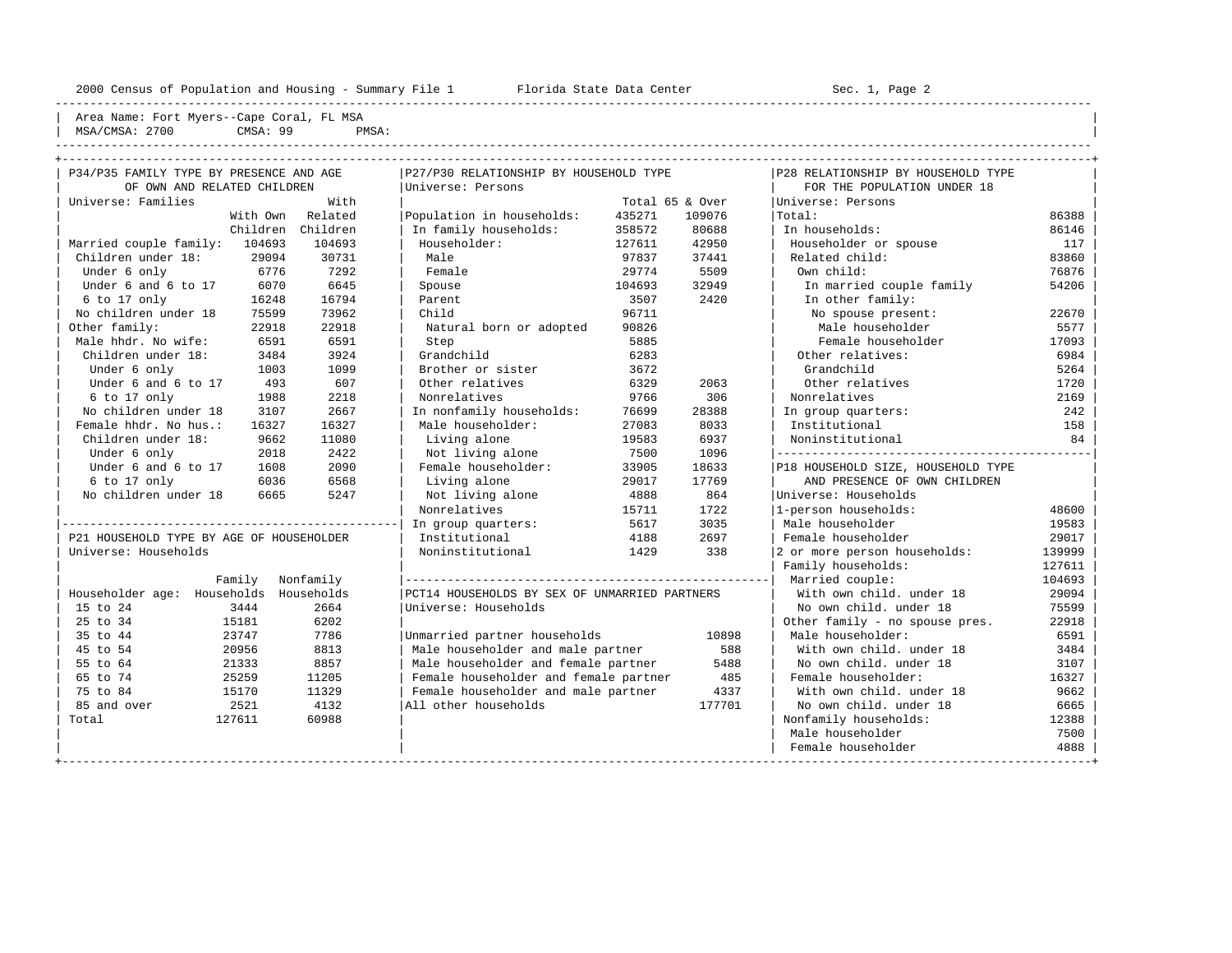Area Name: Fort Myers--Cape Coral, FL MSA
MSA/CMSA: 2700 CMSA: 99 PMSA:

## P34/P35 FAMILY TYPE BY PRESENCE AND AGE OF OWN AND RELATED CHILDREN

Universe: Families

| | With Own Children | With Related Children |
|---|---|---|
| Married couple family: | 104693 | 104693 |
| Children under 18: | 29094 | 30731 |
| Under 6 only | 6776 | 7292 |
| Under 6 and 6 to 17 | 6070 | 6645 |
| 6 to 17 only | 16248 | 16794 |
| No children under 18 | 75599 | 73962 |
| Other family: | 22918 | 22918 |
| Male hhdr. No wife: | 6591 | 6591 |
| Children under 18: | 3484 | 3924 |
| Under 6 only | 1003 | 1099 |
| Under 6 and 6 to 17 | 493 | 607 |
| 6 to 17 only | 1988 | 2218 |
| No children under 18 | 3107 | 2667 |
| Female hhdr. No hus.: | 16327 | 16327 |
| Children under 18: | 9662 | 11080 |
| Under 6 only | 2018 | 2422 |
| Under 6 and 6 to 17 | 1608 | 2090 |
| 6 to 17 only | 6036 | 6568 |
| No children under 18 | 6665 | 5247 |

## P21 HOUSEHOLD TYPE BY AGE OF HOUSEHOLDER

Universe: Households

| Householder age: | Family Households | Nonfamily Households |
|---|---|---|
| 15 to 24 | 3444 | 2664 |
| 25 to 34 | 15181 | 6202 |
| 35 to 44 | 23747 | 7786 |
| 45 to 54 | 20956 | 8813 |
| 55 to 64 | 21333 | 8857 |
| 65 to 74 | 25259 | 11205 |
| 75 to 84 | 15170 | 11329 |
| 85 and over | 2521 | 4132 |
| Total | 127611 | 60988 |

## P27/P30 RELATIONSHIP BY HOUSEHOLD TYPE

Universe: Persons

| | Total | 65 & Over |
|---|---|---|
| Population in households: | 435271 | 109076 |
| In family households: | 358572 | 80688 |
| Householder: | 127611 | 42950 |
| Male | 97837 | 37441 |
| Female | 29774 | 5509 |
| Spouse | 104693 | 32949 |
| Parent | 3507 | 2420 |
| Child | 96711 | |
| Natural born or adopted | 90826 | |
| Step | 5885 | |
| Grandchild | 6283 | |
| Brother or sister | 3672 | |
| Other relatives | 6329 | 2063 |
| Nonrelatives | 9766 | 306 |
| In nonfamily households: | 76699 | 28388 |
| Male householder: | 27083 | 8033 |
| Living alone | 19583 | 6937 |
| Not living alone | 7500 | 1096 |
| Female householder: | 33905 | 18633 |
| Living alone | 29017 | 17769 |
| Not living alone | 4888 | 864 |
| Nonrelatives | 15711 | 1722 |
| In group quarters: | 5617 | 3035 |
| Institutional | 4188 | 2697 |
| Noninstitutional | 1429 | 338 |

## PCT14 HOUSEHOLDS BY SEX OF UNMARRIED PARTNERS

Universe: Households

| | |
|---|---|
| Unmarried partner households | 10898 |
| Male householder and male partner | 588 |
| Male householder and female partner | 5488 |
| Female householder and female partner | 485 |
| Female householder and male partner | 4337 |
| All other households | 177701 |

## P28 RELATIONSHIP BY HOUSEHOLD TYPE FOR THE POPULATION UNDER 18

Universe: Persons

| | |
|---|---|
| Total: | 86388 |
| In households: | 86146 |
| Householder or spouse | 117 |
| Related child: | 83860 |
| Own child: | 76876 |
| In married couple family | 54206 |
| In other family: | |
| No spouse present: | 22670 |
| Male householder | 5577 |
| Female householder | 17093 |
| Other relatives: | 6984 |
| Grandchild | 5264 |
| Other relatives | 1720 |
| Nonrelatives | 2169 |
| In group quarters: | 242 |
| Institutional | 158 |
| Noninstitutional | 84 |

## P18 HOUSEHOLD SIZE, HOUSEHOLD TYPE AND PRESENCE OF OWN CHILDREN

Universe: Households

| | |
|---|---|
| 1-person households: | 48600 |
| Male householder | 19583 |
| Female householder | 29017 |
| 2 or more person households: | 139999 |
| Family households: | 127611 |
| Married couple: | 104693 |
| With own child. under 18 | 29094 |
| No own child. under 18 | 75599 |
| Other family - no spouse pres. | 22918 |
| Male householder: | 6591 |
| With own child. under 18 | 3484 |
| No own child. under 18 | 3107 |
| Female householder: | 16327 |
| With own child. under 18 | 9662 |
| No own child. under 18 | 6665 |
| Nonfamily households: | 12388 |
| Male householder | 7500 |
| Female householder | 4888 |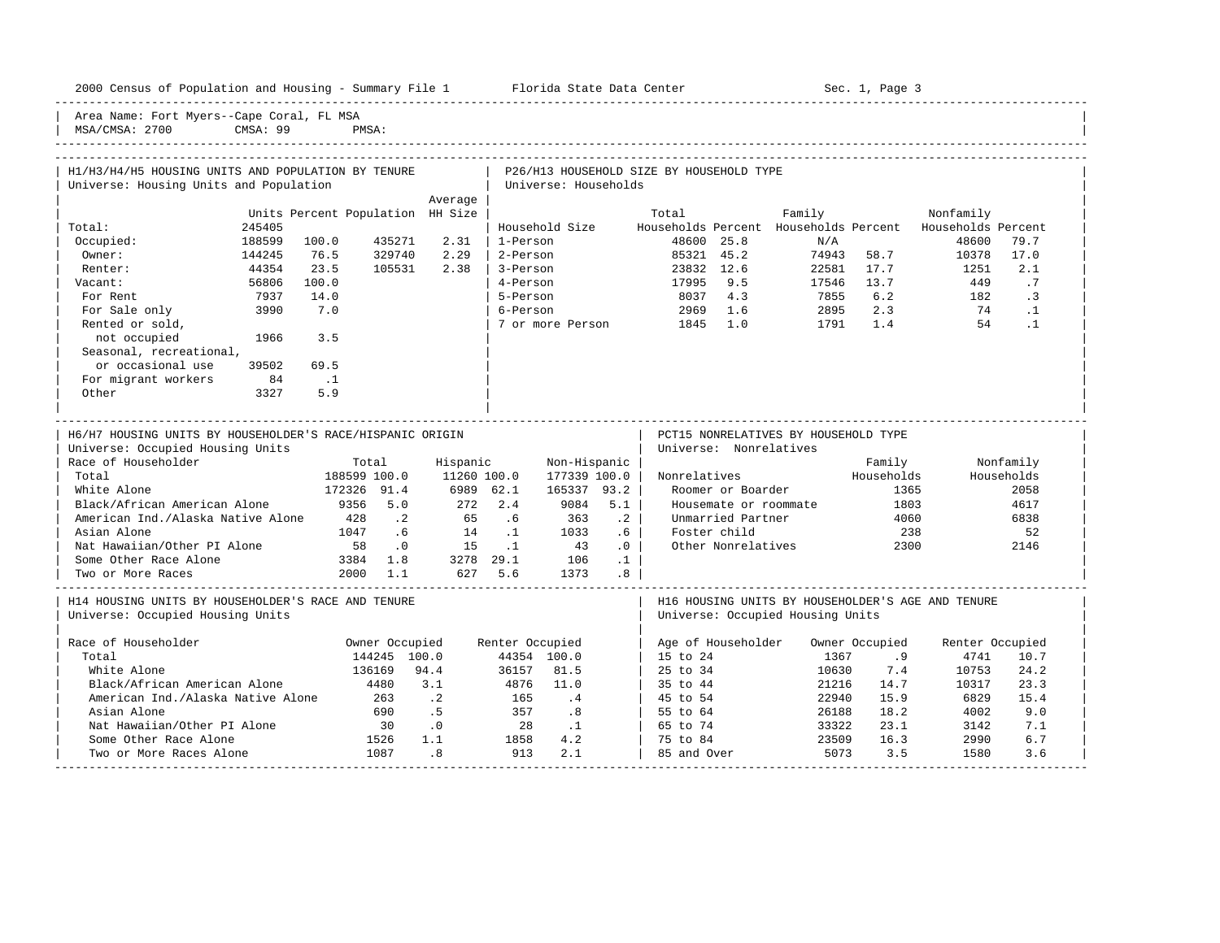Area Name: Fort Myers--Cape Coral, FL MSA
MSA/CMSA: 2700 CMSA: 99 PMSA:

## H1/H3/H4/H5 HOUSING UNITS AND POPULATION BY TENURE

Universe: Housing Units and Population

| | Units | Percent | Population | Average HH Size |
|---|---|---|---|---|
| Total: | 245405 | | | |
| Occupied: | 188599 | 100.0 | 435271 | 2.31 |
| Owner: | 144245 | 76.5 | 329740 | 2.29 |
| Renter: | 44354 | 23.5 | 105531 | 2.38 |
| Vacant: | 56806 | 100.0 | | |
| For Rent | 7937 | 14.0 | | |
| For Sale only | 3990 | 7.0 | | |
| Rented or sold, not occupied | 1966 | 3.5 | | |
| Seasonal, recreational, or occasional use | 39502 | 69.5 | | |
| For migrant workers | 84 | .1 | | |
| Other | 3327 | 5.9 | | |

## P26/H13 HOUSEHOLD SIZE BY HOUSEHOLD TYPE

Universe: Households

| Household Size | Total Households | Percent | Family Households | Percent | Nonfamily Households | Percent |
|---|---|---|---|---|---|---|
| 1-Person | 48600 | 25.8 | N/A | | 48600 | 79.7 |
| 2-Person | 85321 | 45.2 | 74943 | 58.7 | 10378 | 17.0 |
| 3-Person | 23832 | 12.6 | 22581 | 17.7 | 1251 | 2.1 |
| 4-Person | 17995 | 9.5 | 17546 | 13.7 | 449 | .7 |
| 5-Person | 8037 | 4.3 | 7855 | 6.2 | 182 | .3 |
| 6-Person | 2969 | 1.6 | 2895 | 2.3 | 74 | .1 |
| 7 or more Person | 1845 | 1.0 | 1791 | 1.4 | 54 | .1 |

## H6/H7 HOUSING UNITS BY HOUSEHOLDER'S RACE/HISPANIC ORIGIN

Universe: Occupied Housing Units

| Race of Householder | Total | | Hispanic | | Non-Hispanic | |
|---|---|---|---|---|---|---|
| Total | 188599 | 100.0 | 11260 | 100.0 | 177339 | 100.0 |
| White Alone | 172326 | 91.4 | 6989 | 62.1 | 165337 | 93.2 |
| Black/African American Alone | 9356 | 5.0 | 272 | 2.4 | 9084 | 5.1 |
| American Ind./Alaska Native Alone | 428 | .2 | 65 | .6 | 363 | .2 |
| Asian Alone | 1047 | .6 | 14 | .1 | 1033 | .6 |
| Nat Hawaiian/Other PI Alone | 58 | .0 | 15 | .1 | 43 | .0 |
| Some Other Race Alone | 3384 | 1.8 | 3278 | 29.1 | 106 | .1 |
| Two or More Races | 2000 | 1.1 | 627 | 5.6 | 1373 | .8 |

## PCT15 NONRELATIVES BY HOUSEHOLD TYPE

Universe: Nonrelatives

| Nonrelatives | Family Households | Nonfamily Households |
|---|---|---|
| Roomer or Boarder | 1365 | 2058 |
| Housemate or roommate | 1803 | 4617 |
| Unmarried Partner | 4060 | 6838 |
| Foster child | 238 | 52 |
| Other Nonrelatives | 2300 | 2146 |

## H14 HOUSING UNITS BY HOUSEHOLDER'S RACE AND TENURE

Universe: Occupied Housing Units

| Race of Householder | Owner Occupied | | Renter Occupied | |
|---|---|---|---|---|
| Total | 144245 | 100.0 | 44354 | 100.0 |
| White Alone | 136169 | 94.4 | 36157 | 81.5 |
| Black/African American Alone | 4480 | 3.1 | 4876 | 11.0 |
| American Ind./Alaska Native Alone | 263 | .2 | 165 | .4 |
| Asian Alone | 690 | .5 | 357 | .8 |
| Nat Hawaiian/Other PI Alone | 30 | .0 | 28 | .1 |
| Some Other Race Alone | 1526 | 1.1 | 1858 | 4.2 |
| Two or More Races Alone | 1087 | .8 | 913 | 2.1 |

## H16 HOUSING UNITS BY HOUSEHOLDER'S AGE AND TENURE

Universe: Occupied Housing Units

| Age of Householder | Owner Occupied | | Renter Occupied | |
|---|---|---|---|---|
| 15 to 24 | 1367 | .9 | 4741 | 10.7 |
| 25 to 34 | 10630 | 7.4 | 10753 | 24.2 |
| 35 to 44 | 21216 | 14.7 | 10317 | 23.3 |
| 45 to 54 | 22940 | 15.9 | 6829 | 15.4 |
| 55 to 64 | 26188 | 18.2 | 4002 | 9.0 |
| 65 to 74 | 33322 | 23.1 | 3142 | 7.1 |
| 75 to 84 | 23509 | 16.3 | 2990 | 6.7 |
| 85 and Over | 5073 | 3.5 | 1580 | 3.6 |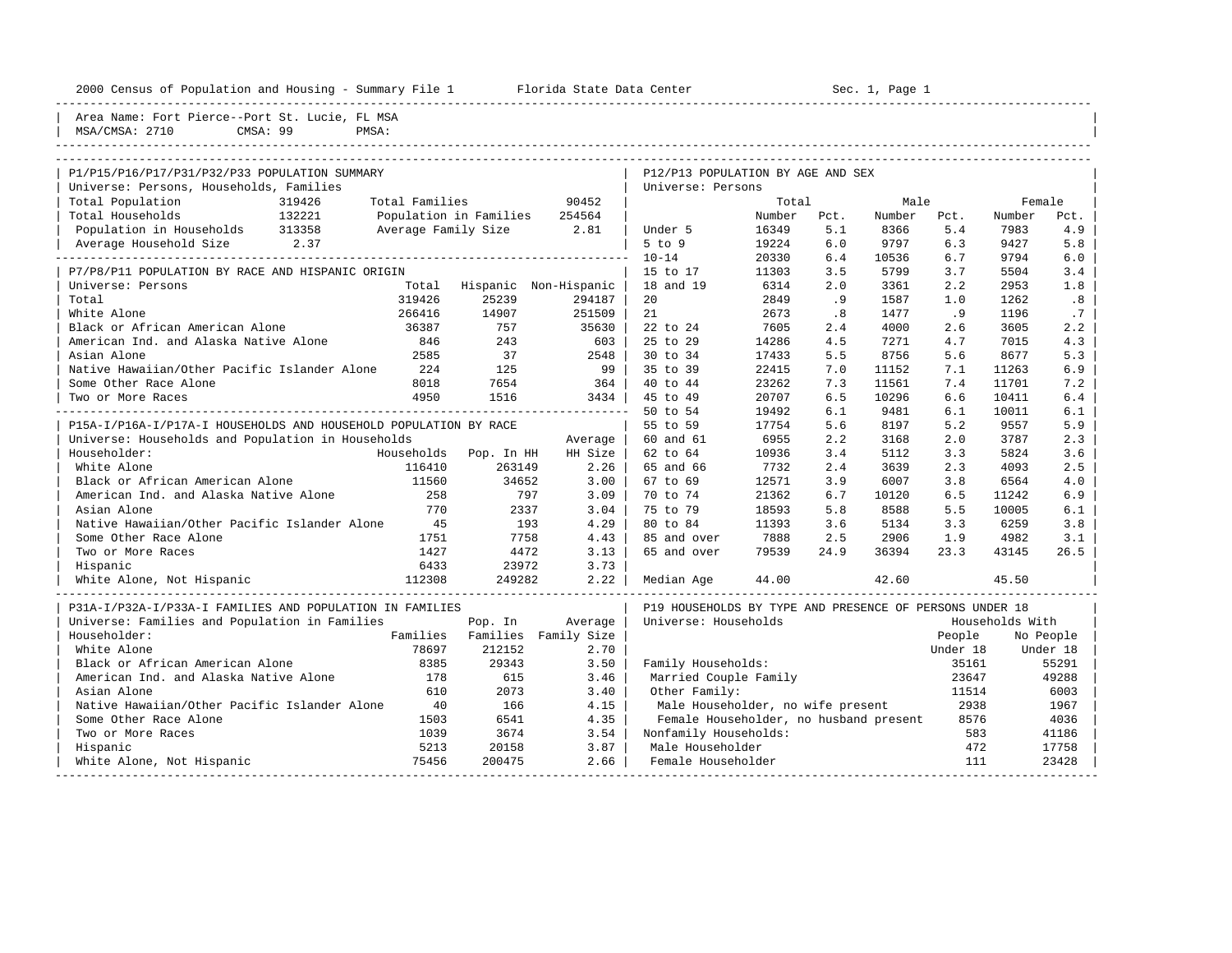2000 Census of Population and Housing - Summary File 1 Florida State Data Center Sec. 1, Page 1

Area Name: Fort Pierce--Port St. Lucie, FL MSA
MSA/CMSA: 2710 CMSA: 99 PMSA:

## P1/P15/P16/P17/P31/P32/P33 POPULATION SUMMARY

Universe: Persons, Households, Families

| | | | |
|---|---|---|---|
| Total Population | 319426 | Total Families | 90452 |
| Total Households | 132221 | Population in Families | 254564 |
| Population in Households | 313358 | Average Family Size | 2.81 |
| Average Household Size | 2.37 | | |

## P7/P8/P11 POPULATION BY RACE AND HISPANIC ORIGIN

Universe: Persons

| | Total | Hispanic | Non-Hispanic |
|---|---|---|---|
| Total | 319426 | 25239 | 294187 |
| White Alone | 266416 | 14907 | 251509 |
| Black or African American Alone | 36387 | 757 | 35630 |
| American Ind. and Alaska Native Alone | 846 | 243 | 603 |
| Asian Alone | 2585 | 37 | 2548 |
| Native Hawaiian/Other Pacific Islander Alone | 224 | 125 | 99 |
| Some Other Race Alone | 8018 | 7654 | 364 |
| Two or More Races | 4950 | 1516 | 3434 |

## P15A-I/P16A-I/P17A-I HOUSEHOLDS AND HOUSEHOLD POPULATION BY RACE

Universe: Households and Population in Households

| Householder: | Households | Pop. In HH | Average HH Size |
|---|---|---|---|
| White Alone | 116410 | 263149 | 2.26 |
| Black or African American Alone | 11560 | 34652 | 3.00 |
| American Ind. and Alaska Native Alone | 258 | 797 | 3.09 |
| Asian Alone | 770 | 2337 | 3.04 |
| Native Hawaiian/Other Pacific Islander Alone | 45 | 193 | 4.29 |
| Some Other Race Alone | 1751 | 7758 | 4.43 |
| Two or More Races | 1427 | 4472 | 3.13 |
| Hispanic | 6433 | 23972 | 3.73 |
| White Alone, Not Hispanic | 112308 | 249282 | 2.22 |

## P31A-I/P32A-I/P33A-I FAMILIES AND POPULATION IN FAMILIES

Universe: Families and Population in Families

| Householder: | Families | Pop. In Families | Average Family Size |
|---|---|---|---|
| White Alone | 78697 | 212152 | 2.70 |
| Black or African American Alone | 8385 | 29343 | 3.50 |
| American Ind. and Alaska Native Alone | 178 | 615 | 3.46 |
| Asian Alone | 610 | 2073 | 3.40 |
| Native Hawaiian/Other Pacific Islander Alone | 40 | 166 | 4.15 |
| Some Other Race Alone | 1503 | 6541 | 4.35 |
| Two or More Races | 1039 | 3674 | 3.54 |
| Hispanic | 5213 | 20158 | 3.87 |
| White Alone, Not Hispanic | 75456 | 200475 | 2.66 |

## P12/P13 POPULATION BY AGE AND SEX

Universe: Persons

| | Total Number | Total Pct. | Male Number | Male Pct. | Female Number | Female Pct. |
|---|---|---|---|---|---|---|
| Under 5 | 16349 | 5.1 | 8366 | 5.4 | 7983 | 4.9 |
| 5 to 9 | 19224 | 6.0 | 9797 | 6.3 | 9427 | 5.8 |
| 10-14 | 20330 | 6.4 | 10536 | 6.7 | 9794 | 6.0 |
| 15 to 17 | 11303 | 3.5 | 5799 | 3.7 | 5504 | 3.4 |
| 18 and 19 | 6314 | 2.0 | 3361 | 2.2 | 2953 | 1.8 |
| 20 | 2849 | .9 | 1587 | 1.0 | 1262 | .8 |
| 21 | 2673 | .8 | 1477 | .9 | 1196 | .7 |
| 22 to 24 | 7605 | 2.4 | 4000 | 2.6 | 3605 | 2.2 |
| 25 to 29 | 14286 | 4.5 | 7271 | 4.7 | 7015 | 4.3 |
| 30 to 34 | 17433 | 5.5 | 8756 | 5.6 | 8677 | 5.3 |
| 35 to 39 | 22415 | 7.0 | 11152 | 7.1 | 11263 | 6.9 |
| 40 to 44 | 23262 | 7.3 | 11561 | 7.4 | 11701 | 7.2 |
| 45 to 49 | 20707 | 6.5 | 10296 | 6.6 | 10411 | 6.4 |
| 50 to 54 | 19492 | 6.1 | 9481 | 6.1 | 10011 | 6.1 |
| 55 to 59 | 17754 | 5.6 | 8197 | 5.2 | 9557 | 5.9 |
| 60 and 61 | 6955 | 2.2 | 3168 | 2.0 | 3787 | 2.3 |
| 62 to 64 | 10936 | 3.4 | 5112 | 3.3 | 5824 | 3.6 |
| 65 and 66 | 7732 | 2.4 | 3639 | 2.3 | 4093 | 2.5 |
| 67 to 69 | 12571 | 3.9 | 6007 | 3.8 | 6564 | 4.0 |
| 70 to 74 | 21362 | 6.7 | 10120 | 6.5 | 11242 | 6.9 |
| 75 to 79 | 18593 | 5.8 | 8588 | 5.5 | 10005 | 6.1 |
| 80 to 84 | 11393 | 3.6 | 5134 | 3.3 | 6259 | 3.8 |
| 85 and over | 7888 | 2.5 | 2906 | 1.9 | 4982 | 3.1 |
| 65 and over | 79539 | 24.9 | 36394 | 23.3 | 43145 | 26.5 |
| Median Age | 44.00 | | 42.60 | | 45.50 | |

## P19 HOUSEHOLDS BY TYPE AND PRESENCE OF PERSONS UNDER 18

Universe: Households

| | Households With People Under 18 | Households With No People Under 18 |
|---|---|---|
| Family Households: | 35161 | 55291 |
| Married Couple Family | 23647 | 49288 |
| Other Family: | 11514 | 6003 |
| Male Householder, no wife present | 2938 | 1967 |
| Female Householder, no husband present | 8576 | 4036 |
| Nonfamily Households: | 583 | 41186 |
| Male Householder | 472 | 17758 |
| Female Householder | 111 | 23428 |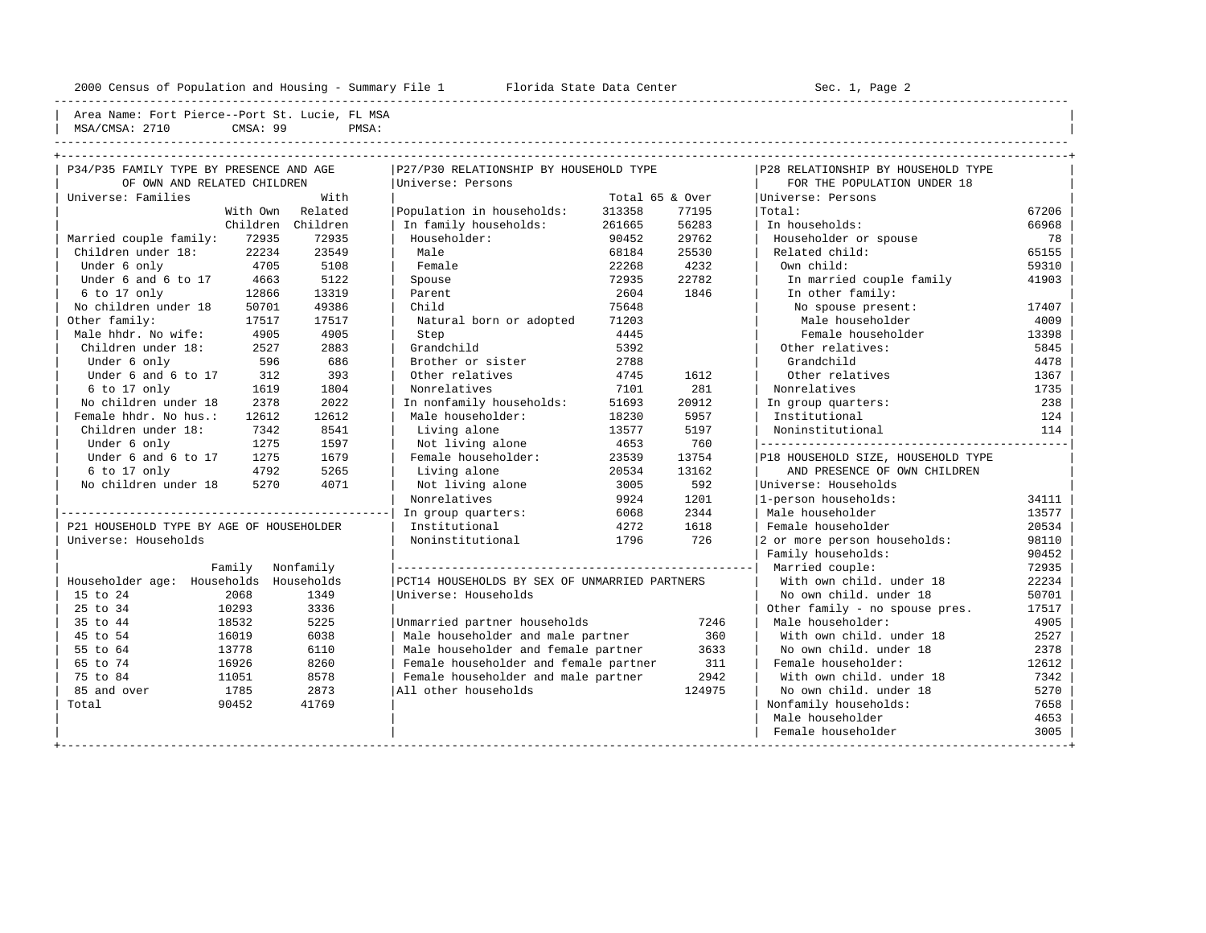Area Name: Fort Pierce--Port St. Lucie, FL MSA
MSA/CMSA: 2710 CMSA: 99 PMSA:

## P34/P35 FAMILY TYPE BY PRESENCE AND AGE OF OWN AND RELATED CHILDREN

Universe: Families

| | With Own Children | With Related Children |
|---|---|---|
| Married couple family: | 72935 | 72935 |
| Children under 18: | 22234 | 23549 |
| Under 6 only | 4705 | 5108 |
| Under 6 and 6 to 17 | 4663 | 5122 |
| 6 to 17 only | 12866 | 13319 |
| No children under 18 | 50701 | 49386 |
| Other family: | 17517 | 17517 |
| Male hhdr. No wife: | 4905 | 4905 |
| Children under 18: | 2527 | 2883 |
| Under 6 only | 596 | 686 |
| Under 6 and 6 to 17 | 312 | 393 |
| 6 to 17 only | 1619 | 1804 |
| No children under 18 | 2378 | 2022 |
| Female hhdr. No hus.: | 12612 | 12612 |
| Children under 18: | 7342 | 8541 |
| Under 6 only | 1275 | 1597 |
| Under 6 and 6 to 17 | 1275 | 1679 |
| 6 to 17 only | 4792 | 5265 |
| No children under 18 | 5270 | 4071 |

## P21 HOUSEHOLD TYPE BY AGE OF HOUSEHOLDER

Universe: Households

| Householder age: | Family Households | Nonfamily Households |
|---|---|---|
| 15 to 24 | 2068 | 1349 |
| 25 to 34 | 10293 | 3336 |
| 35 to 44 | 18532 | 5225 |
| 45 to 54 | 16019 | 6038 |
| 55 to 64 | 13778 | 6110 |
| 65 to 74 | 16926 | 8260 |
| 75 to 84 | 11051 | 8578 |
| 85 and over | 1785 | 2873 |
| Total | 90452 | 41769 |

## P27/P30 RELATIONSHIP BY HOUSEHOLD TYPE

Universe: Persons

| | Total | 65 & Over |
|---|---|---|
| Population in households: | 313358 | 77195 |
| In family households: | 261665 | 56283 |
| Householder: | 90452 | 29762 |
| Male | 68184 | 25530 |
| Female | 22268 | 4232 |
| Spouse | 72935 | 22782 |
| Parent | 2604 | 1846 |
| Child | 75648 | |
| Natural born or adopted | 71203 | |
| Step | 4445 | |
| Grandchild | 5392 | |
| Brother or sister | 2788 | |
| Other relatives | 4745 | 1612 |
| Nonrelatives | 7101 | 281 |
| In nonfamily households: | 51693 | 20912 |
| Male householder: | 18230 | 5957 |
| Living alone | 13577 | 5197 |
| Not living alone | 4653 | 760 |
| Female householder: | 23539 | 13754 |
| Living alone | 20534 | 13162 |
| Not living alone | 3005 | 592 |
| Nonrelatives | 9924 | 1201 |
| In group quarters: | 6068 | 2344 |
| Institutional | 4272 | 1618 |
| Noninstitutional | 1796 | 726 |

## PCT14 HOUSEHOLDS BY SEX OF UNMARRIED PARTNERS

Universe: Households

| | |
|---|---|
| Unmarried partner households | 7246 |
| Male householder and male partner | 360 |
| Male householder and female partner | 3633 |
| Female householder and female partner | 311 |
| Female householder and male partner | 2942 |
| All other households | 124975 |

## P28 RELATIONSHIP BY HOUSEHOLD TYPE FOR THE POPULATION UNDER 18

Universe: Persons

| | |
|---|---|
| Total: | 67206 |
| In households: | 66968 |
| Householder or spouse | 78 |
| Related child: | 65155 |
| Own child: | 59310 |
| In married couple family | 41903 |
| In other family: | |
| No spouse present: | 17407 |
| Male householder | 4009 |
| Female householder | 13398 |
| Other relatives: | 5845 |
| Grandchild | 4478 |
| Other relatives | 1367 |
| Nonrelatives | 1735 |
| In group quarters: | 238 |
| Institutional | 124 |
| Noninstitutional | 114 |

## P18 HOUSEHOLD SIZE, HOUSEHOLD TYPE AND PRESENCE OF OWN CHILDREN

Universe: Households

| | |
|---|---|
| 1-person households: | 34111 |
| Male householder | 13577 |
| Female householder | 20534 |
| 2 or more person households: | 98110 |
| Family households: | 90452 |
| Married couple: | 72935 |
| With own child. under 18 | 22234 |
| No own child. under 18 | 50701 |
| Other family - no spouse pres. | 17517 |
| Male householder: | 4905 |
| With own child. under 18 | 2527 |
| No own child. under 18 | 2378 |
| Female householder: | 12612 |
| With own child. under 18 | 7342 |
| No own child. under 18 | 5270 |
| Nonfamily households: | 7658 |
| Male householder | 4653 |
| Female householder | 3005 |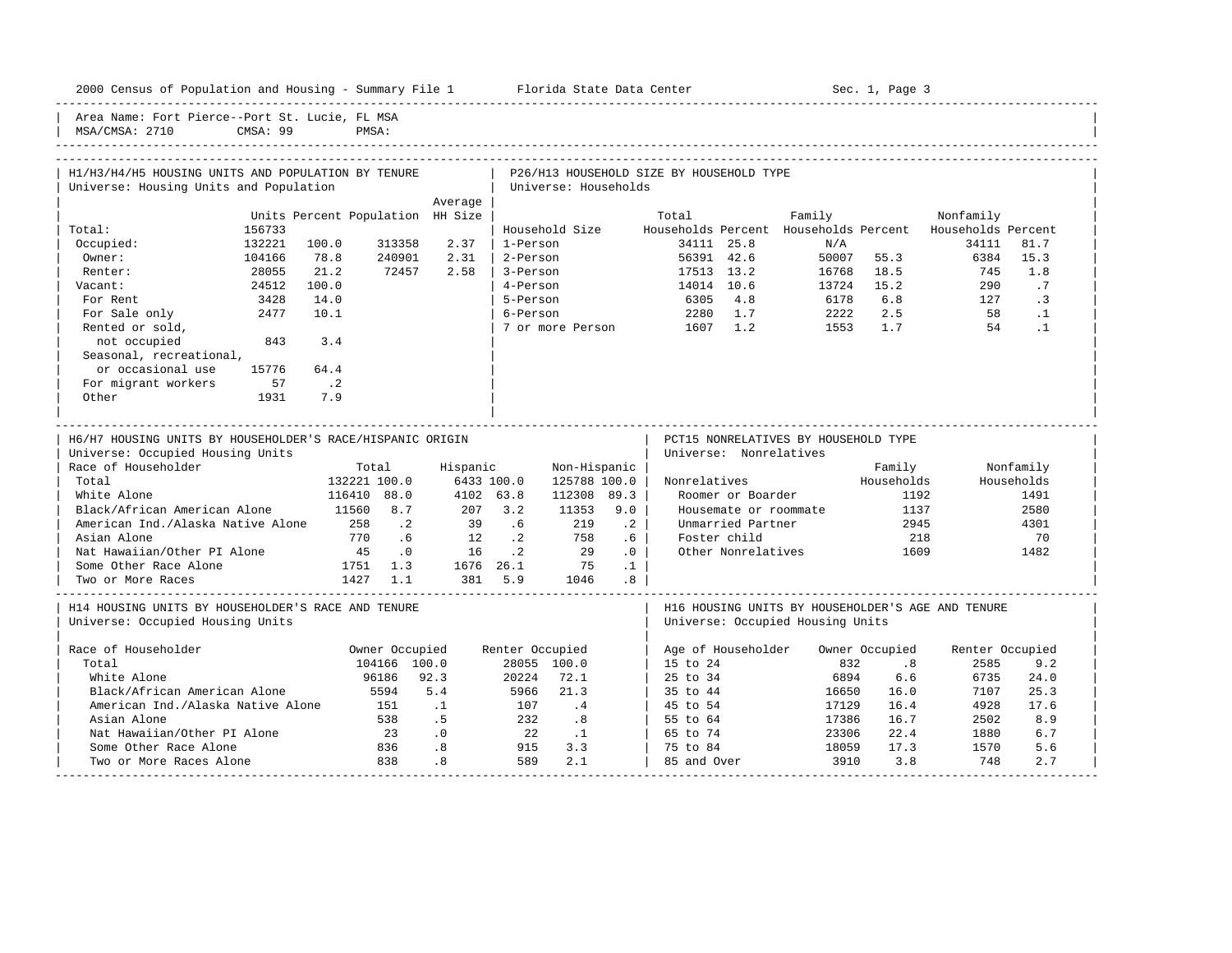Area Name: Fort Pierce--Port St. Lucie, FL MSA
MSA/CMSA: 2710 CMSA: 99 PMSA:

## H1/H3/H4/H5 HOUSING UNITS AND POPULATION BY TENURE

Universe: Housing Units and Population

| | Units | Percent | Population | Average HH Size |
|---|---|---|---|---|
| Total: | 156733 | | | |
| Occupied: | 132221 | 100.0 | 313358 | 2.37 |
| Owner: | 104166 | 78.8 | 240901 | 2.31 |
| Renter: | 28055 | 21.2 | 72457 | 2.58 |
| Vacant: | 24512 | 100.0 | | |
| For Rent | 3428 | 14.0 | | |
| For Sale only | 2477 | 10.1 | | |
| Rented or sold, not occupied | 843 | 3.4 | | |
| Seasonal, recreational, or occasional use | 15776 | 64.4 | | |
| For migrant workers | 57 | .2 | | |
| Other | 1931 | 7.9 | | |

## P26/H13 HOUSEHOLD SIZE BY HOUSEHOLD TYPE

Universe: Households

| Household Size | Total Households | Percent | Family Households | Percent | Nonfamily Households | Percent |
|---|---|---|---|---|---|---|
| 1-Person | 34111 | 25.8 | N/A | | 34111 | 81.7 |
| 2-Person | 56391 | 42.6 | 50007 | 55.3 | 6384 | 15.3 |
| 3-Person | 17513 | 13.2 | 16768 | 18.5 | 745 | 1.8 |
| 4-Person | 14014 | 10.6 | 13724 | 15.2 | 290 | .7 |
| 5-Person | 6305 | 4.8 | 6178 | 6.8 | 127 | .3 |
| 6-Person | 2280 | 1.7 | 2222 | 2.5 | 58 | .1 |
| 7 or more Person | 1607 | 1.2 | 1553 | 1.7 | 54 | .1 |

## H6/H7 HOUSING UNITS BY HOUSEHOLDER'S RACE/HISPANIC ORIGIN

Universe: Occupied Housing Units

| Race of Householder | Total | | Hispanic | | Non-Hispanic | |
|---|---|---|---|---|---|---|
| Total | 132221 | 100.0 | 6433 | 100.0 | 125788 | 100.0 |
| White Alone | 116410 | 88.0 | 4102 | 63.8 | 112308 | 89.3 |
| Black/African American Alone | 11560 | 8.7 | 207 | 3.2 | 11353 | 9.0 |
| American Ind./Alaska Native Alone | 258 | .2 | 39 | .6 | 219 | .2 |
| Asian Alone | 770 | .6 | 12 | .2 | 758 | .6 |
| Nat Hawaiian/Other PI Alone | 45 | .0 | 16 | .2 | 29 | .0 |
| Some Other Race Alone | 1751 | 1.3 | 1676 | 26.1 | 75 | .1 |
| Two or More Races | 1427 | 1.1 | 381 | 5.9 | 1046 | .8 |

## PCT15 NONRELATIVES BY HOUSEHOLD TYPE

Universe: Nonrelatives

| Nonrelatives | Family Households | Nonfamily Households |
|---|---|---|
| Roomer or Boarder | 1192 | 1491 |
| Housemate or roommate | 1137 | 2580 |
| Unmarried Partner | 2945 | 4301 |
| Foster child | 218 | 70 |
| Other Nonrelatives | 1609 | 1482 |

## H14 HOUSING UNITS BY HOUSEHOLDER'S RACE AND TENURE

Universe: Occupied Housing Units

| Race of Householder | Owner Occupied | | Renter Occupied | |
|---|---|---|---|---|
| Total | 104166 | 100.0 | 28055 | 100.0 |
| White Alone | 96186 | 92.3 | 20224 | 72.1 |
| Black/African American Alone | 5594 | 5.4 | 5966 | 21.3 |
| American Ind./Alaska Native Alone | 151 | .1 | 107 | .4 |
| Asian Alone | 538 | .5 | 232 | .8 |
| Nat Hawaiian/Other PI Alone | 23 | .0 | 22 | .1 |
| Some Other Race Alone | 836 | .8 | 915 | 3.3 |
| Two or More Races Alone | 838 | .8 | 589 | 2.1 |

## H16 HOUSING UNITS BY HOUSEHOLDER'S AGE AND TENURE

Universe: Occupied Housing Units

| Age of Householder | Owner Occupied | | Renter Occupied | |
|---|---|---|---|---|
| 15 to 24 | 832 | .8 | 2585 | 9.2 |
| 25 to 34 | 6894 | 6.6 | 6735 | 24.0 |
| 35 to 44 | 16650 | 16.0 | 7107 | 25.3 |
| 45 to 54 | 17129 | 16.4 | 4928 | 17.6 |
| 55 to 64 | 17386 | 16.7 | 2502 | 8.9 |
| 65 to 74 | 23306 | 22.4 | 1880 | 6.7 |
| 75 to 84 | 18059 | 17.3 | 1570 | 5.6 |
| 85 and Over | 3910 | 3.8 | 748 | 2.7 |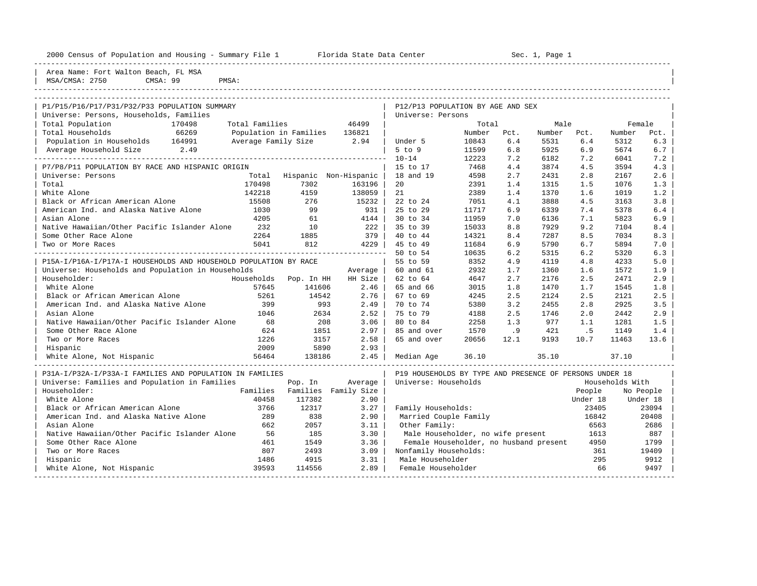2000 Census of Population and Housing - Summary File 1 &nbsp;&nbsp;&nbsp; Florida State Data Center &nbsp;&nbsp;&nbsp; Sec. 1, Page 1

Area Name: Fort Walton Beach, FL MSA
MSA/CMSA: 2750 &nbsp;&nbsp; CMSA: 99 &nbsp;&nbsp; PMSA:

## P1/P15/P16/P17/P31/P32/P33 POPULATION SUMMARY

Universe: Persons, Households, Families

| | | | |
|---|---|---|---|
| Total Population | 170498 | Total Families | 46499 |
| Total Households | 66269 | Population in Families | 136821 |
| Population in Households | 164991 | Average Family Size | 2.94 |
| Average Household Size | 2.49 | | |

## P7/P8/P11 POPULATION BY RACE AND HISPANIC ORIGIN

Universe: Persons

| | Total | Hispanic | Non-Hispanic |
|---|---|---|---|
| Total | 170498 | 7302 | 163196 |
| White Alone | 142218 | 4159 | 138059 |
| Black or African American Alone | 15508 | 276 | 15232 |
| American Ind. and Alaska Native Alone | 1030 | 99 | 931 |
| Asian Alone | 4205 | 61 | 4144 |
| Native Hawaiian/Other Pacific Islander Alone | 232 | 10 | 222 |
| Some Other Race Alone | 2264 | 1885 | 379 |
| Two or More Races | 5041 | 812 | 4229 |

## P15A-I/P16A-I/P17A-I HOUSEHOLDS AND HOUSEHOLD POPULATION BY RACE

Universe: Households and Population in Households

| Householder: | Households | Pop. In HH | Average HH Size |
|---|---|---|---|
| White Alone | 57645 | 141606 | 2.46 |
| Black or African American Alone | 5261 | 14542 | 2.76 |
| American Ind. and Alaska Native Alone | 399 | 993 | 2.49 |
| Asian Alone | 1046 | 2634 | 2.52 |
| Native Hawaiian/Other Pacific Islander Alone | 68 | 208 | 3.06 |
| Some Other Race Alone | 624 | 1851 | 2.97 |
| Two or More Races | 1226 | 3157 | 2.58 |
| Hispanic | 2009 | 5890 | 2.93 |
| White Alone, Not Hispanic | 56464 | 138186 | 2.45 |

## P31A-I/P32A-I/P33A-I FAMILIES AND POPULATION IN FAMILIES

Universe: Families and Population in Families

| Householder: | Families | Pop. In Families | Average Family Size |
|---|---|---|---|
| White Alone | 40458 | 117382 | 2.90 |
| Black or African American Alone | 3766 | 12317 | 3.27 |
| American Ind. and Alaska Native Alone | 289 | 838 | 2.90 |
| Asian Alone | 662 | 2057 | 3.11 |
| Native Hawaiian/Other Pacific Islander Alone | 56 | 185 | 3.30 |
| Some Other Race Alone | 461 | 1549 | 3.36 |
| Two or More Races | 807 | 2493 | 3.09 |
| Hispanic | 1486 | 4915 | 3.31 |
| White Alone, Not Hispanic | 39593 | 114556 | 2.89 |

## P12/P13 POPULATION BY AGE AND SEX

Universe: Persons

| | Total Number | Total Pct. | Male Number | Male Pct. | Female Number | Female Pct. |
|---|---|---|---|---|---|---|
| Under 5 | 10843 | 6.4 | 5531 | 6.4 | 5312 | 6.3 |
| 5 to 9 | 11599 | 6.8 | 5925 | 6.9 | 5674 | 6.7 |
| 10-14 | 12223 | 7.2 | 6182 | 7.2 | 6041 | 7.2 |
| 15 to 17 | 7468 | 4.4 | 3874 | 4.5 | 3594 | 4.3 |
| 18 and 19 | 4598 | 2.7 | 2431 | 2.8 | 2167 | 2.6 |
| 20 | 2391 | 1.4 | 1315 | 1.5 | 1076 | 1.3 |
| 21 | 2389 | 1.4 | 1370 | 1.6 | 1019 | 1.2 |
| 22 to 24 | 7051 | 4.1 | 3888 | 4.5 | 3163 | 3.8 |
| 25 to 29 | 11717 | 6.9 | 6339 | 7.4 | 5378 | 6.4 |
| 30 to 34 | 11959 | 7.0 | 6136 | 7.1 | 5823 | 6.9 |
| 35 to 39 | 15033 | 8.8 | 7929 | 9.2 | 7104 | 8.4 |
| 40 to 44 | 14321 | 8.4 | 7287 | 8.5 | 7034 | 8.3 |
| 45 to 49 | 11684 | 6.9 | 5790 | 6.7 | 5894 | 7.0 |
| 50 to 54 | 10635 | 6.2 | 5315 | 6.2 | 5320 | 6.3 |
| 55 to 59 | 8352 | 4.9 | 4119 | 4.8 | 4233 | 5.0 |
| 60 and 61 | 2932 | 1.7 | 1360 | 1.6 | 1572 | 1.9 |
| 62 to 64 | 4647 | 2.7 | 2176 | 2.5 | 2471 | 2.9 |
| 65 and 66 | 3015 | 1.8 | 1470 | 1.7 | 1545 | 1.8 |
| 67 to 69 | 4245 | 2.5 | 2124 | 2.5 | 2121 | 2.5 |
| 70 to 74 | 5380 | 3.2 | 2455 | 2.8 | 2925 | 3.5 |
| 75 to 79 | 4188 | 2.5 | 1746 | 2.0 | 2442 | 2.9 |
| 80 to 84 | 2258 | 1.3 | 977 | 1.1 | 1281 | 1.5 |
| 85 and over | 1570 | .9 | 421 | .5 | 1149 | 1.4 |
| 65 and over | 20656 | 12.1 | 9193 | 10.7 | 11463 | 13.6 |
| Median Age | 36.10 | | 35.10 | | 37.10 | |

## P19 HOUSEHOLDS BY TYPE AND PRESENCE OF PERSONS UNDER 18

Universe: Households

| | Households With People Under 18 | Households With No People Under 18 |
|---|---|---|
| Family Households: | 23405 | 23094 |
| Married Couple Family | 16842 | 20408 |
| Other Family: | 6563 | 2686 |
| Male Householder, no wife present | 1613 | 887 |
| Female Householder, no husband present | 4950 | 1799 |
| Nonfamily Households: | 361 | 19409 |
| Male Householder | 295 | 9912 |
| Female Householder | 66 | 9497 |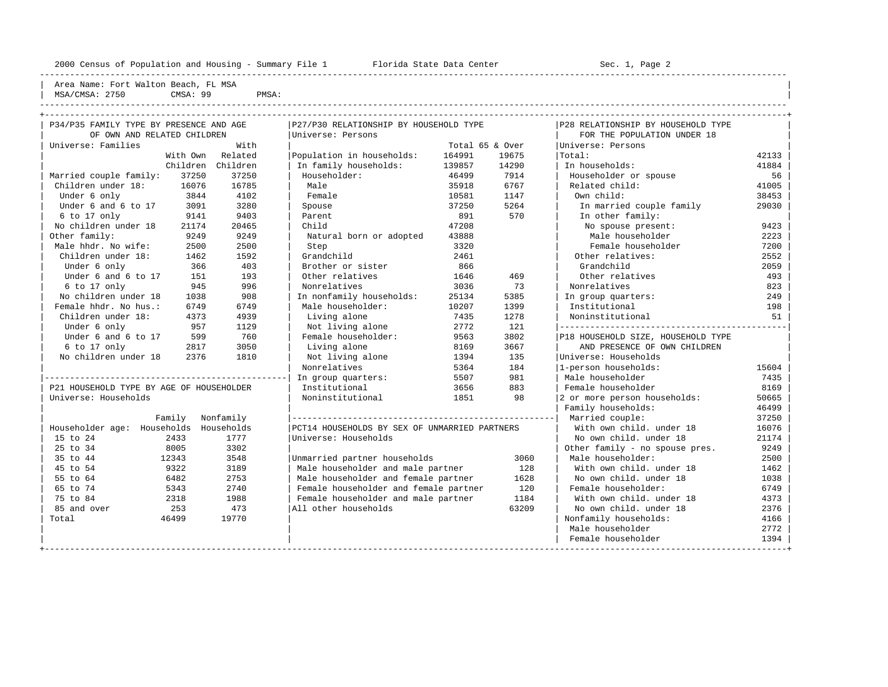Area Name: Fort Walton Beach, FL MSA
MSA/CMSA: 2750 CMSA: 99 PMSA:

## P34/P35 FAMILY TYPE BY PRESENCE AND AGE OF OWN AND RELATED CHILDREN

Universe: Families

| | With Own Children | With Related Children |
|---|---|---|
| Married couple family: | 37250 | 37250 |
| Children under 18: | 16076 | 16785 |
| Under 6 only | 3844 | 4102 |
| Under 6 and 6 to 17 | 3091 | 3280 |
| 6 to 17 only | 9141 | 9403 |
| No children under 18 | 21174 | 20465 |
| Other family: | 9249 | 9249 |
| Male hhdr. No wife: | 2500 | 2500 |
| Children under 18: | 1462 | 1592 |
| Under 6 only | 366 | 403 |
| Under 6 and 6 to 17 | 151 | 193 |
| 6 to 17 only | 945 | 996 |
| No children under 18 | 1038 | 908 |
| Female hhdr. No hus.: | 6749 | 6749 |
| Children under 18: | 4373 | 4939 |
| Under 6 only | 957 | 1129 |
| Under 6 and 6 to 17 | 599 | 760 |
| 6 to 17 only | 2817 | 3050 |
| No children under 18 | 2376 | 1810 |

## P21 HOUSEHOLD TYPE BY AGE OF HOUSEHOLDER

Universe: Households

| Householder age: | Family Households | Nonfamily Households |
|---|---|---|
| 15 to 24 | 2433 | 1777 |
| 25 to 34 | 8005 | 3302 |
| 35 to 44 | 12343 | 3548 |
| 45 to 54 | 9322 | 3189 |
| 55 to 64 | 6482 | 2753 |
| 65 to 74 | 5343 | 2740 |
| 75 to 84 | 2318 | 1988 |
| 85 and over | 253 | 473 |
| Total | 46499 | 19770 |

## P27/P30 RELATIONSHIP BY HOUSEHOLD TYPE

Universe: Persons

| | Total | 65 & Over |
|---|---|---|
| Population in households: | 164991 | 19675 |
| In family households: | 139857 | 14290 |
| Householder: | 46499 | 7914 |
| Male | 35918 | 6767 |
| Female | 10581 | 1147 |
| Spouse | 37250 | 5264 |
| Parent | 891 | 570 |
| Child | 47208 | |
| Natural born or adopted | 43888 | |
| Step | 3320 | |
| Grandchild | 2461 | |
| Brother or sister | 866 | |
| Other relatives | 1646 | 469 |
| Nonrelatives | 3036 | 73 |
| In nonfamily households: | 25134 | 5385 |
| Male householder: | 10207 | 1399 |
| Living alone | 7435 | 1278 |
| Not living alone | 2772 | 121 |
| Female householder: | 9563 | 3802 |
| Living alone | 8169 | 3667 |
| Not living alone | 1394 | 135 |
| Nonrelatives | 5364 | 184 |
| In group quarters: | 5507 | 981 |
| Institutional | 3656 | 883 |
| Noninstitutional | 1851 | 98 |

## PCT14 HOUSEHOLDS BY SEX OF UNMARRIED PARTNERS

Universe: Households

| | |
|---|---|
| Unmarried partner households | 3060 |
| Male householder and male partner | 128 |
| Male householder and female partner | 1628 |
| Female householder and female partner | 120 |
| Female householder and male partner | 1184 |
| All other households | 63209 |

## P28 RELATIONSHIP BY HOUSEHOLD TYPE FOR THE POPULATION UNDER 18

Universe: Persons

| | |
|---|---|
| Total: | 42133 |
| In households: | 41884 |
| Householder or spouse | 56 |
| Related child: | 41005 |
| Own child: | 38453 |
| In married couple family | 29030 |
| In other family: | |
| No spouse present: | 9423 |
| Male householder | 2223 |
| Female householder | 7200 |
| Other relatives: | 2552 |
| Grandchild | 2059 |
| Other relatives | 493 |
| Nonrelatives | 823 |
| In group quarters: | 249 |
| Institutional | 198 |
| Noninstitutional | 51 |

## P18 HOUSEHOLD SIZE, HOUSEHOLD TYPE AND PRESENCE OF OWN CHILDREN

Universe: Households

| | |
|---|---|
| 1-person households: | 15604 |
| Male householder | 7435 |
| Female householder | 8169 |
| 2 or more person households: | 50665 |
| Family households: | 46499 |
| Married couple: | 37250 |
| With own child. under 18 | 16076 |
| No own child. under 18 | 21174 |
| Other family - no spouse pres. | 9249 |
| Male householder: | 2500 |
| With own child. under 18 | 1462 |
| No own child. under 18 | 1038 |
| Female householder: | 6749 |
| With own child. under 18 | 4373 |
| No own child. under 18 | 2376 |
| Nonfamily households: | 4166 |
| Male householder | 2772 |
| Female householder | 1394 |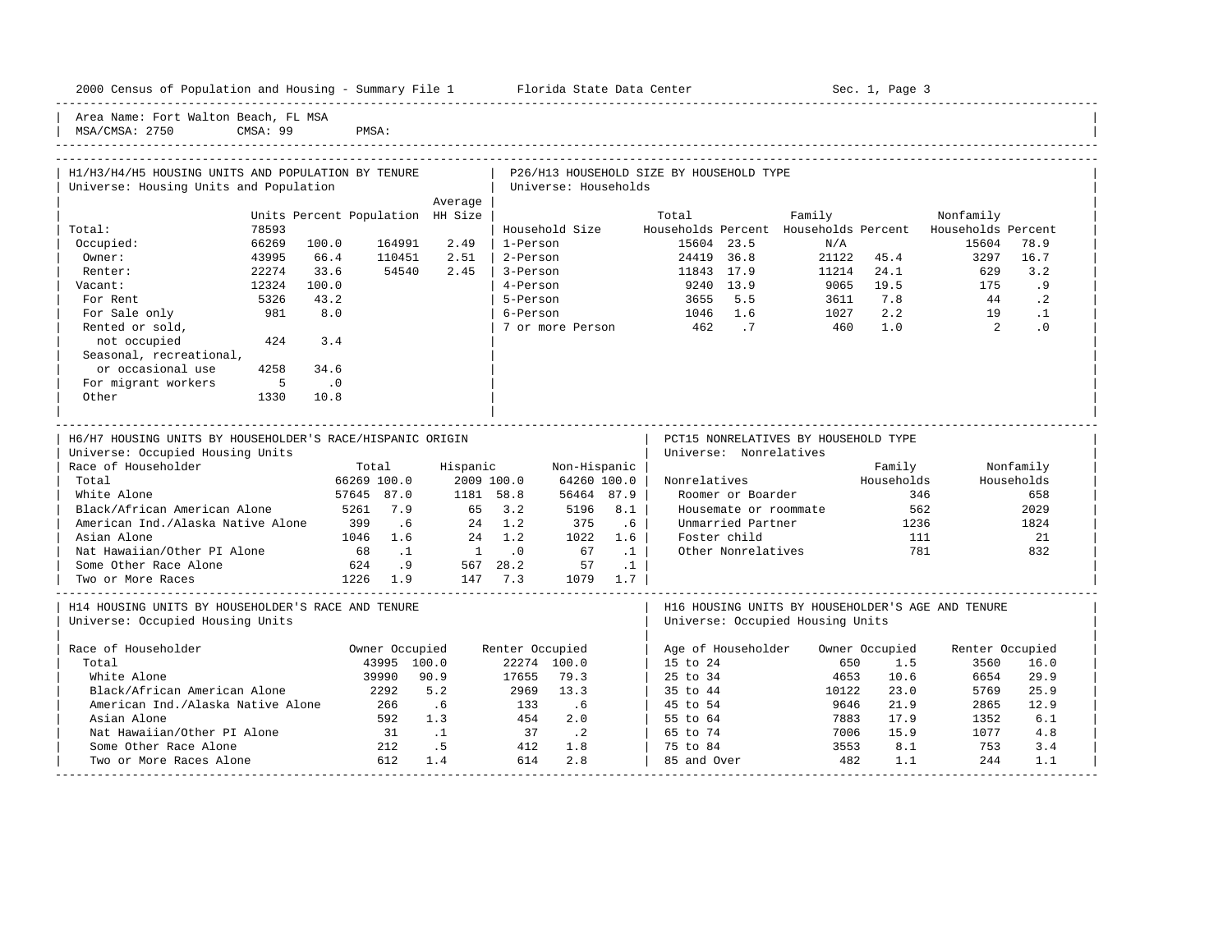Area Name: Fort Walton Beach, FL MSA
MSA/CMSA: 2750 CMSA: 99 PMSA:

## H1/H3/H4/H5 HOUSING UNITS AND POPULATION BY TENURE

Universe: Housing Units and Population

| | Units | Percent | Population | Average HH Size |
|---|---|---|---|---|
| Total: | 78593 | | | |
| Occupied: | 66269 | 100.0 | 164991 | 2.49 |
| Owner: | 43995 | 66.4 | 110451 | 2.51 |
| Renter: | 22274 | 33.6 | 54540 | 2.45 |
| Vacant: | 12324 | 100.0 | | |
| For Rent | 5326 | 43.2 | | |
| For Sale only | 981 | 8.0 | | |
| Rented or sold, not occupied | 424 | 3.4 | | |
| Seasonal, recreational, or occasional use | 4258 | 34.6 | | |
| For migrant workers | 5 | .0 | | |
| Other | 1330 | 10.8 | | |

## P26/H13 HOUSEHOLD SIZE BY HOUSEHOLD TYPE

Universe: Households

| Household Size | Total Households | Percent | Family Households | Percent | Nonfamily Households | Percent |
|---|---|---|---|---|---|---|
| 1-Person | 15604 | 23.5 | N/A | | 15604 | 78.9 |
| 2-Person | 24419 | 36.8 | 21122 | 45.4 | 3297 | 16.7 |
| 3-Person | 11843 | 17.9 | 11214 | 24.1 | 629 | 3.2 |
| 4-Person | 9240 | 13.9 | 9065 | 19.5 | 175 | .9 |
| 5-Person | 3655 | 5.5 | 3611 | 7.8 | 44 | .2 |
| 6-Person | 1046 | 1.6 | 1027 | 2.2 | 19 | .1 |
| 7 or more Person | 462 | .7 | 460 | 1.0 | 2 | .0 |

## H6/H7 HOUSING UNITS BY HOUSEHOLDER'S RACE/HISPANIC ORIGIN

Universe: Occupied Housing Units

| Race of Householder | Total | | Hispanic | | Non-Hispanic | |
|---|---|---|---|---|---|---|
| Total | 66269 | 100.0 | 2009 | 100.0 | 64260 | 100.0 |
| White Alone | 57645 | 87.0 | 1181 | 58.8 | 56464 | 87.9 |
| Black/African American Alone | 5261 | 7.9 | 65 | 3.2 | 5196 | 8.1 |
| American Ind./Alaska Native Alone | 399 | .6 | 24 | 1.2 | 375 | .6 |
| Asian Alone | 1046 | 1.6 | 24 | 1.2 | 1022 | 1.6 |
| Nat Hawaiian/Other PI Alone | 68 | .1 | 1 | .0 | 67 | .1 |
| Some Other Race Alone | 624 | .9 | 567 | 28.2 | 57 | .1 |
| Two or More Races | 1226 | 1.9 | 147 | 7.3 | 1079 | 1.7 |

## PCT15 NONRELATIVES BY HOUSEHOLD TYPE

Universe: Nonrelatives

| Nonrelatives | Family Households | Nonfamily Households |
|---|---|---|
| Roomer or Boarder | 346 | 658 |
| Housemate or roommate | 562 | 2029 |
| Unmarried Partner | 1236 | 1824 |
| Foster child | 111 | 21 |
| Other Nonrelatives | 781 | 832 |

## H14 HOUSING UNITS BY HOUSEHOLDER'S RACE AND TENURE

Universe: Occupied Housing Units

| Race of Householder | Owner Occupied | | Renter Occupied | |
|---|---|---|---|---|
| Total | 43995 | 100.0 | 22274 | 100.0 |
| White Alone | 39990 | 90.9 | 17655 | 79.3 |
| Black/African American Alone | 2292 | 5.2 | 2969 | 13.3 |
| American Ind./Alaska Native Alone | 266 | .6 | 133 | .6 |
| Asian Alone | 592 | 1.3 | 454 | 2.0 |
| Nat Hawaiian/Other PI Alone | 31 | .1 | 37 | .2 |
| Some Other Race Alone | 212 | .5 | 412 | 1.8 |
| Two or More Races Alone | 612 | 1.4 | 614 | 2.8 |

## H16 HOUSING UNITS BY HOUSEHOLDER'S AGE AND TENURE

Universe: Occupied Housing Units

| Age of Householder | Owner Occupied | | Renter Occupied | |
|---|---|---|---|---|
| 15 to 24 | 650 | 1.5 | 3560 | 16.0 |
| 25 to 34 | 4653 | 10.6 | 6654 | 29.9 |
| 35 to 44 | 10122 | 23.0 | 5769 | 25.9 |
| 45 to 54 | 9646 | 21.9 | 2865 | 12.9 |
| 55 to 64 | 7883 | 17.9 | 1352 | 6.1 |
| 65 to 74 | 7006 | 15.9 | 1077 | 4.8 |
| 75 to 84 | 3553 | 8.1 | 753 | 3.4 |
| 85 and Over | 482 | 1.1 | 244 | 1.1 |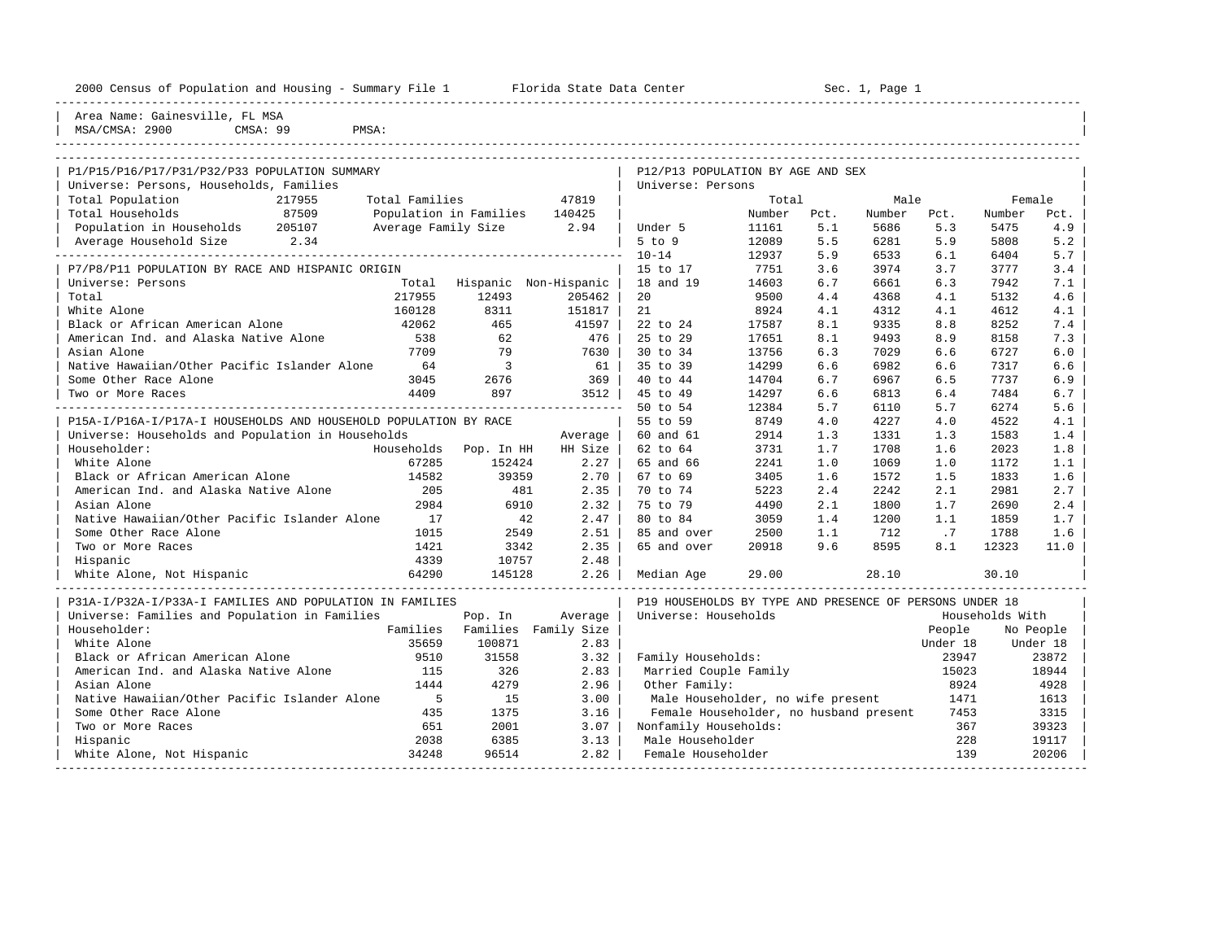2000 Census of Population and Housing - Summary File 1 Florida State Data Center Sec. 1, Page 1

Area Name: Gainesville, FL MSA
MSA/CMSA: 2900 CMSA: 99 PMSA:

## P1/P15/P16/P17/P31/P32/P33 POPULATION SUMMARY

Universe: Persons, Households, Families

| | | | |
|---|---|---|---|
| Total Population | 217955 | Total Families | 47819 |
| Total Households | 87509 | Population in Families | 140425 |
| Population in Households | 205107 | Average Family Size | 2.94 |
| Average Household Size | 2.34 | | |

## P7/P8/P11 POPULATION BY RACE AND HISPANIC ORIGIN

Universe: Persons

| | Total | Hispanic | Non-Hispanic |
|---|---|---|---|
| Total | 217955 | 12493 | 205462 |
| White Alone | 160128 | 8311 | 151817 |
| Black or African American Alone | 42062 | 465 | 41597 |
| American Ind. and Alaska Native Alone | 538 | 62 | 476 |
| Asian Alone | 7709 | 79 | 7630 |
| Native Hawaiian/Other Pacific Islander Alone | 64 | 3 | 61 |
| Some Other Race Alone | 3045 | 2676 | 369 |
| Two or More Races | 4409 | 897 | 3512 |

## P15A-I/P16A-I/P17A-I HOUSEHOLDS AND HOUSEHOLD POPULATION BY RACE

Universe: Households and Population in Households

| Householder: | Households | Pop. In HH | Average HH Size |
|---|---|---|---|
| White Alone | 67285 | 152424 | 2.27 |
| Black or African American Alone | 14582 | 39359 | 2.70 |
| American Ind. and Alaska Native Alone | 205 | 481 | 2.35 |
| Asian Alone | 2984 | 6910 | 2.32 |
| Native Hawaiian/Other Pacific Islander Alone | 17 | 42 | 2.47 |
| Some Other Race Alone | 1015 | 2549 | 2.51 |
| Two or More Races | 1421 | 3342 | 2.35 |
| Hispanic | 4339 | 10757 | 2.48 |
| White Alone, Not Hispanic | 64290 | 145128 | 2.26 |

## P31A-I/P32A-I/P33A-I FAMILIES AND POPULATION IN FAMILIES

Universe: Families and Population in Families

| Householder: | Families | Pop. In Families | Average Family Size |
|---|---|---|---|
| White Alone | 35659 | 100871 | 2.83 |
| Black or African American Alone | 9510 | 31558 | 3.32 |
| American Ind. and Alaska Native Alone | 115 | 326 | 2.83 |
| Asian Alone | 1444 | 4279 | 2.96 |
| Native Hawaiian/Other Pacific Islander Alone | 5 | 15 | 3.00 |
| Some Other Race Alone | 435 | 1375 | 3.16 |
| Two or More Races | 651 | 2001 | 3.07 |
| Hispanic | 2038 | 6385 | 3.13 |
| White Alone, Not Hispanic | 34248 | 96514 | 2.82 |

## P12/P13 POPULATION BY AGE AND SEX

Universe: Persons

| | Total Number | Total Pct. | Male Number | Male Pct. | Female Number | Female Pct. |
|---|---|---|---|---|---|---|
| Under 5 | 11161 | 5.1 | 5686 | 5.3 | 5475 | 4.9 |
| 5 to 9 | 12089 | 5.5 | 6281 | 5.9 | 5808 | 5.2 |
| 10-14 | 12937 | 5.9 | 6533 | 6.1 | 6404 | 5.7 |
| 15 to 17 | 7751 | 3.6 | 3974 | 3.7 | 3777 | 3.4 |
| 18 and 19 | 14603 | 6.7 | 6661 | 6.3 | 7942 | 7.1 |
| 20 | 9500 | 4.4 | 4368 | 4.1 | 5132 | 4.6 |
| 21 | 8924 | 4.1 | 4312 | 4.1 | 4612 | 4.1 |
| 22 to 24 | 17587 | 8.1 | 9335 | 8.8 | 8252 | 7.4 |
| 25 to 29 | 17651 | 8.1 | 9493 | 8.9 | 8158 | 7.3 |
| 30 to 34 | 13756 | 6.3 | 7029 | 6.6 | 6727 | 6.0 |
| 35 to 39 | 14299 | 6.6 | 6982 | 6.6 | 7317 | 6.6 |
| 40 to 44 | 14704 | 6.7 | 6967 | 6.5 | 7737 | 6.9 |
| 45 to 49 | 14297 | 6.6 | 6813 | 6.4 | 7484 | 6.7 |
| 50 to 54 | 12384 | 5.7 | 6110 | 5.7 | 6274 | 5.6 |
| 55 to 59 | 8749 | 4.0 | 4227 | 4.0 | 4522 | 4.1 |
| 60 and 61 | 2914 | 1.3 | 1331 | 1.3 | 1583 | 1.4 |
| 62 to 64 | 3731 | 1.7 | 1708 | 1.6 | 2023 | 1.8 |
| 65 and 66 | 2241 | 1.0 | 1069 | 1.0 | 1172 | 1.1 |
| 67 to 69 | 3405 | 1.6 | 1572 | 1.5 | 1833 | 1.6 |
| 70 to 74 | 5223 | 2.4 | 2242 | 2.1 | 2981 | 2.7 |
| 75 to 79 | 4490 | 2.1 | 1800 | 1.7 | 2690 | 2.4 |
| 80 to 84 | 3059 | 1.4 | 1200 | 1.1 | 1859 | 1.7 |
| 85 and over | 2500 | 1.1 | 712 | .7 | 1788 | 1.6 |
| 65 and over | 20918 | 9.6 | 8595 | 8.1 | 12323 | 11.0 |
| Median Age | 29.00 | | 28.10 | | 30.10 | |

## P19 HOUSEHOLDS BY TYPE AND PRESENCE OF PERSONS UNDER 18

Universe: Households

| | Households With People Under 18 | Households With No People Under 18 |
|---|---|---|
| Family Households: | 23947 | 23872 |
| Married Couple Family | 15023 | 18944 |
| Other Family: | 8924 | 4928 |
| Male Householder, no wife present | 1471 | 1613 |
| Female Householder, no husband present | 7453 | 3315 |
| Nonfamily Households: | 367 | 39323 |
| Male Householder | 228 | 19117 |
| Female Householder | 139 | 20206 |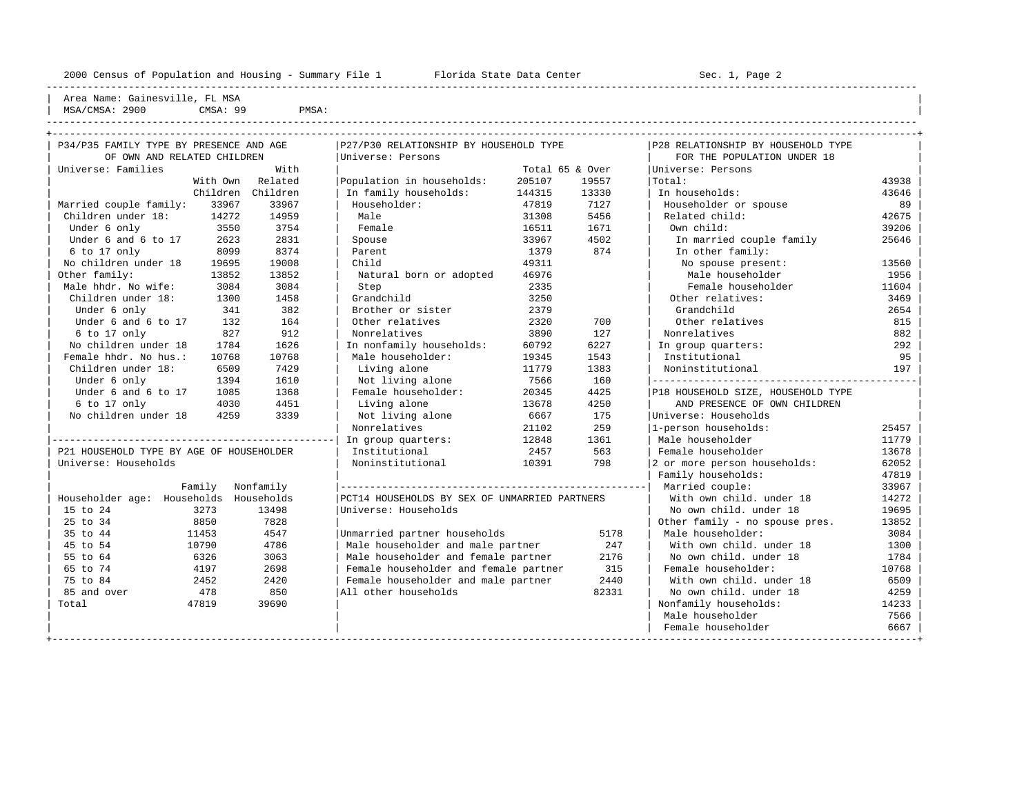Area Name: Gainesville, FL MSA
MSA/CMSA: 2900 CMSA: 99 PMSA:

### P34/P35 FAMILY TYPE BY PRESENCE AND AGE OF OWN AND RELATED CHILDREN

Universe: Families

| | With Own Children | With Related Children |
|---|---|---|
| Married couple family: | 33967 | 33967 |
| Children under 18: | 14272 | 14959 |
| Under 6 only | 3550 | 3754 |
| Under 6 and 6 to 17 | 2623 | 2831 |
| 6 to 17 only | 8099 | 8374 |
| No children under 18 | 19695 | 19008 |
| Other family: | 13852 | 13852 |
| Male hhdr. No wife: | 3084 | 3084 |
| Children under 18: | 1300 | 1458 |
| Under 6 only | 341 | 382 |
| Under 6 and 6 to 17 | 132 | 164 |
| 6 to 17 only | 827 | 912 |
| No children under 18 | 1784 | 1626 |
| Female hhdr. No hus.: | 10768 | 10768 |
| Children under 18: | 6509 | 7429 |
| Under 6 only | 1394 | 1610 |
| Under 6 and 6 to 17 | 1085 | 1368 |
| 6 to 17 only | 4030 | 4451 |
| No children under 18 | 4259 | 3339 |

### P21 HOUSEHOLD TYPE BY AGE OF HOUSEHOLDER

Universe: Households

| Householder age: | Family Households | Nonfamily Households |
|---|---|---|
| 15 to 24 | 3273 | 13498 |
| 25 to 34 | 8850 | 7828 |
| 35 to 44 | 11453 | 4547 |
| 45 to 54 | 10790 | 4786 |
| 55 to 64 | 6326 | 3063 |
| 65 to 74 | 4197 | 2698 |
| 75 to 84 | 2452 | 2420 |
| 85 and over | 478 | 850 |
| Total | 47819 | 39690 |

### P27/P30 RELATIONSHIP BY HOUSEHOLD TYPE

Universe: Persons

| | Total | 65 & Over |
|---|---|---|
| Population in households: | 205107 | 19557 |
| In family households: | 144315 | 13330 |
| Householder: | 47819 | 7127 |
| Male | 31308 | 5456 |
| Female | 16511 | 1671 |
| Spouse | 33967 | 4502 |
| Parent | 1379 | 874 |
| Child | 49311 | |
| Natural born or adopted | 46976 | |
| Step | 2335 | |
| Grandchild | 3250 | |
| Brother or sister | 2379 | |
| Other relatives | 2320 | 700 |
| Nonrelatives | 3890 | 127 |
| In nonfamily households: | 60792 | 6227 |
| Male householder: | 19345 | 1543 |
| Living alone | 11779 | 1383 |
| Not living alone | 7566 | 160 |
| Female householder: | 20345 | 4425 |
| Living alone | 13678 | 4250 |
| Not living alone | 6667 | 175 |
| Nonrelatives | 21102 | 259 |
| In group quarters: | 12848 | 1361 |
| Institutional | 2457 | 563 |
| Noninstitutional | 10391 | 798 |

### PCT14 HOUSEHOLDS BY SEX OF UNMARRIED PARTNERS

Universe: Households

| | |
|---|---|
| Unmarried partner households | 5178 |
| Male householder and male partner | 247 |
| Male householder and female partner | 2176 |
| Female householder and female partner | 315 |
| Female householder and male partner | 2440 |
| All other households | 82331 |

### P28 RELATIONSHIP BY HOUSEHOLD TYPE FOR THE POPULATION UNDER 18

Universe: Persons

| | |
|---|---|
| Total: | 43938 |
| In households: | 43646 |
| Householder or spouse | 89 |
| Related child: | 42675 |
| Own child: | 39206 |
| In married couple family | 25646 |
| In other family: | |
| No spouse present: | 13560 |
| Male householder | 1956 |
| Female householder | 11604 |
| Other relatives: | 3469 |
| Grandchild | 2654 |
| Other relatives | 815 |
| Nonrelatives | 882 |
| In group quarters: | 292 |
| Institutional | 95 |
| Noninstitutional | 197 |

### P18 HOUSEHOLD SIZE, HOUSEHOLD TYPE AND PRESENCE OF OWN CHILDREN

Universe: Households

| | |
|---|---|
| 1-person households: | 25457 |
| Male householder | 11779 |
| Female householder | 13678 |
| 2 or more person households: | 62052 |
| Family households: | 47819 |
| Married couple: | 33967 |
| With own child. under 18 | 14272 |
| No own child. under 18 | 19695 |
| Other family - no spouse pres. | 13852 |
| Male householder: | 3084 |
| With own child. under 18 | 1300 |
| No own child. under 18 | 1784 |
| Female householder: | 10768 |
| With own child. under 18 | 6509 |
| No own child. under 18 | 4259 |
| Nonfamily households: | 14233 |
| Male householder | 7566 |
| Female householder | 6667 |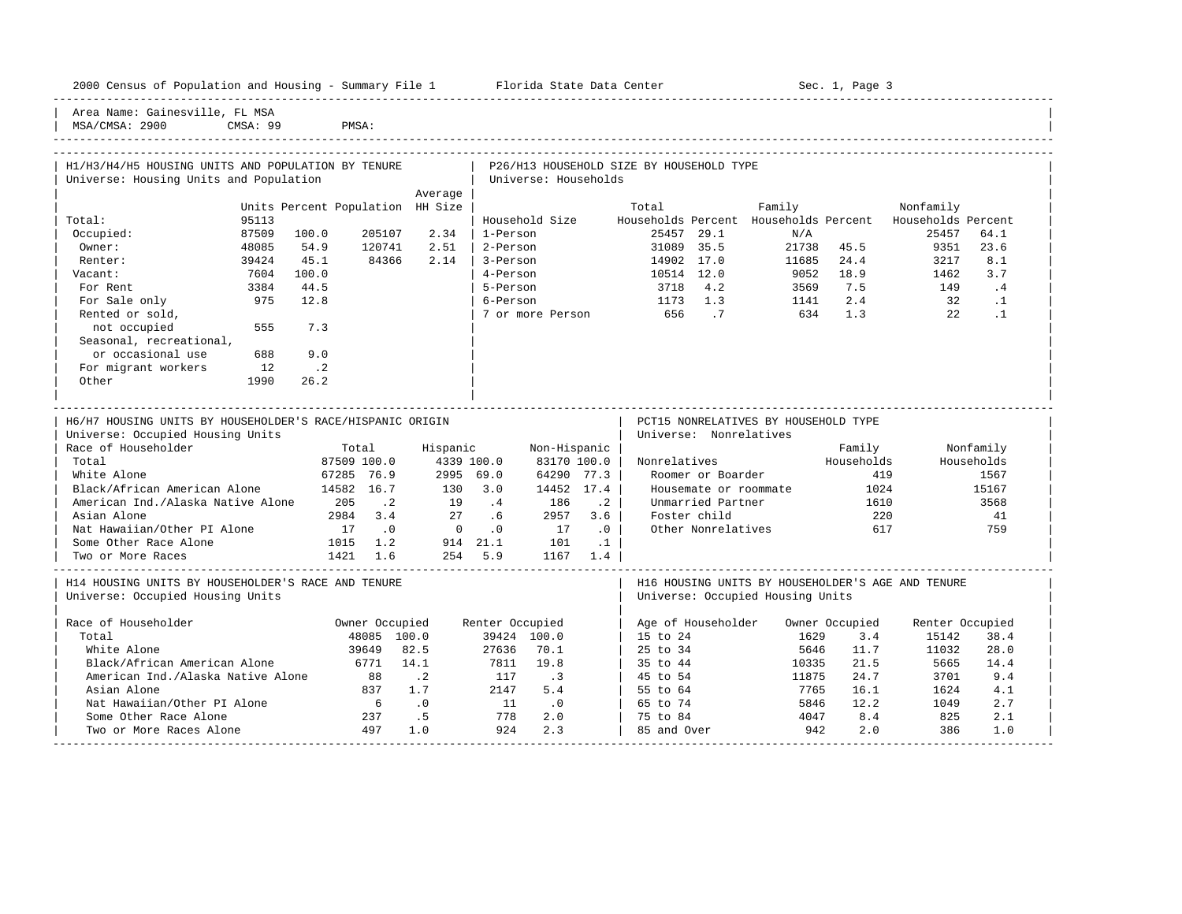Area Name: Gainesville, FL MSA
MSA/CMSA: 2900 CMSA: 99 PMSA:

## H1/H3/H4/H5 HOUSING UNITS AND POPULATION BY TENURE

Universe: Housing Units and Population

| | Units | Percent | Population | Average HH Size |
|---|---|---|---|---|
| Total: | 95113 | | | |
| Occupied: | 87509 | 100.0 | 205107 | 2.34 |
| Owner: | 48085 | 54.9 | 120741 | 2.51 |
| Renter: | 39424 | 45.1 | 84366 | 2.14 |
| Vacant: | 7604 | 100.0 | | |
| For Rent | 3384 | 44.5 | | |
| For Sale only | 975 | 12.8 | | |
| Rented or sold, not occupied | 555 | 7.3 | | |
| Seasonal, recreational, or occasional use | 688 | 9.0 | | |
| For migrant workers | 12 | .2 | | |
| Other | 1990 | 26.2 | | |

## P26/H13 HOUSEHOLD SIZE BY HOUSEHOLD TYPE

Universe: Households

| Household Size | Total Households | Percent | Family Households | Percent | Nonfamily Households | Percent |
|---|---|---|---|---|---|---|
| 1-Person | 25457 | 29.1 | N/A | | 25457 | 64.1 |
| 2-Person | 31089 | 35.5 | 21738 | 45.5 | 9351 | 23.6 |
| 3-Person | 14902 | 17.0 | 11685 | 24.4 | 3217 | 8.1 |
| 4-Person | 10514 | 12.0 | 9052 | 18.9 | 1462 | 3.7 |
| 5-Person | 3718 | 4.2 | 3569 | 7.5 | 149 | .4 |
| 6-Person | 1173 | 1.3 | 1141 | 2.4 | 32 | .1 |
| 7 or more Person | 656 | .7 | 634 | 1.3 | 22 | .1 |

## H6/H7 HOUSING UNITS BY HOUSEHOLDER'S RACE/HISPANIC ORIGIN

Universe: Occupied Housing Units

| Race of Householder | Total | | Hispanic | | Non-Hispanic | |
|---|---|---|---|---|---|---|
| Total | 87509 | 100.0 | 4339 | 100.0 | 83170 | 100.0 |
| White Alone | 67285 | 76.9 | 2995 | 69.0 | 64290 | 77.3 |
| Black/African American Alone | 14582 | 16.7 | 130 | 3.0 | 14452 | 17.4 |
| American Ind./Alaska Native Alone | 205 | .2 | 19 | .4 | 186 | .2 |
| Asian Alone | 2984 | 3.4 | 27 | .6 | 2957 | 3.6 |
| Nat Hawaiian/Other PI Alone | 17 | .0 | 0 | .0 | 17 | .0 |
| Some Other Race Alone | 1015 | 1.2 | 914 | 21.1 | 101 | .1 |
| Two or More Races | 1421 | 1.6 | 254 | 5.9 | 1167 | 1.4 |

## PCT15 NONRELATIVES BY HOUSEHOLD TYPE

Universe: Nonrelatives

| Nonrelatives | Family Households | Nonfamily Households |
|---|---|---|
| Roomer or Boarder | 419 | 1567 |
| Housemate or roommate | 1024 | 15167 |
| Unmarried Partner | 1610 | 3568 |
| Foster child | 220 | 41 |
| Other Nonrelatives | 617 | 759 |

## H14 HOUSING UNITS BY HOUSEHOLDER'S RACE AND TENURE

Universe: Occupied Housing Units

| Race of Householder | Owner Occupied | | Renter Occupied | |
|---|---|---|---|---|
| Total | 48085 | 100.0 | 39424 | 100.0 |
| White Alone | 39649 | 82.5 | 27636 | 70.1 |
| Black/African American Alone | 6771 | 14.1 | 7811 | 19.8 |
| American Ind./Alaska Native Alone | 88 | .2 | 117 | .3 |
| Asian Alone | 837 | 1.7 | 2147 | 5.4 |
| Nat Hawaiian/Other PI Alone | 6 | .0 | 11 | .0 |
| Some Other Race Alone | 237 | .5 | 778 | 2.0 |
| Two or More Races Alone | 497 | 1.0 | 924 | 2.3 |

## H16 HOUSING UNITS BY HOUSEHOLDER'S AGE AND TENURE

Universe: Occupied Housing Units

| Age of Householder | Owner Occupied | | Renter Occupied | |
|---|---|---|---|---|
| 15 to 24 | 1629 | 3.4 | 15142 | 38.4 |
| 25 to 34 | 5646 | 11.7 | 11032 | 28.0 |
| 35 to 44 | 10335 | 21.5 | 5665 | 14.4 |
| 45 to 54 | 11875 | 24.7 | 3701 | 9.4 |
| 55 to 64 | 7765 | 16.1 | 1624 | 4.1 |
| 65 to 74 | 5846 | 12.2 | 1049 | 2.7 |
| 75 to 84 | 4047 | 8.4 | 825 | 2.1 |
| 85 and Over | 942 | 2.0 | 386 | 1.0 |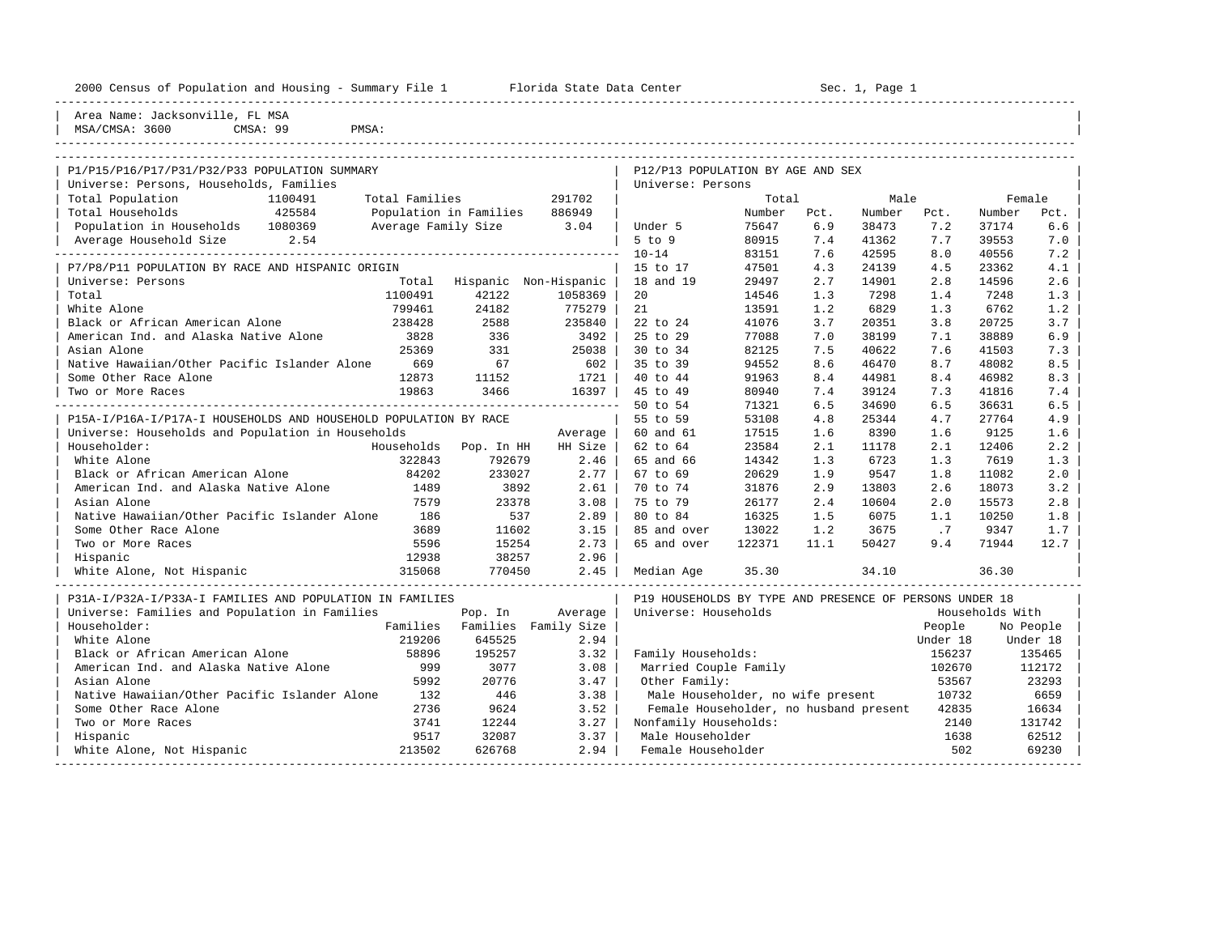2000 Census of Population and Housing - Summary File 1 &nbsp;&nbsp;&nbsp; Florida State Data Center &nbsp;&nbsp;&nbsp; Sec. 1, Page 1

Area Name: Jacksonville, FL MSA
MSA/CMSA: 3600 &nbsp;&nbsp; CMSA: 99 &nbsp;&nbsp; PMSA:

## P1/P15/P16/P17/P31/P32/P33 POPULATION SUMMARY

Universe: Persons, Households, Families

| | | | |
|---|---|---|---|
| Total Population | 1100491 | Total Families | 291702 |
| Total Households | 425584 | Population in Families | 886949 |
| Population in Households | 1080369 | Average Family Size | 3.04 |
| Average Household Size | 2.54 | | |

## P7/P8/P11 POPULATION BY RACE AND HISPANIC ORIGIN

Universe: Persons

| | Total | Hispanic | Non-Hispanic |
|---|---|---|---|
| Total | 1100491 | 42122 | 1058369 |
| White Alone | 799461 | 24182 | 775279 |
| Black or African American Alone | 238428 | 2588 | 235840 |
| American Ind. and Alaska Native Alone | 3828 | 336 | 3492 |
| Asian Alone | 25369 | 331 | 25038 |
| Native Hawaiian/Other Pacific Islander Alone | 669 | 67 | 602 |
| Some Other Race Alone | 12873 | 11152 | 1721 |
| Two or More Races | 19863 | 3466 | 16397 |

## P15A-I/P16A-I/P17A-I HOUSEHOLDS AND HOUSEHOLD POPULATION BY RACE

Universe: Households and Population in Households

| Householder: | Households | Pop. In HH | Average HH Size |
|---|---|---|---|
| White Alone | 322843 | 792679 | 2.46 |
| Black or African American Alone | 84202 | 233027 | 2.77 |
| American Ind. and Alaska Native Alone | 1489 | 3892 | 2.61 |
| Asian Alone | 7579 | 23378 | 3.08 |
| Native Hawaiian/Other Pacific Islander Alone | 186 | 537 | 2.89 |
| Some Other Race Alone | 3689 | 11602 | 3.15 |
| Two or More Races | 5596 | 15254 | 2.73 |
| Hispanic | 12938 | 38257 | 2.96 |
| White Alone, Not Hispanic | 315068 | 770450 | 2.45 |

## P31A-I/P32A-I/P33A-I FAMILIES AND POPULATION IN FAMILIES

Universe: Families and Population in Families

| Householder: | Families | Pop. In Families | Average Family Size |
|---|---|---|---|
| White Alone | 219206 | 645525 | 2.94 |
| Black or African American Alone | 58896 | 195257 | 3.32 |
| American Ind. and Alaska Native Alone | 999 | 3077 | 3.08 |
| Asian Alone | 5992 | 20776 | 3.47 |
| Native Hawaiian/Other Pacific Islander Alone | 132 | 446 | 3.38 |
| Some Other Race Alone | 2736 | 9624 | 3.52 |
| Two or More Races | 3741 | 12244 | 3.27 |
| Hispanic | 9517 | 32087 | 3.37 |
| White Alone, Not Hispanic | 213502 | 626768 | 2.94 |

## P12/P13 POPULATION BY AGE AND SEX

Universe: Persons

| | Total Number | Total Pct. | Male Number | Male Pct. | Female Number | Female Pct. |
|---|---|---|---|---|---|---|
| Under 5 | 75647 | 6.9 | 38473 | 7.2 | 37174 | 6.6 |
| 5 to 9 | 80915 | 7.4 | 41362 | 7.7 | 39553 | 7.0 |
| 10-14 | 83151 | 7.6 | 42595 | 8.0 | 40556 | 7.2 |
| 15 to 17 | 47501 | 4.3 | 24139 | 4.5 | 23362 | 4.1 |
| 18 and 19 | 29497 | 2.7 | 14901 | 2.8 | 14596 | 2.6 |
| 20 | 14546 | 1.3 | 7298 | 1.4 | 7248 | 1.3 |
| 21 | 13591 | 1.2 | 6829 | 1.3 | 6762 | 1.2 |
| 22 to 24 | 41076 | 3.7 | 20351 | 3.8 | 20725 | 3.7 |
| 25 to 29 | 77088 | 7.0 | 38199 | 7.1 | 38889 | 6.9 |
| 30 to 34 | 82125 | 7.5 | 40622 | 7.6 | 41503 | 7.3 |
| 35 to 39 | 94552 | 8.6 | 46470 | 8.7 | 48082 | 8.5 |
| 40 to 44 | 91963 | 8.4 | 44981 | 8.4 | 46982 | 8.3 |
| 45 to 49 | 80940 | 7.4 | 39124 | 7.3 | 41816 | 7.4 |
| 50 to 54 | 71321 | 6.5 | 34690 | 6.5 | 36631 | 6.5 |
| 55 to 59 | 53108 | 4.8 | 25344 | 4.7 | 27764 | 4.9 |
| 60 and 61 | 17515 | 1.6 | 8390 | 1.6 | 9125 | 1.6 |
| 62 to 64 | 23584 | 2.1 | 11178 | 2.1 | 12406 | 2.2 |
| 65 and 66 | 14342 | 1.3 | 6723 | 1.3 | 7619 | 1.3 |
| 67 to 69 | 20629 | 1.9 | 9547 | 1.8 | 11082 | 2.0 |
| 70 to 74 | 31876 | 2.9 | 13803 | 2.6 | 18073 | 3.2 |
| 75 to 79 | 26177 | 2.4 | 10604 | 2.0 | 15573 | 2.8 |
| 80 to 84 | 16325 | 1.5 | 6075 | 1.1 | 10250 | 1.8 |
| 85 and over | 13022 | 1.2 | 3675 | .7 | 9347 | 1.7 |
| 65 and over | 122371 | 11.1 | 50427 | 9.4 | 71944 | 12.7 |
| Median Age | 35.30 | | 34.10 | | 36.30 | |

## P19 HOUSEHOLDS BY TYPE AND PRESENCE OF PERSONS UNDER 18

Universe: Households

| | Households With People Under 18 | Households With No People Under 18 |
|---|---|---|
| Family Households: | 156237 | 135465 |
| Married Couple Family | 102670 | 112172 |
| Other Family: | 53567 | 23293 |
| Male Householder, no wife present | 10732 | 6659 |
| Female Householder, no husband present | 42835 | 16634 |
| Nonfamily Households: | 2140 | 131742 |
| Male Householder | 1638 | 62512 |
| Female Householder | 502 | 69230 |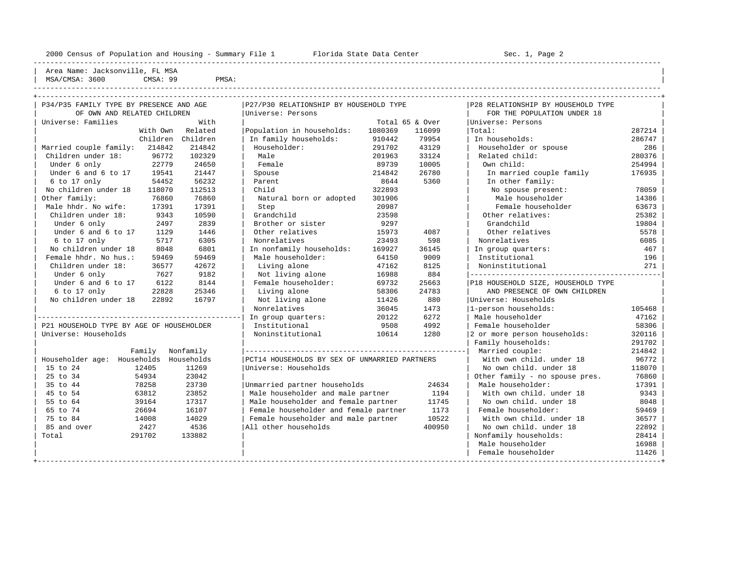Area Name: Jacksonville, FL MSA
MSA/CMSA: 3600 CMSA: 99 PMSA:

## P34/P35 FAMILY TYPE BY PRESENCE AND AGE OF OWN AND RELATED CHILDREN

Universe: Families

| | With Own Children | With Related Children |
|---|---|---|
| Married couple family: | 214842 | 214842 |
| Children under 18: | 96772 | 102329 |
| Under 6 only | 22779 | 24650 |
| Under 6 and 6 to 17 | 19541 | 21447 |
| 6 to 17 only | 54452 | 56232 |
| No children under 18 | 118070 | 112513 |
| Other family: | 76860 | 76860 |
| Male hhdr. No wife: | 17391 | 17391 |
| Children under 18: | 9343 | 10590 |
| Under 6 only | 2497 | 2839 |
| Under 6 and 6 to 17 | 1129 | 1446 |
| 6 to 17 only | 5717 | 6305 |
| No children under 18 | 8048 | 6801 |
| Female hhdr. No hus.: | 59469 | 59469 |
| Children under 18: | 36577 | 42672 |
| Under 6 only | 7627 | 9182 |
| Under 6 and 6 to 17 | 6122 | 8144 |
| 6 to 17 only | 22828 | 25346 |
| No children under 18 | 22892 | 16797 |

## P21 HOUSEHOLD TYPE BY AGE OF HOUSEHOLDER

Universe: Households

| Householder age: | Family Households | Nonfamily Households |
|---|---|---|
| 15 to 24 | 12405 | 11269 |
| 25 to 34 | 54934 | 23042 |
| 35 to 44 | 78258 | 23730 |
| 45 to 54 | 63812 | 23852 |
| 55 to 64 | 39164 | 17317 |
| 65 to 74 | 26694 | 16107 |
| 75 to 84 | 14008 | 14029 |
| 85 and over | 2427 | 4536 |
| Total | 291702 | 133882 |

## P27/P30 RELATIONSHIP BY HOUSEHOLD TYPE

Universe: Persons

| | Total | 65 & Over |
|---|---|---|
| Population in households: | 1080369 | 116099 |
| In family households: | 910442 | 79954 |
| Householder: | 291702 | 43129 |
| Male | 201963 | 33124 |
| Female | 89739 | 10005 |
| Spouse | 214842 | 26780 |
| Parent | 8644 | 5360 |
| Child | 322893 | |
| Natural born or adopted | 301906 | |
| Step | 20987 | |
| Grandchild | 23598 | |
| Brother or sister | 9297 | |
| Other relatives | 15973 | 4087 |
| Nonrelatives | 23493 | 598 |
| In nonfamily households: | 169927 | 36145 |
| Male householder: | 64150 | 9009 |
| Living alone | 47162 | 8125 |
| Not living alone | 16988 | 884 |
| Female householder: | 69732 | 25663 |
| Living alone | 58306 | 24783 |
| Not living alone | 11426 | 880 |
| Nonrelatives | 36045 | 1473 |
| In group quarters: | 20122 | 6272 |
| Institutional | 9508 | 4992 |
| Noninstitutional | 10614 | 1280 |

## PCT14 HOUSEHOLDS BY SEX OF UNMARRIED PARTNERS

Universe: Households

| | |
|---|---|
| Unmarried partner households | 24634 |
| Male householder and male partner | 1194 |
| Male householder and female partner | 11745 |
| Female householder and female partner | 1173 |
| Female householder and male partner | 10522 |
| All other households | 400950 |

## P28 RELATIONSHIP BY HOUSEHOLD TYPE FOR THE POPULATION UNDER 18

Universe: Persons

| | |
|---|---|
| Total: | 287214 |
| In households: | 286747 |
| Householder or spouse | 286 |
| Related child: | 280376 |
| Own child: | 254994 |
| In married couple family | 176935 |
| In other family: | |
| No spouse present: | 78059 |
| Male householder | 14386 |
| Female householder | 63673 |
| Other relatives: | 25382 |
| Grandchild | 19804 |
| Other relatives | 5578 |
| Nonrelatives | 6085 |
| In group quarters: | 467 |
| Institutional | 196 |
| Noninstitutional | 271 |

## P18 HOUSEHOLD SIZE, HOUSEHOLD TYPE AND PRESENCE OF OWN CHILDREN

Universe: Households

| | |
|---|---|
| 1-person households: | 105468 |
| Male householder | 47162 |
| Female householder | 58306 |
| 2 or more person households: | 320116 |
| Family households: | 291702 |
| Married couple: | 214842 |
| With own child. under 18 | 96772 |
| No own child. under 18 | 118070 |
| Other family - no spouse pres. | 76860 |
| Male householder: | 17391 |
| With own child. under 18 | 9343 |
| No own child. under 18 | 8048 |
| Female householder: | 59469 |
| With own child. under 18 | 36577 |
| No own child. under 18 | 22892 |
| Nonfamily households: | 28414 |
| Male householder | 16988 |
| Female householder | 11426 |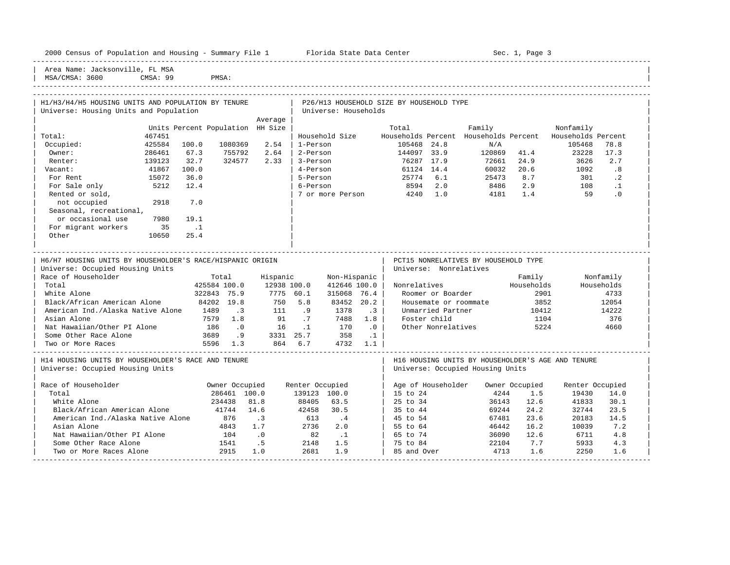Area Name: Jacksonville, FL MSA
MSA/CMSA: 3600 CMSA: 99 PMSA:

## H1/H3/H4/H5 HOUSING UNITS AND POPULATION BY TENURE

Universe: Housing Units and Population

| | Units | Percent | Population | Average HH Size |
|---|---|---|---|---|
| Total: | 467451 | | | |
| Occupied: | 425584 | 100.0 | 1080369 | 2.54 |
| Owner: | 286461 | 67.3 | 755792 | 2.64 |
| Renter: | 139123 | 32.7 | 324577 | 2.33 |
| Vacant: | 41867 | 100.0 | | |
| For Rent | 15072 | 36.0 | | |
| For Sale only | 5212 | 12.4 | | |
| Rented or sold, not occupied | 2918 | 7.0 | | |
| Seasonal, recreational, or occasional use | 7980 | 19.1 | | |
| For migrant workers | 35 | .1 | | |
| Other | 10650 | 25.4 | | |

## P26/H13 HOUSEHOLD SIZE BY HOUSEHOLD TYPE

Universe: Households

| Household Size | Total Households | Percent | Family Households | Percent | Nonfamily Households | Percent |
|---|---|---|---|---|---|---|
| 1-Person | 105468 | 24.8 | N/A | | 105468 | 78.8 |
| 2-Person | 144097 | 33.9 | 120869 | 41.4 | 23228 | 17.3 |
| 3-Person | 76287 | 17.9 | 72661 | 24.9 | 3626 | 2.7 |
| 4-Person | 61124 | 14.4 | 60032 | 20.6 | 1092 | .8 |
| 5-Person | 25774 | 6.1 | 25473 | 8.7 | 301 | .2 |
| 6-Person | 8594 | 2.0 | 8486 | 2.9 | 108 | .1 |
| 7 or more Person | 4240 | 1.0 | 4181 | 1.4 | 59 | .0 |

## H6/H7 HOUSING UNITS BY HOUSEHOLDER'S RACE/HISPANIC ORIGIN

Universe: Occupied Housing Units

| Race of Householder | Total | | Hispanic | | Non-Hispanic | |
|---|---|---|---|---|---|---|
| Total | 425584 | 100.0 | 12938 | 100.0 | 412646 | 100.0 |
| White Alone | 322843 | 75.9 | 7775 | 60.1 | 315068 | 76.4 |
| Black/African American Alone | 84202 | 19.8 | 750 | 5.8 | 83452 | 20.2 |
| American Ind./Alaska Native Alone | 1489 | .3 | 111 | .9 | 1378 | .3 |
| Asian Alone | 7579 | 1.8 | 91 | .7 | 7488 | 1.8 |
| Nat Hawaiian/Other PI Alone | 186 | .0 | 16 | .1 | 170 | .0 |
| Some Other Race Alone | 3689 | .9 | 3331 | 25.7 | 358 | .1 |
| Two or More Races | 5596 | 1.3 | 864 | 6.7 | 4732 | 1.1 |

## PCT15 NONRELATIVES BY HOUSEHOLD TYPE

Universe: Nonrelatives

| Nonrelatives | Family Households | Nonfamily Households |
|---|---|---|
| Roomer or Boarder | 2901 | 4733 |
| Housemate or roommate | 3852 | 12054 |
| Unmarried Partner | 10412 | 14222 |
| Foster child | 1104 | 376 |
| Other Nonrelatives | 5224 | 4660 |

## H14 HOUSING UNITS BY HOUSEHOLDER'S RACE AND TENURE

Universe: Occupied Housing Units

| Race of Householder | Owner Occupied | | Renter Occupied | |
|---|---|---|---|---|
| Total | 286461 | 100.0 | 139123 | 100.0 |
| White Alone | 234438 | 81.8 | 88405 | 63.5 |
| Black/African American Alone | 41744 | 14.6 | 42458 | 30.5 |
| American Ind./Alaska Native Alone | 876 | .3 | 613 | .4 |
| Asian Alone | 4843 | 1.7 | 2736 | 2.0 |
| Nat Hawaiian/Other PI Alone | 104 | .0 | 82 | .1 |
| Some Other Race Alone | 1541 | .5 | 2148 | 1.5 |
| Two or More Races Alone | 2915 | 1.0 | 2681 | 1.9 |

## H16 HOUSING UNITS BY HOUSEHOLDER'S AGE AND TENURE

Universe: Occupied Housing Units

| Age of Householder | Owner Occupied | | Renter Occupied | |
|---|---|---|---|---|
| 15 to 24 | 4244 | 1.5 | 19430 | 14.0 |
| 25 to 34 | 36143 | 12.6 | 41833 | 30.1 |
| 35 to 44 | 69244 | 24.2 | 32744 | 23.5 |
| 45 to 54 | 67481 | 23.6 | 20183 | 14.5 |
| 55 to 64 | 46442 | 16.2 | 10039 | 7.2 |
| 65 to 74 | 36090 | 12.6 | 6711 | 4.8 |
| 75 to 84 | 22104 | 7.7 | 5933 | 4.3 |
| 85 and Over | 4713 | 1.6 | 2250 | 1.6 |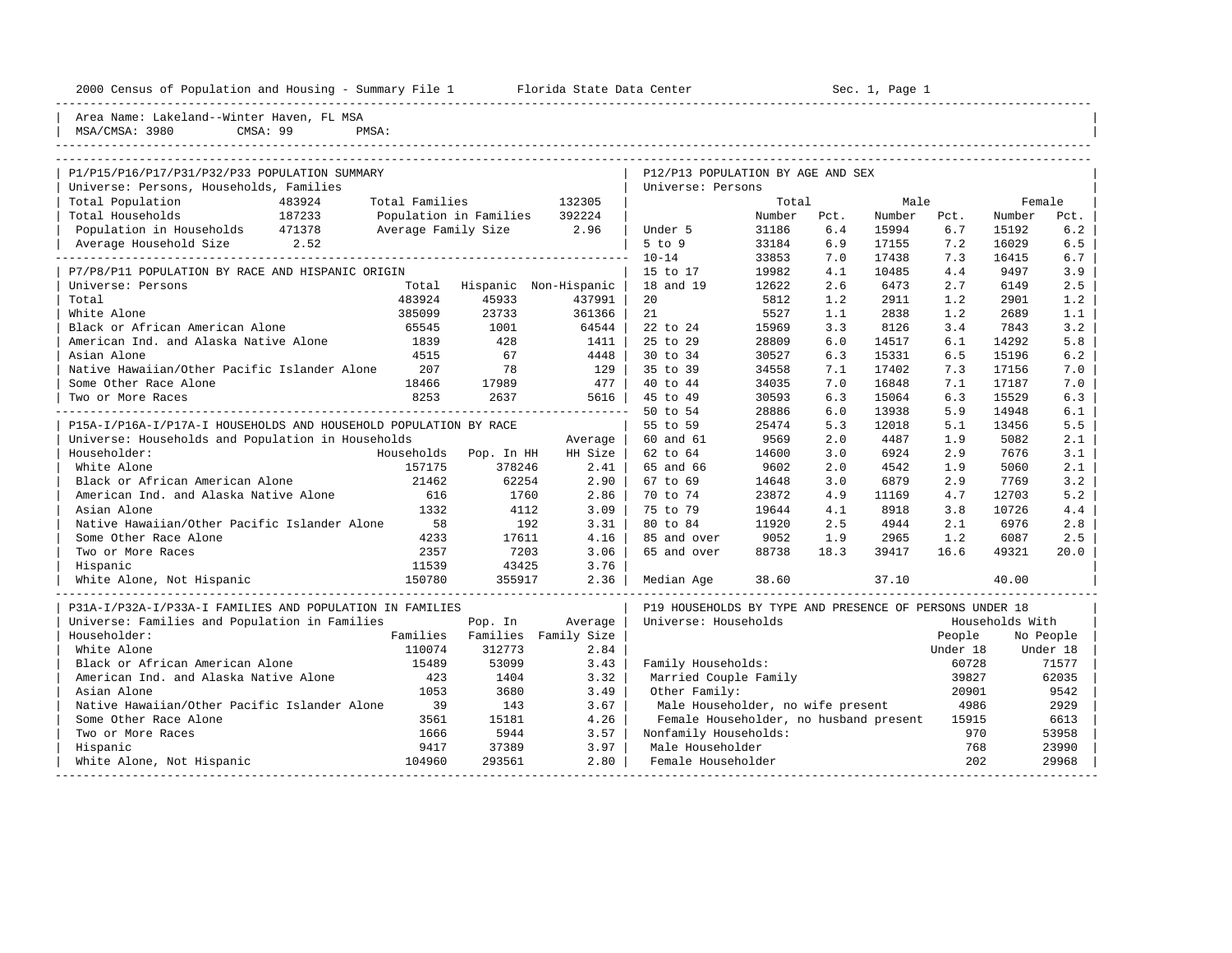2000 Census of Population and Housing - Summary File 1 Florida State Data Center Sec. 1, Page 1

Area Name: Lakeland--Winter Haven, FL MSA
MSA/CMSA: 3980 CMSA: 99 PMSA:

## P1/P15/P16/P17/P31/P32/P33 POPULATION SUMMARY

Universe: Persons, Households, Families

| | | | |
|---|---|---|---|
| Total Population | 483924 | Total Families | 132305 |
| Total Households | 187233 | Population in Families | 392224 |
| Population in Households | 471378 | Average Family Size | 2.96 |
| Average Household Size | 2.52 | | |

## P7/P8/P11 POPULATION BY RACE AND HISPANIC ORIGIN

Universe: Persons

| | Total | Hispanic | Non-Hispanic |
|---|---|---|---|
| Total | 483924 | 45933 | 437991 |
| White Alone | 385099 | 23733 | 361366 |
| Black or African American Alone | 65545 | 1001 | 64544 |
| American Ind. and Alaska Native Alone | 1839 | 428 | 1411 |
| Asian Alone | 4515 | 67 | 4448 |
| Native Hawaiian/Other Pacific Islander Alone | 207 | 78 | 129 |
| Some Other Race Alone | 18466 | 17989 | 477 |
| Two or More Races | 8253 | 2637 | 5616 |

## P15A-I/P16A-I/P17A-I HOUSEHOLDS AND HOUSEHOLD POPULATION BY RACE

Universe: Households and Population in Households

| Householder: | Households | Pop. In HH | Average HH Size |
|---|---|---|---|
| White Alone | 157175 | 378246 | 2.41 |
| Black or African American Alone | 21462 | 62254 | 2.90 |
| American Ind. and Alaska Native Alone | 616 | 1760 | 2.86 |
| Asian Alone | 1332 | 4112 | 3.09 |
| Native Hawaiian/Other Pacific Islander Alone | 58 | 192 | 3.31 |
| Some Other Race Alone | 4233 | 17611 | 4.16 |
| Two or More Races | 2357 | 7203 | 3.06 |
| Hispanic | 11539 | 43425 | 3.76 |
| White Alone, Not Hispanic | 150780 | 355917 | 2.36 |

## P31A-I/P32A-I/P33A-I FAMILIES AND POPULATION IN FAMILIES

Universe: Families and Population in Families

| Householder: | Families | Pop. In Families | Average Family Size |
|---|---|---|---|
| White Alone | 110074 | 312773 | 2.84 |
| Black or African American Alone | 15489 | 53099 | 3.43 |
| American Ind. and Alaska Native Alone | 423 | 1404 | 3.32 |
| Asian Alone | 1053 | 3680 | 3.49 |
| Native Hawaiian/Other Pacific Islander Alone | 39 | 143 | 3.67 |
| Some Other Race Alone | 3561 | 15181 | 4.26 |
| Two or More Races | 1666 | 5944 | 3.57 |
| Hispanic | 9417 | 37389 | 3.97 |
| White Alone, Not Hispanic | 104960 | 293561 | 2.80 |

## P12/P13 POPULATION BY AGE AND SEX

Universe: Persons

| | Total Number | Total Pct. | Male Number | Male Pct. | Female Number | Female Pct. |
|---|---|---|---|---|---|---|
| Under 5 | 31186 | 6.4 | 15994 | 6.7 | 15192 | 6.2 |
| 5 to 9 | 33184 | 6.9 | 17155 | 7.2 | 16029 | 6.5 |
| 10-14 | 33853 | 7.0 | 17438 | 7.3 | 16415 | 6.7 |
| 15 to 17 | 19982 | 4.1 | 10485 | 4.4 | 9497 | 3.9 |
| 18 and 19 | 12622 | 2.6 | 6473 | 2.7 | 6149 | 2.5 |
| 20 | 5812 | 1.2 | 2911 | 1.2 | 2901 | 1.2 |
| 21 | 5527 | 1.1 | 2838 | 1.2 | 2689 | 1.1 |
| 22 to 24 | 15969 | 3.3 | 8126 | 3.4 | 7843 | 3.2 |
| 25 to 29 | 28809 | 6.0 | 14517 | 6.1 | 14292 | 5.8 |
| 30 to 34 | 30527 | 6.3 | 15331 | 6.5 | 15196 | 6.2 |
| 35 to 39 | 34558 | 7.1 | 17402 | 7.3 | 17156 | 7.0 |
| 40 to 44 | 34035 | 7.0 | 16848 | 7.1 | 17187 | 7.0 |
| 45 to 49 | 30593 | 6.3 | 15064 | 6.3 | 15529 | 6.3 |
| 50 to 54 | 28886 | 6.0 | 13938 | 5.9 | 14948 | 6.1 |
| 55 to 59 | 25474 | 5.3 | 12018 | 5.1 | 13456 | 5.5 |
| 60 and 61 | 9569 | 2.0 | 4487 | 1.9 | 5082 | 2.1 |
| 62 to 64 | 14600 | 3.0 | 6924 | 2.9 | 7676 | 3.1 |
| 65 and 66 | 9602 | 2.0 | 4542 | 1.9 | 5060 | 2.1 |
| 67 to 69 | 14648 | 3.0 | 6879 | 2.9 | 7769 | 3.2 |
| 70 to 74 | 23872 | 4.9 | 11169 | 4.7 | 12703 | 5.2 |
| 75 to 79 | 19644 | 4.1 | 8918 | 3.8 | 10726 | 4.4 |
| 80 to 84 | 11920 | 2.5 | 4944 | 2.1 | 6976 | 2.8 |
| 85 and over | 9052 | 1.9 | 2965 | 1.2 | 6087 | 2.5 |
| 65 and over | 88738 | 18.3 | 39417 | 16.6 | 49321 | 20.0 |
| Median Age | 38.60 | | 37.10 | | 40.00 | |

## P19 HOUSEHOLDS BY TYPE AND PRESENCE OF PERSONS UNDER 18

Universe: Households

| | Households With People Under 18 | Households With No People Under 18 |
|---|---|---|
| Family Households: | 60728 | 71577 |
| Married Couple Family | 39827 | 62035 |
| Other Family: | 20901 | 9542 |
| Male Householder, no wife present | 4986 | 2929 |
| Female Householder, no husband present | 15915 | 6613 |
| Nonfamily Households: | 970 | 53958 |
| Male Householder | 768 | 23990 |
| Female Householder | 202 | 29968 |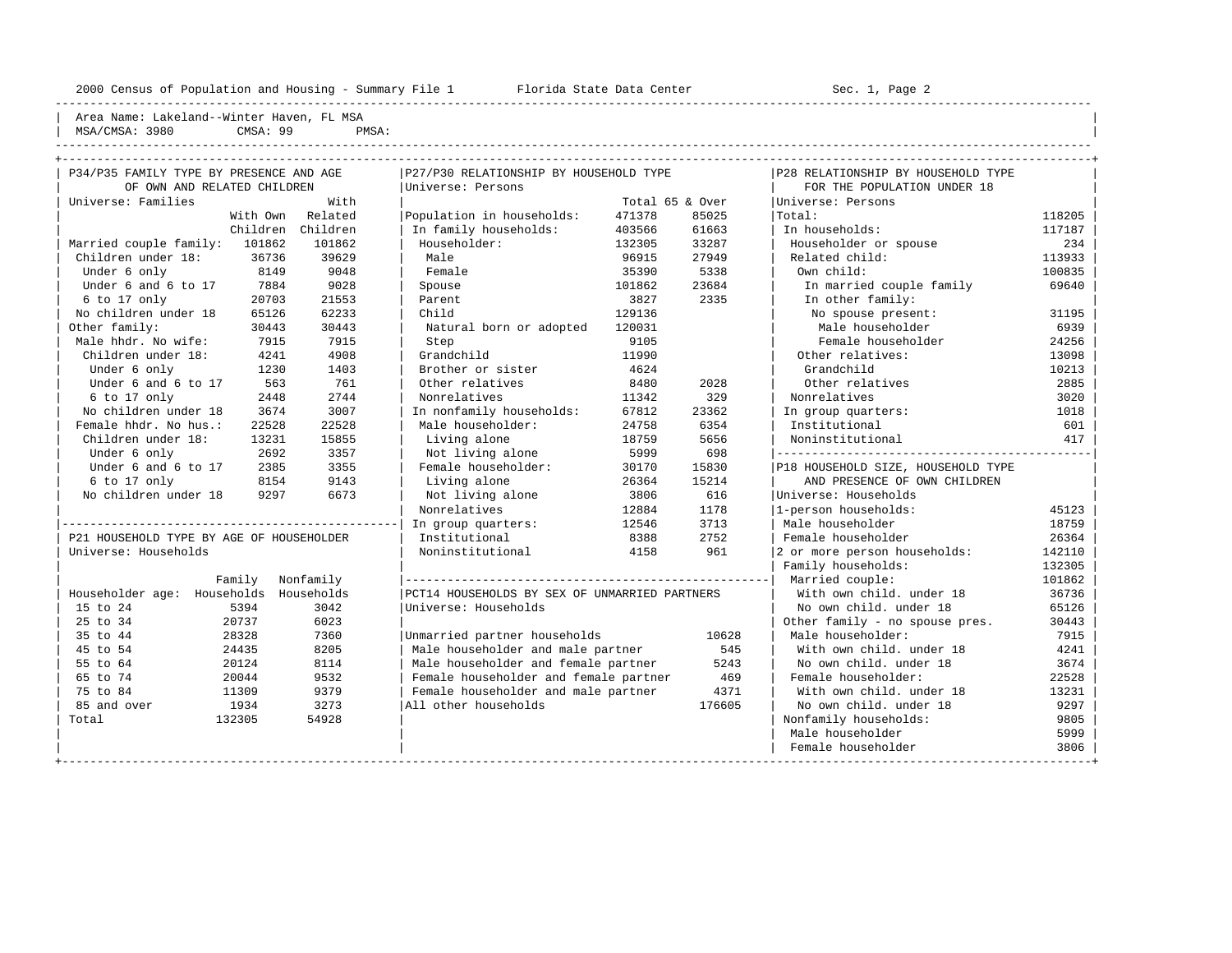Area Name: Lakeland--Winter Haven, FL MSA
MSA/CMSA: 3980 CMSA: 99 PMSA:

## P34/P35 FAMILY TYPE BY PRESENCE AND AGE OF OWN AND RELATED CHILDREN

Universe: Families

| | With Own Children | With Related Children |
|---|---|---|
| Married couple family: | 101862 | 101862 |
| Children under 18: | 36736 | 39629 |
| Under 6 only | 8149 | 9048 |
| Under 6 and 6 to 17 | 7884 | 9028 |
| 6 to 17 only | 20703 | 21553 |
| No children under 18 | 65126 | 62233 |
| Other family: | 30443 | 30443 |
| Male hhdr. No wife: | 7915 | 7915 |
| Children under 18: | 4241 | 4908 |
| Under 6 only | 1230 | 1403 |
| Under 6 and 6 to 17 | 563 | 761 |
| 6 to 17 only | 2448 | 2744 |
| No children under 18 | 3674 | 3007 |
| Female hhdr. No hus.: | 22528 | 22528 |
| Children under 18: | 13231 | 15855 |
| Under 6 only | 2692 | 3357 |
| Under 6 and 6 to 17 | 2385 | 3355 |
| 6 to 17 only | 8154 | 9143 |
| No children under 18 | 9297 | 6673 |

## P21 HOUSEHOLD TYPE BY AGE OF HOUSEHOLDER

Universe: Households

| Householder age: | Family Households | Nonfamily Households |
|---|---|---|
| 15 to 24 | 5394 | 3042 |
| 25 to 34 | 20737 | 6023 |
| 35 to 44 | 28328 | 7360 |
| 45 to 54 | 24435 | 8205 |
| 55 to 64 | 20124 | 8114 |
| 65 to 74 | 20044 | 9532 |
| 75 to 84 | 11309 | 9379 |
| 85 and over | 1934 | 3273 |
| Total | 132305 | 54928 |

## P27/P30 RELATIONSHIP BY HOUSEHOLD TYPE

Universe: Persons

| | Total | 65 & Over |
|---|---|---|
| Population in households: | 471378 | 85025 |
| In family households: | 403566 | 61663 |
| Householder: | 132305 | 33287 |
| Male | 96915 | 27949 |
| Female | 35390 | 5338 |
| Spouse | 101862 | 23684 |
| Parent | 3827 | 2335 |
| Child | 129136 | |
| Natural born or adopted | 120031 | |
| Step | 9105 | |
| Grandchild | 11990 | |
| Brother or sister | 4624 | |
| Other relatives | 8480 | 2028 |
| Nonrelatives | 11342 | 329 |
| In nonfamily households: | 67812 | 23362 |
| Male householder: | 24758 | 6354 |
| Living alone | 18759 | 5656 |
| Not living alone | 5999 | 698 |
| Female householder: | 30170 | 15830 |
| Living alone | 26364 | 15214 |
| Not living alone | 3806 | 616 |
| Nonrelatives | 12884 | 1178 |
| In group quarters: | 12546 | 3713 |
| Institutional | 8388 | 2752 |
| Noninstitutional | 4158 | 961 |

## PCT14 HOUSEHOLDS BY SEX OF UNMARRIED PARTNERS

Universe: Households

| | |
|---|---|
| Unmarried partner households | 10628 |
| Male householder and male partner | 545 |
| Male householder and female partner | 5243 |
| Female householder and female partner | 469 |
| Female householder and male partner | 4371 |
| All other households | 176605 |

## P28 RELATIONSHIP BY HOUSEHOLD TYPE FOR THE POPULATION UNDER 18

Universe: Persons

| | |
|---|---|
| Total: | 118205 |
| In households: | 117187 |
| Householder or spouse | 234 |
| Related child: | 113933 |
| Own child: | 100835 |
| In married couple family | 69640 |
| In other family: | |
| No spouse present: | 31195 |
| Male householder | 6939 |
| Female householder | 24256 |
| Other relatives: | 13098 |
| Grandchild | 10213 |
| Other relatives | 2885 |
| Nonrelatives | 3020 |
| In group quarters: | 1018 |
| Institutional | 601 |
| Noninstitutional | 417 |

## P18 HOUSEHOLD SIZE, HOUSEHOLD TYPE AND PRESENCE OF OWN CHILDREN

Universe: Households

| | |
|---|---|
| 1-person households: | 45123 |
| Male householder | 18759 |
| Female householder | 26364 |
| 2 or more person households: | 142110 |
| Family households: | 132305 |
| Married couple: | 101862 |
| With own child. under 18 | 36736 |
| No own child. under 18 | 65126 |
| Other family - no spouse pres. | 30443 |
| Male householder: | 7915 |
| With own child. under 18 | 4241 |
| No own child. under 18 | 3674 |
| Female householder: | 22528 |
| With own child. under 18 | 13231 |
| No own child. under 18 | 9297 |
| Nonfamily households: | 9805 |
| Male householder | 5999 |
| Female householder | 3806 |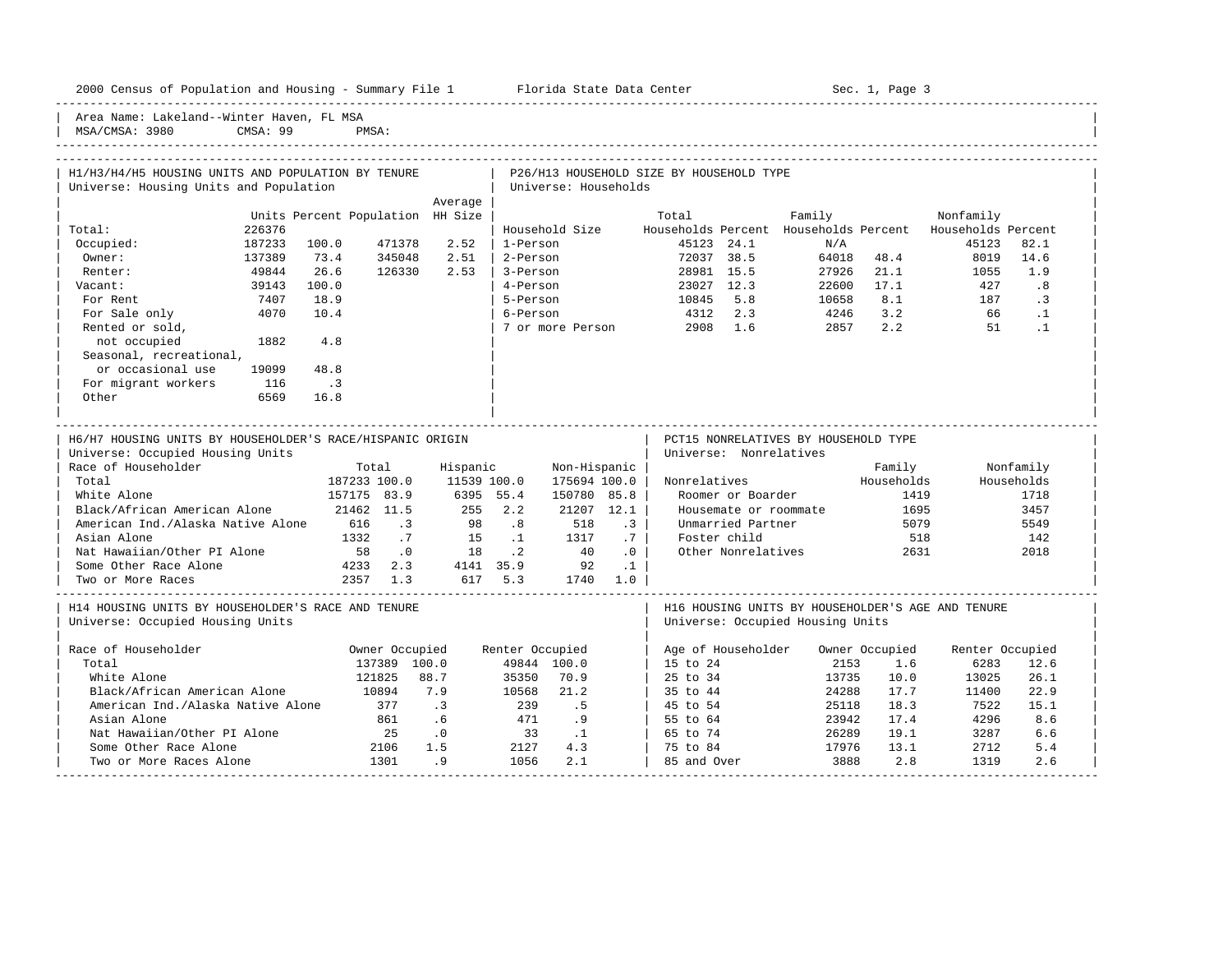2000 Census of Population and Housing - Summary File 1 — Florida State Data Center — Sec. 1, Page 3

Area Name: Lakeland--Winter Haven, FL MSA
MSA/CMSA: 3980 CMSA: 99 PMSA:

## H1/H3/H4/H5 HOUSING UNITS AND POPULATION BY TENURE

Universe: Housing Units and Population

| | Units | Percent | Population | Average HH Size |
|---|---|---|---|---|
| Total: | 226376 | | | |
| Occupied: | 187233 | 100.0 | 471378 | 2.52 |
| Owner: | 137389 | 73.4 | 345048 | 2.51 |
| Renter: | 49844 | 26.6 | 126330 | 2.53 |
| Vacant: | 39143 | 100.0 | | |
| For Rent | 7407 | 18.9 | | |
| For Sale only | 4070 | 10.4 | | |
| Rented or sold, not occupied | 1882 | 4.8 | | |
| Seasonal, recreational, or occasional use | 19099 | 48.8 | | |
| For migrant workers | 116 | .3 | | |
| Other | 6569 | 16.8 | | |

## P26/H13 HOUSEHOLD SIZE BY HOUSEHOLD TYPE

Universe: Households

| Household Size | Total Households | Percent | Family Households | Percent | Nonfamily Households | Percent |
|---|---|---|---|---|---|---|
| 1-Person | 45123 | 24.1 | N/A | | 45123 | 82.1 |
| 2-Person | 72037 | 38.5 | 64018 | 48.4 | 8019 | 14.6 |
| 3-Person | 28981 | 15.5 | 27926 | 21.1 | 1055 | 1.9 |
| 4-Person | 23027 | 12.3 | 22600 | 17.1 | 427 | .8 |
| 5-Person | 10845 | 5.8 | 10658 | 8.1 | 187 | .3 |
| 6-Person | 4312 | 2.3 | 4246 | 3.2 | 66 | .1 |
| 7 or more Person | 2908 | 1.6 | 2857 | 2.2 | 51 | .1 |

## H6/H7 HOUSING UNITS BY HOUSEHOLDER'S RACE/HISPANIC ORIGIN

Universe: Occupied Housing Units

| Race of Householder | Total | | Hispanic | | Non-Hispanic | |
|---|---|---|---|---|---|---|
| Total | 187233 | 100.0 | 11539 | 100.0 | 175694 | 100.0 |
| White Alone | 157175 | 83.9 | 6395 | 55.4 | 150780 | 85.8 |
| Black/African American Alone | 21462 | 11.5 | 255 | 2.2 | 21207 | 12.1 |
| American Ind./Alaska Native Alone | 616 | .3 | 98 | .8 | 518 | .3 |
| Asian Alone | 1332 | .7 | 15 | .1 | 1317 | .7 |
| Nat Hawaiian/Other PI Alone | 58 | .0 | 18 | .2 | 40 | .0 |
| Some Other Race Alone | 4233 | 2.3 | 4141 | 35.9 | 92 | .1 |
| Two or More Races | 2357 | 1.3 | 617 | 5.3 | 1740 | 1.0 |

## PCT15 NONRELATIVES BY HOUSEHOLD TYPE

Universe: Nonrelatives

| Nonrelatives | Family Households | Nonfamily Households |
|---|---|---|
| Roomer or Boarder | 1419 | 1718 |
| Housemate or roommate | 1695 | 3457 |
| Unmarried Partner | 5079 | 5549 |
| Foster child | 518 | 142 |
| Other Nonrelatives | 2631 | 2018 |

## H14 HOUSING UNITS BY HOUSEHOLDER'S RACE AND TENURE

Universe: Occupied Housing Units

| Race of Householder | Owner Occupied | | Renter Occupied | |
|---|---|---|---|---|
| Total | 137389 | 100.0 | 49844 | 100.0 |
| White Alone | 121825 | 88.7 | 35350 | 70.9 |
| Black/African American Alone | 10894 | 7.9 | 10568 | 21.2 |
| American Ind./Alaska Native Alone | 377 | .3 | 239 | .5 |
| Asian Alone | 861 | .6 | 471 | .9 |
| Nat Hawaiian/Other PI Alone | 25 | .0 | 33 | .1 |
| Some Other Race Alone | 2106 | 1.5 | 2127 | 4.3 |
| Two or More Races Alone | 1301 | .9 | 1056 | 2.1 |

## H16 HOUSING UNITS BY HOUSEHOLDER'S AGE AND TENURE

Universe: Occupied Housing Units

| Age of Householder | Owner Occupied | | Renter Occupied | |
|---|---|---|---|---|
| 15 to 24 | 2153 | 1.6 | 6283 | 12.6 |
| 25 to 34 | 13735 | 10.0 | 13025 | 26.1 |
| 35 to 44 | 24288 | 17.7 | 11400 | 22.9 |
| 45 to 54 | 25118 | 18.3 | 7522 | 15.1 |
| 55 to 64 | 23942 | 17.4 | 4296 | 8.6 |
| 65 to 74 | 26289 | 19.1 | 3287 | 6.6 |
| 75 to 84 | 17976 | 13.1 | 2712 | 5.4 |
| 85 and Over | 3888 | 2.8 | 1319 | 2.6 |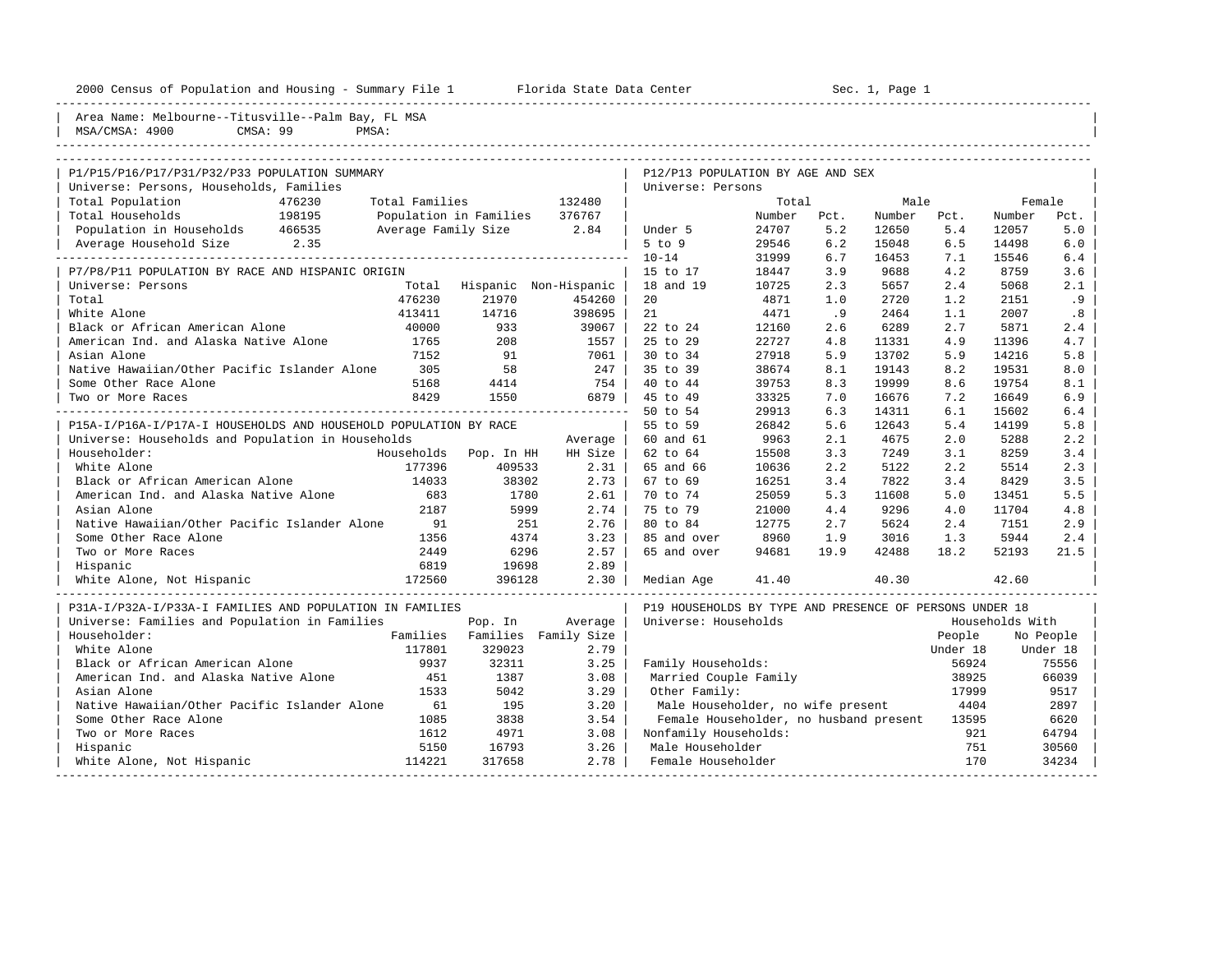2000 Census of Population and Housing - Summary File 1 Florida State Data Center Sec. 1, Page 1

Area Name: Melbourne--Titusville--Palm Bay, FL MSA
MSA/CMSA: 4900 CMSA: 99 PMSA:

## P1/P15/P16/P17/P31/P32/P33 POPULATION SUMMARY

Universe: Persons, Households, Families

| | | | |
|---|---|---|---|
| Total Population | 476230 | Total Families | 132480 |
| Total Households | 198195 | Population in Families | 376767 |
| Population in Households | 466535 | Average Family Size | 2.84 |
| Average Household Size | 2.35 | | |

## P7/P8/P11 POPULATION BY RACE AND HISPANIC ORIGIN

Universe: Persons

| | Total | Hispanic | Non-Hispanic |
|---|---|---|---|
| Total | 476230 | 21970 | 454260 |
| White Alone | 413411 | 14716 | 398695 |
| Black or African American Alone | 40000 | 933 | 39067 |
| American Ind. and Alaska Native Alone | 1765 | 208 | 1557 |
| Asian Alone | 7152 | 91 | 7061 |
| Native Hawaiian/Other Pacific Islander Alone | 305 | 58 | 247 |
| Some Other Race Alone | 5168 | 4414 | 754 |
| Two or More Races | 8429 | 1550 | 6879 |

## P15A-I/P16A-I/P17A-I HOUSEHOLDS AND HOUSEHOLD POPULATION BY RACE

Universe: Households and Population in Households

| Householder: | Households | Pop. In HH | Average HH Size |
|---|---|---|---|
| White Alone | 177396 | 409533 | 2.31 |
| Black or African American Alone | 14033 | 38302 | 2.73 |
| American Ind. and Alaska Native Alone | 683 | 1780 | 2.61 |
| Asian Alone | 2187 | 5999 | 2.74 |
| Native Hawaiian/Other Pacific Islander Alone | 91 | 251 | 2.76 |
| Some Other Race Alone | 1356 | 4374 | 3.23 |
| Two or More Races | 2449 | 6296 | 2.57 |
| Hispanic | 6819 | 19698 | 2.89 |
| White Alone, Not Hispanic | 172560 | 396128 | 2.30 |

## P31A-I/P32A-I/P33A-I FAMILIES AND POPULATION IN FAMILIES

Universe: Families and Population in Families

| Householder: | Families | Pop. In Families | Average Family Size |
|---|---|---|---|
| White Alone | 117801 | 329023 | 2.79 |
| Black or African American Alone | 9937 | 32311 | 3.25 |
| American Ind. and Alaska Native Alone | 451 | 1387 | 3.08 |
| Asian Alone | 1533 | 5042 | 3.29 |
| Native Hawaiian/Other Pacific Islander Alone | 61 | 195 | 3.20 |
| Some Other Race Alone | 1085 | 3838 | 3.54 |
| Two or More Races | 1612 | 4971 | 3.08 |
| Hispanic | 5150 | 16793 | 3.26 |
| White Alone, Not Hispanic | 114221 | 317658 | 2.78 |

## P12/P13 POPULATION BY AGE AND SEX

Universe: Persons

| | Total | | Male | | Female | |
|---|---|---|---|---|---|---|
| | Number | Pct. | Number | Pct. | Number | Pct. |
| Under 5 | 24707 | 5.2 | 12650 | 5.4 | 12057 | 5.0 |
| 5 to 9 | 29546 | 6.2 | 15048 | 6.5 | 14498 | 6.0 |
| 10-14 | 31999 | 6.7 | 16453 | 7.1 | 15546 | 6.4 |
| 15 to 17 | 18447 | 3.9 | 9688 | 4.2 | 8759 | 3.6 |
| 18 and 19 | 10725 | 2.3 | 5657 | 2.4 | 5068 | 2.1 |
| 20 | 4871 | 1.0 | 2720 | 1.2 | 2151 | .9 |
| 21 | 4471 | .9 | 2464 | 1.1 | 2007 | .8 |
| 22 to 24 | 12160 | 2.6 | 6289 | 2.7 | 5871 | 2.4 |
| 25 to 29 | 22727 | 4.8 | 11331 | 4.9 | 11396 | 4.7 |
| 30 to 34 | 27918 | 5.9 | 13702 | 5.9 | 14216 | 5.8 |
| 35 to 39 | 38674 | 8.1 | 19143 | 8.2 | 19531 | 8.0 |
| 40 to 44 | 39753 | 8.3 | 19999 | 8.6 | 19754 | 8.1 |
| 45 to 49 | 33325 | 7.0 | 16676 | 7.2 | 16649 | 6.9 |
| 50 to 54 | 29913 | 6.3 | 14311 | 6.1 | 15602 | 6.4 |
| 55 to 59 | 26842 | 5.6 | 12643 | 5.4 | 14199 | 5.8 |
| 60 and 61 | 9963 | 2.1 | 4675 | 2.0 | 5288 | 2.2 |
| 62 to 64 | 15508 | 3.3 | 7249 | 3.1 | 8259 | 3.4 |
| 65 and 66 | 10636 | 2.2 | 5122 | 2.2 | 5514 | 2.3 |
| 67 to 69 | 16251 | 3.4 | 7822 | 3.4 | 8429 | 3.5 |
| 70 to 74 | 25059 | 5.3 | 11608 | 5.0 | 13451 | 5.5 |
| 75 to 79 | 21000 | 4.4 | 9296 | 4.0 | 11704 | 4.8 |
| 80 to 84 | 12775 | 2.7 | 5624 | 2.4 | 7151 | 2.9 |
| 85 and over | 8960 | 1.9 | 3016 | 1.3 | 5944 | 2.4 |
| 65 and over | 94681 | 19.9 | 42488 | 18.2 | 52193 | 21.5 |
| Median Age | 41.40 | | 40.30 | | 42.60 | |

## P19 HOUSEHOLDS BY TYPE AND PRESENCE OF PERSONS UNDER 18

Universe: Households

| | Households With People Under 18 | Households With No People Under 18 |
|---|---|---|
| Family Households: | 56924 | 75556 |
| Married Couple Family | 38925 | 66039 |
| Other Family: | 17999 | 9517 |
| Male Householder, no wife present | 4404 | 2897 |
| Female Householder, no husband present | 13595 | 6620 |
| Nonfamily Households: | 921 | 64794 |
| Male Householder | 751 | 30560 |
| Female Householder | 170 | 34234 |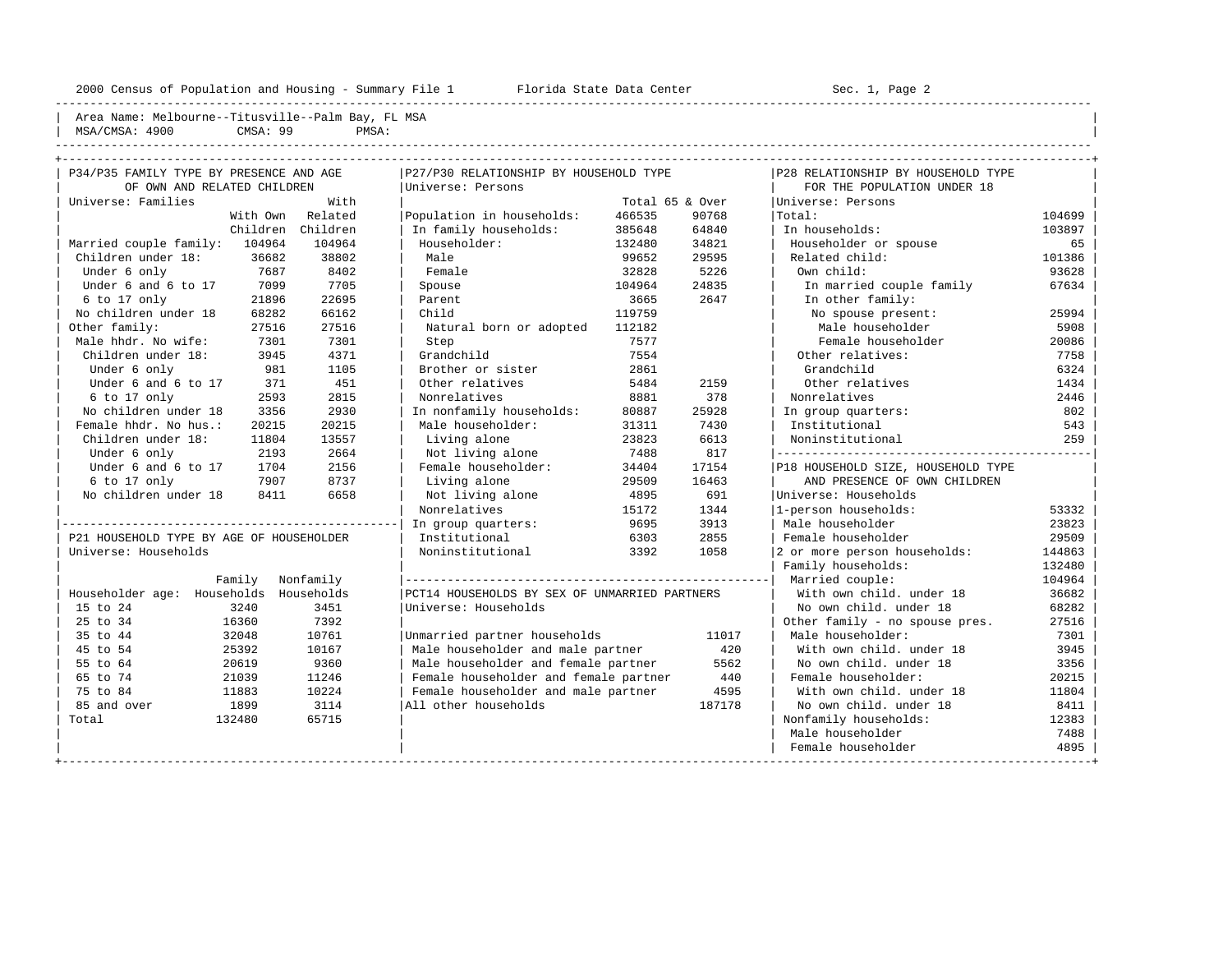Area Name: Melbourne--Titusville--Palm Bay, FL MSA
MSA/CMSA: 4900 CMSA: 99 PMSA:

## P34/P35 FAMILY TYPE BY PRESENCE AND AGE OF OWN AND RELATED CHILDREN

Universe: Families

| | With Own Children | With Related Children |
|---|---|---|
| Married couple family: | 104964 | 104964 |
| Children under 18: | 36682 | 38802 |
| Under 6 only | 7687 | 8402 |
| Under 6 and 6 to 17 | 7099 | 7705 |
| 6 to 17 only | 21896 | 22695 |
| No children under 18 | 68282 | 66162 |
| Other family: | 27516 | 27516 |
| Male hhdr. No wife: | 7301 | 7301 |
| Children under 18: | 3945 | 4371 |
| Under 6 only | 981 | 1105 |
| Under 6 and 6 to 17 | 371 | 451 |
| 6 to 17 only | 2593 | 2815 |
| No children under 18 | 3356 | 2930 |
| Female hhdr. No hus.: | 20215 | 20215 |
| Children under 18: | 11804 | 13557 |
| Under 6 only | 2193 | 2664 |
| Under 6 and 6 to 17 | 1704 | 2156 |
| 6 to 17 only | 7907 | 8737 |
| No children under 18 | 8411 | 6658 |

## P21 HOUSEHOLD TYPE BY AGE OF HOUSEHOLDER

Universe: Households

| Householder age: | Family Households | Nonfamily Households |
|---|---|---|
| 15 to 24 | 3240 | 3451 |
| 25 to 34 | 16360 | 7392 |
| 35 to 44 | 32048 | 10761 |
| 45 to 54 | 25392 | 10167 |
| 55 to 64 | 20619 | 9360 |
| 65 to 74 | 21039 | 11246 |
| 75 to 84 | 11883 | 10224 |
| 85 and over | 1899 | 3114 |
| Total | 132480 | 65715 |

## P27/P30 RELATIONSHIP BY HOUSEHOLD TYPE

Universe: Persons

| | Total | 65 & Over |
|---|---|---|
| Population in households: | 466535 | 90768 |
| In family households: | 385648 | 64840 |
| Householder: | 132480 | 34821 |
| Male | 99652 | 29595 |
| Female | 32828 | 5226 |
| Spouse | 104964 | 24835 |
| Parent | 3665 | 2647 |
| Child | 119759 | |
| Natural born or adopted | 112182 | |
| Step | 7577 | |
| Grandchild | 7554 | |
| Brother or sister | 2861 | |
| Other relatives | 5484 | 2159 |
| Nonrelatives | 8881 | 378 |
| In nonfamily households: | 80887 | 25928 |
| Male householder: | 31311 | 7430 |
| Living alone | 23823 | 6613 |
| Not living alone | 7488 | 817 |
| Female householder: | 34404 | 17154 |
| Living alone | 29509 | 16463 |
| Not living alone | 4895 | 691 |
| Nonrelatives | 15172 | 1344 |
| In group quarters: | 9695 | 3913 |
| Institutional | 6303 | 2855 |
| Noninstitutional | 3392 | 1058 |

## PCT14 HOUSEHOLDS BY SEX OF UNMARRIED PARTNERS

Universe: Households

| | |
|---|---|
| Unmarried partner households | 11017 |
| Male householder and male partner | 420 |
| Male householder and female partner | 5562 |
| Female householder and female partner | 440 |
| Female householder and male partner | 4595 |
| All other households | 187178 |

## P28 RELATIONSHIP BY HOUSEHOLD TYPE FOR THE POPULATION UNDER 18

Universe: Persons

| | |
|---|---|
| Total: | 104699 |
| In households: | 103897 |
| Householder or spouse | 65 |
| Related child: | 101386 |
| Own child: | 93628 |
| In married couple family | 67634 |
| In other family: | |
| No spouse present: | 25994 |
| Male householder | 5908 |
| Female householder | 20086 |
| Other relatives: | 7758 |
| Grandchild | 6324 |
| Other relatives | 1434 |
| Nonrelatives | 2446 |
| In group quarters: | 802 |
| Institutional | 543 |
| Noninstitutional | 259 |

## P18 HOUSEHOLD SIZE, HOUSEHOLD TYPE AND PRESENCE OF OWN CHILDREN

Universe: Households

| | |
|---|---|
| 1-person households: | 53332 |
| Male householder | 23823 |
| Female householder | 29509 |
| 2 or more person households: | 144863 |
| Family households: | 132480 |
| Married couple: | 104964 |
| With own child. under 18 | 36682 |
| No own child. under 18 | 68282 |
| Other family - no spouse pres. | 27516 |
| Male householder: | 7301 |
| With own child. under 18 | 3945 |
| No own child. under 18 | 3356 |
| Female householder: | 20215 |
| With own child. under 18 | 11804 |
| No own child. under 18 | 8411 |
| Nonfamily households: | 12383 |
| Male householder | 7488 |
| Female householder | 4895 |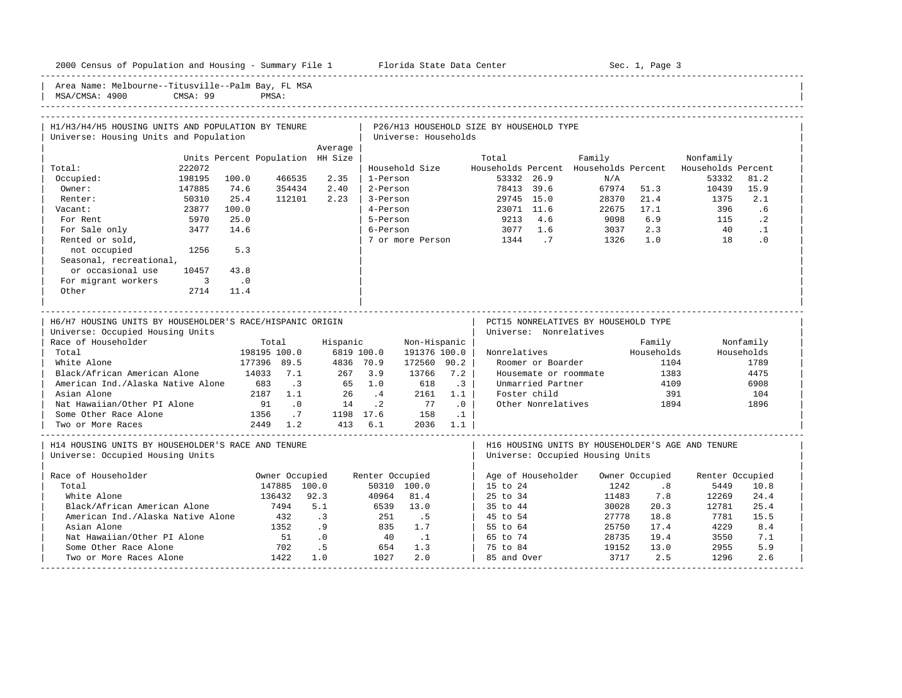2000 Census of Population and Housing - Summary File 1 Florida State Data Center Sec. 1, Page 3

Area Name: Melbourne--Titusville--Palm Bay, FL MSA
MSA/CMSA: 4900 CMSA: 99 PMSA:

## H1/H3/H4/H5 HOUSING UNITS AND POPULATION BY TENURE

Universe: Housing Units and Population

| | Units | Percent | Population | Average HH Size |
|---|---|---|---|---|
| Total: | 222072 | | | |
| Occupied: | 198195 | 100.0 | 466535 | 2.35 |
| Owner: | 147885 | 74.6 | 354434 | 2.40 |
| Renter: | 50310 | 25.4 | 112101 | 2.23 |
| Vacant: | 23877 | 100.0 | | |
| For Rent | 5970 | 25.0 | | |
| For Sale only | 3477 | 14.6 | | |
| Rented or sold, not occupied | 1256 | 5.3 | | |
| Seasonal, recreational, or occasional use | 10457 | 43.8 | | |
| For migrant workers | 3 | .0 | | |
| Other | 2714 | 11.4 | | |

## P26/H13 HOUSEHOLD SIZE BY HOUSEHOLD TYPE

Universe: Households

| Household Size | Total Households | Percent | Family Households | Percent | Nonfamily Households | Percent |
|---|---|---|---|---|---|---|
| 1-Person | 53332 | 26.9 | N/A | | 53332 | 81.2 |
| 2-Person | 78413 | 39.6 | 67974 | 51.3 | 10439 | 15.9 |
| 3-Person | 29745 | 15.0 | 28370 | 21.4 | 1375 | 2.1 |
| 4-Person | 23071 | 11.6 | 22675 | 17.1 | 396 | .6 |
| 5-Person | 9213 | 4.6 | 9098 | 6.9 | 115 | .2 |
| 6-Person | 3077 | 1.6 | 3037 | 2.3 | 40 | .1 |
| 7 or more Person | 1344 | .7 | 1326 | 1.0 | 18 | .0 |

## H6/H7 HOUSING UNITS BY HOUSEHOLDER'S RACE/HISPANIC ORIGIN

Universe: Occupied Housing Units

| Race of Householder | Total | | Hispanic | | Non-Hispanic | |
|---|---|---|---|---|---|---|
| Total | 198195 | 100.0 | 6819 | 100.0 | 191376 | 100.0 |
| White Alone | 177396 | 89.5 | 4836 | 70.9 | 172560 | 90.2 |
| Black/African American Alone | 14033 | 7.1 | 267 | 3.9 | 13766 | 7.2 |
| American Ind./Alaska Native Alone | 683 | .3 | 65 | 1.0 | 618 | .3 |
| Asian Alone | 2187 | 1.1 | 26 | .4 | 2161 | 1.1 |
| Nat Hawaiian/Other PI Alone | 91 | .0 | 14 | .2 | 77 | .0 |
| Some Other Race Alone | 1356 | .7 | 1198 | 17.6 | 158 | .1 |
| Two or More Races | 2449 | 1.2 | 413 | 6.1 | 2036 | 1.1 |

## PCT15 NONRELATIVES BY HOUSEHOLD TYPE

Universe: Nonrelatives

| Nonrelatives | Family Households | Nonfamily Households |
|---|---|---|
| Roomer or Boarder | 1104 | 1789 |
| Housemate or roommate | 1383 | 4475 |
| Unmarried Partner | 4109 | 6908 |
| Foster child | 391 | 104 |
| Other Nonrelatives | 1894 | 1896 |

## H14 HOUSING UNITS BY HOUSEHOLDER'S RACE AND TENURE

Universe: Occupied Housing Units

| Race of Householder | Owner Occupied | | Renter Occupied | |
|---|---|---|---|---|
| Total | 147885 | 100.0 | 50310 | 100.0 |
| White Alone | 136432 | 92.3 | 40964 | 81.4 |
| Black/African American Alone | 7494 | 5.1 | 6539 | 13.0 |
| American Ind./Alaska Native Alone | 432 | .3 | 251 | .5 |
| Asian Alone | 1352 | .9 | 835 | 1.7 |
| Nat Hawaiian/Other PI Alone | 51 | .0 | 40 | .1 |
| Some Other Race Alone | 702 | .5 | 654 | 1.3 |
| Two or More Races Alone | 1422 | 1.0 | 1027 | 2.0 |

## H16 HOUSING UNITS BY HOUSEHOLDER'S AGE AND TENURE

Universe: Occupied Housing Units

| Age of Householder | Owner Occupied | | Renter Occupied | |
|---|---|---|---|---|
| 15 to 24 | 1242 | .8 | 5449 | 10.8 |
| 25 to 34 | 11483 | 7.8 | 12269 | 24.4 |
| 35 to 44 | 30028 | 20.3 | 12781 | 25.4 |
| 45 to 54 | 27778 | 18.8 | 7781 | 15.5 |
| 55 to 64 | 25750 | 17.4 | 4229 | 8.4 |
| 65 to 74 | 28735 | 19.4 | 3550 | 7.1 |
| 75 to 84 | 19152 | 13.0 | 2955 | 5.9 |
| 85 and Over | 3717 | 2.5 | 1296 | 2.6 |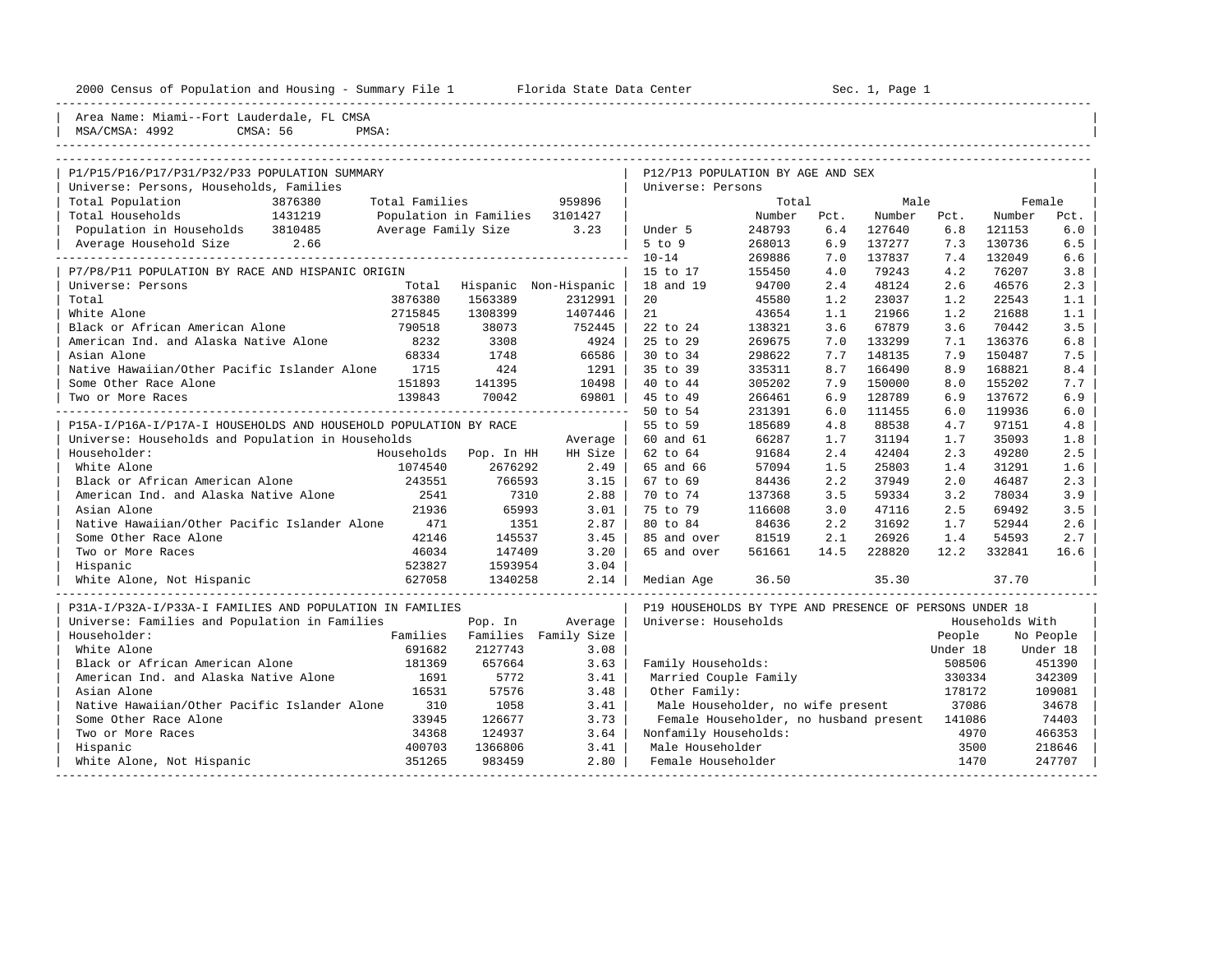2000 Census of Population and Housing - Summary File 1 Florida State Data Center Sec. 1, Page 1

Area Name: Miami--Fort Lauderdale, FL CMSA
MSA/CMSA: 4992 CMSA: 56 PMSA:

## P1/P15/P16/P17/P31/P32/P33 POPULATION SUMMARY

Universe: Persons, Households, Families

| | | | |
|---|---|---|---|
| Total Population | 3876380 | Total Families | 959896 |
| Total Households | 1431219 | Population in Families | 3101427 |
| Population in Households | 3810485 | Average Family Size | 3.23 |
| Average Household Size | 2.66 | | |

## P7/P8/P11 POPULATION BY RACE AND HISPANIC ORIGIN

Universe: Persons

| | Total | Hispanic | Non-Hispanic |
|---|---|---|---|
| Total | 3876380 | 1563389 | 2312991 |
| White Alone | 2715845 | 1308399 | 1407446 |
| Black or African American Alone | 790518 | 38073 | 752445 |
| American Ind. and Alaska Native Alone | 8232 | 3308 | 4924 |
| Asian Alone | 68334 | 1748 | 66586 |
| Native Hawaiian/Other Pacific Islander Alone | 1715 | 424 | 1291 |
| Some Other Race Alone | 151893 | 141395 | 10498 |
| Two or More Races | 139843 | 70042 | 69801 |

## P15A-I/P16A-I/P17A-I HOUSEHOLDS AND HOUSEHOLD POPULATION BY RACE

Universe: Households and Population in Households

| Householder: | Households | Pop. In HH | Average HH Size |
|---|---|---|---|
| White Alone | 1074540 | 2676292 | 2.49 |
| Black or African American Alone | 243551 | 766593 | 3.15 |
| American Ind. and Alaska Native Alone | 2541 | 7310 | 2.88 |
| Asian Alone | 21936 | 65993 | 3.01 |
| Native Hawaiian/Other Pacific Islander Alone | 471 | 1351 | 2.87 |
| Some Other Race Alone | 42146 | 145537 | 3.45 |
| Two or More Races | 46034 | 147409 | 3.20 |
| Hispanic | 523827 | 1593954 | 3.04 |
| White Alone, Not Hispanic | 627058 | 1340258 | 2.14 |

## P31A-I/P32A-I/P33A-I FAMILIES AND POPULATION IN FAMILIES

Universe: Families and Population in Families

| Householder: | Families | Pop. In Families | Average Family Size |
|---|---|---|---|
| White Alone | 691682 | 2127743 | 3.08 |
| Black or African American Alone | 181369 | 657664 | 3.63 |
| American Ind. and Alaska Native Alone | 1691 | 5772 | 3.41 |
| Asian Alone | 16531 | 57576 | 3.48 |
| Native Hawaiian/Other Pacific Islander Alone | 310 | 1058 | 3.41 |
| Some Other Race Alone | 33945 | 126677 | 3.73 |
| Two or More Races | 34368 | 124937 | 3.64 |
| Hispanic | 400703 | 1366806 | 3.41 |
| White Alone, Not Hispanic | 351265 | 983459 | 2.80 |

## P12/P13 POPULATION BY AGE AND SEX

Universe: Persons

| | Total Number | Total Pct. | Male Number | Male Pct. | Female Number | Female Pct. |
|---|---|---|---|---|---|---|
| Under 5 | 248793 | 6.4 | 127640 | 6.8 | 121153 | 6.0 |
| 5 to 9 | 268013 | 6.9 | 137277 | 7.3 | 130736 | 6.5 |
| 10-14 | 269886 | 7.0 | 137837 | 7.4 | 132049 | 6.6 |
| 15 to 17 | 155450 | 4.0 | 79243 | 4.2 | 76207 | 3.8 |
| 18 and 19 | 94700 | 2.4 | 48124 | 2.6 | 46576 | 2.3 |
| 20 | 45580 | 1.2 | 23037 | 1.2 | 22543 | 1.1 |
| 21 | 43654 | 1.1 | 21966 | 1.2 | 21688 | 1.1 |
| 22 to 24 | 138321 | 3.6 | 67879 | 3.6 | 70442 | 3.5 |
| 25 to 29 | 269675 | 7.0 | 133299 | 7.1 | 136376 | 6.8 |
| 30 to 34 | 298622 | 7.7 | 148135 | 7.9 | 150487 | 7.5 |
| 35 to 39 | 335311 | 8.7 | 166490 | 8.9 | 168821 | 8.4 |
| 40 to 44 | 305202 | 7.9 | 150000 | 8.0 | 155202 | 7.7 |
| 45 to 49 | 266461 | 6.9 | 128789 | 6.9 | 137672 | 6.9 |
| 50 to 54 | 231391 | 6.0 | 111455 | 6.0 | 119936 | 6.0 |
| 55 to 59 | 185689 | 4.8 | 88538 | 4.7 | 97151 | 4.8 |
| 60 and 61 | 66287 | 1.7 | 31194 | 1.7 | 35093 | 1.8 |
| 62 to 64 | 91684 | 2.4 | 42404 | 2.3 | 49280 | 2.5 |
| 65 and 66 | 57094 | 1.5 | 25803 | 1.4 | 31291 | 1.6 |
| 67 to 69 | 84436 | 2.2 | 37949 | 2.0 | 46487 | 2.3 |
| 70 to 74 | 137368 | 3.5 | 59334 | 3.2 | 78034 | 3.9 |
| 75 to 79 | 116608 | 3.0 | 47116 | 2.5 | 69492 | 3.5 |
| 80 to 84 | 84636 | 2.2 | 31692 | 1.7 | 52944 | 2.6 |
| 85 and over | 81519 | 2.1 | 26926 | 1.4 | 54593 | 2.7 |
| 65 and over | 561661 | 14.5 | 228820 | 12.2 | 332841 | 16.6 |
| Median Age | 36.50 | | 35.30 | | 37.70 | |

## P19 HOUSEHOLDS BY TYPE AND PRESENCE OF PERSONS UNDER 18

Universe: Households

| | Households With People Under 18 | Households With No People Under 18 |
|---|---|---|
| Family Households: | 508506 | 451390 |
| Married Couple Family | 330334 | 342309 |
| Other Family: | 178172 | 109081 |
| Male Householder, no wife present | 37086 | 34678 |
| Female Householder, no husband present | 141086 | 74403 |
| Nonfamily Households: | 4970 | 466353 |
| Male Householder | 3500 | 218646 |
| Female Householder | 1470 | 247707 |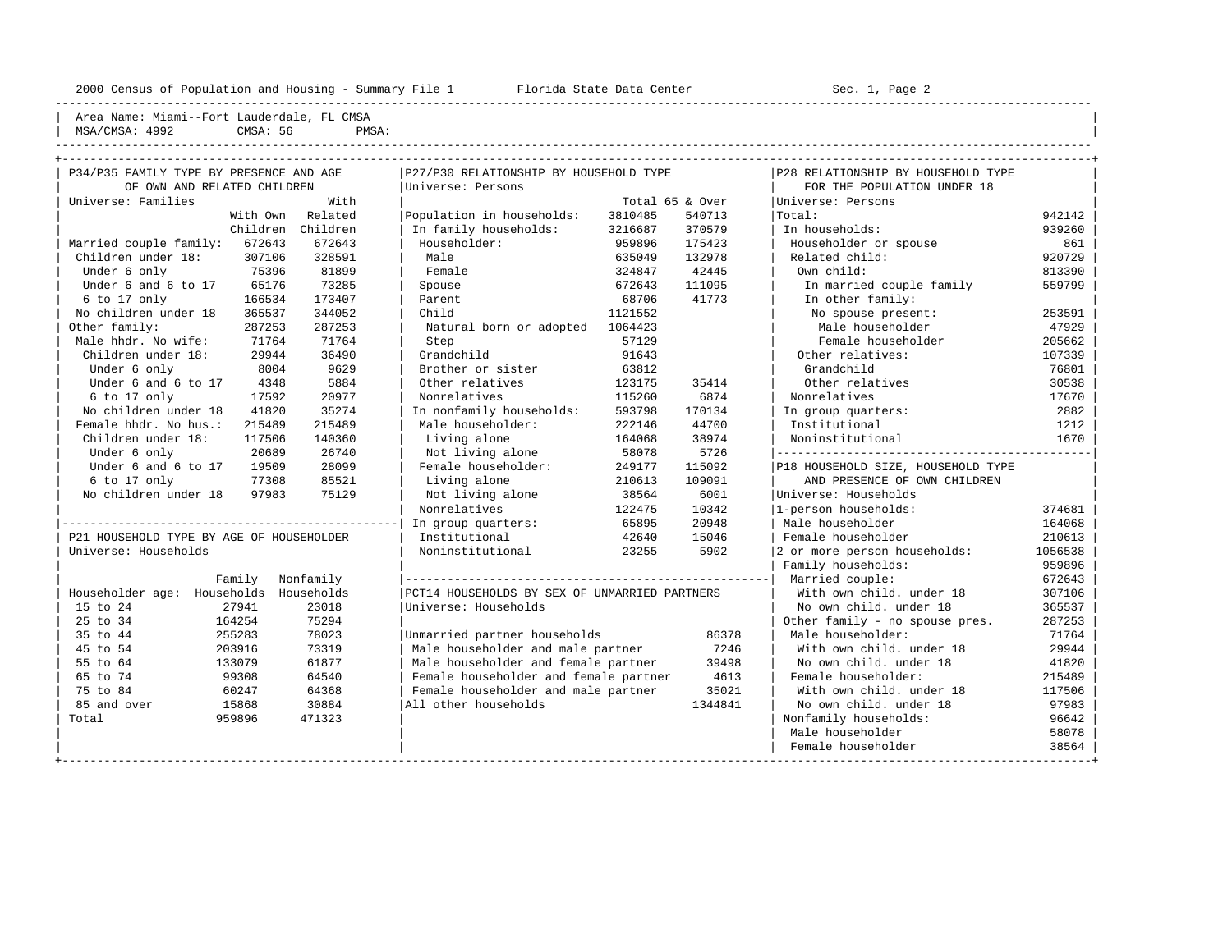Area Name: Miami--Fort Lauderdale, FL CMSA
MSA/CMSA: 4992 CMSA: 56 PMSA:

### P34/P35 FAMILY TYPE BY PRESENCE AND AGE OF OWN AND RELATED CHILDREN

Universe: Families

| | With Own Children | With Related Children |
|---|---|---|
| Married couple family: | 672643 | 672643 |
| Children under 18: | 307106 | 328591 |
| Under 6 only | 75396 | 81899 |
| Under 6 and 6 to 17 | 65176 | 73285 |
| 6 to 17 only | 166534 | 173407 |
| No children under 18 | 365537 | 344052 |
| Other family: | 287253 | 287253 |
| Male hhdr. No wife: | 71764 | 71764 |
| Children under 18: | 29944 | 36490 |
| Under 6 only | 8004 | 9629 |
| Under 6 and 6 to 17 | 4348 | 5884 |
| 6 to 17 only | 17592 | 20977 |
| No children under 18 | 41820 | 35274 |
| Female hhdr. No hus.: | 215489 | 215489 |
| Children under 18: | 117506 | 140360 |
| Under 6 only | 20689 | 26740 |
| Under 6 and 6 to 17 | 19509 | 28099 |
| 6 to 17 only | 77308 | 85521 |
| No children under 18 | 97983 | 75129 |

### P21 HOUSEHOLD TYPE BY AGE OF HOUSEHOLDER

Universe: Households

| Householder age: | Family Households | Nonfamily Households |
|---|---|---|
| 15 to 24 | 27941 | 23018 |
| 25 to 34 | 164254 | 75294 |
| 35 to 44 | 255283 | 78023 |
| 45 to 54 | 203916 | 73319 |
| 55 to 64 | 133079 | 61877 |
| 65 to 74 | 99308 | 64540 |
| 75 to 84 | 60247 | 64368 |
| 85 and over | 15868 | 30884 |
| Total | 959896 | 471323 |

### P27/P30 RELATIONSHIP BY HOUSEHOLD TYPE

Universe: Persons

| | Total | 65 & Over |
|---|---|---|
| Population in households: | 3810485 | 540713 |
| In family households: | 3216687 | 370579 |
| Householder: | 959896 | 175423 |
| Male | 635049 | 132978 |
| Female | 324847 | 42445 |
| Spouse | 672643 | 111095 |
| Parent | 68706 | 41773 |
| Child | 1121552 | |
| Natural born or adopted | 1064423 | |
| Step | 57129 | |
| Grandchild | 91643 | |
| Brother or sister | 63812 | |
| Other relatives | 123175 | 35414 |
| Nonrelatives | 115260 | 6874 |
| In nonfamily households: | 593798 | 170134 |
| Male householder: | 222146 | 44700 |
| Living alone | 164068 | 38974 |
| Not living alone | 58078 | 5726 |
| Female householder: | 249177 | 115092 |
| Living alone | 210613 | 109091 |
| Not living alone | 38564 | 6001 |
| Nonrelatives | 122475 | 10342 |
| In group quarters: | 65895 | 20948 |
| Institutional | 42640 | 15046 |
| Noninstitutional | 23255 | 5902 |

### PCT14 HOUSEHOLDS BY SEX OF UNMARRIED PARTNERS

Universe: Households

| | |
|---|---|
| Unmarried partner households | 86378 |
| Male householder and male partner | 7246 |
| Male householder and female partner | 39498 |
| Female householder and female partner | 4613 |
| Female householder and male partner | 35021 |
| All other households | 1344841 |

### P28 RELATIONSHIP BY HOUSEHOLD TYPE FOR THE POPULATION UNDER 18

Universe: Persons

| | |
|---|---|
| Total: | 942142 |
| In households: | 939260 |
| Householder or spouse | 861 |
| Related child: | 920729 |
| Own child: | 813390 |
| In married couple family | 559799 |
| In other family: | |
| No spouse present: | 253591 |
| Male householder | 47929 |
| Female householder | 205662 |
| Other relatives: | 107339 |
| Grandchild | 76801 |
| Other relatives | 30538 |
| Nonrelatives | 17670 |
| In group quarters: | 2882 |
| Institutional | 1212 |
| Noninstitutional | 1670 |

### P18 HOUSEHOLD SIZE, HOUSEHOLD TYPE AND PRESENCE OF OWN CHILDREN

Universe: Households

| | |
|---|---|
| 1-person households: | 374681 |
| Male householder | 164068 |
| Female householder | 210613 |
| 2 or more person households: | 1056538 |
| Family households: | 959896 |
| Married couple: | 672643 |
| With own child. under 18 | 307106 |
| No own child. under 18 | 365537 |
| Other family - no spouse pres. | 287253 |
| Male householder: | 71764 |
| With own child. under 18 | 29944 |
| No own child. under 18 | 41820 |
| Female householder: | 215489 |
| With own child. under 18 | 117506 |
| No own child. under 18 | 97983 |
| Nonfamily households: | 96642 |
| Male householder | 58078 |
| Female householder | 38564 |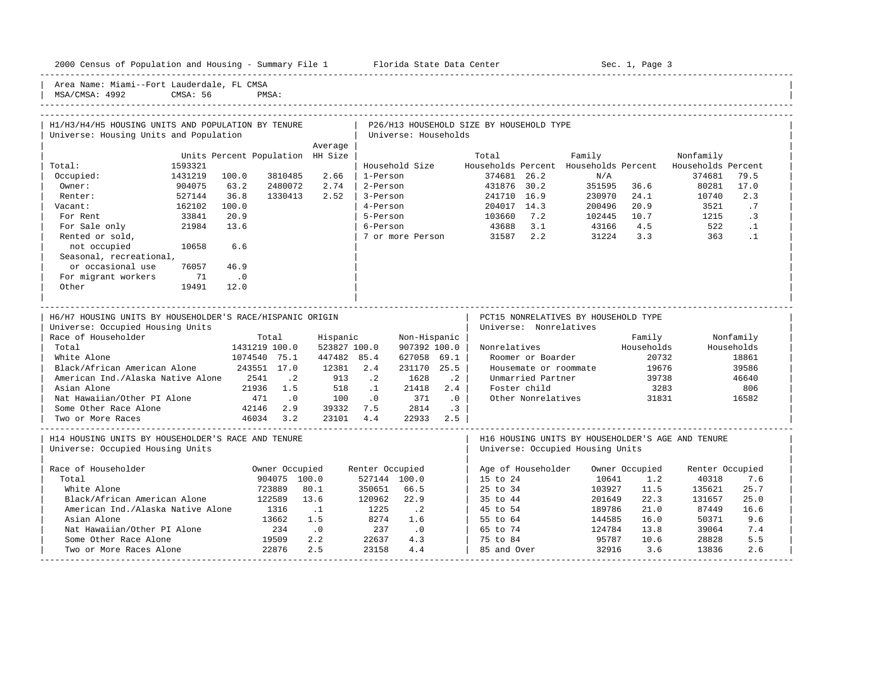2000 Census of Population and Housing - Summary File 1 Florida State Data Center Sec. 1, Page 3

Area Name: Miami--Fort Lauderdale, FL CMSA
MSA/CMSA: 4992 CMSA: 56 PMSA:

## H1/H3/H4/H5 HOUSING UNITS AND POPULATION BY TENURE
Universe: Housing Units and Population

| | Units | Percent | Population | Average HH Size |
|---|---|---|---|---|
| Total: | 1593321 | | | |
| Occupied: | 1431219 | 100.0 | 3810485 | 2.66 |
| Owner: | 904075 | 63.2 | 2480072 | 2.74 |
| Renter: | 527144 | 36.8 | 1330413 | 2.52 |
| Vacant: | 162102 | 100.0 | | |
| For Rent | 33841 | 20.9 | | |
| For Sale only | 21984 | 13.6 | | |
| Rented or sold, not occupied | 10658 | 6.6 | | |
| Seasonal, recreational, or occasional use | 76057 | 46.9 | | |
| For migrant workers | 71 | .0 | | |
| Other | 19491 | 12.0 | | |

## P26/H13 HOUSEHOLD SIZE BY HOUSEHOLD TYPE
Universe: Households

| Household Size | Total Households | Percent | Family Households | Percent | Nonfamily Households | Percent |
|---|---|---|---|---|---|---|
| 1-Person | 374681 | 26.2 | N/A | | 374681 | 79.5 |
| 2-Person | 431876 | 30.2 | 351595 | 36.6 | 80281 | 17.0 |
| 3-Person | 241710 | 16.9 | 230970 | 24.1 | 10740 | 2.3 |
| 4-Person | 204017 | 14.3 | 200496 | 20.9 | 3521 | .7 |
| 5-Person | 103660 | 7.2 | 102445 | 10.7 | 1215 | .3 |
| 6-Person | 43688 | 3.1 | 43166 | 4.5 | 522 | .1 |
| 7 or more Person | 31587 | 2.2 | 31224 | 3.3 | 363 | .1 |

## H6/H7 HOUSING UNITS BY HOUSEHOLDER'S RACE/HISPANIC ORIGIN
Universe: Occupied Housing Units

| Race of Householder | Total | | Hispanic | | Non-Hispanic | |
|---|---|---|---|---|---|---|
| Total | 1431219 | 100.0 | 523827 | 100.0 | 907392 | 100.0 |
| White Alone | 1074540 | 75.1 | 447482 | 85.4 | 627058 | 69.1 |
| Black/African American Alone | 243551 | 17.0 | 12381 | 2.4 | 231170 | 25.5 |
| American Ind./Alaska Native Alone | 2541 | .2 | 913 | .2 | 1628 | .2 |
| Asian Alone | 21936 | 1.5 | 518 | .1 | 21418 | 2.4 |
| Nat Hawaiian/Other PI Alone | 471 | .0 | 100 | .0 | 371 | .0 |
| Some Other Race Alone | 42146 | 2.9 | 39332 | 7.5 | 2814 | .3 |
| Two or More Races | 46034 | 3.2 | 23101 | 4.4 | 22933 | 2.5 |

## PCT15 NONRELATIVES BY HOUSEHOLD TYPE
Universe: Nonrelatives

| Nonrelatives | Family Households | Nonfamily Households |
|---|---|---|
| Roomer or Boarder | 20732 | 18861 |
| Housemate or roommate | 19676 | 39586 |
| Unmarried Partner | 39738 | 46640 |
| Foster child | 3283 | 806 |
| Other Nonrelatives | 31831 | 16582 |

## H14 HOUSING UNITS BY HOUSEHOLDER'S RACE AND TENURE
Universe: Occupied Housing Units

| Race of Householder | Owner Occupied | | Renter Occupied | |
|---|---|---|---|---|
| Total | 904075 | 100.0 | 527144 | 100.0 |
| White Alone | 723889 | 80.1 | 350651 | 66.5 |
| Black/African American Alone | 122589 | 13.6 | 120962 | 22.9 |
| American Ind./Alaska Native Alone | 1316 | .1 | 1225 | .2 |
| Asian Alone | 13662 | 1.5 | 8274 | 1.6 |
| Nat Hawaiian/Other PI Alone | 234 | .0 | 237 | .0 |
| Some Other Race Alone | 19509 | 2.2 | 22637 | 4.3 |
| Two or More Races Alone | 22876 | 2.5 | 23158 | 4.4 |

## H16 HOUSING UNITS BY HOUSEHOLDER'S AGE AND TENURE
Universe: Occupied Housing Units

| Age of Householder | Owner Occupied | | Renter Occupied | |
|---|---|---|---|---|
| 15 to 24 | 10641 | 1.2 | 40318 | 7.6 |
| 25 to 34 | 103927 | 11.5 | 135621 | 25.7 |
| 35 to 44 | 201649 | 22.3 | 131657 | 25.0 |
| 45 to 54 | 189786 | 21.0 | 87449 | 16.6 |
| 55 to 64 | 144585 | 16.0 | 50371 | 9.6 |
| 65 to 74 | 124784 | 13.8 | 39064 | 7.4 |
| 75 to 84 | 95787 | 10.6 | 28828 | 5.5 |
| 85 and Over | 32916 | 3.6 | 13836 | 2.6 |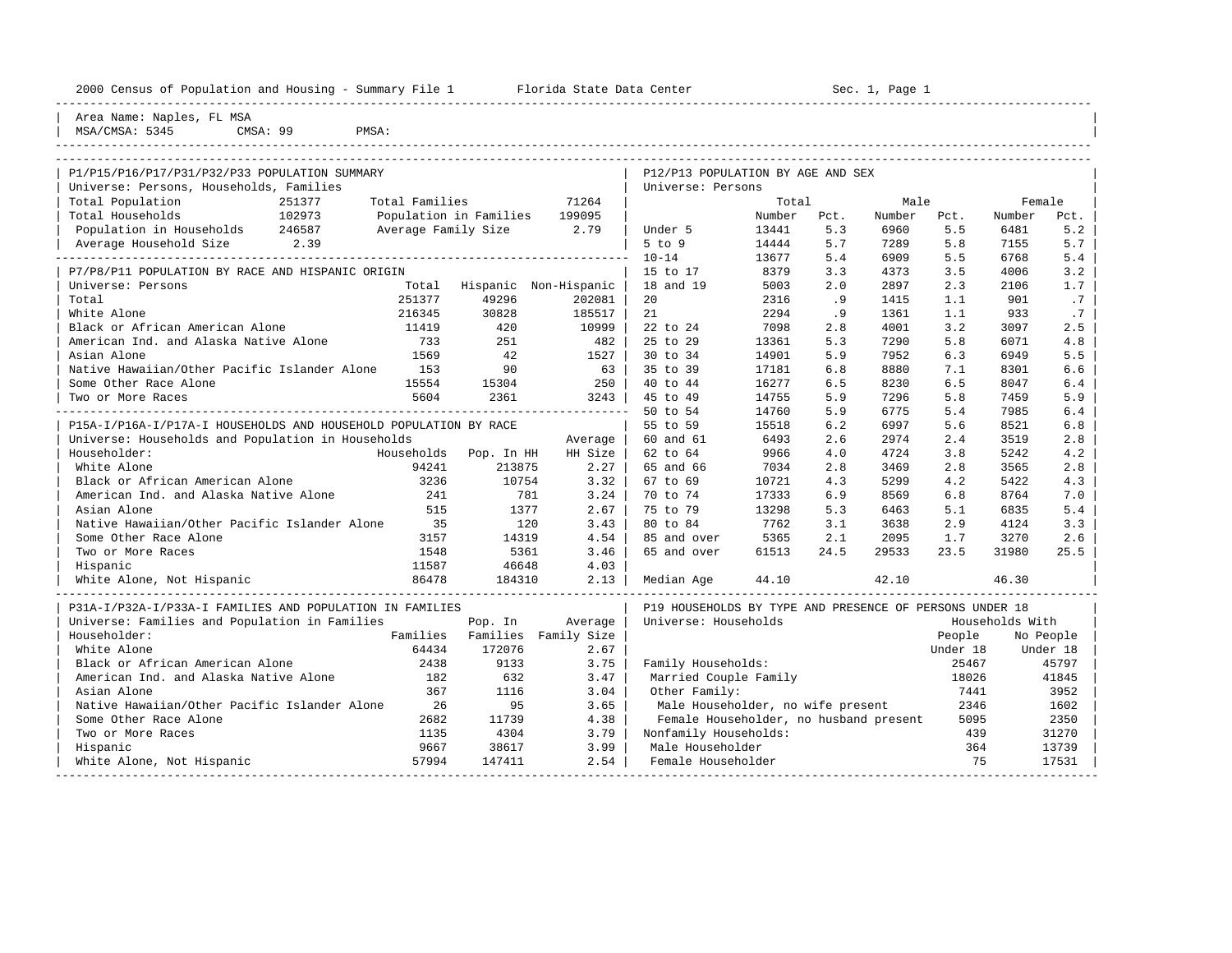2000 Census of Population and Housing - Summary File 1 Florida State Data Center Sec. 1, Page 1

Area Name: Naples, FL MSA
MSA/CMSA: 5345 CMSA: 99 PMSA:

## P1/P15/P16/P17/P31/P32/P33 POPULATION SUMMARY

Universe: Persons, Households, Families

| | | | |
|---|---|---|---|
| Total Population | 251377 | Total Families | 71264 |
| Total Households | 102973 | Population in Families | 199095 |
| Population in Households | 246587 | Average Family Size | 2.79 |
| Average Household Size | 2.39 | | |

## P7/P8/P11 POPULATION BY RACE AND HISPANIC ORIGIN

Universe: Persons

| | Total | Hispanic | Non-Hispanic |
|---|---|---|---|
| Total | 251377 | 49296 | 202081 |
| White Alone | 216345 | 30828 | 185517 |
| Black or African American Alone | 11419 | 420 | 10999 |
| American Ind. and Alaska Native Alone | 733 | 251 | 482 |
| Asian Alone | 1569 | 42 | 1527 |
| Native Hawaiian/Other Pacific Islander Alone | 153 | 90 | 63 |
| Some Other Race Alone | 15554 | 15304 | 250 |
| Two or More Races | 5604 | 2361 | 3243 |

## P15A-I/P16A-I/P17A-I HOUSEHOLDS AND HOUSEHOLD POPULATION BY RACE

Universe: Households and Population in Households

| Householder: | Households | Pop. In HH | Average HH Size |
|---|---|---|---|
| White Alone | 94241 | 213875 | 2.27 |
| Black or African American Alone | 3236 | 10754 | 3.32 |
| American Ind. and Alaska Native Alone | 241 | 781 | 3.24 |
| Asian Alone | 515 | 1377 | 2.67 |
| Native Hawaiian/Other Pacific Islander Alone | 35 | 120 | 3.43 |
| Some Other Race Alone | 3157 | 14319 | 4.54 |
| Two or More Races | 1548 | 5361 | 3.46 |
| Hispanic | 11587 | 46648 | 4.03 |
| White Alone, Not Hispanic | 86478 | 184310 | 2.13 |

## P31A-I/P32A-I/P33A-I FAMILIES AND POPULATION IN FAMILIES

Universe: Families and Population in Families

| Householder: | Families | Pop. In Families | Average Family Size |
|---|---|---|---|
| White Alone | 64434 | 172076 | 2.67 |
| Black or African American Alone | 2438 | 9133 | 3.75 |
| American Ind. and Alaska Native Alone | 182 | 632 | 3.47 |
| Asian Alone | 367 | 1116 | 3.04 |
| Native Hawaiian/Other Pacific Islander Alone | 26 | 95 | 3.65 |
| Some Other Race Alone | 2682 | 11739 | 4.38 |
| Two or More Races | 1135 | 4304 | 3.79 |
| Hispanic | 9667 | 38617 | 3.99 |
| White Alone, Not Hispanic | 57994 | 147411 | 2.54 |

## P12/P13 POPULATION BY AGE AND SEX

Universe: Persons

| | Total Number | Total Pct. | Male Number | Male Pct. | Female Number | Female Pct. |
|---|---|---|---|---|---|---|
| Under 5 | 13441 | 5.3 | 6960 | 5.5 | 6481 | 5.2 |
| 5 to 9 | 14444 | 5.7 | 7289 | 5.8 | 7155 | 5.7 |
| 10-14 | 13677 | 5.4 | 6909 | 5.5 | 6768 | 5.4 |
| 15 to 17 | 8379 | 3.3 | 4373 | 3.5 | 4006 | 3.2 |
| 18 and 19 | 5003 | 2.0 | 2897 | 2.3 | 2106 | 1.7 |
| 20 | 2316 | .9 | 1415 | 1.1 | 901 | .7 |
| 21 | 2294 | .9 | 1361 | 1.1 | 933 | .7 |
| 22 to 24 | 7098 | 2.8 | 4001 | 3.2 | 3097 | 2.5 |
| 25 to 29 | 13361 | 5.3 | 7290 | 5.8 | 6071 | 4.8 |
| 30 to 34 | 14901 | 5.9 | 7952 | 6.3 | 6949 | 5.5 |
| 35 to 39 | 17181 | 6.8 | 8880 | 7.1 | 8301 | 6.6 |
| 40 to 44 | 16277 | 6.5 | 8230 | 6.5 | 8047 | 6.4 |
| 45 to 49 | 14755 | 5.9 | 7296 | 5.8 | 7459 | 5.9 |
| 50 to 54 | 14760 | 5.9 | 6775 | 5.4 | 7985 | 6.4 |
| 55 to 59 | 15518 | 6.2 | 6997 | 5.6 | 8521 | 6.8 |
| 60 and 61 | 6493 | 2.6 | 2974 | 2.4 | 3519 | 2.8 |
| 62 to 64 | 9966 | 4.0 | 4724 | 3.8 | 5242 | 4.2 |
| 65 and 66 | 7034 | 2.8 | 3469 | 2.8 | 3565 | 2.8 |
| 67 to 69 | 10721 | 4.3 | 5299 | 4.2 | 5422 | 4.3 |
| 70 to 74 | 17333 | 6.9 | 8569 | 6.8 | 8764 | 7.0 |
| 75 to 79 | 13298 | 5.3 | 6463 | 5.1 | 6835 | 5.4 |
| 80 to 84 | 7762 | 3.1 | 3638 | 2.9 | 4124 | 3.3 |
| 85 and over | 5365 | 2.1 | 2095 | 1.7 | 3270 | 2.6 |
| 65 and over | 61513 | 24.5 | 29533 | 23.5 | 31980 | 25.5 |
| Median Age | 44.10 | | 42.10 | | 46.30 | |

## P19 HOUSEHOLDS BY TYPE AND PRESENCE OF PERSONS UNDER 18

Universe: Households

| | Households With People Under 18 | Households With No People Under 18 |
|---|---|---|
| Family Households: | 25467 | 45797 |
| Married Couple Family | 18026 | 41845 |
| Other Family: | 7441 | 3952 |
| Male Householder, no wife present | 2346 | 1602 |
| Female Householder, no husband present | 5095 | 2350 |
| Nonfamily Households: | 439 | 31270 |
| Male Householder | 364 | 13739 |
| Female Householder | 75 | 17531 |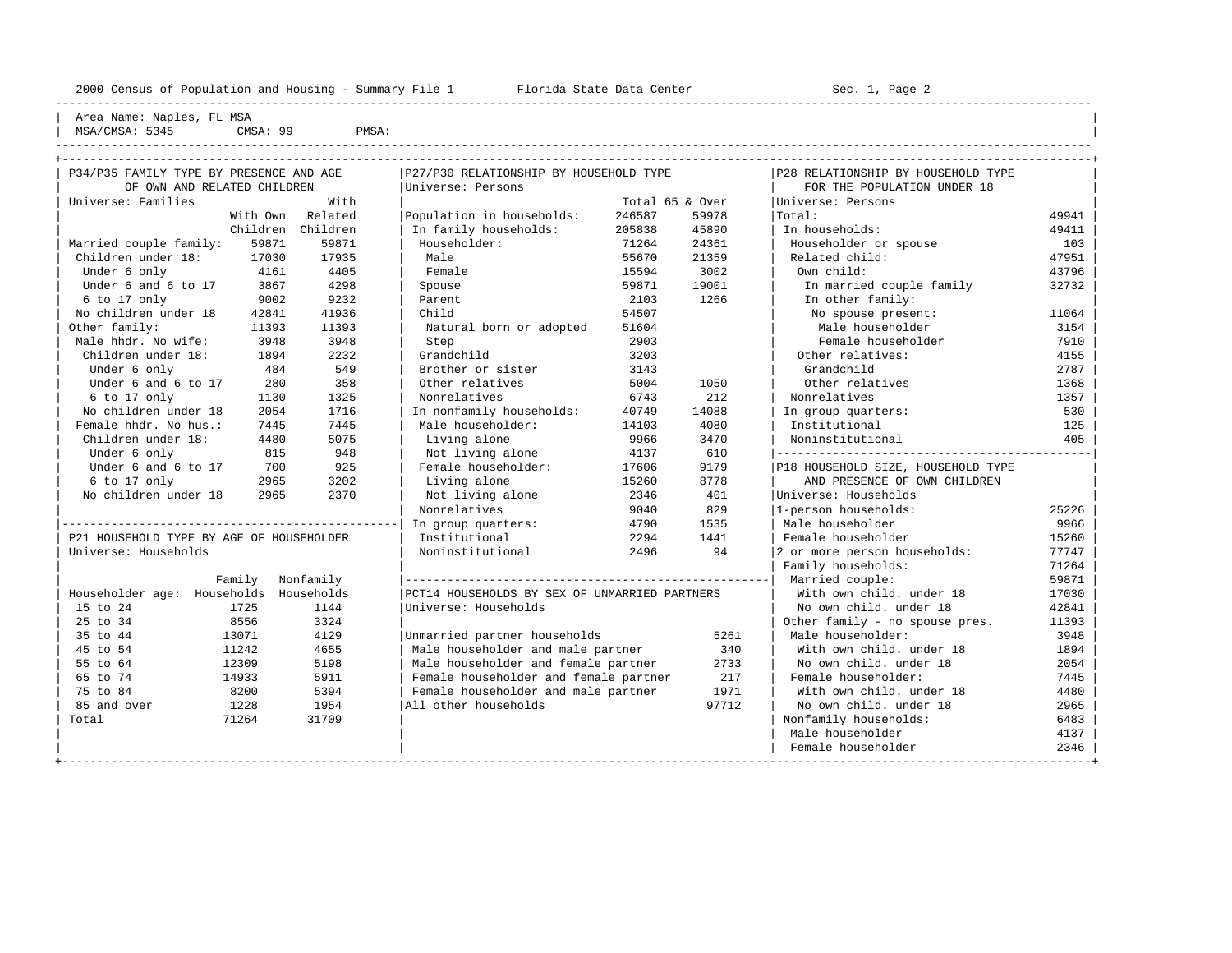Area Name: Naples, FL MSA
MSA/CMSA: 5345 CMSA: 99 PMSA:

## P34/P35 FAMILY TYPE BY PRESENCE AND AGE OF OWN AND RELATED CHILDREN

Universe: Families

| | With Own Children | With Related Children |
|---|---|---|
| Married couple family: | 59871 | 59871 |
| Children under 18: | 17030 | 17935 |
| Under 6 only | 4161 | 4405 |
| Under 6 and 6 to 17 | 3867 | 4298 |
| 6 to 17 only | 9002 | 9232 |
| No children under 18 | 42841 | 41936 |
| Other family: | 11393 | 11393 |
| Male hhdr. No wife: | 3948 | 3948 |
| Children under 18: | 1894 | 2232 |
| Under 6 only | 484 | 549 |
| Under 6 and 6 to 17 | 280 | 358 |
| 6 to 17 only | 1130 | 1325 |
| No children under 18 | 2054 | 1716 |
| Female hhdr. No hus.: | 7445 | 7445 |
| Children under 18: | 4480 | 5075 |
| Under 6 only | 815 | 948 |
| Under 6 and 6 to 17 | 700 | 925 |
| 6 to 17 only | 2965 | 3202 |
| No children under 18 | 2965 | 2370 |

## P21 HOUSEHOLD TYPE BY AGE OF HOUSEHOLDER

Universe: Households

| Householder age: | Family Households | Nonfamily Households |
|---|---|---|
| 15 to 24 | 1725 | 1144 |
| 25 to 34 | 8556 | 3324 |
| 35 to 44 | 13071 | 4129 |
| 45 to 54 | 11242 | 4655 |
| 55 to 64 | 12309 | 5198 |
| 65 to 74 | 14933 | 5911 |
| 75 to 84 | 8200 | 5394 |
| 85 and over | 1228 | 1954 |
| Total | 71264 | 31709 |

## P27/P30 RELATIONSHIP BY HOUSEHOLD TYPE

Universe: Persons

| | Total | 65 & Over |
|---|---|---|
| Population in households: | 246587 | 59978 |
| In family households: | 205838 | 45890 |
| Householder: | 71264 | 24361 |
| Male | 55670 | 21359 |
| Female | 15594 | 3002 |
| Spouse | 59871 | 19001 |
| Parent | 2103 | 1266 |
| Child | 54507 | |
| Natural born or adopted | 51604 | |
| Step | 2903 | |
| Grandchild | 3203 | |
| Brother or sister | 3143 | |
| Other relatives | 5004 | 1050 |
| Nonrelatives | 6743 | 212 |
| In nonfamily households: | 40749 | 14088 |
| Male householder: | 14103 | 4080 |
| Living alone | 9966 | 3470 |
| Not living alone | 4137 | 610 |
| Female householder: | 17606 | 9179 |
| Living alone | 15260 | 8778 |
| Not living alone | 2346 | 401 |
| Nonrelatives | 9040 | 829 |
| In group quarters: | 4790 | 1535 |
| Institutional | 2294 | 1441 |
| Noninstitutional | 2496 | 94 |

## PCT14 HOUSEHOLDS BY SEX OF UNMARRIED PARTNERS

Universe: Households

| | |
|---|---|
| Unmarried partner households | 5261 |
| Male householder and male partner | 340 |
| Male householder and female partner | 2733 |
| Female householder and female partner | 217 |
| Female householder and male partner | 1971 |
| All other households | 97712 |

## P28 RELATIONSHIP BY HOUSEHOLD TYPE FOR THE POPULATION UNDER 18

Universe: Persons

| | |
|---|---|
| Total: | 49941 |
| In households: | 49411 |
| Householder or spouse | 103 |
| Related child: | 47951 |
| Own child: | 43796 |
| In married couple family | 32732 |
| In other family: | |
| No spouse present: | 11064 |
| Male householder | 3154 |
| Female householder | 7910 |
| Other relatives: | 4155 |
| Grandchild | 2787 |
| Other relatives | 1368 |
| Nonrelatives | 1357 |
| In group quarters: | 530 |
| Institutional | 125 |
| Noninstitutional | 405 |

## P18 HOUSEHOLD SIZE, HOUSEHOLD TYPE AND PRESENCE OF OWN CHILDREN

Universe: Households

| | |
|---|---|
| 1-person households: | 25226 |
| Male householder | 9966 |
| Female householder | 15260 |
| 2 or more person households: | 77747 |
| Family households: | 71264 |
| Married couple: | 59871 |
| With own child. under 18 | 17030 |
| No own child. under 18 | 42841 |
| Other family - no spouse pres. | 11393 |
| Male householder: | 3948 |
| With own child. under 18 | 1894 |
| No own child. under 18 | 2054 |
| Female householder: | 7445 |
| With own child. under 18 | 4480 |
| No own child. under 18 | 2965 |
| Nonfamily households: | 6483 |
| Male householder | 4137 |
| Female householder | 2346 |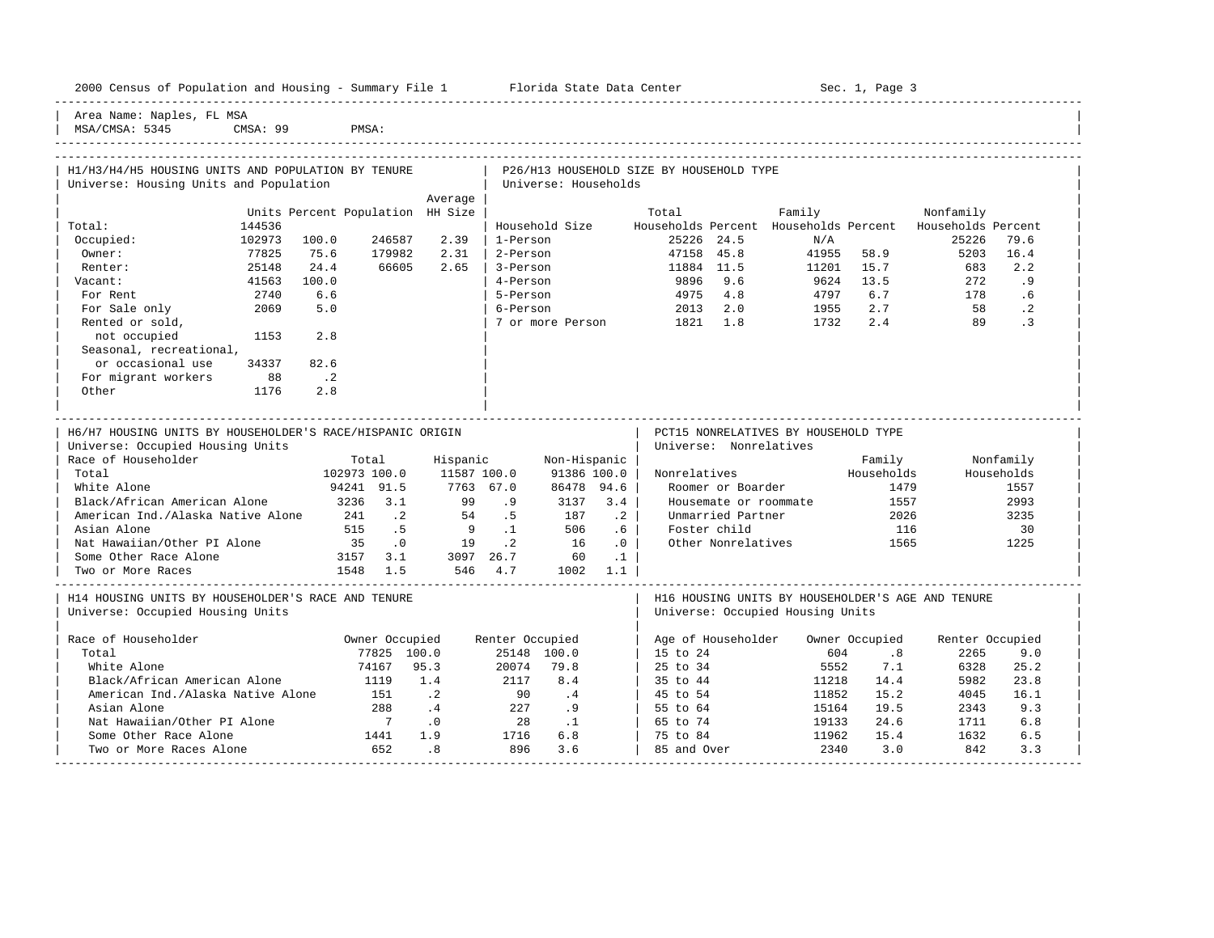2000 Census of Population and Housing - Summary File 1 Florida State Data Center Sec. 1, Page 3

Area Name: Naples, FL MSA
MSA/CMSA: 5345 CMSA: 99 PMSA:

## H1/H3/H4/H5 HOUSING UNITS AND POPULATION BY TENURE
Universe: Housing Units and Population

| | Units | Percent | Population | Average HH Size |
|---|---|---|---|---|
| Total: | 144536 | | | |
| Occupied: | 102973 | 100.0 | 246587 | 2.39 |
| Owner: | 77825 | 75.6 | 179982 | 2.31 |
| Renter: | 25148 | 24.4 | 66605 | 2.65 |
| Vacant: | 41563 | 100.0 | | |
| For Rent | 2740 | 6.6 | | |
| For Sale only | 2069 | 5.0 | | |
| Rented or sold, not occupied | 1153 | 2.8 | | |
| Seasonal, recreational, or occasional use | 34337 | 82.6 | | |
| For migrant workers | 88 | .2 | | |
| Other | 1176 | 2.8 | | |

## P26/H13 HOUSEHOLD SIZE BY HOUSEHOLD TYPE
Universe: Households

| Household Size | Total Households | Percent | Family Households | Percent | Nonfamily Households | Percent |
|---|---|---|---|---|---|---|
| 1-Person | 25226 | 24.5 | N/A | | 25226 | 79.6 |
| 2-Person | 47158 | 45.8 | 41955 | 58.9 | 5203 | 16.4 |
| 3-Person | 11884 | 11.5 | 11201 | 15.7 | 683 | 2.2 |
| 4-Person | 9896 | 9.6 | 9624 | 13.5 | 272 | .9 |
| 5-Person | 4975 | 4.8 | 4797 | 6.7 | 178 | .6 |
| 6-Person | 2013 | 2.0 | 1955 | 2.7 | 58 | .2 |
| 7 or more Person | 1821 | 1.8 | 1732 | 2.4 | 89 | .3 |

## H6/H7 HOUSING UNITS BY HOUSEHOLDER'S RACE/HISPANIC ORIGIN
Universe: Occupied Housing Units

| Race of Householder | Total | | Hispanic | | Non-Hispanic | |
|---|---|---|---|---|---|---|
| Total | 102973 | 100.0 | 11587 | 100.0 | 91386 | 100.0 |
| White Alone | 94241 | 91.5 | 7763 | 67.0 | 86478 | 94.6 |
| Black/African American Alone | 3236 | 3.1 | 99 | .9 | 3137 | 3.4 |
| American Ind./Alaska Native Alone | 241 | .2 | 54 | .5 | 187 | .2 |
| Asian Alone | 515 | .5 | 9 | .1 | 506 | .6 |
| Nat Hawaiian/Other PI Alone | 35 | .0 | 19 | .2 | 16 | .0 |
| Some Other Race Alone | 3157 | 3.1 | 3097 | 26.7 | 60 | .1 |
| Two or More Races | 1548 | 1.5 | 546 | 4.7 | 1002 | 1.1 |

## PCT15 NONRELATIVES BY HOUSEHOLD TYPE
Universe: Nonrelatives

| Nonrelatives | Family Households | Nonfamily Households |
|---|---|---|
| Roomer or Boarder | 1479 | 1557 |
| Housemate or roommate | 1557 | 2993 |
| Unmarried Partner | 2026 | 3235 |
| Foster child | 116 | 30 |
| Other Nonrelatives | 1565 | 1225 |

## H14 HOUSING UNITS BY HOUSEHOLDER'S RACE AND TENURE
Universe: Occupied Housing Units

| Race of Householder | Owner Occupied | | Renter Occupied | |
|---|---|---|---|---|
| Total | 77825 | 100.0 | 25148 | 100.0 |
| White Alone | 74167 | 95.3 | 20074 | 79.8 |
| Black/African American Alone | 1119 | 1.4 | 2117 | 8.4 |
| American Ind./Alaska Native Alone | 151 | .2 | 90 | .4 |
| Asian Alone | 288 | .4 | 227 | .9 |
| Nat Hawaiian/Other PI Alone | 7 | .0 | 28 | .1 |
| Some Other Race Alone | 1441 | 1.9 | 1716 | 6.8 |
| Two or More Races Alone | 652 | .8 | 896 | 3.6 |

## H16 HOUSING UNITS BY HOUSEHOLDER'S AGE AND TENURE
Universe: Occupied Housing Units

| Age of Householder | Owner Occupied | | Renter Occupied | |
|---|---|---|---|---|
| 15 to 24 | 604 | .8 | 2265 | 9.0 |
| 25 to 34 | 5552 | 7.1 | 6328 | 25.2 |
| 35 to 44 | 11218 | 14.4 | 5982 | 23.8 |
| 45 to 54 | 11852 | 15.2 | 4045 | 16.1 |
| 55 to 64 | 15164 | 19.5 | 2343 | 9.3 |
| 65 to 74 | 19133 | 24.6 | 1711 | 6.8 |
| 75 to 84 | 11962 | 15.4 | 1632 | 6.5 |
| 85 and Over | 2340 | 3.0 | 842 | 3.3 |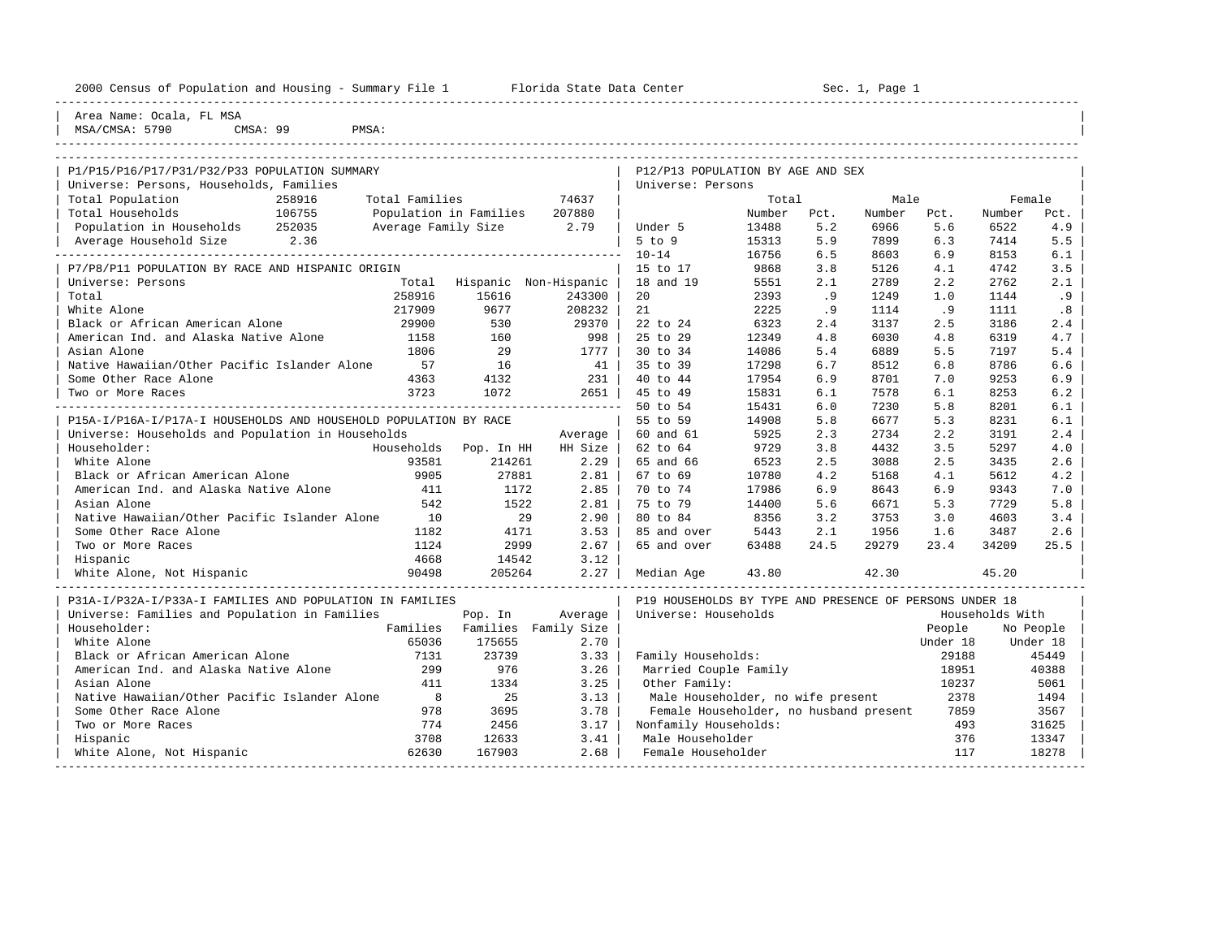2000 Census of Population and Housing - Summary File 1 Florida State Data Center Sec. 1, Page 1

Area Name: Ocala, FL MSA
MSA/CMSA: 5790 CMSA: 99 PMSA:

## P1/P15/P16/P17/P31/P32/P33 POPULATION SUMMARY

Universe: Persons, Households, Families

| | | | |
|---|---|---|---|
| Total Population | 258916 | Total Families | 74637 |
| Total Households | 106755 | Population in Families | 207880 |
| Population in Households | 252035 | Average Family Size | 2.79 |
| Average Household Size | 2.36 | | |

## P7/P8/P11 POPULATION BY RACE AND HISPANIC ORIGIN

Universe: Persons

| | Total | Hispanic | Non-Hispanic |
|---|---|---|---|
| Total | 258916 | 15616 | 243300 |
| White Alone | 217909 | 9677 | 208232 |
| Black or African American Alone | 29900 | 530 | 29370 |
| American Ind. and Alaska Native Alone | 1158 | 160 | 998 |
| Asian Alone | 1806 | 29 | 1777 |
| Native Hawaiian/Other Pacific Islander Alone | 57 | 16 | 41 |
| Some Other Race Alone | 4363 | 4132 | 231 |
| Two or More Races | 3723 | 1072 | 2651 |

## P15A-I/P16A-I/P17A-I HOUSEHOLDS AND HOUSEHOLD POPULATION BY RACE

Universe: Households and Population in Households

| Householder: | Households | Pop. In HH | Average HH Size |
|---|---|---|---|
| White Alone | 93581 | 214261 | 2.29 |
| Black or African American Alone | 9905 | 27881 | 2.81 |
| American Ind. and Alaska Native Alone | 411 | 1172 | 2.85 |
| Asian Alone | 542 | 1522 | 2.81 |
| Native Hawaiian/Other Pacific Islander Alone | 10 | 29 | 2.90 |
| Some Other Race Alone | 1182 | 4171 | 3.53 |
| Two or More Races | 1124 | 2999 | 2.67 |
| Hispanic | 4668 | 14542 | 3.12 |
| White Alone, Not Hispanic | 90498 | 205264 | 2.27 |

## P31A-I/P32A-I/P33A-I FAMILIES AND POPULATION IN FAMILIES

Universe: Families and Population in Families

| Householder: | Families | Pop. In Families | Average Family Size |
|---|---|---|---|
| White Alone | 65036 | 175655 | 2.70 |
| Black or African American Alone | 7131 | 23739 | 3.33 |
| American Ind. and Alaska Native Alone | 299 | 976 | 3.26 |
| Asian Alone | 411 | 1334 | 3.25 |
| Native Hawaiian/Other Pacific Islander Alone | 8 | 25 | 3.13 |
| Some Other Race Alone | 978 | 3695 | 3.78 |
| Two or More Races | 774 | 2456 | 3.17 |
| Hispanic | 3708 | 12633 | 3.41 |
| White Alone, Not Hispanic | 62630 | 167903 | 2.68 |

## P12/P13 POPULATION BY AGE AND SEX

Universe: Persons

| | Total Number | Total Pct. | Male Number | Male Pct. | Female Number | Female Pct. |
|---|---|---|---|---|---|---|
| Under 5 | 13488 | 5.2 | 6966 | 5.6 | 6522 | 4.9 |
| 5 to 9 | 15313 | 5.9 | 7899 | 6.3 | 7414 | 5.5 |
| 10-14 | 16756 | 6.5 | 8603 | 6.9 | 8153 | 6.1 |
| 15 to 17 | 9868 | 3.8 | 5126 | 4.1 | 4742 | 3.5 |
| 18 and 19 | 5551 | 2.1 | 2789 | 2.2 | 2762 | 2.1 |
| 20 | 2393 | .9 | 1249 | 1.0 | 1144 | .9 |
| 21 | 2225 | .9 | 1114 | .9 | 1111 | .8 |
| 22 to 24 | 6323 | 2.4 | 3137 | 2.5 | 3186 | 2.4 |
| 25 to 29 | 12349 | 4.8 | 6030 | 4.8 | 6319 | 4.7 |
| 30 to 34 | 14086 | 5.4 | 6889 | 5.5 | 7197 | 5.4 |
| 35 to 39 | 17298 | 6.7 | 8512 | 6.8 | 8786 | 6.6 |
| 40 to 44 | 17954 | 6.9 | 8701 | 7.0 | 9253 | 6.9 |
| 45 to 49 | 15831 | 6.1 | 7578 | 6.1 | 8253 | 6.2 |
| 50 to 54 | 15431 | 6.0 | 7230 | 5.8 | 8201 | 6.1 |
| 55 to 59 | 14908 | 5.8 | 6677 | 5.3 | 8231 | 6.1 |
| 60 and 61 | 5925 | 2.3 | 2734 | 2.2 | 3191 | 2.4 |
| 62 to 64 | 9729 | 3.8 | 4432 | 3.5 | 5297 | 4.0 |
| 65 and 66 | 6523 | 2.5 | 3088 | 2.5 | 3435 | 2.6 |
| 67 to 69 | 10780 | 4.2 | 5168 | 4.1 | 5612 | 4.2 |
| 70 to 74 | 17986 | 6.9 | 8643 | 6.9 | 9343 | 7.0 |
| 75 to 79 | 14400 | 5.6 | 6671 | 5.3 | 7729 | 5.8 |
| 80 to 84 | 8356 | 3.2 | 3753 | 3.0 | 4603 | 3.4 |
| 85 and over | 5443 | 2.1 | 1956 | 1.6 | 3487 | 2.6 |
| 65 and over | 63488 | 24.5 | 29279 | 23.4 | 34209 | 25.5 |
| Median Age | 43.80 | | 42.30 | | 45.20 | |

## P19 HOUSEHOLDS BY TYPE AND PRESENCE OF PERSONS UNDER 18

Universe: Households

| | Households With People Under 18 | Households With No People Under 18 |
|---|---|---|
| Family Households: | 29188 | 45449 |
| Married Couple Family | 18951 | 40388 |
| Other Family: | 10237 | 5061 |
| Male Householder, no wife present | 2378 | 1494 |
| Female Householder, no husband present | 7859 | 3567 |
| Nonfamily Households: | 493 | 31625 |
| Male Householder | 376 | 13347 |
| Female Householder | 117 | 18278 |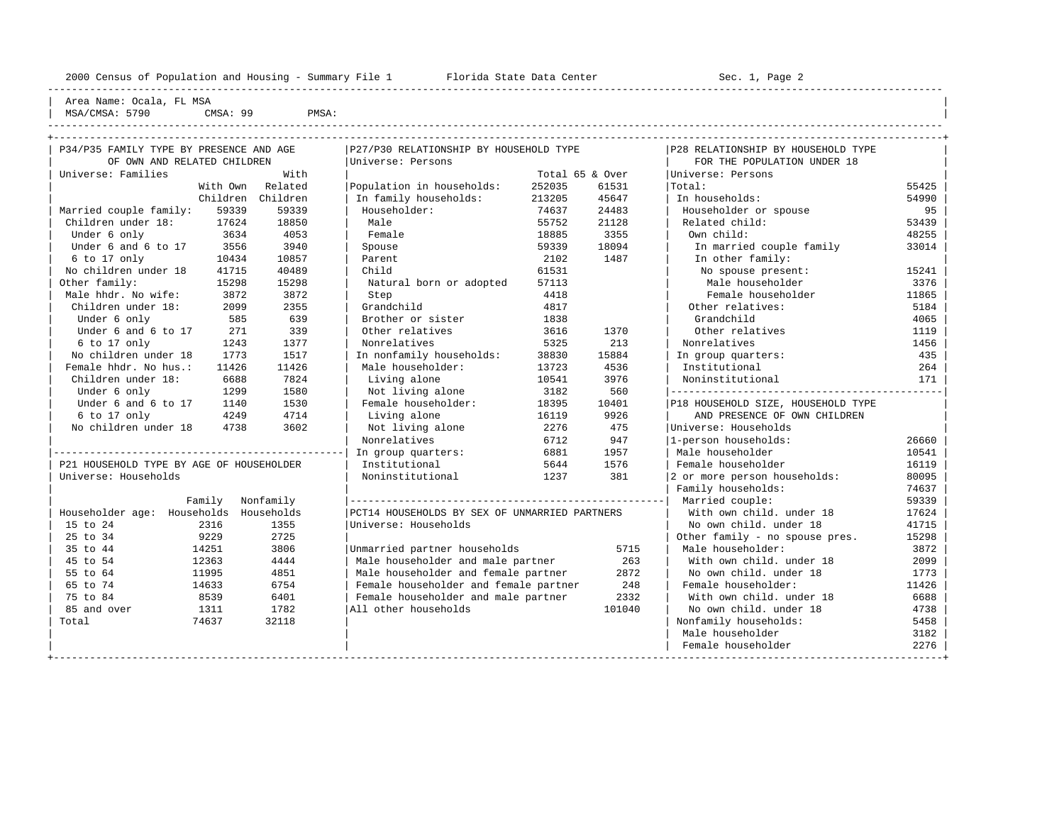2000 Census of Population and Housing - Summary File 1 Florida State Data Center Sec. 1, Page 2

Area Name: Ocala, FL MSA
MSA/CMSA: 5790 CMSA: 99 PMSA:

## P34/P35 FAMILY TYPE BY PRESENCE AND AGE OF OWN AND RELATED CHILDREN

Universe: Families

| | With Own Children | With Related Children |
|---|---|---|
| Married couple family: | 59339 | 59339 |
| Children under 18: | 17624 | 18850 |
| Under 6 only | 3634 | 4053 |
| Under 6 and 6 to 17 | 3556 | 3940 |
| 6 to 17 only | 10434 | 10857 |
| No children under 18 | 41715 | 40489 |
| Other family: | 15298 | 15298 |
| Male hhdr. No wife: | 3872 | 3872 |
| Children under 18: | 2099 | 2355 |
| Under 6 only | 585 | 639 |
| Under 6 and 6 to 17 | 271 | 339 |
| 6 to 17 only | 1243 | 1377 |
| No children under 18 | 1773 | 1517 |
| Female hhdr. No hus.: | 11426 | 11426 |
| Children under 18: | 6688 | 7824 |
| Under 6 only | 1299 | 1580 |
| Under 6 and 6 to 17 | 1140 | 1530 |
| 6 to 17 only | 4249 | 4714 |
| No children under 18 | 4738 | 3602 |

## P21 HOUSEHOLD TYPE BY AGE OF HOUSEHOLDER

Universe: Households

| Householder age: | Family Households | Nonfamily Households |
|---|---|---|
| 15 to 24 | 2316 | 1355 |
| 25 to 34 | 9229 | 2725 |
| 35 to 44 | 14251 | 3806 |
| 45 to 54 | 12363 | 4444 |
| 55 to 64 | 11995 | 4851 |
| 65 to 74 | 14633 | 6754 |
| 75 to 84 | 8539 | 6401 |
| 85 and over | 1311 | 1782 |
| Total | 74637 | 32118 |

## P27/P30 RELATIONSHIP BY HOUSEHOLD TYPE

Universe: Persons

| | Total | 65 & Over |
|---|---|---|
| Population in households: | 252035 | 61531 |
| In family households: | 213205 | 45647 |
| Householder: | 74637 | 24483 |
| Male | 55752 | 21128 |
| Female | 18885 | 3355 |
| Spouse | 59339 | 18094 |
| Parent | 2102 | 1487 |
| Child | 61531 | |
| Natural born or adopted | 57113 | |
| Step | 4418 | |
| Grandchild | 4817 | |
| Brother or sister | 1838 | |
| Other relatives | 3616 | 1370 |
| Nonrelatives | 5325 | 213 |
| In nonfamily households: | 38830 | 15884 |
| Male householder: | 13723 | 4536 |
| Living alone | 10541 | 3976 |
| Not living alone | 3182 | 560 |
| Female householder: | 18395 | 10401 |
| Living alone | 16119 | 9926 |
| Not living alone | 2276 | 475 |
| Nonrelatives | 6712 | 947 |
| In group quarters: | 6881 | 1957 |
| Institutional | 5644 | 1576 |
| Noninstitutional | 1237 | 381 |

## PCT14 HOUSEHOLDS BY SEX OF UNMARRIED PARTNERS

Universe: Households

| | |
|---|---|
| Unmarried partner households | 5715 |
| Male householder and male partner | 263 |
| Male householder and female partner | 2872 |
| Female householder and female partner | 248 |
| Female householder and male partner | 2332 |
| All other households | 101040 |

## P28 RELATIONSHIP BY HOUSEHOLD TYPE FOR THE POPULATION UNDER 18

Universe: Persons

| | |
|---|---|
| Total: | 55425 |
| In households: | 54990 |
| Householder or spouse | 95 |
| Related child: | 53439 |
| Own child: | 48255 |
| In married couple family | 33014 |
| In other family: | |
| No spouse present: | 15241 |
| Male householder | 3376 |
| Female householder | 11865 |
| Other relatives: | 5184 |
| Grandchild | 4065 |
| Other relatives | 1119 |
| Nonrelatives | 1456 |
| In group quarters: | 435 |
| Institutional | 264 |
| Noninstitutional | 171 |

## P18 HOUSEHOLD SIZE, HOUSEHOLD TYPE AND PRESENCE OF OWN CHILDREN

Universe: Households

| | |
|---|---|
| 1-person households: | 26660 |
| Male householder | 10541 |
| Female householder | 16119 |
| 2 or more person households: | 80095 |
| Family households: | 74637 |
| Married couple: | 59339 |
| With own child. under 18 | 17624 |
| No own child. under 18 | 41715 |
| Other family - no spouse pres. | 15298 |
| Male householder: | 3872 |
| With own child. under 18 | 2099 |
| No own child. under 18 | 1773 |
| Female householder: | 11426 |
| With own child. under 18 | 6688 |
| No own child. under 18 | 4738 |
| Nonfamily households: | 5458 |
| Male householder | 3182 |
| Female householder | 2276 |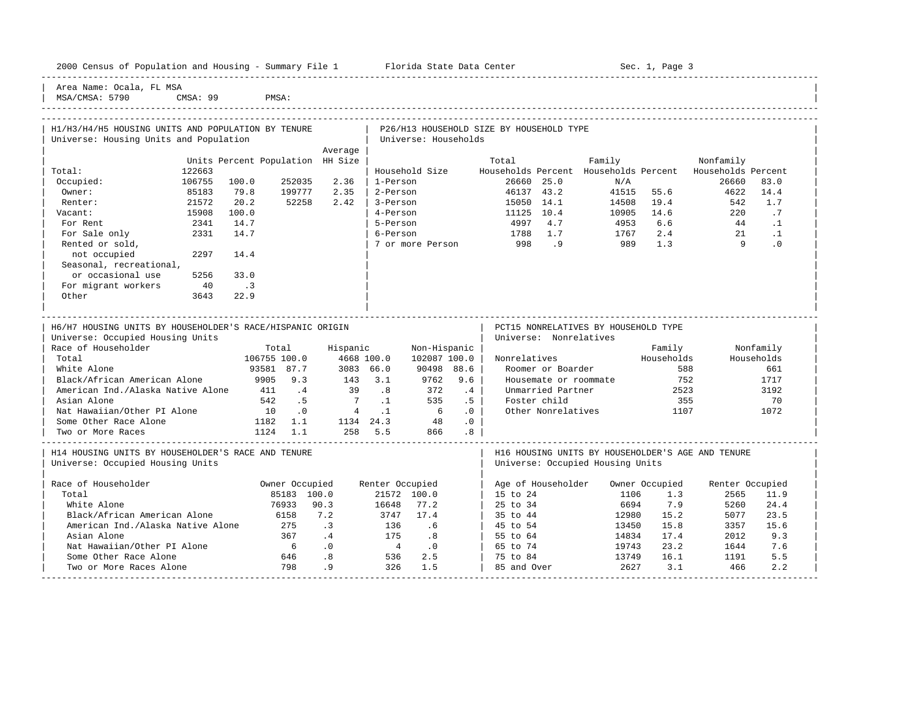Area Name: Ocala, FL MSA
MSA/CMSA: 5790 CMSA: 99 PMSA:

### H1/H3/H4/H5 HOUSING UNITS AND POPULATION BY TENURE
Universe: Housing Units and Population

| | Units | Percent | Population | Average HH Size |
|---|---|---|---|---|
| Total: | 122663 | | | |
| Occupied: | 106755 | 100.0 | 252035 | 2.36 |
| Owner: | 85183 | 79.8 | 199777 | 2.35 |
| Renter: | 21572 | 20.2 | 52258 | 2.42 |
| Vacant: | 15908 | 100.0 | | |
| For Rent | 2341 | 14.7 | | |
| For Sale only | 2331 | 14.7 | | |
| Rented or sold, not occupied | 2297 | 14.4 | | |
| Seasonal, recreational, or occasional use | 5256 | 33.0 | | |
| For migrant workers | 40 | .3 | | |
| Other | 3643 | 22.9 | | |

### P26/H13 HOUSEHOLD SIZE BY HOUSEHOLD TYPE
Universe: Households

| Household Size | Total Households | Percent | Family Households | Percent | Nonfamily Households | Percent |
|---|---|---|---|---|---|---|
| 1-Person | 26660 | 25.0 | N/A | | 26660 | 83.0 |
| 2-Person | 46137 | 43.2 | 41515 | 55.6 | 4622 | 14.4 |
| 3-Person | 15050 | 14.1 | 14508 | 19.4 | 542 | 1.7 |
| 4-Person | 11125 | 10.4 | 10905 | 14.6 | 220 | .7 |
| 5-Person | 4997 | 4.7 | 4953 | 6.6 | 44 | .1 |
| 6-Person | 1788 | 1.7 | 1767 | 2.4 | 21 | .1 |
| 7 or more Person | 998 | .9 | 989 | 1.3 | 9 | .0 |

### H6/H7 HOUSING UNITS BY HOUSEHOLDER'S RACE/HISPANIC ORIGIN
Universe: Occupied Housing Units

| Race of Householder | Total | | Hispanic | | Non-Hispanic | |
|---|---|---|---|---|---|---|
| Total | 106755 | 100.0 | 4668 | 100.0 | 102087 | 100.0 |
| White Alone | 93581 | 87.7 | 3083 | 66.0 | 90498 | 88.6 |
| Black/African American Alone | 9905 | 9.3 | 143 | 3.1 | 9762 | 9.6 |
| American Ind./Alaska Native Alone | 411 | .4 | 39 | .8 | 372 | .4 |
| Asian Alone | 542 | .5 | 7 | .1 | 535 | .5 |
| Nat Hawaiian/Other PI Alone | 10 | .0 | 4 | .1 | 6 | .0 |
| Some Other Race Alone | 1182 | 1.1 | 1134 | 24.3 | 48 | .0 |
| Two or More Races | 1124 | 1.1 | 258 | 5.5 | 866 | .8 |

### PCT15 NONRELATIVES BY HOUSEHOLD TYPE
Universe: Nonrelatives

| Nonrelatives | Family Households | Nonfamily Households |
|---|---|---|
| Roomer or Boarder | 588 | 661 |
| Housemate or roommate | 752 | 1717 |
| Unmarried Partner | 2523 | 3192 |
| Foster child | 355 | 70 |
| Other Nonrelatives | 1107 | 1072 |

### H14 HOUSING UNITS BY HOUSEHOLDER'S RACE AND TENURE
Universe: Occupied Housing Units

| Race of Householder | Owner Occupied | | Renter Occupied | |
|---|---|---|---|---|
| Total | 85183 | 100.0 | 21572 | 100.0 |
| White Alone | 76933 | 90.3 | 16648 | 77.2 |
| Black/African American Alone | 6158 | 7.2 | 3747 | 17.4 |
| American Ind./Alaska Native Alone | 275 | .3 | 136 | .6 |
| Asian Alone | 367 | .4 | 175 | .8 |
| Nat Hawaiian/Other PI Alone | 6 | .0 | 4 | .0 |
| Some Other Race Alone | 646 | .8 | 536 | 2.5 |
| Two or More Races Alone | 798 | .9 | 326 | 1.5 |

### H16 HOUSING UNITS BY HOUSEHOLDER'S AGE AND TENURE
Universe: Occupied Housing Units

| Age of Householder | Owner Occupied | | Renter Occupied | |
|---|---|---|---|---|
| 15 to 24 | 1106 | 1.3 | 2565 | 11.9 |
| 25 to 34 | 6694 | 7.9 | 5260 | 24.4 |
| 35 to 44 | 12980 | 15.2 | 5077 | 23.5 |
| 45 to 54 | 13450 | 15.8 | 3357 | 15.6 |
| 55 to 64 | 14834 | 17.4 | 2012 | 9.3 |
| 65 to 74 | 19743 | 23.2 | 1644 | 7.6 |
| 75 to 84 | 13749 | 16.1 | 1191 | 5.5 |
| 85 and Over | 2627 | 3.1 | 466 | 2.2 |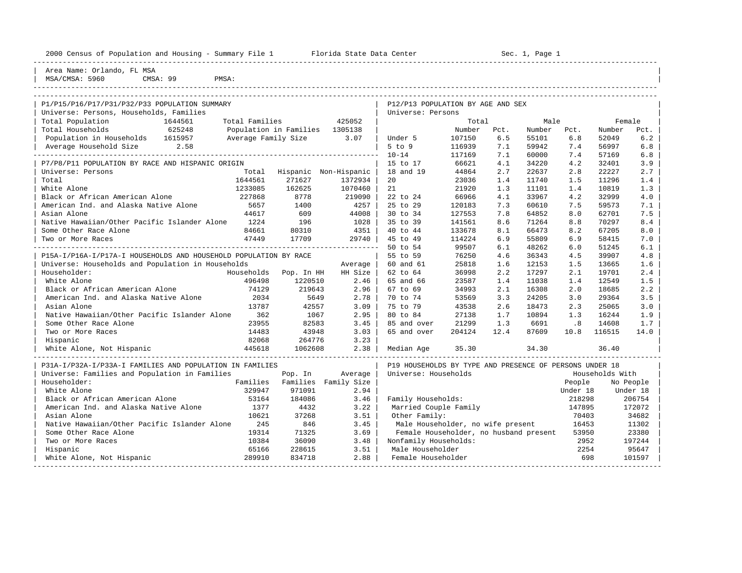Area Name: Orlando, FL MSA
MSA/CMSA: 5960 CMSA: 99 PMSA:

## P1/P15/P16/P17/P31/P32/P33 POPULATION SUMMARY

Universe: Persons, Households, Families

| | | | |
|---|---|---|---|
| Total Population | 1644561 | Total Families | 425052 |
| Total Households | 625248 | Population in Families | 1305138 |
| Population in Households | 1615957 | Average Family Size | 3.07 |
| Average Household Size | 2.58 | | |

## P7/P8/P11 POPULATION BY RACE AND HISPANIC ORIGIN

Universe: Persons

| | Total | Hispanic | Non-Hispanic |
|---|---|---|---|
| Total | 1644561 | 271627 | 1372934 |
| White Alone | 1233085 | 162625 | 1070460 |
| Black or African American Alone | 227868 | 8778 | 219090 |
| American Ind. and Alaska Native Alone | 5657 | 1400 | 4257 |
| Asian Alone | 44617 | 609 | 44008 |
| Native Hawaiian/Other Pacific Islander Alone | 1224 | 196 | 1028 |
| Some Other Race Alone | 84661 | 80310 | 4351 |
| Two or More Races | 47449 | 17709 | 29740 |

## P15A-I/P16A-I/P17A-I HOUSEHOLDS AND HOUSEHOLD POPULATION BY RACE

Universe: Households and Population in Households

| Householder: | Households | Pop. In HH | Average HH Size |
|---|---|---|---|
| White Alone | 496498 | 1220510 | 2.46 |
| Black or African American Alone | 74129 | 219643 | 2.96 |
| American Ind. and Alaska Native Alone | 2034 | 5649 | 2.78 |
| Asian Alone | 13787 | 42557 | 3.09 |
| Native Hawaiian/Other Pacific Islander Alone | 362 | 1067 | 2.95 |
| Some Other Race Alone | 23955 | 82583 | 3.45 |
| Two or More Races | 14483 | 43948 | 3.03 |
| Hispanic | 82068 | 264776 | 3.23 |
| White Alone, Not Hispanic | 445618 | 1062608 | 2.38 |

## P31A-I/P32A-I/P33A-I FAMILIES AND POPULATION IN FAMILIES

Universe: Families and Population in Families

| Householder: | Families | Pop. In Families | Average Family Size |
|---|---|---|---|
| White Alone | 329947 | 971091 | 2.94 |
| Black or African American Alone | 53164 | 184086 | 3.46 |
| American Ind. and Alaska Native Alone | 1377 | 4432 | 3.22 |
| Asian Alone | 10621 | 37268 | 3.51 |
| Native Hawaiian/Other Pacific Islander Alone | 245 | 846 | 3.45 |
| Some Other Race Alone | 19314 | 71325 | 3.69 |
| Two or More Races | 10384 | 36090 | 3.48 |
| Hispanic | 65166 | 228615 | 3.51 |
| White Alone, Not Hispanic | 289910 | 834718 | 2.88 |

## P12/P13 POPULATION BY AGE AND SEX

Universe: Persons

| | Total Number | Total Pct. | Male Number | Male Pct. | Female Number | Female Pct. |
|---|---|---|---|---|---|---|
| Under 5 | 107150 | 6.5 | 55101 | 6.8 | 52049 | 6.2 |
| 5 to 9 | 116939 | 7.1 | 59942 | 7.4 | 56997 | 6.8 |
| 10-14 | 117169 | 7.1 | 60000 | 7.4 | 57169 | 6.8 |
| 15 to 17 | 66621 | 4.1 | 34220 | 4.2 | 32401 | 3.9 |
| 18 and 19 | 44864 | 2.7 | 22637 | 2.8 | 22227 | 2.7 |
| 20 | 23036 | 1.4 | 11740 | 1.5 | 11296 | 1.4 |
| 21 | 21920 | 1.3 | 11101 | 1.4 | 10819 | 1.3 |
| 22 to 24 | 66966 | 4.1 | 33967 | 4.2 | 32999 | 4.0 |
| 25 to 29 | 120183 | 7.3 | 60610 | 7.5 | 59573 | 7.1 |
| 30 to 34 | 127553 | 7.8 | 64852 | 8.0 | 62701 | 7.5 |
| 35 to 39 | 141561 | 8.6 | 71264 | 8.8 | 70297 | 8.4 |
| 40 to 44 | 133678 | 8.1 | 66473 | 8.2 | 67205 | 8.0 |
| 45 to 49 | 114224 | 6.9 | 55809 | 6.9 | 58415 | 7.0 |
| 50 to 54 | 99507 | 6.1 | 48262 | 6.0 | 51245 | 6.1 |
| 55 to 59 | 76250 | 4.6 | 36343 | 4.5 | 39907 | 4.8 |
| 60 and 61 | 25818 | 1.6 | 12153 | 1.5 | 13665 | 1.6 |
| 62 to 64 | 36998 | 2.2 | 17297 | 2.1 | 19701 | 2.4 |
| 65 and 66 | 23587 | 1.4 | 11038 | 1.4 | 12549 | 1.5 |
| 67 to 69 | 34993 | 2.1 | 16308 | 2.0 | 18685 | 2.2 |
| 70 to 74 | 53569 | 3.3 | 24205 | 3.0 | 29364 | 3.5 |
| 75 to 79 | 43538 | 2.6 | 18473 | 2.3 | 25065 | 3.0 |
| 80 to 84 | 27138 | 1.7 | 10894 | 1.3 | 16244 | 1.9 |
| 85 and over | 21299 | 1.3 | 6691 | .8 | 14608 | 1.7 |
| 65 and over | 204124 | 12.4 | 87609 | 10.8 | 116515 | 14.0 |
| Median Age | 35.30 | | 34.30 | | 36.40 | |

## P19 HOUSEHOLDS BY TYPE AND PRESENCE OF PERSONS UNDER 18

Universe: Households

| | Households With People Under 18 | Households With No People Under 18 |
|---|---|---|
| Family Households: | 218298 | 206754 |
| Married Couple Family | 147895 | 172072 |
| Other Family: | 70403 | 34682 |
| Male Householder, no wife present | 16453 | 11302 |
| Female Householder, no husband present | 53950 | 23380 |
| Nonfamily Households: | 2952 | 197244 |
| Male Householder | 2254 | 95647 |
| Female Householder | 698 | 101597 |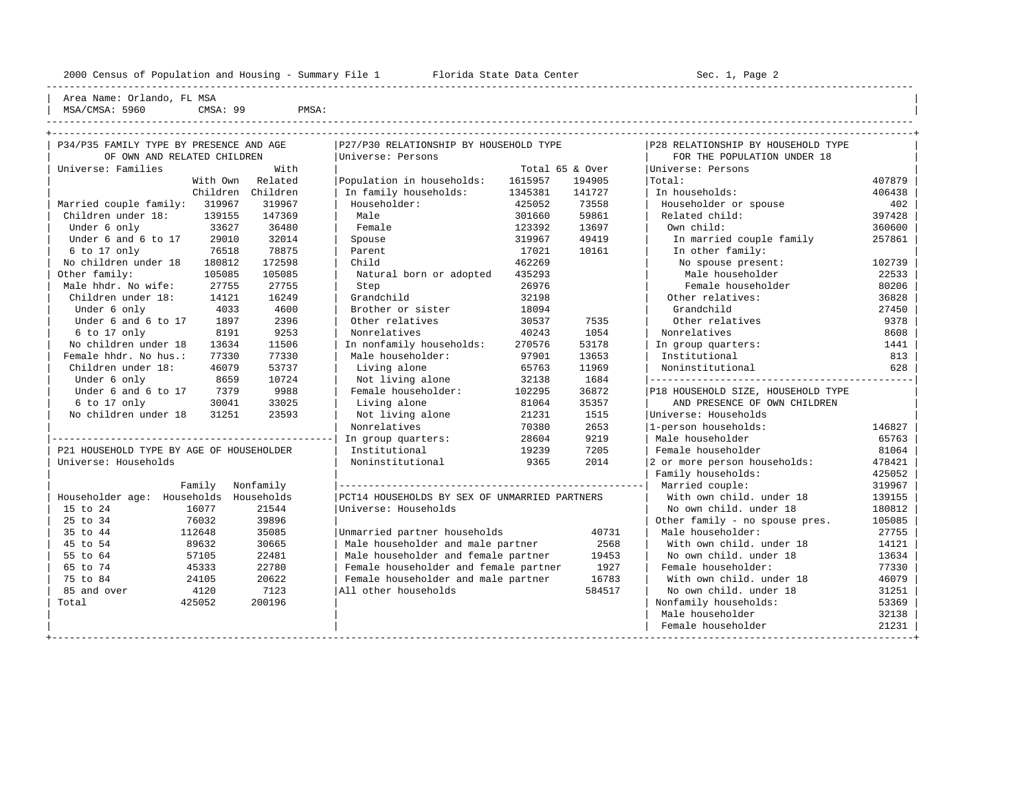Area Name: Orlando, FL MSA
MSA/CMSA: 5960 CMSA: 99 PMSA:

## P34/P35 FAMILY TYPE BY PRESENCE AND AGE OF OWN AND RELATED CHILDREN

Universe: Families

| | With Own Children | With Related Children |
|---|---|---|
| Married couple family: | 319967 | 319967 |
| Children under 18: | 139155 | 147369 |
| Under 6 only | 33627 | 36480 |
| Under 6 and 6 to 17 | 29010 | 32014 |
| 6 to 17 only | 76518 | 78875 |
| No children under 18 | 180812 | 172598 |
| Other family: | 105085 | 105085 |
| Male hhdr. No wife: | 27755 | 27755 |
| Children under 18: | 14121 | 16249 |
| Under 6 only | 4033 | 4600 |
| Under 6 and 6 to 17 | 1897 | 2396 |
| 6 to 17 only | 8191 | 9253 |
| No children under 18 | 13634 | 11506 |
| Female hhdr. No hus.: | 77330 | 77330 |
| Children under 18: | 46079 | 53737 |
| Under 6 only | 8659 | 10724 |
| Under 6 and 6 to 17 | 7379 | 9988 |
| 6 to 17 only | 30041 | 33025 |
| No children under 18 | 31251 | 23593 |

## P21 HOUSEHOLD TYPE BY AGE OF HOUSEHOLDER

Universe: Households

| Householder age: | Family Households | Nonfamily Households |
|---|---|---|
| 15 to 24 | 16077 | 21544 |
| 25 to 34 | 76032 | 39896 |
| 35 to 44 | 112648 | 35085 |
| 45 to 54 | 89632 | 30665 |
| 55 to 64 | 57105 | 22481 |
| 65 to 74 | 45333 | 22780 |
| 75 to 84 | 24105 | 20622 |
| 85 and over | 4120 | 7123 |
| Total | 425052 | 200196 |

## P27/P30 RELATIONSHIP BY HOUSEHOLD TYPE

Universe: Persons

| | Total | 65 & Over |
|---|---|---|
| Population in households: | 1615957 | 194905 |
| In family households: | 1345381 | 141727 |
| Householder: | 425052 | 73558 |
| Male | 301660 | 59861 |
| Female | 123392 | 13697 |
| Spouse | 319967 | 49419 |
| Parent | 17021 | 10161 |
| Child | 462269 | |
| Natural born or adopted | 435293 | |
| Step | 26976 | |
| Grandchild | 32198 | |
| Brother or sister | 18094 | |
| Other relatives | 30537 | 7535 |
| Nonrelatives | 40243 | 1054 |
| In nonfamily households: | 270576 | 53178 |
| Male householder: | 97901 | 13653 |
| Living alone | 65763 | 11969 |
| Not living alone | 32138 | 1684 |
| Female householder: | 102295 | 36872 |
| Living alone | 81064 | 35357 |
| Not living alone | 21231 | 1515 |
| Nonrelatives | 70380 | 2653 |
| In group quarters: | 28604 | 9219 |
| Institutional | 19239 | 7205 |
| Noninstitutional | 9365 | 2014 |

## PCT14 HOUSEHOLDS BY SEX OF UNMARRIED PARTNERS

Universe: Households

| | |
|---|---|
| Unmarried partner households | 40731 |
| Male householder and male partner | 2568 |
| Male householder and female partner | 19453 |
| Female householder and female partner | 1927 |
| Female householder and male partner | 16783 |
| All other households | 584517 |

## P28 RELATIONSHIP BY HOUSEHOLD TYPE FOR THE POPULATION UNDER 18

Universe: Persons

| | |
|---|---|
| Total: | 407879 |
| In households: | 406438 |
| Householder or spouse | 402 |
| Related child: | 397428 |
| Own child: | 360600 |
| In married couple family | 257861 |
| In other family: | |
| No spouse present: | 102739 |
| Male householder | 22533 |
| Female householder | 80206 |
| Other relatives: | 36828 |
| Grandchild | 27450 |
| Other relatives | 9378 |
| Nonrelatives | 8608 |
| In group quarters: | 1441 |
| Institutional | 813 |
| Noninstitutional | 628 |

## P18 HOUSEHOLD SIZE, HOUSEHOLD TYPE AND PRESENCE OF OWN CHILDREN

Universe: Households

| | |
|---|---|
| 1-person households: | 146827 |
| Male householder | 65763 |
| Female householder | 81064 |
| 2 or more person households: | 478421 |
| Family households: | 425052 |
| Married couple: | 319967 |
| With own child. under 18 | 139155 |
| No own child. under 18 | 180812 |
| Other family - no spouse pres. | 105085 |
| Male householder: | 27755 |
| With own child. under 18 | 14121 |
| No own child. under 18 | 13634 |
| Female householder: | 77330 |
| With own child. under 18 | 46079 |
| No own child. under 18 | 31251 |
| Nonfamily households: | 53369 |
| Male householder | 32138 |
| Female householder | 21231 |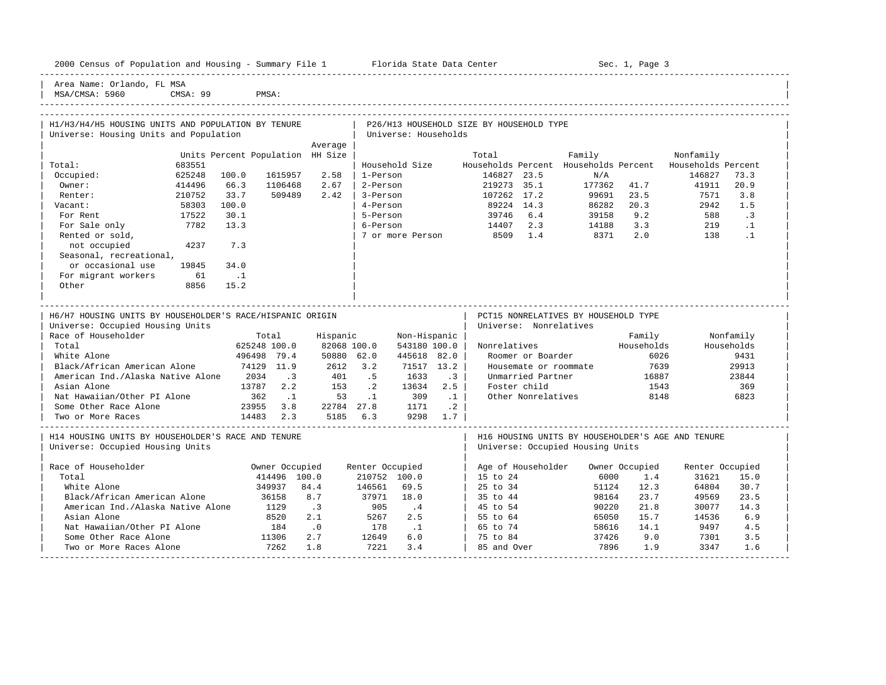Area Name: Orlando, FL MSA
MSA/CMSA: 5960 CMSA: 99 PMSA:

## H1/H3/H4/H5 HOUSING UNITS AND POPULATION BY TENURE

Universe: Housing Units and Population

| | Units | Percent | Population | Average HH Size |
|---|---|---|---|---|
| Total: | 683551 | | | |
| Occupied: | 625248 | 100.0 | 1615957 | 2.58 |
| Owner: | 414496 | 66.3 | 1106468 | 2.67 |
| Renter: | 210752 | 33.7 | 509489 | 2.42 |
| Vacant: | 58303 | 100.0 | | |
| For Rent | 17522 | 30.1 | | |
| For Sale only | 7782 | 13.3 | | |
| Rented or sold, not occupied | 4237 | 7.3 | | |
| Seasonal, recreational, or occasional use | 19845 | 34.0 | | |
| For migrant workers | 61 | .1 | | |
| Other | 8856 | 15.2 | | |

## P26/H13 HOUSEHOLD SIZE BY HOUSEHOLD TYPE

Universe: Households

| Household Size | Total Households | Percent | Family Households | Percent | Nonfamily Households | Percent |
|---|---|---|---|---|---|---|
| 1-Person | 146827 | 23.5 | N/A | | 146827 | 73.3 |
| 2-Person | 219273 | 35.1 | 177362 | 41.7 | 41911 | 20.9 |
| 3-Person | 107262 | 17.2 | 99691 | 23.5 | 7571 | 3.8 |
| 4-Person | 89224 | 14.3 | 86282 | 20.3 | 2942 | 1.5 |
| 5-Person | 39746 | 6.4 | 39158 | 9.2 | 588 | .3 |
| 6-Person | 14407 | 2.3 | 14188 | 3.3 | 219 | .1 |
| 7 or more Person | 8509 | 1.4 | 8371 | 2.0 | 138 | .1 |

## H6/H7 HOUSING UNITS BY HOUSEHOLDER'S RACE/HISPANIC ORIGIN

Universe: Occupied Housing Units

| Race of Householder | Total | | Hispanic | | Non-Hispanic | |
|---|---|---|---|---|---|---|
| Total | 625248 | 100.0 | 82068 | 100.0 | 543180 | 100.0 |
| White Alone | 496498 | 79.4 | 50880 | 62.0 | 445618 | 82.0 |
| Black/African American Alone | 74129 | 11.9 | 2612 | 3.2 | 71517 | 13.2 |
| American Ind./Alaska Native Alone | 2034 | .3 | 401 | .5 | 1633 | .3 |
| Asian Alone | 13787 | 2.2 | 153 | .2 | 13634 | 2.5 |
| Nat Hawaiian/Other PI Alone | 362 | .1 | 53 | .1 | 309 | .1 |
| Some Other Race Alone | 23955 | 3.8 | 22784 | 27.8 | 1171 | .2 |
| Two or More Races | 14483 | 2.3 | 5185 | 6.3 | 9298 | 1.7 |

## PCT15 NONRELATIVES BY HOUSEHOLD TYPE

Universe: Nonrelatives

| Nonrelatives | Family Households | Nonfamily Households |
|---|---|---|
| Roomer or Boarder | 6026 | 9431 |
| Housemate or roommate | 7639 | 29913 |
| Unmarried Partner | 16887 | 23844 |
| Foster child | 1543 | 369 |
| Other Nonrelatives | 8148 | 6823 |

## H14 HOUSING UNITS BY HOUSEHOLDER'S RACE AND TENURE

Universe: Occupied Housing Units

| Race of Householder | Owner Occupied | | Renter Occupied | |
|---|---|---|---|---|
| Total | 414496 | 100.0 | 210752 | 100.0 |
| White Alone | 349937 | 84.4 | 146561 | 69.5 |
| Black/African American Alone | 36158 | 8.7 | 37971 | 18.0 |
| American Ind./Alaska Native Alone | 1129 | .3 | 905 | .4 |
| Asian Alone | 8520 | 2.1 | 5267 | 2.5 |
| Nat Hawaiian/Other PI Alone | 184 | .0 | 178 | .1 |
| Some Other Race Alone | 11306 | 2.7 | 12649 | 6.0 |
| Two or More Races Alone | 7262 | 1.8 | 7221 | 3.4 |

## H16 HOUSING UNITS BY HOUSEHOLDER'S AGE AND TENURE

Universe: Occupied Housing Units

| Age of Householder | Owner Occupied | | Renter Occupied | |
|---|---|---|---|---|
| 15 to 24 | 6000 | 1.4 | 31621 | 15.0 |
| 25 to 34 | 51124 | 12.3 | 64804 | 30.7 |
| 35 to 44 | 98164 | 23.7 | 49569 | 23.5 |
| 45 to 54 | 90220 | 21.8 | 30077 | 14.3 |
| 55 to 64 | 65050 | 15.7 | 14536 | 6.9 |
| 65 to 74 | 58616 | 14.1 | 9497 | 4.5 |
| 75 to 84 | 37426 | 9.0 | 7301 | 3.5 |
| 85 and Over | 7896 | 1.9 | 3347 | 1.6 |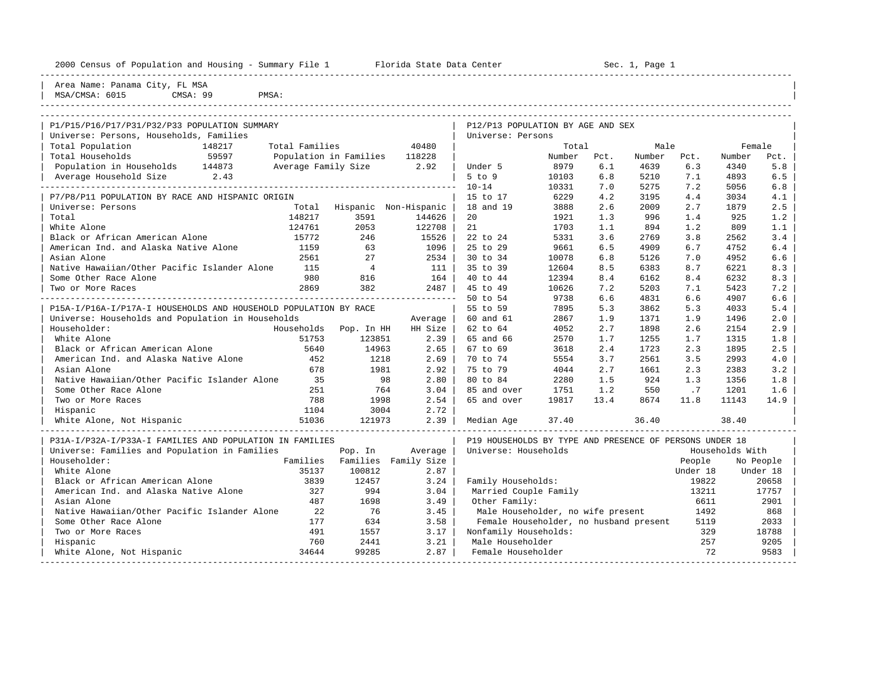2000 Census of Population and Housing - Summary File 1 Florida State Data Center Sec. 1, Page 1

Area Name: Panama City, FL MSA
MSA/CMSA: 6015 CMSA: 99 PMSA:

## P1/P15/P16/P17/P31/P32/P33 POPULATION SUMMARY

Universe: Persons, Households, Families

| | | | |
|---|---|---|---|
| Total Population | 148217 | Total Families | 40480 |
| Total Households | 59597 | Population in Families | 118228 |
| Population in Households | 144873 | Average Family Size | 2.92 |
| Average Household Size | 2.43 | | |

## P7/P8/P11 POPULATION BY RACE AND HISPANIC ORIGIN

Universe: Persons

| | Total | Hispanic | Non-Hispanic |
|---|---|---|---|
| Total | 148217 | 3591 | 144626 |
| White Alone | 124761 | 2053 | 122708 |
| Black or African American Alone | 15772 | 246 | 15526 |
| American Ind. and Alaska Native Alone | 1159 | 63 | 1096 |
| Asian Alone | 2561 | 27 | 2534 |
| Native Hawaiian/Other Pacific Islander Alone | 115 | 4 | 111 |
| Some Other Race Alone | 980 | 816 | 164 |
| Two or More Races | 2869 | 382 | 2487 |

## P15A-I/P16A-I/P17A-I HOUSEHOLDS AND HOUSEHOLD POPULATION BY RACE

Universe: Households and Population in Households

| Householder: | Households | Pop. In HH | Average HH Size |
|---|---|---|---|
| White Alone | 51753 | 123851 | 2.39 |
| Black or African American Alone | 5640 | 14963 | 2.65 |
| American Ind. and Alaska Native Alone | 452 | 1218 | 2.69 |
| Asian Alone | 678 | 1981 | 2.92 |
| Native Hawaiian/Other Pacific Islander Alone | 35 | 98 | 2.80 |
| Some Other Race Alone | 251 | 764 | 3.04 |
| Two or More Races | 788 | 1998 | 2.54 |
| Hispanic | 1104 | 3004 | 2.72 |
| White Alone, Not Hispanic | 51036 | 121973 | 2.39 |

## P31A-I/P32A-I/P33A-I FAMILIES AND POPULATION IN FAMILIES

Universe: Families and Population in Families

| Householder: | Families | Pop. In Families | Average Family Size |
|---|---|---|---|
| White Alone | 35137 | 100812 | 2.87 |
| Black or African American Alone | 3839 | 12457 | 3.24 |
| American Ind. and Alaska Native Alone | 327 | 994 | 3.04 |
| Asian Alone | 487 | 1698 | 3.49 |
| Native Hawaiian/Other Pacific Islander Alone | 22 | 76 | 3.45 |
| Some Other Race Alone | 177 | 634 | 3.58 |
| Two or More Races | 491 | 1557 | 3.17 |
| Hispanic | 760 | 2441 | 3.21 |
| White Alone, Not Hispanic | 34644 | 99285 | 2.87 |

## P12/P13 POPULATION BY AGE AND SEX

Universe: Persons

| | Total Number | Total Pct. | Male Number | Male Pct. | Female Number | Female Pct. |
|---|---|---|---|---|---|---|
| Under 5 | 8979 | 6.1 | 4639 | 6.3 | 4340 | 5.8 |
| 5 to 9 | 10103 | 6.8 | 5210 | 7.1 | 4893 | 6.5 |
| 10-14 | 10331 | 7.0 | 5275 | 7.2 | 5056 | 6.8 |
| 15 to 17 | 6229 | 4.2 | 3195 | 4.4 | 3034 | 4.1 |
| 18 and 19 | 3888 | 2.6 | 2009 | 2.7 | 1879 | 2.5 |
| 20 | 1921 | 1.3 | 996 | 1.4 | 925 | 1.2 |
| 21 | 1703 | 1.1 | 894 | 1.2 | 809 | 1.1 |
| 22 to 24 | 5331 | 3.6 | 2769 | 3.8 | 2562 | 3.4 |
| 25 to 29 | 9661 | 6.5 | 4909 | 6.7 | 4752 | 6.4 |
| 30 to 34 | 10078 | 6.8 | 5126 | 7.0 | 4952 | 6.6 |
| 35 to 39 | 12604 | 8.5 | 6383 | 8.7 | 6221 | 8.3 |
| 40 to 44 | 12394 | 8.4 | 6162 | 8.4 | 6232 | 8.3 |
| 45 to 49 | 10626 | 7.2 | 5203 | 7.1 | 5423 | 7.2 |
| 50 to 54 | 9738 | 6.6 | 4831 | 6.6 | 4907 | 6.6 |
| 55 to 59 | 7895 | 5.3 | 3862 | 5.3 | 4033 | 5.4 |
| 60 and 61 | 2867 | 1.9 | 1371 | 1.9 | 1496 | 2.0 |
| 62 to 64 | 4052 | 2.7 | 1898 | 2.6 | 2154 | 2.9 |
| 65 and 66 | 2570 | 1.7 | 1255 | 1.7 | 1315 | 1.8 |
| 67 to 69 | 3618 | 2.4 | 1723 | 2.3 | 1895 | 2.5 |
| 70 to 74 | 5554 | 3.7 | 2561 | 3.5 | 2993 | 4.0 |
| 75 to 79 | 4044 | 2.7 | 1661 | 2.3 | 2383 | 3.2 |
| 80 to 84 | 2280 | 1.5 | 924 | 1.3 | 1356 | 1.8 |
| 85 and over | 1751 | 1.2 | 550 | .7 | 1201 | 1.6 |
| 65 and over | 19817 | 13.4 | 8674 | 11.8 | 11143 | 14.9 |
| Median Age | 37.40 | | 36.40 | | 38.40 | |

## P19 HOUSEHOLDS BY TYPE AND PRESENCE OF PERSONS UNDER 18

Universe: Households

| | Households With People Under 18 | Households With No People Under 18 |
|---|---|---|
| Family Households: | 19822 | 20658 |
| Married Couple Family | 13211 | 17757 |
| Other Family: | 6611 | 2901 |
| Male Householder, no wife present | 1492 | 868 |
| Female Householder, no husband present | 5119 | 2033 |
| Nonfamily Households: | 329 | 18788 |
| Male Householder | 257 | 9205 |
| Female Householder | 72 | 9583 |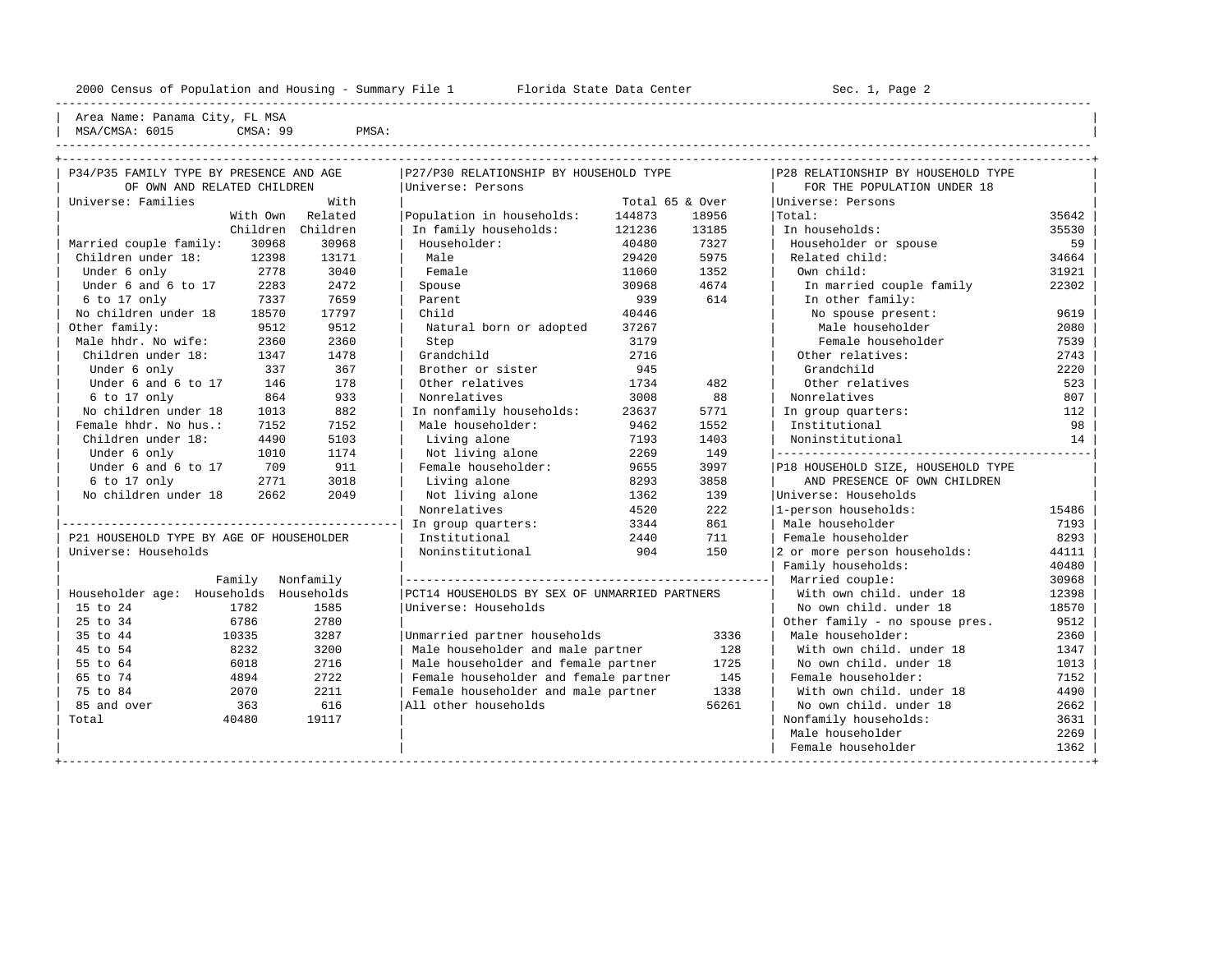Area Name: Panama City, FL MSA
MSA/CMSA: 6015 CMSA: 99 PMSA:

## P34/P35 FAMILY TYPE BY PRESENCE AND AGE OF OWN AND RELATED CHILDREN

Universe: Families

| | With Own Children | With Related Children |
|---|---|---|
| Married couple family: | 30968 | 30968 |
| Children under 18: | 12398 | 13171 |
| Under 6 only | 2778 | 3040 |
| Under 6 and 6 to 17 | 2283 | 2472 |
| 6 to 17 only | 7337 | 7659 |
| No children under 18 | 18570 | 17797 |
| Other family: | 9512 | 9512 |
| Male hhdr. No wife: | 2360 | 2360 |
| Children under 18: | 1347 | 1478 |
| Under 6 only | 337 | 367 |
| Under 6 and 6 to 17 | 146 | 178 |
| 6 to 17 only | 864 | 933 |
| No children under 18 | 1013 | 882 |
| Female hhdr. No hus.: | 7152 | 7152 |
| Children under 18: | 4490 | 5103 |
| Under 6 only | 1010 | 1174 |
| Under 6 and 6 to 17 | 709 | 911 |
| 6 to 17 only | 2771 | 3018 |
| No children under 18 | 2662 | 2049 |

## P21 HOUSEHOLD TYPE BY AGE OF HOUSEHOLDER

Universe: Households

| Householder age: | Family Households | Nonfamily Households |
|---|---|---|
| 15 to 24 | 1782 | 1585 |
| 25 to 34 | 6786 | 2780 |
| 35 to 44 | 10335 | 3287 |
| 45 to 54 | 8232 | 3200 |
| 55 to 64 | 6018 | 2716 |
| 65 to 74 | 4894 | 2722 |
| 75 to 84 | 2070 | 2211 |
| 85 and over | 363 | 616 |
| Total | 40480 | 19117 |

## P27/P30 RELATIONSHIP BY HOUSEHOLD TYPE

Universe: Persons

| | Total | 65 & Over |
|---|---|---|
| Population in households: | 144873 | 18956 |
| In family households: | 121236 | 13185 |
| Householder: | 40480 | 7327 |
| Male | 29420 | 5975 |
| Female | 11060 | 1352 |
| Spouse | 30968 | 4674 |
| Parent | 939 | 614 |
| Child | 40446 | |
| Natural born or adopted | 37267 | |
| Step | 3179 | |
| Grandchild | 2716 | |
| Brother or sister | 945 | |
| Other relatives | 1734 | 482 |
| Nonrelatives | 3008 | 88 |
| In nonfamily households: | 23637 | 5771 |
| Male householder: | 9462 | 1552 |
| Living alone | 7193 | 1403 |
| Not living alone | 2269 | 149 |
| Female householder: | 9655 | 3997 |
| Living alone | 8293 | 3858 |
| Not living alone | 1362 | 139 |
| Nonrelatives | 4520 | 222 |
| In group quarters: | 3344 | 861 |
| Institutional | 2440 | 711 |
| Noninstitutional | 904 | 150 |

## PCT14 HOUSEHOLDS BY SEX OF UNMARRIED PARTNERS

Universe: Households

| | |
|---|---|
| Unmarried partner households | 3336 |
| Male householder and male partner | 128 |
| Male householder and female partner | 1725 |
| Female householder and female partner | 145 |
| Female householder and male partner | 1338 |
| All other households | 56261 |

## P28 RELATIONSHIP BY HOUSEHOLD TYPE FOR THE POPULATION UNDER 18

Universe: Persons

| | |
|---|---|
| Total: | 35642 |
| In households: | 35530 |
| Householder or spouse | 59 |
| Related child: | 34664 |
| Own child: | 31921 |
| In married couple family | 22302 |
| In other family: | |
| No spouse present: | 9619 |
| Male householder | 2080 |
| Female householder | 7539 |
| Other relatives: | 2743 |
| Grandchild | 2220 |
| Other relatives | 523 |
| Nonrelatives | 807 |
| In group quarters: | 112 |
| Institutional | 98 |
| Noninstitutional | 14 |

## P18 HOUSEHOLD SIZE, HOUSEHOLD TYPE AND PRESENCE OF OWN CHILDREN

Universe: Households

| | |
|---|---|
| 1-person households: | 15486 |
| Male householder | 7193 |
| Female householder | 8293 |
| 2 or more person households: | 44111 |
| Family households: | 40480 |
| Married couple: | 30968 |
| With own child. under 18 | 12398 |
| No own child. under 18 | 18570 |
| Other family - no spouse pres. | 9512 |
| Male householder: | 2360 |
| With own child. under 18 | 1347 |
| No own child. under 18 | 1013 |
| Female householder: | 7152 |
| With own child. under 18 | 4490 |
| No own child. under 18 | 2662 |
| Nonfamily households: | 3631 |
| Male householder | 2269 |
| Female householder | 1362 |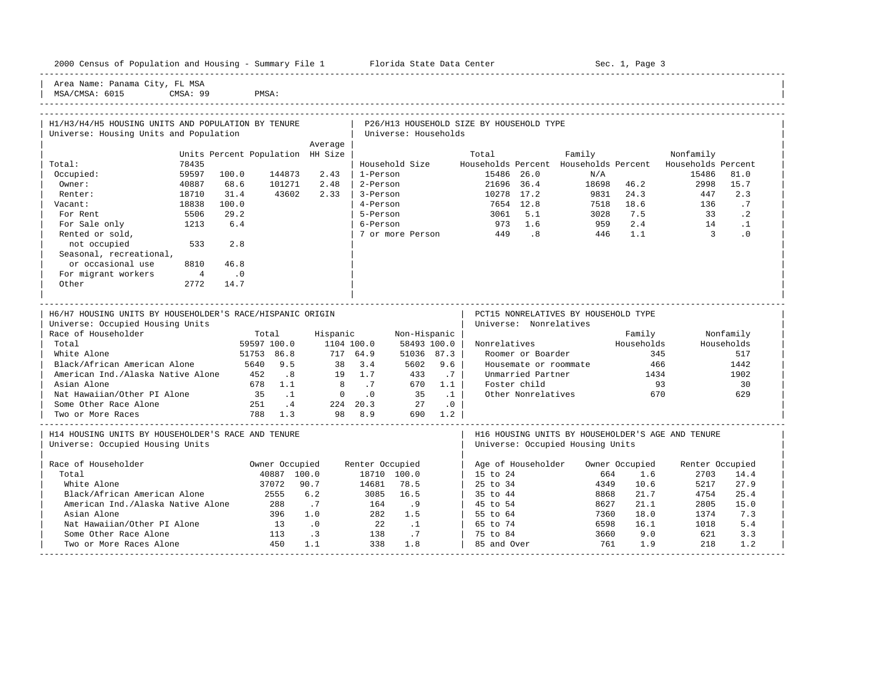2000 Census of Population and Housing - Summary File 1 Florida State Data Center Sec. 1, Page 3

Area Name: Panama City, FL MSA
MSA/CMSA: 6015 CMSA: 99 PMSA:

## H1/H3/H4/H5 HOUSING UNITS AND POPULATION BY TENURE
Universe: Housing Units and Population

| | Units | Percent | Population | Average HH Size |
|---|---|---|---|---|
| Total: | 78435 | | | |
| Occupied: | 59597 | 100.0 | 144873 | 2.43 |
| Owner: | 40887 | 68.6 | 101271 | 2.48 |
| Renter: | 18710 | 31.4 | 43602 | 2.33 |
| Vacant: | 18838 | 100.0 | | |
| For Rent | 5506 | 29.2 | | |
| For Sale only | 1213 | 6.4 | | |
| Rented or sold, not occupied | 533 | 2.8 | | |
| Seasonal, recreational, or occasional use | 8810 | 46.8 | | |
| For migrant workers | 4 | .0 | | |
| Other | 2772 | 14.7 | | |

## P26/H13 HOUSEHOLD SIZE BY HOUSEHOLD TYPE
Universe: Households

| Household Size | Total Households | Percent | Family Households | Percent | Nonfamily Households | Percent |
|---|---|---|---|---|---|---|
| 1-Person | 15486 | 26.0 | N/A | | 15486 | 81.0 |
| 2-Person | 21696 | 36.4 | 18698 | 46.2 | 2998 | 15.7 |
| 3-Person | 10278 | 17.2 | 9831 | 24.3 | 447 | 2.3 |
| 4-Person | 7654 | 12.8 | 7518 | 18.6 | 136 | .7 |
| 5-Person | 3061 | 5.1 | 3028 | 7.5 | 33 | .2 |
| 6-Person | 973 | 1.6 | 959 | 2.4 | 14 | .1 |
| 7 or more Person | 449 | .8 | 446 | 1.1 | 3 | .0 |

## H6/H7 HOUSING UNITS BY HOUSEHOLDER'S RACE/HISPANIC ORIGIN
Universe: Occupied Housing Units

| Race of Householder | Total | | Hispanic | | Non-Hispanic | |
|---|---|---|---|---|---|---|
| Total | 59597 | 100.0 | 1104 | 100.0 | 58493 | 100.0 |
| White Alone | 51753 | 86.8 | 717 | 64.9 | 51036 | 87.3 |
| Black/African American Alone | 5640 | 9.5 | 38 | 3.4 | 5602 | 9.6 |
| American Ind./Alaska Native Alone | 452 | .8 | 19 | 1.7 | 433 | .7 |
| Asian Alone | 678 | 1.1 | 8 | .7 | 670 | 1.1 |
| Nat Hawaiian/Other PI Alone | 35 | .1 | 0 | .0 | 35 | .1 |
| Some Other Race Alone | 251 | .4 | 224 | 20.3 | 27 | .0 |
| Two or More Races | 788 | 1.3 | 98 | 8.9 | 690 | 1.2 |

## PCT15 NONRELATIVES BY HOUSEHOLD TYPE
Universe: Nonrelatives

| Nonrelatives | Family Households | Nonfamily Households |
|---|---|---|
| Roomer or Boarder | 345 | 517 |
| Housemate or roommate | 466 | 1442 |
| Unmarried Partner | 1434 | 1902 |
| Foster child | 93 | 30 |
| Other Nonrelatives | 670 | 629 |

## H14 HOUSING UNITS BY HOUSEHOLDER'S RACE AND TENURE
Universe: Occupied Housing Units

| Race of Householder | Owner Occupied | | Renter Occupied | |
|---|---|---|---|---|
| Total | 40887 | 100.0 | 18710 | 100.0 |
| White Alone | 37072 | 90.7 | 14681 | 78.5 |
| Black/African American Alone | 2555 | 6.2 | 3085 | 16.5 |
| American Ind./Alaska Native Alone | 288 | .7 | 164 | .9 |
| Asian Alone | 396 | 1.0 | 282 | 1.5 |
| Nat Hawaiian/Other PI Alone | 13 | .0 | 22 | .1 |
| Some Other Race Alone | 113 | .3 | 138 | .7 |
| Two or More Races Alone | 450 | 1.1 | 338 | 1.8 |

## H16 HOUSING UNITS BY HOUSEHOLDER'S AGE AND TENURE
Universe: Occupied Housing Units

| Age of Householder | Owner Occupied | | Renter Occupied | |
|---|---|---|---|---|
| 15 to 24 | 664 | 1.6 | 2703 | 14.4 |
| 25 to 34 | 4349 | 10.6 | 5217 | 27.9 |
| 35 to 44 | 8868 | 21.7 | 4754 | 25.4 |
| 45 to 54 | 8627 | 21.1 | 2805 | 15.0 |
| 55 to 64 | 7360 | 18.0 | 1374 | 7.3 |
| 65 to 74 | 6598 | 16.1 | 1018 | 5.4 |
| 75 to 84 | 3660 | 9.0 | 621 | 3.3 |
| 85 and Over | 761 | 1.9 | 218 | 1.2 |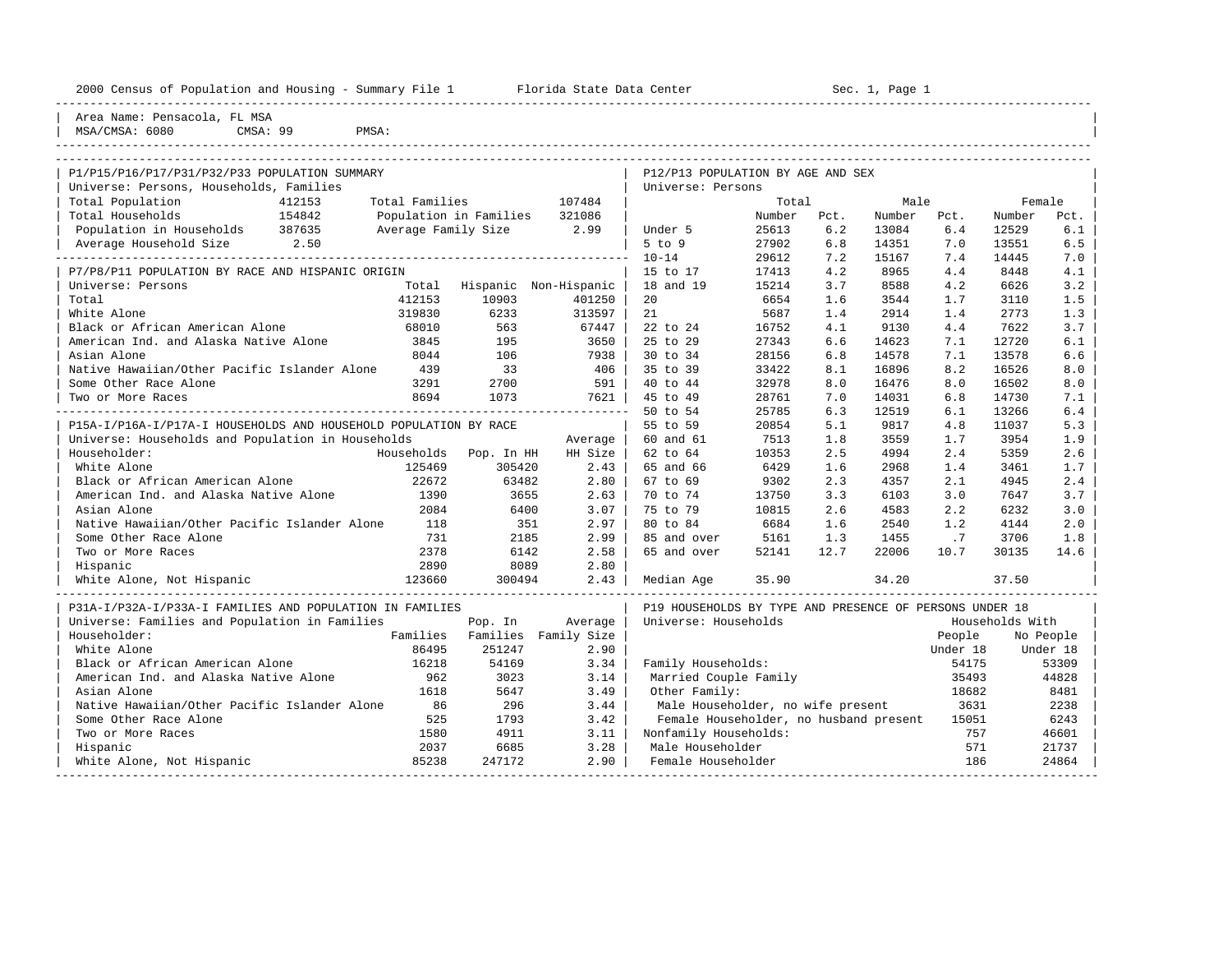2000 Census of Population and Housing - Summary File 1 Florida State Data Center Sec. 1, Page 1

Area Name: Pensacola, FL MSA
MSA/CMSA: 6080 CMSA: 99 PMSA:

## P1/P15/P16/P17/P31/P32/P33 POPULATION SUMMARY

Universe: Persons, Households, Families

| | | | |
|---|---|---|---|
| Total Population | 412153 | Total Families | 107484 |
| Total Households | 154842 | Population in Families | 321086 |
| Population in Households | 387635 | Average Family Size | 2.99 |
| Average Household Size | 2.50 | | |

## P7/P8/P11 POPULATION BY RACE AND HISPANIC ORIGIN

Universe: Persons

| | Total | Hispanic | Non-Hispanic |
|---|---|---|---|
| Total | 412153 | 10903 | 401250 |
| White Alone | 319830 | 6233 | 313597 |
| Black or African American Alone | 68010 | 563 | 67447 |
| American Ind. and Alaska Native Alone | 3845 | 195 | 3650 |
| Asian Alone | 8044 | 106 | 7938 |
| Native Hawaiian/Other Pacific Islander Alone | 439 | 33 | 406 |
| Some Other Race Alone | 3291 | 2700 | 591 |
| Two or More Races | 8694 | 1073 | 7621 |

## P15A-I/P16A-I/P17A-I HOUSEHOLDS AND HOUSEHOLD POPULATION BY RACE

Universe: Households and Population in Households

| Householder: | Households | Pop. In HH | Average HH Size |
|---|---|---|---|
| White Alone | 125469 | 305420 | 2.43 |
| Black or African American Alone | 22672 | 63482 | 2.80 |
| American Ind. and Alaska Native Alone | 1390 | 3655 | 2.63 |
| Asian Alone | 2084 | 6400 | 3.07 |
| Native Hawaiian/Other Pacific Islander Alone | 118 | 351 | 2.97 |
| Some Other Race Alone | 731 | 2185 | 2.99 |
| Two or More Races | 2378 | 6142 | 2.58 |
| Hispanic | 2890 | 8089 | 2.80 |
| White Alone, Not Hispanic | 123660 | 300494 | 2.43 |

## P31A-I/P32A-I/P33A-I FAMILIES AND POPULATION IN FAMILIES

Universe: Families and Population in Families

| Householder: | Families | Pop. In Families | Average Family Size |
|---|---|---|---|
| White Alone | 86495 | 251247 | 2.90 |
| Black or African American Alone | 16218 | 54169 | 3.34 |
| American Ind. and Alaska Native Alone | 962 | 3023 | 3.14 |
| Asian Alone | 1618 | 5647 | 3.49 |
| Native Hawaiian/Other Pacific Islander Alone | 86 | 296 | 3.44 |
| Some Other Race Alone | 525 | 1793 | 3.42 |
| Two or More Races | 1580 | 4911 | 3.11 |
| Hispanic | 2037 | 6685 | 3.28 |
| White Alone, Not Hispanic | 85238 | 247172 | 2.90 |

## P12/P13 POPULATION BY AGE AND SEX

Universe: Persons

| | Total Number | Total Pct. | Male Number | Male Pct. | Female Number | Female Pct. |
|---|---|---|---|---|---|---|
| Under 5 | 25613 | 6.2 | 13084 | 6.4 | 12529 | 6.1 |
| 5 to 9 | 27902 | 6.8 | 14351 | 7.0 | 13551 | 6.5 |
| 10-14 | 29612 | 7.2 | 15167 | 7.4 | 14445 | 7.0 |
| 15 to 17 | 17413 | 4.2 | 8965 | 4.4 | 8448 | 4.1 |
| 18 and 19 | 15214 | 3.7 | 8588 | 4.2 | 6626 | 3.2 |
| 20 | 6654 | 1.6 | 3544 | 1.7 | 3110 | 1.5 |
| 21 | 5687 | 1.4 | 2914 | 1.4 | 2773 | 1.3 |
| 22 to 24 | 16752 | 4.1 | 9130 | 4.4 | 7622 | 3.7 |
| 25 to 29 | 27343 | 6.6 | 14623 | 7.1 | 12720 | 6.1 |
| 30 to 34 | 28156 | 6.8 | 14578 | 7.1 | 13578 | 6.6 |
| 35 to 39 | 33422 | 8.1 | 16896 | 8.2 | 16526 | 8.0 |
| 40 to 44 | 32978 | 8.0 | 16476 | 8.0 | 16502 | 8.0 |
| 45 to 49 | 28761 | 7.0 | 14031 | 6.8 | 14730 | 7.1 |
| 50 to 54 | 25785 | 6.3 | 12519 | 6.1 | 13266 | 6.4 |
| 55 to 59 | 20854 | 5.1 | 9817 | 4.8 | 11037 | 5.3 |
| 60 and 61 | 7513 | 1.8 | 3559 | 1.7 | 3954 | 1.9 |
| 62 to 64 | 10353 | 2.5 | 4994 | 2.4 | 5359 | 2.6 |
| 65 and 66 | 6429 | 1.6 | 2968 | 1.4 | 3461 | 1.7 |
| 67 to 69 | 9302 | 2.3 | 4357 | 2.1 | 4945 | 2.4 |
| 70 to 74 | 13750 | 3.3 | 6103 | 3.0 | 7647 | 3.7 |
| 75 to 79 | 10815 | 2.6 | 4583 | 2.2 | 6232 | 3.0 |
| 80 to 84 | 6684 | 1.6 | 2540 | 1.2 | 4144 | 2.0 |
| 85 and over | 5161 | 1.3 | 1455 | .7 | 3706 | 1.8 |
| 65 and over | 52141 | 12.7 | 22006 | 10.7 | 30135 | 14.6 |
| Median Age | 35.90 | | 34.20 | | 37.50 | |

## P19 HOUSEHOLDS BY TYPE AND PRESENCE OF PERSONS UNDER 18

Universe: Households

| | Households With People Under 18 | Households With No People Under 18 |
|---|---|---|
| Family Households: | 54175 | 53309 |
| Married Couple Family | 35493 | 44828 |
| Other Family: | 18682 | 8481 |
| Male Householder, no wife present | 3631 | 2238 |
| Female Householder, no husband present | 15051 | 6243 |
| Nonfamily Households: | 757 | 46601 |
| Male Householder | 571 | 21737 |
| Female Householder | 186 | 24864 |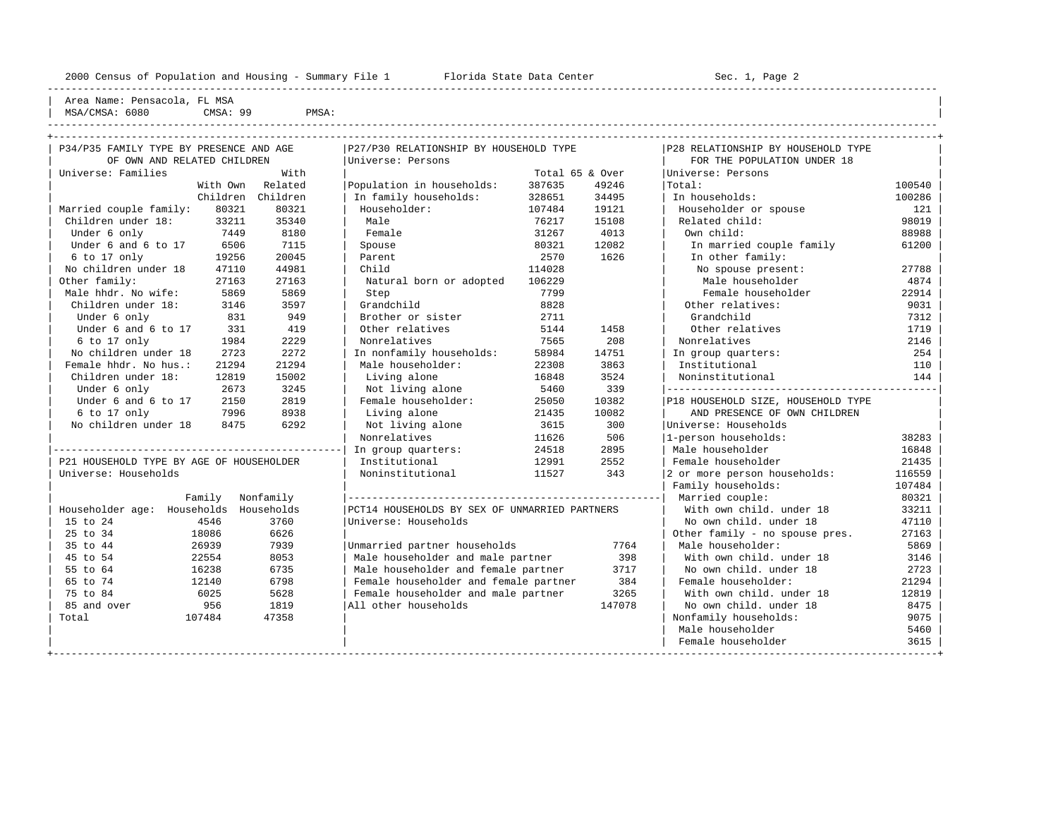Area Name: Pensacola, FL MSA
MSA/CMSA: 6080 CMSA: 99 PMSA:

## P34/P35 FAMILY TYPE BY PRESENCE AND AGE OF OWN AND RELATED CHILDREN

Universe: Families

| | With Own Children | With Related Children |
|---|---|---|
| Married couple family: | 80321 | 80321 |
| Children under 18: | 33211 | 35340 |
| Under 6 only | 7449 | 8180 |
| Under 6 and 6 to 17 | 6506 | 7115 |
| 6 to 17 only | 19256 | 20045 |
| No children under 18 | 47110 | 44981 |
| Other family: | 27163 | 27163 |
| Male hhdr. No wife: | 5869 | 5869 |
| Children under 18: | 3146 | 3597 |
| Under 6 only | 831 | 949 |
| Under 6 and 6 to 17 | 331 | 419 |
| 6 to 17 only | 1984 | 2229 |
| No children under 18 | 2723 | 2272 |
| Female hhdr. No hus.: | 21294 | 21294 |
| Children under 18: | 12819 | 15002 |
| Under 6 only | 2673 | 3245 |
| Under 6 and 6 to 17 | 2150 | 2819 |
| 6 to 17 only | 7996 | 8938 |
| No children under 18 | 8475 | 6292 |

## P21 HOUSEHOLD TYPE BY AGE OF HOUSEHOLDER

Universe: Households

| Householder age: | Family Households | Nonfamily Households |
|---|---|---|
| 15 to 24 | 4546 | 3760 |
| 25 to 34 | 18086 | 6626 |
| 35 to 44 | 26939 | 7939 |
| 45 to 54 | 22554 | 8053 |
| 55 to 64 | 16238 | 6735 |
| 65 to 74 | 12140 | 6798 |
| 75 to 84 | 6025 | 5628 |
| 85 and over | 956 | 1819 |
| Total | 107484 | 47358 |

## P27/P30 RELATIONSHIP BY HOUSEHOLD TYPE

Universe: Persons

| | Total | 65 & Over |
|---|---|---|
| Population in households: | 387635 | 49246 |
| In family households: | 328651 | 34495 |
| Householder: | 107484 | 19121 |
| Male | 76217 | 15108 |
| Female | 31267 | 4013 |
| Spouse | 80321 | 12082 |
| Parent | 2570 | 1626 |
| Child | 114028 | |
| Natural born or adopted | 106229 | |
| Step | 7799 | |
| Grandchild | 8828 | |
| Brother or sister | 2711 | |
| Other relatives | 5144 | 1458 |
| Nonrelatives | 7565 | 208 |
| In nonfamily households: | 58984 | 14751 |
| Male householder: | 22308 | 3863 |
| Living alone | 16848 | 3524 |
| Not living alone | 5460 | 339 |
| Female householder: | 25050 | 10382 |
| Living alone | 21435 | 10082 |
| Not living alone | 3615 | 300 |
| Nonrelatives | 11626 | 506 |
| In group quarters: | 24518 | 2895 |
| Institutional | 12991 | 2552 |
| Noninstitutional | 11527 | 343 |

## PCT14 HOUSEHOLDS BY SEX OF UNMARRIED PARTNERS

Universe: Households

| | |
|---|---|
| Unmarried partner households | 7764 |
| Male householder and male partner | 398 |
| Male householder and female partner | 3717 |
| Female householder and female partner | 384 |
| Female householder and male partner | 3265 |
| All other households | 147078 |

## P28 RELATIONSHIP BY HOUSEHOLD TYPE FOR THE POPULATION UNDER 18

Universe: Persons

| | |
|---|---|
| Total: | 100540 |
| In households: | 100286 |
| Householder or spouse | 121 |
| Related child: | 98019 |
| Own child: | 88988 |
| In married couple family | 61200 |
| In other family: | |
| No spouse present: | 27788 |
| Male householder | 4874 |
| Female householder | 22914 |
| Other relatives: | 9031 |
| Grandchild | 7312 |
| Other relatives | 1719 |
| Nonrelatives | 2146 |
| In group quarters: | 254 |
| Institutional | 110 |
| Noninstitutional | 144 |

## P18 HOUSEHOLD SIZE, HOUSEHOLD TYPE AND PRESENCE OF OWN CHILDREN

Universe: Households

| | |
|---|---|
| 1-person households: | 38283 |
| Male householder | 16848 |
| Female householder | 21435 |
| 2 or more person households: | 116559 |
| Family households: | 107484 |
| Married couple: | 80321 |
| With own child. under 18 | 33211 |
| No own child. under 18 | 47110 |
| Other family - no spouse pres. | 27163 |
| Male householder: | 5869 |
| With own child. under 18 | 3146 |
| No own child. under 18 | 2723 |
| Female householder: | 21294 |
| With own child. under 18 | 12819 |
| No own child. under 18 | 8475 |
| Nonfamily households: | 9075 |
| Male householder | 5460 |
| Female householder | 3615 |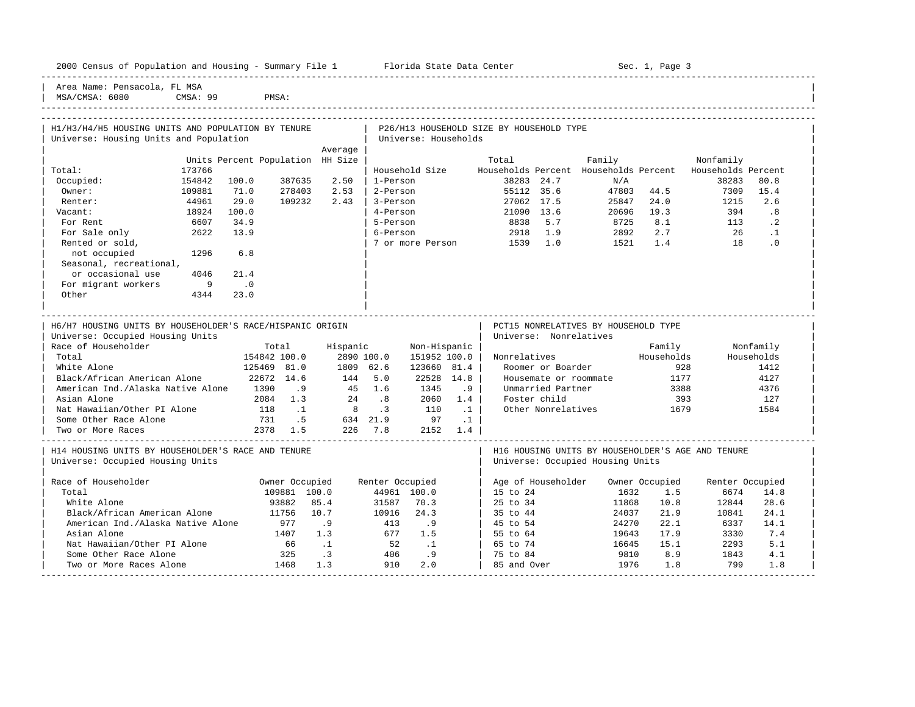Area Name: Pensacola, FL MSA
MSA/CMSA: 6080 CMSA: 99 PMSA:

## H1/H3/H4/H5 HOUSING UNITS AND POPULATION BY TENURE

Universe: Housing Units and Population

| | Units | Percent | Population | Average HH Size |
|---|---|---|---|---|
| Total: | 173766 | | | |
| Occupied: | 154842 | 100.0 | 387635 | 2.50 |
| Owner: | 109881 | 71.0 | 278403 | 2.53 |
| Renter: | 44961 | 29.0 | 109232 | 2.43 |
| Vacant: | 18924 | 100.0 | | |
| For Rent | 6607 | 34.9 | | |
| For Sale only | 2622 | 13.9 | | |
| Rented or sold, not occupied | 1296 | 6.8 | | |
| Seasonal, recreational, or occasional use | 4046 | 21.4 | | |
| For migrant workers | 9 | .0 | | |
| Other | 4344 | 23.0 | | |

## P26/H13 HOUSEHOLD SIZE BY HOUSEHOLD TYPE

Universe: Households

| Household Size | Total Households | Percent | Family Households | Percent | Nonfamily Households | Percent |
|---|---|---|---|---|---|---|
| 1-Person | 38283 | 24.7 | N/A | | 38283 | 80.8 |
| 2-Person | 55112 | 35.6 | 47803 | 44.5 | 7309 | 15.4 |
| 3-Person | 27062 | 17.5 | 25847 | 24.0 | 1215 | 2.6 |
| 4-Person | 21090 | 13.6 | 20696 | 19.3 | 394 | .8 |
| 5-Person | 8838 | 5.7 | 8725 | 8.1 | 113 | .2 |
| 6-Person | 2918 | 1.9 | 2892 | 2.7 | 26 | .1 |
| 7 or more Person | 1539 | 1.0 | 1521 | 1.4 | 18 | .0 |

## H6/H7 HOUSING UNITS BY HOUSEHOLDER'S RACE/HISPANIC ORIGIN

Universe: Occupied Housing Units

| Race of Householder | Total | | Hispanic | | Non-Hispanic | |
|---|---|---|---|---|---|---|
| Total | 154842 | 100.0 | 2890 | 100.0 | 151952 | 100.0 |
| White Alone | 125469 | 81.0 | 1809 | 62.6 | 123660 | 81.4 |
| Black/African American Alone | 22672 | 14.6 | 144 | 5.0 | 22528 | 14.8 |
| American Ind./Alaska Native Alone | 1390 | .9 | 45 | 1.6 | 1345 | .9 |
| Asian Alone | 2084 | 1.3 | 24 | .8 | 2060 | 1.4 |
| Nat Hawaiian/Other PI Alone | 118 | .1 | 8 | .3 | 110 | .1 |
| Some Other Race Alone | 731 | .5 | 634 | 21.9 | 97 | .1 |
| Two or More Races | 2378 | 1.5 | 226 | 7.8 | 2152 | 1.4 |

## PCT15 NONRELATIVES BY HOUSEHOLD TYPE

Universe: Nonrelatives

| Nonrelatives | Family Households | Nonfamily Households |
|---|---|---|
| Roomer or Boarder | 928 | 1412 |
| Housemate or roommate | 1177 | 4127 |
| Unmarried Partner | 3388 | 4376 |
| Foster child | 393 | 127 |
| Other Nonrelatives | 1679 | 1584 |

## H14 HOUSING UNITS BY HOUSEHOLDER'S RACE AND TENURE

Universe: Occupied Housing Units

| Race of Householder | Owner Occupied | | Renter Occupied | |
|---|---|---|---|---|
| Total | 109881 | 100.0 | 44961 | 100.0 |
| White Alone | 93882 | 85.4 | 31587 | 70.3 |
| Black/African American Alone | 11756 | 10.7 | 10916 | 24.3 |
| American Ind./Alaska Native Alone | 977 | .9 | 413 | .9 |
| Asian Alone | 1407 | 1.3 | 677 | 1.5 |
| Nat Hawaiian/Other PI Alone | 66 | .1 | 52 | .1 |
| Some Other Race Alone | 325 | .3 | 406 | .9 |
| Two or More Races Alone | 1468 | 1.3 | 910 | 2.0 |

## H16 HOUSING UNITS BY HOUSEHOLDER'S AGE AND TENURE

Universe: Occupied Housing Units

| Age of Householder | Owner Occupied | | Renter Occupied | |
|---|---|---|---|---|
| 15 to 24 | 1632 | 1.5 | 6674 | 14.8 |
| 25 to 34 | 11868 | 10.8 | 12844 | 28.6 |
| 35 to 44 | 24037 | 21.9 | 10841 | 24.1 |
| 45 to 54 | 24270 | 22.1 | 6337 | 14.1 |
| 55 to 64 | 19643 | 17.9 | 3330 | 7.4 |
| 65 to 74 | 16645 | 15.1 | 2293 | 5.1 |
| 75 to 84 | 9810 | 8.9 | 1843 | 4.1 |
| 85 and Over | 1976 | 1.8 | 799 | 1.8 |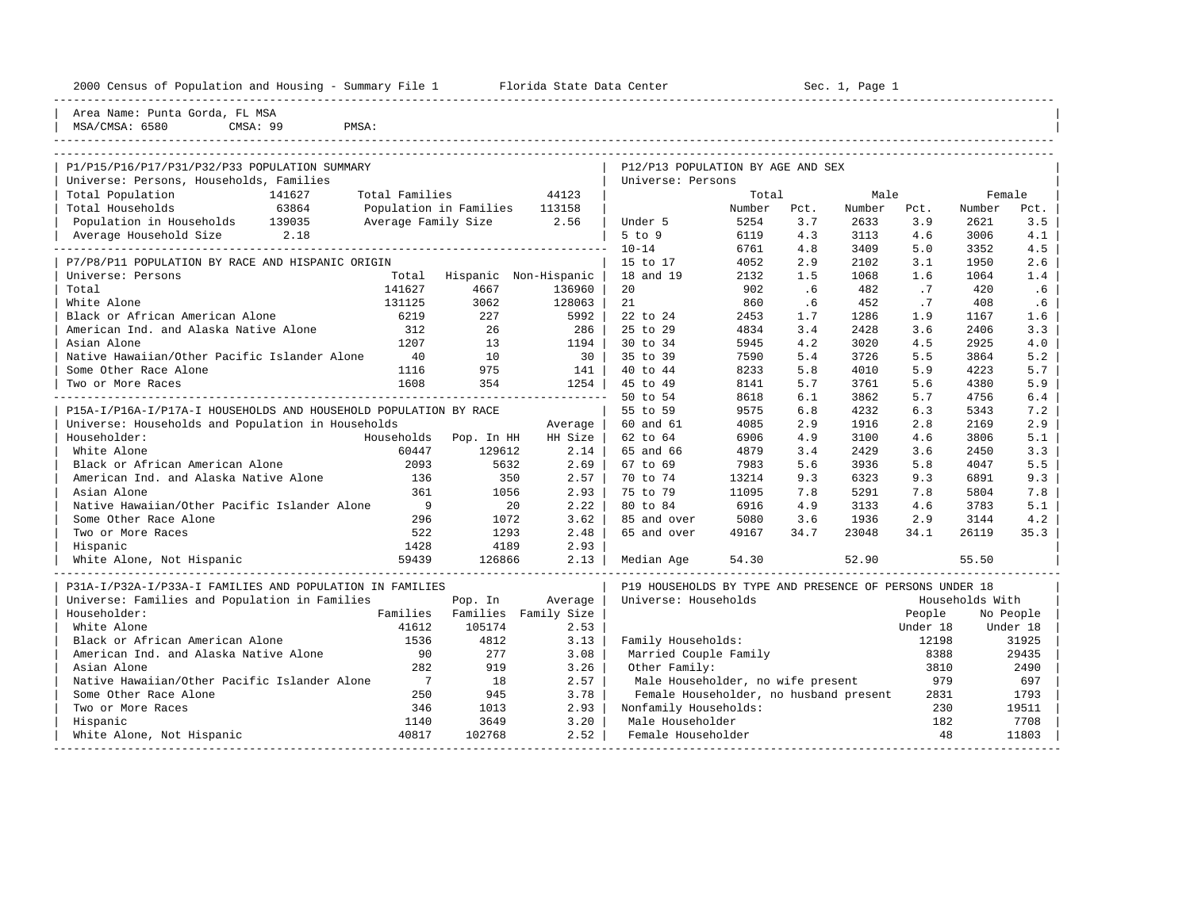2000 Census of Population and Housing - Summary File 1 Florida State Data Center Sec. 1, Page 1

Area Name: Punta Gorda, FL MSA
MSA/CMSA: 6580 CMSA: 99 PMSA:

## P1/P15/P16/P17/P31/P32/P33 POPULATION SUMMARY

Universe: Persons, Households, Families

| | | | |
|---|---|---|---|
| Total Population | 141627 | Total Families | 44123 |
| Total Households | 63864 | Population in Families | 113158 |
| Population in Households | 139035 | Average Family Size | 2.56 |
| Average Household Size | 2.18 | | |

## P7/P8/P11 POPULATION BY RACE AND HISPANIC ORIGIN

Universe: Persons

| | Total | Hispanic | Non-Hispanic |
|---|---|---|---|
| Total | 141627 | 4667 | 136960 |
| White Alone | 131125 | 3062 | 128063 |
| Black or African American Alone | 6219 | 227 | 5992 |
| American Ind. and Alaska Native Alone | 312 | 26 | 286 |
| Asian Alone | 1207 | 13 | 1194 |
| Native Hawaiian/Other Pacific Islander Alone | 40 | 10 | 30 |
| Some Other Race Alone | 1116 | 975 | 141 |
| Two or More Races | 1608 | 354 | 1254 |

## P15A-I/P16A-I/P17A-I HOUSEHOLDS AND HOUSEHOLD POPULATION BY RACE

Universe: Households and Population in Households

| Householder: | Households | Pop. In HH | Average HH Size |
|---|---|---|---|
| White Alone | 60447 | 129612 | 2.14 |
| Black or African American Alone | 2093 | 5632 | 2.69 |
| American Ind. and Alaska Native Alone | 136 | 350 | 2.57 |
| Asian Alone | 361 | 1056 | 2.93 |
| Native Hawaiian/Other Pacific Islander Alone | 9 | 20 | 2.22 |
| Some Other Race Alone | 296 | 1072 | 3.62 |
| Two or More Races | 522 | 1293 | 2.48 |
| Hispanic | 1428 | 4189 | 2.93 |
| White Alone, Not Hispanic | 59439 | 126866 | 2.13 |

## P31A-I/P32A-I/P33A-I FAMILIES AND POPULATION IN FAMILIES

Universe: Families and Population in Families

| Householder: | Families | Pop. In Families | Average Family Size |
|---|---|---|---|
| White Alone | 41612 | 105174 | 2.53 |
| Black or African American Alone | 1536 | 4812 | 3.13 |
| American Ind. and Alaska Native Alone | 90 | 277 | 3.08 |
| Asian Alone | 282 | 919 | 3.26 |
| Native Hawaiian/Other Pacific Islander Alone | 7 | 18 | 2.57 |
| Some Other Race Alone | 250 | 945 | 3.78 |
| Two or More Races | 346 | 1013 | 2.93 |
| Hispanic | 1140 | 3649 | 3.20 |
| White Alone, Not Hispanic | 40817 | 102768 | 2.52 |

## P12/P13 POPULATION BY AGE AND SEX

Universe: Persons

| | Total Number | Total Pct. | Male Number | Male Pct. | Female Number | Female Pct. |
|---|---|---|---|---|---|---|
| Under 5 | 5254 | 3.7 | 2633 | 3.9 | 2621 | 3.5 |
| 5 to 9 | 6119 | 4.3 | 3113 | 4.6 | 3006 | 4.1 |
| 10-14 | 6761 | 4.8 | 3409 | 5.0 | 3352 | 4.5 |
| 15 to 17 | 4052 | 2.9 | 2102 | 3.1 | 1950 | 2.6 |
| 18 and 19 | 2132 | 1.5 | 1068 | 1.6 | 1064 | 1.4 |
| 20 | 902 | .6 | 482 | .7 | 420 | .6 |
| 21 | 860 | .6 | 452 | .7 | 408 | .6 |
| 22 to 24 | 2453 | 1.7 | 1286 | 1.9 | 1167 | 1.6 |
| 25 to 29 | 4834 | 3.4 | 2428 | 3.6 | 2406 | 3.3 |
| 30 to 34 | 5945 | 4.2 | 3020 | 4.5 | 2925 | 4.0 |
| 35 to 39 | 7590 | 5.4 | 3726 | 5.5 | 3864 | 5.2 |
| 40 to 44 | 8233 | 5.8 | 4010 | 5.9 | 4223 | 5.7 |
| 45 to 49 | 8141 | 5.7 | 3761 | 5.6 | 4380 | 5.9 |
| 50 to 54 | 8618 | 6.1 | 3862 | 5.7 | 4756 | 6.4 |
| 55 to 59 | 9575 | 6.8 | 4232 | 6.3 | 5343 | 7.2 |
| 60 and 61 | 4085 | 2.9 | 1916 | 2.8 | 2169 | 2.9 |
| 62 to 64 | 6906 | 4.9 | 3100 | 4.6 | 3806 | 5.1 |
| 65 and 66 | 4879 | 3.4 | 2429 | 3.6 | 2450 | 3.3 |
| 67 to 69 | 7983 | 5.6 | 3936 | 5.8 | 4047 | 5.5 |
| 70 to 74 | 13214 | 9.3 | 6323 | 9.3 | 6891 | 9.3 |
| 75 to 79 | 11095 | 7.8 | 5291 | 7.8 | 5804 | 7.8 |
| 80 to 84 | 6916 | 4.9 | 3133 | 4.6 | 3783 | 5.1 |
| 85 and over | 5080 | 3.6 | 1936 | 2.9 | 3144 | 4.2 |
| 65 and over | 49167 | 34.7 | 23048 | 34.1 | 26119 | 35.3 |
| Median Age | 54.30 | | 52.90 | | 55.50 | |

## P19 HOUSEHOLDS BY TYPE AND PRESENCE OF PERSONS UNDER 18

Universe: Households

| | Households With People Under 18 | Households With No People Under 18 |
|---|---|---|
| Family Households: | 12198 | 31925 |
| Married Couple Family | 8388 | 29435 |
| Other Family: | 3810 | 2490 |
| Male Householder, no wife present | 979 | 697 |
| Female Householder, no husband present | 2831 | 1793 |
| Nonfamily Households: | 230 | 19511 |
| Male Householder | 182 | 7708 |
| Female Householder | 48 | 11803 |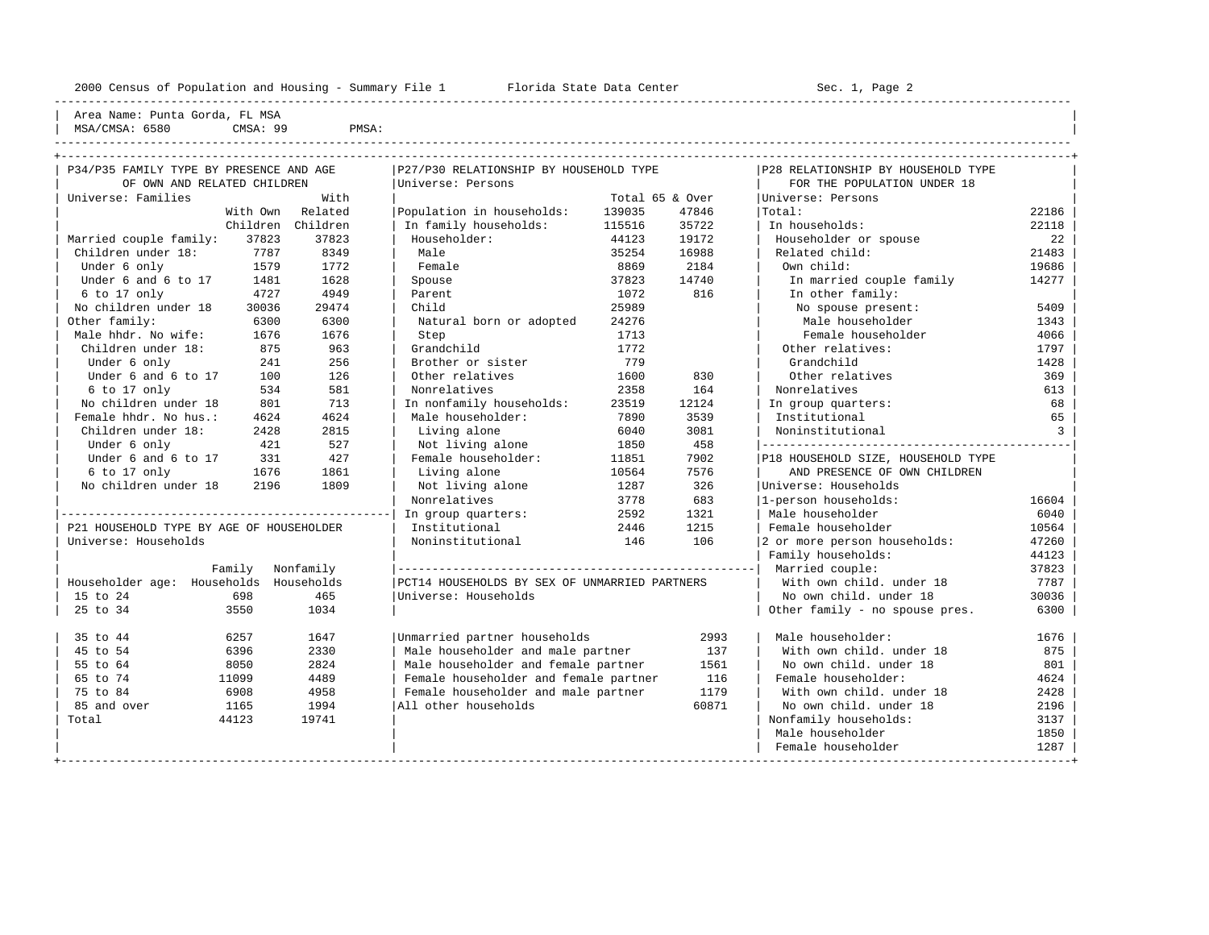2000 Census of Population and Housing - Summary File 1 Florida State Data Center Sec. 1, Page 2

Area Name: Punta Gorda, FL MSA
MSA/CMSA: 6580 CMSA: 99 PMSA:

## P34/P35 FAMILY TYPE BY PRESENCE AND AGE OF OWN AND RELATED CHILDREN

Universe: Families

| | With Own Children | With Related Children |
|---|---|---|
| Married couple family: | 37823 | 37823 |
| Children under 18: | 7787 | 8349 |
| Under 6 only | 1579 | 1772 |
| Under 6 and 6 to 17 | 1481 | 1628 |
| 6 to 17 only | 4727 | 4949 |
| No children under 18 | 30036 | 29474 |
| Other family: | 6300 | 6300 |
| Male hhdr. No wife: | 1676 | 1676 |
| Children under 18: | 875 | 963 |
| Under 6 only | 241 | 256 |
| Under 6 and 6 to 17 | 100 | 126 |
| 6 to 17 only | 534 | 581 |
| No children under 18 | 801 | 713 |
| Female hhdr. No hus.: | 4624 | 4624 |
| Children under 18: | 2428 | 2815 |
| Under 6 only | 421 | 527 |
| Under 6 and 6 to 17 | 331 | 427 |
| 6 to 17 only | 1676 | 1861 |
| No children under 18 | 2196 | 1809 |

## P21 HOUSEHOLD TYPE BY AGE OF HOUSEHOLDER

Universe: Households

| Householder age: | Family Households | Nonfamily Households |
|---|---|---|
| 15 to 24 | 698 | 465 |
| 25 to 34 | 3550 | 1034 |
| 35 to 44 | 6257 | 1647 |
| 45 to 54 | 6396 | 2330 |
| 55 to 64 | 8050 | 2824 |
| 65 to 74 | 11099 | 4489 |
| 75 to 84 | 6908 | 4958 |
| 85 and over | 1165 | 1994 |
| Total | 44123 | 19741 |

## P27/P30 RELATIONSHIP BY HOUSEHOLD TYPE

Universe: Persons

| | Total | 65 & Over |
|---|---|---|
| Population in households: | 139035 | 47846 |
| In family households: | 115516 | 35722 |
| Householder: | 44123 | 19172 |
| Male | 35254 | 16988 |
| Female | 8869 | 2184 |
| Spouse | 37823 | 14740 |
| Parent | 1072 | 816 |
| Child | 25989 | |
| Natural born or adopted | 24276 | |
| Step | 1713 | |
| Grandchild | 1772 | |
| Brother or sister | 779 | |
| Other relatives | 1600 | 830 |
| Nonrelatives | 2358 | 164 |
| In nonfamily households: | 23519 | 12124 |
| Male householder: | 7890 | 3539 |
| Living alone | 6040 | 3081 |
| Not living alone | 1850 | 458 |
| Female householder: | 11851 | 7902 |
| Living alone | 10564 | 7576 |
| Not living alone | 1287 | 326 |
| Nonrelatives | 3778 | 683 |
| In group quarters: | 2592 | 1321 |
| Institutional | 2446 | 1215 |
| Noninstitutional | 146 | 106 |

## PCT14 HOUSEHOLDS BY SEX OF UNMARRIED PARTNERS

Universe: Households

| | |
|---|---|
| Unmarried partner households | 2993 |
| Male householder and male partner | 137 |
| Male householder and female partner | 1561 |
| Female householder and female partner | 116 |
| Female householder and male partner | 1179 |
| All other households | 60871 |

## P28 RELATIONSHIP BY HOUSEHOLD TYPE FOR THE POPULATION UNDER 18

Universe: Persons

| | |
|---|---|
| Total: | 22186 |
| In households: | 22118 |
| Householder or spouse | 22 |
| Related child: | 21483 |
| Own child: | 19686 |
| In married couple family | 14277 |
| In other family: | |
| No spouse present: | 5409 |
| Male householder | 1343 |
| Female householder | 4066 |
| Other relatives: | 1797 |
| Grandchild | 1428 |
| Other relatives | 369 |
| Nonrelatives | 613 |
| In group quarters: | 68 |
| Institutional | 65 |
| Noninstitutional | 3 |

## P18 HOUSEHOLD SIZE, HOUSEHOLD TYPE AND PRESENCE OF OWN CHILDREN

Universe: Households

| | |
|---|---|
| 1-person households: | 16604 |
| Male householder | 6040 |
| Female householder | 10564 |
| 2 or more person households: | 47260 |
| Family households: | 44123 |
| Married couple: | 37823 |
| With own child. under 18 | 7787 |
| No own child. under 18 | 30036 |
| Other family - no spouse pres. | 6300 |
| Male householder: | 1676 |
| With own child. under 18 | 875 |
| No own child. under 18 | 801 |
| Female householder: | 4624 |
| With own child. under 18 | 2428 |
| No own child. under 18 | 2196 |
| Nonfamily households: | 3137 |
| Male householder | 1850 |
| Female householder | 1287 |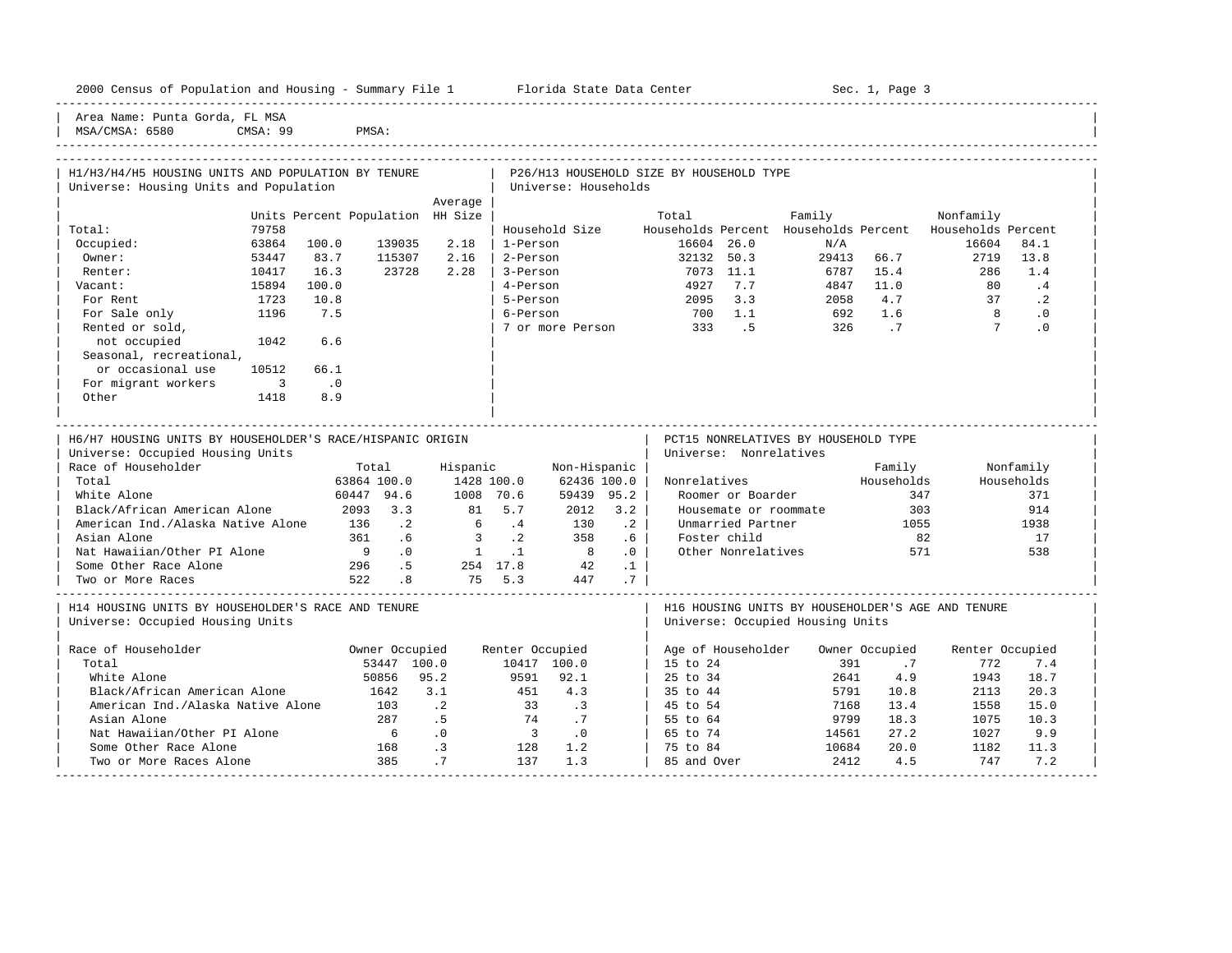Area Name: Punta Gorda, FL MSA
MSA/CMSA: 6580 CMSA: 99 PMSA:

## H1/H3/H4/H5 HOUSING UNITS AND POPULATION BY TENURE

Universe: Housing Units and Population

| | Units | Percent | Population | Average HH Size |
|---|---|---|---|---|
| Total: | 79758 | | | |
| Occupied: | 63864 | 100.0 | 139035 | 2.18 |
| Owner: | 53447 | 83.7 | 115307 | 2.16 |
| Renter: | 10417 | 16.3 | 23728 | 2.28 |
| Vacant: | 15894 | 100.0 | | |
| For Rent | 1723 | 10.8 | | |
| For Sale only | 1196 | 7.5 | | |
| Rented or sold, not occupied | 1042 | 6.6 | | |
| Seasonal, recreational, or occasional use | 10512 | 66.1 | | |
| For migrant workers | 3 | .0 | | |
| Other | 1418 | 8.9 | | |

## P26/H13 HOUSEHOLD SIZE BY HOUSEHOLD TYPE

Universe: Households

| Household Size | Total Households | Percent | Family Households | Percent | Nonfamily Households | Percent |
|---|---|---|---|---|---|---|
| 1-Person | 16604 | 26.0 | N/A | | 16604 | 84.1 |
| 2-Person | 32132 | 50.3 | 29413 | 66.7 | 2719 | 13.8 |
| 3-Person | 7073 | 11.1 | 6787 | 15.4 | 286 | 1.4 |
| 4-Person | 4927 | 7.7 | 4847 | 11.0 | 80 | .4 |
| 5-Person | 2095 | 3.3 | 2058 | 4.7 | 37 | .2 |
| 6-Person | 700 | 1.1 | 692 | 1.6 | 8 | .0 |
| 7 or more Person | 333 | .5 | 326 | .7 | 7 | .0 |

## H6/H7 HOUSING UNITS BY HOUSEHOLDER'S RACE/HISPANIC ORIGIN

Universe: Occupied Housing Units

| Race of Householder | Total | | Hispanic | | Non-Hispanic | |
|---|---|---|---|---|---|---|
| Total | 63864 | 100.0 | 1428 | 100.0 | 62436 | 100.0 |
| White Alone | 60447 | 94.6 | 1008 | 70.6 | 59439 | 95.2 |
| Black/African American Alone | 2093 | 3.3 | 81 | 5.7 | 2012 | 3.2 |
| American Ind./Alaska Native Alone | 136 | .2 | 6 | .4 | 130 | .2 |
| Asian Alone | 361 | .6 | 3 | .2 | 358 | .6 |
| Nat Hawaiian/Other PI Alone | 9 | .0 | 1 | .1 | 8 | .0 |
| Some Other Race Alone | 296 | .5 | 254 | 17.8 | 42 | .1 |
| Two or More Races | 522 | .8 | 75 | 5.3 | 447 | .7 |

## PCT15 NONRELATIVES BY HOUSEHOLD TYPE

Universe: Nonrelatives

| Nonrelatives | Family Households | Nonfamily Households |
|---|---|---|
| Roomer or Boarder | 347 | 371 |
| Housemate or roommate | 303 | 914 |
| Unmarried Partner | 1055 | 1938 |
| Foster child | 82 | 17 |
| Other Nonrelatives | 571 | 538 |

## H14 HOUSING UNITS BY HOUSEHOLDER'S RACE AND TENURE

Universe: Occupied Housing Units

| Race of Householder | Owner Occupied | | Renter Occupied | |
|---|---|---|---|---|
| Total | 53447 | 100.0 | 10417 | 100.0 |
| White Alone | 50856 | 95.2 | 9591 | 92.1 |
| Black/African American Alone | 1642 | 3.1 | 451 | 4.3 |
| American Ind./Alaska Native Alone | 103 | .2 | 33 | .3 |
| Asian Alone | 287 | .5 | 74 | .7 |
| Nat Hawaiian/Other PI Alone | 6 | .0 | 3 | .0 |
| Some Other Race Alone | 168 | .3 | 128 | 1.2 |
| Two or More Races Alone | 385 | .7 | 137 | 1.3 |

## H16 HOUSING UNITS BY HOUSEHOLDER'S AGE AND TENURE

Universe: Occupied Housing Units

| Age of Householder | Owner Occupied | | Renter Occupied | |
|---|---|---|---|---|
| 15 to 24 | 391 | .7 | 772 | 7.4 |
| 25 to 34 | 2641 | 4.9 | 1943 | 18.7 |
| 35 to 44 | 5791 | 10.8 | 2113 | 20.3 |
| 45 to 54 | 7168 | 13.4 | 1558 | 15.0 |
| 55 to 64 | 9799 | 18.3 | 1075 | 10.3 |
| 65 to 74 | 14561 | 27.2 | 1027 | 9.9 |
| 75 to 84 | 10684 | 20.0 | 1182 | 11.3 |
| 85 and Over | 2412 | 4.5 | 747 | 7.2 |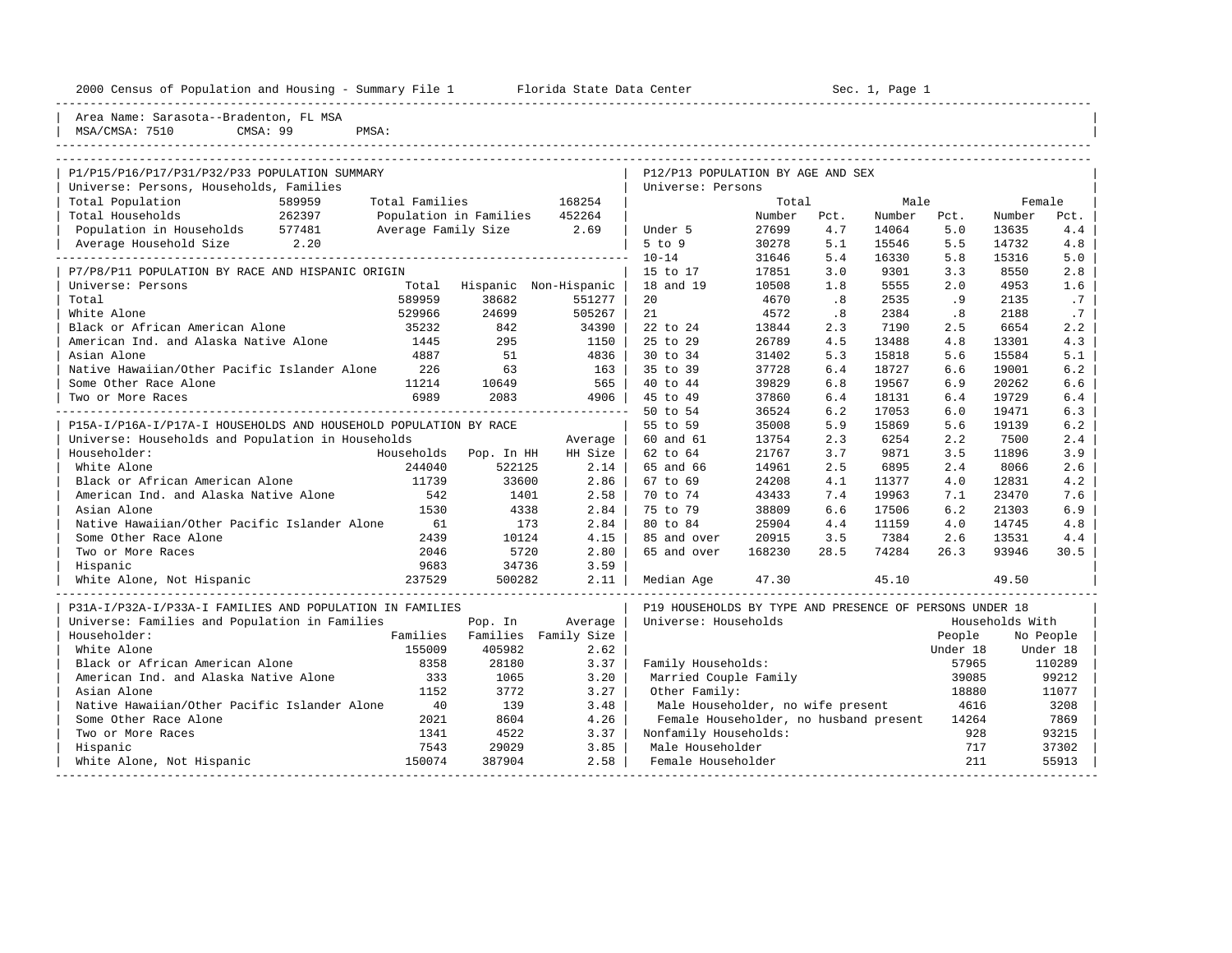2000 Census of Population and Housing - Summary File 1 Florida State Data Center Sec. 1, Page 1

Area Name: Sarasota--Bradenton, FL MSA
MSA/CMSA: 7510 CMSA: 99 PMSA:

## P1/P15/P16/P17/P31/P32/P33 POPULATION SUMMARY

Universe: Persons, Households, Families

| | | | |
|---|---|---|---|
| Total Population | 589959 | Total Families | 168254 |
| Total Households | 262397 | Population in Families | 452264 |
| Population in Households | 577481 | Average Family Size | 2.69 |
| Average Household Size | 2.20 | | |

## P7/P8/P11 POPULATION BY RACE AND HISPANIC ORIGIN

Universe: Persons

| | Total | Hispanic | Non-Hispanic |
|---|---|---|---|
| Total | 589959 | 38682 | 551277 |
| White Alone | 529966 | 24699 | 505267 |
| Black or African American Alone | 35232 | 842 | 34390 |
| American Ind. and Alaska Native Alone | 1445 | 295 | 1150 |
| Asian Alone | 4887 | 51 | 4836 |
| Native Hawaiian/Other Pacific Islander Alone | 226 | 63 | 163 |
| Some Other Race Alone | 11214 | 10649 | 565 |
| Two or More Races | 6989 | 2083 | 4906 |

## P15A-I/P16A-I/P17A-I HOUSEHOLDS AND HOUSEHOLD POPULATION BY RACE

Universe: Households and Population in Households

| Householder: | Households | Pop. In HH | Average HH Size |
|---|---|---|---|
| White Alone | 244040 | 522125 | 2.14 |
| Black or African American Alone | 11739 | 33600 | 2.86 |
| American Ind. and Alaska Native Alone | 542 | 1401 | 2.58 |
| Asian Alone | 1530 | 4338 | 2.84 |
| Native Hawaiian/Other Pacific Islander Alone | 61 | 173 | 2.84 |
| Some Other Race Alone | 2439 | 10124 | 4.15 |
| Two or More Races | 2046 | 5720 | 2.80 |
| Hispanic | 9683 | 34736 | 3.59 |
| White Alone, Not Hispanic | 237529 | 500282 | 2.11 |

## P31A-I/P32A-I/P33A-I FAMILIES AND POPULATION IN FAMILIES

Universe: Families and Population in Families

| Householder: | Families | Pop. In Families | Average Family Size |
|---|---|---|---|
| White Alone | 155009 | 405982 | 2.62 |
| Black or African American Alone | 8358 | 28180 | 3.37 |
| American Ind. and Alaska Native Alone | 333 | 1065 | 3.20 |
| Asian Alone | 1152 | 3772 | 3.27 |
| Native Hawaiian/Other Pacific Islander Alone | 40 | 139 | 3.48 |
| Some Other Race Alone | 2021 | 8604 | 4.26 |
| Two or More Races | 1341 | 4522 | 3.37 |
| Hispanic | 7543 | 29029 | 3.85 |
| White Alone, Not Hispanic | 150074 | 387904 | 2.58 |

## P12/P13 POPULATION BY AGE AND SEX

Universe: Persons

| | Total Number | Total Pct. | Male Number | Male Pct. | Female Number | Female Pct. |
|---|---|---|---|---|---|---|
| Under 5 | 27699 | 4.7 | 14064 | 5.0 | 13635 | 4.4 |
| 5 to 9 | 30278 | 5.1 | 15546 | 5.5 | 14732 | 4.8 |
| 10-14 | 31646 | 5.4 | 16330 | 5.8 | 15316 | 5.0 |
| 15 to 17 | 17851 | 3.0 | 9301 | 3.3 | 8550 | 2.8 |
| 18 and 19 | 10508 | 1.8 | 5555 | 2.0 | 4953 | 1.6 |
| 20 | 4670 | .8 | 2535 | .9 | 2135 | .7 |
| 21 | 4572 | .8 | 2384 | .8 | 2188 | .7 |
| 22 to 24 | 13844 | 2.3 | 7190 | 2.5 | 6654 | 2.2 |
| 25 to 29 | 26789 | 4.5 | 13488 | 4.8 | 13301 | 4.3 |
| 30 to 34 | 31402 | 5.3 | 15818 | 5.6 | 15584 | 5.1 |
| 35 to 39 | 37728 | 6.4 | 18727 | 6.6 | 19001 | 6.2 |
| 40 to 44 | 39829 | 6.8 | 19567 | 6.9 | 20262 | 6.6 |
| 45 to 49 | 37860 | 6.4 | 18131 | 6.4 | 19729 | 6.4 |
| 50 to 54 | 36524 | 6.2 | 17053 | 6.0 | 19471 | 6.3 |
| 55 to 59 | 35008 | 5.9 | 15869 | 5.6 | 19139 | 6.2 |
| 60 and 61 | 13754 | 2.3 | 6254 | 2.2 | 7500 | 2.4 |
| 62 to 64 | 21767 | 3.7 | 9871 | 3.5 | 11896 | 3.9 |
| 65 and 66 | 14961 | 2.5 | 6895 | 2.4 | 8066 | 2.6 |
| 67 to 69 | 24208 | 4.1 | 11377 | 4.0 | 12831 | 4.2 |
| 70 to 74 | 43433 | 7.4 | 19963 | 7.1 | 23470 | 7.6 |
| 75 to 79 | 38809 | 6.6 | 17506 | 6.2 | 21303 | 6.9 |
| 80 to 84 | 25904 | 4.4 | 11159 | 4.0 | 14745 | 4.8 |
| 85 and over | 20915 | 3.5 | 7384 | 2.6 | 13531 | 4.4 |
| 65 and over | 168230 | 28.5 | 74284 | 26.3 | 93946 | 30.5 |
| Median Age | 47.30 | | 45.10 | | 49.50 | |

## P19 HOUSEHOLDS BY TYPE AND PRESENCE OF PERSONS UNDER 18

Universe: Households

| | Households With People Under 18 | Households With No People Under 18 |
|---|---|---|
| Family Households: | 57965 | 110289 |
| Married Couple Family | 39085 | 99212 |
| Other Family: | 18880 | 11077 |
| Male Householder, no wife present | 4616 | 3208 |
| Female Householder, no husband present | 14264 | 7869 |
| Nonfamily Households: | 928 | 93215 |
| Male Householder | 717 | 37302 |
| Female Householder | 211 | 55913 |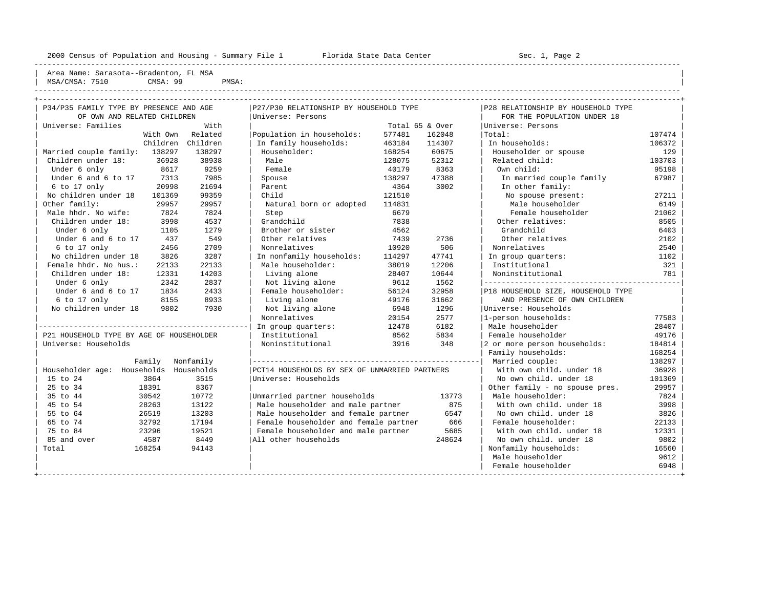Area Name: Sarasota--Bradenton, FL MSA
MSA/CMSA: 7510 CMSA: 99 PMSA:

## P34/P35 FAMILY TYPE BY PRESENCE AND AGE OF OWN AND RELATED CHILDREN

Universe: Families

| | With Own Children | With Related Children |
|---|---|---|
| Married couple family: | 138297 | 138297 |
| Children under 18: | 36928 | 38938 |
| Under 6 only | 8617 | 9259 |
| Under 6 and 6 to 17 | 7313 | 7985 |
| 6 to 17 only | 20998 | 21694 |
| No children under 18 | 101369 | 99359 |
| Other family: | 29957 | 29957 |
| Male hhdr. No wife: | 7824 | 7824 |
| Children under 18: | 3998 | 4537 |
| Under 6 only | 1105 | 1279 |
| Under 6 and 6 to 17 | 437 | 549 |
| 6 to 17 only | 2456 | 2709 |
| No children under 18 | 3826 | 3287 |
| Female hhdr. No hus.: | 22133 | 22133 |
| Children under 18: | 12331 | 14203 |
| Under 6 only | 2342 | 2837 |
| Under 6 and 6 to 17 | 1834 | 2433 |
| 6 to 17 only | 8155 | 8933 |
| No children under 18 | 9802 | 7930 |

## P21 HOUSEHOLD TYPE BY AGE OF HOUSEHOLDER

Universe: Households

| Householder age: | Family Households | Nonfamily Households |
|---|---|---|
| 15 to 24 | 3864 | 3515 |
| 25 to 34 | 18391 | 8367 |
| 35 to 44 | 30542 | 10772 |
| 45 to 54 | 28263 | 13122 |
| 55 to 64 | 26519 | 13203 |
| 65 to 74 | 32792 | 17194 |
| 75 to 84 | 23296 | 19521 |
| 85 and over | 4587 | 8449 |
| Total | 168254 | 94143 |

## P27/P30 RELATIONSHIP BY HOUSEHOLD TYPE

Universe: Persons

| | Total | 65 & Over |
|---|---|---|
| Population in households: | 577481 | 162048 |
| In family households: | 463184 | 114307 |
| Householder: | 168254 | 60675 |
| Male | 128075 | 52312 |
| Female | 40179 | 8363 |
| Spouse | 138297 | 47388 |
| Parent | 4364 | 3002 |
| Child | 121510 | |
| Natural born or adopted | 114831 | |
| Step | 6679 | |
| Grandchild | 7838 | |
| Brother or sister | 4562 | |
| Other relatives | 7439 | 2736 |
| Nonrelatives | 10920 | 506 |
| In nonfamily households: | 114297 | 47741 |
| Male householder: | 38019 | 12206 |
| Living alone | 28407 | 10644 |
| Not living alone | 9612 | 1562 |
| Female householder: | 56124 | 32958 |
| Living alone | 49176 | 31662 |
| Not living alone | 6948 | 1296 |
| Nonrelatives | 20154 | 2577 |
| In group quarters: | 12478 | 6182 |
| Institutional | 8562 | 5834 |
| Noninstitutional | 3916 | 348 |

## PCT14 HOUSEHOLDS BY SEX OF UNMARRIED PARTNERS

Universe: Households

| | |
|---|---|
| Unmarried partner households | 13773 |
| Male householder and male partner | 875 |
| Male householder and female partner | 6547 |
| Female householder and female partner | 666 |
| Female householder and male partner | 5685 |
| All other households | 248624 |

## P28 RELATIONSHIP BY HOUSEHOLD TYPE FOR THE POPULATION UNDER 18

Universe: Persons

| | |
|---|---|
| Total: | 107474 |
| In households: | 106372 |
| Householder or spouse | 129 |
| Related child: | 103703 |
| Own child: | 95198 |
| In married couple family | 67987 |
| In other family: | |
| No spouse present: | 27211 |
| Male householder | 6149 |
| Female householder | 21062 |
| Other relatives: | 8505 |
| Grandchild | 6403 |
| Other relatives | 2102 |
| Nonrelatives | 2540 |
| In group quarters: | 1102 |
| Institutional | 321 |
| Noninstitutional | 781 |

## P18 HOUSEHOLD SIZE, HOUSEHOLD TYPE AND PRESENCE OF OWN CHILDREN

Universe: Households

| | |
|---|---|
| 1-person households: | 77583 |
| Male householder | 28407 |
| Female householder | 49176 |
| 2 or more person households: | 184814 |
| Family households: | 168254 |
| Married couple: | 138297 |
| With own child. under 18 | 36928 |
| No own child. under 18 | 101369 |
| Other family - no spouse pres. | 29957 |
| Male householder: | 7824 |
| With own child. under 18 | 3998 |
| No own child. under 18 | 3826 |
| Female householder: | 22133 |
| With own child. under 18 | 12331 |
| No own child. under 18 | 9802 |
| Nonfamily households: | 16560 |
| Male householder | 9612 |
| Female householder | 6948 |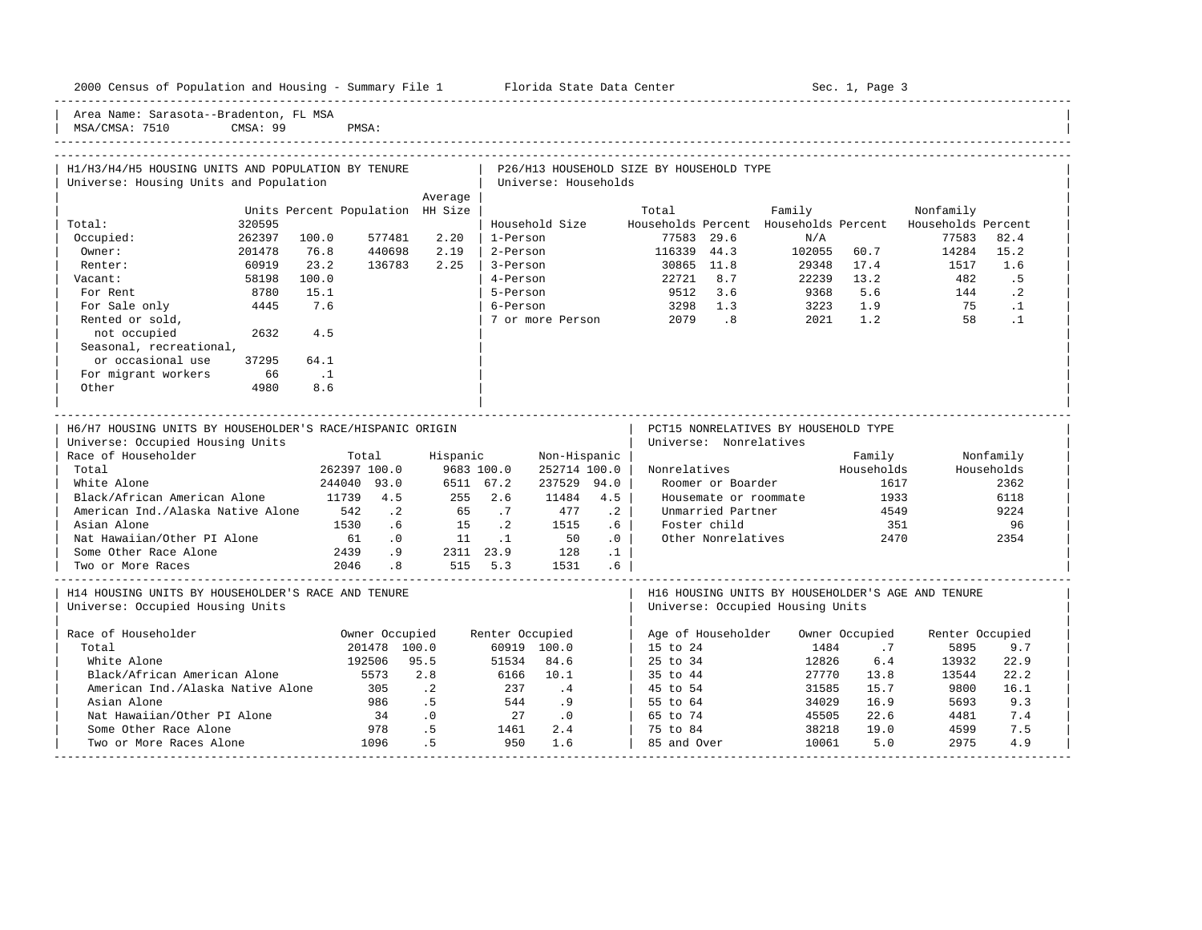Area Name: Sarasota--Bradenton, FL MSA
MSA/CMSA: 7510 CMSA: 99 PMSA:

### H1/H3/H4/H5 HOUSING UNITS AND POPULATION BY TENURE

Universe: Housing Units and Population

| | Units | Percent | Population | Average HH Size |
|---|---|---|---|---|
| Total: | 320595 | | | |
| Occupied: | 262397 | 100.0 | 577481 | 2.20 |
| Owner: | 201478 | 76.8 | 440698 | 2.19 |
| Renter: | 60919 | 23.2 | 136783 | 2.25 |
| Vacant: | 58198 | 100.0 | | |
| For Rent | 8780 | 15.1 | | |
| For Sale only | 4445 | 7.6 | | |
| Rented or sold, not occupied | 2632 | 4.5 | | |
| Seasonal, recreational, or occasional use | 37295 | 64.1 | | |
| For migrant workers | 66 | .1 | | |
| Other | 4980 | 8.6 | | |

### P26/H13 HOUSEHOLD SIZE BY HOUSEHOLD TYPE

Universe: Households

| Household Size | Total Households | Percent | Family Households | Percent | Nonfamily Households | Percent |
|---|---|---|---|---|---|---|
| 1-Person | 77583 | 29.6 | N/A | | 77583 | 82.4 |
| 2-Person | 116339 | 44.3 | 102055 | 60.7 | 14284 | 15.2 |
| 3-Person | 30865 | 11.8 | 29348 | 17.4 | 1517 | 1.6 |
| 4-Person | 22721 | 8.7 | 22239 | 13.2 | 482 | .5 |
| 5-Person | 9512 | 3.6 | 9368 | 5.6 | 144 | .2 |
| 6-Person | 3298 | 1.3 | 3223 | 1.9 | 75 | .1 |
| 7 or more Person | 2079 | .8 | 2021 | 1.2 | 58 | .1 |

### H6/H7 HOUSING UNITS BY HOUSEHOLDER'S RACE/HISPANIC ORIGIN

Universe: Occupied Housing Units

| Race of Householder | Total | | Hispanic | | Non-Hispanic | |
|---|---|---|---|---|---|---|
| Total | 262397 | 100.0 | 9683 | 100.0 | 252714 | 100.0 |
| White Alone | 244040 | 93.0 | 6511 | 67.2 | 237529 | 94.0 |
| Black/African American Alone | 11739 | 4.5 | 255 | 2.6 | 11484 | 4.5 |
| American Ind./Alaska Native Alone | 542 | .2 | 65 | .7 | 477 | .2 |
| Asian Alone | 1530 | .6 | 15 | .2 | 1515 | .6 |
| Nat Hawaiian/Other PI Alone | 61 | .0 | 11 | .1 | 50 | .0 |
| Some Other Race Alone | 2439 | .9 | 2311 | 23.9 | 128 | .1 |
| Two or More Races | 2046 | .8 | 515 | 5.3 | 1531 | .6 |

### PCT15 NONRELATIVES BY HOUSEHOLD TYPE

Universe: Nonrelatives

| Nonrelatives | Family Households | Nonfamily Households |
|---|---|---|
| Roomer or Boarder | 1617 | 2362 |
| Housemate or roommate | 1933 | 6118 |
| Unmarried Partner | 4549 | 9224 |
| Foster child | 351 | 96 |
| Other Nonrelatives | 2470 | 2354 |

### H14 HOUSING UNITS BY HOUSEHOLDER'S RACE AND TENURE

Universe: Occupied Housing Units

| Race of Householder | Owner Occupied | | Renter Occupied | |
|---|---|---|---|---|
| Total | 201478 | 100.0 | 60919 | 100.0 |
| White Alone | 192506 | 95.5 | 51534 | 84.6 |
| Black/African American Alone | 5573 | 2.8 | 6166 | 10.1 |
| American Ind./Alaska Native Alone | 305 | .2 | 237 | .4 |
| Asian Alone | 986 | .5 | 544 | .9 |
| Nat Hawaiian/Other PI Alone | 34 | .0 | 27 | .0 |
| Some Other Race Alone | 978 | .5 | 1461 | 2.4 |
| Two or More Races Alone | 1096 | .5 | 950 | 1.6 |

### H16 HOUSING UNITS BY HOUSEHOLDER'S AGE AND TENURE

Universe: Occupied Housing Units

| Age of Householder | Owner Occupied | | Renter Occupied | |
|---|---|---|---|---|
| 15 to 24 | 1484 | .7 | 5895 | 9.7 |
| 25 to 34 | 12826 | 6.4 | 13932 | 22.9 |
| 35 to 44 | 27770 | 13.8 | 13544 | 22.2 |
| 45 to 54 | 31585 | 15.7 | 9800 | 16.1 |
| 55 to 64 | 34029 | 16.9 | 5693 | 9.3 |
| 65 to 74 | 45505 | 22.6 | 4481 | 7.4 |
| 75 to 84 | 38218 | 19.0 | 4599 | 7.5 |
| 85 and Over | 10061 | 5.0 | 2975 | 4.9 |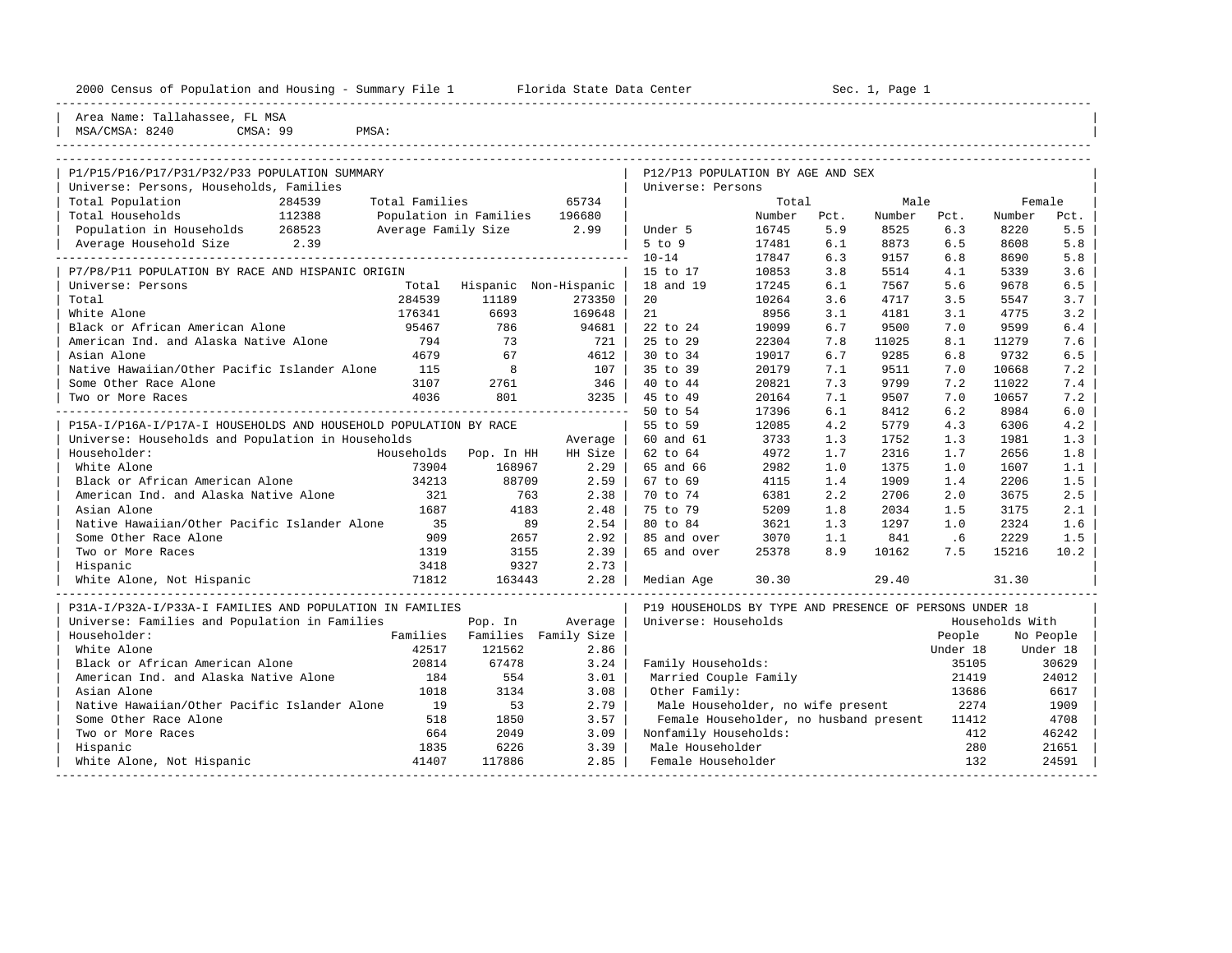2000 Census of Population and Housing - Summary File 1 Florida State Data Center Sec. 1, Page 1

Area Name: Tallahassee, FL MSA
MSA/CMSA: 8240 CMSA: 99 PMSA:

## P1/P15/P16/P17/P31/P32/P33 POPULATION SUMMARY

Universe: Persons, Households, Families

| | | | |
|---|---|---|---|
| Total Population | 284539 | Total Families | 65734 |
| Total Households | 112388 | Population in Families | 196680 |
| Population in Households | 268523 | Average Family Size | 2.99 |
| Average Household Size | 2.39 | | |

## P7/P8/P11 POPULATION BY RACE AND HISPANIC ORIGIN

Universe: Persons

| | Total | Hispanic | Non-Hispanic |
|---|---|---|---|
| Total | 284539 | 11189 | 273350 |
| White Alone | 176341 | 6693 | 169648 |
| Black or African American Alone | 95467 | 786 | 94681 |
| American Ind. and Alaska Native Alone | 794 | 73 | 721 |
| Asian Alone | 4679 | 67 | 4612 |
| Native Hawaiian/Other Pacific Islander Alone | 115 | 8 | 107 |
| Some Other Race Alone | 3107 | 2761 | 346 |
| Two or More Races | 4036 | 801 | 3235 |

## P15A-I/P16A-I/P17A-I HOUSEHOLDS AND HOUSEHOLD POPULATION BY RACE

Universe: Households and Population in Households

| Householder: | Households | Pop. In HH | Average HH Size |
|---|---|---|---|
| White Alone | 73904 | 168967 | 2.29 |
| Black or African American Alone | 34213 | 88709 | 2.59 |
| American Ind. and Alaska Native Alone | 321 | 763 | 2.38 |
| Asian Alone | 1687 | 4183 | 2.48 |
| Native Hawaiian/Other Pacific Islander Alone | 35 | 89 | 2.54 |
| Some Other Race Alone | 909 | 2657 | 2.92 |
| Two or More Races | 1319 | 3155 | 2.39 |
| Hispanic | 3418 | 9327 | 2.73 |
| White Alone, Not Hispanic | 71812 | 163443 | 2.28 |

## P31A-I/P32A-I/P33A-I FAMILIES AND POPULATION IN FAMILIES

Universe: Families and Population in Families

| Householder: | Families | Pop. In Families | Average Family Size |
|---|---|---|---|
| White Alone | 42517 | 121562 | 2.86 |
| Black or African American Alone | 20814 | 67478 | 3.24 |
| American Ind. and Alaska Native Alone | 184 | 554 | 3.01 |
| Asian Alone | 1018 | 3134 | 3.08 |
| Native Hawaiian/Other Pacific Islander Alone | 19 | 53 | 2.79 |
| Some Other Race Alone | 518 | 1850 | 3.57 |
| Two or More Races | 664 | 2049 | 3.09 |
| Hispanic | 1835 | 6226 | 3.39 |
| White Alone, Not Hispanic | 41407 | 117886 | 2.85 |

## P12/P13 POPULATION BY AGE AND SEX

Universe: Persons

| | Total Number | Total Pct. | Male Number | Male Pct. | Female Number | Female Pct. |
|---|---|---|---|---|---|---|
| Under 5 | 16745 | 5.9 | 8525 | 6.3 | 8220 | 5.5 |
| 5 to 9 | 17481 | 6.1 | 8873 | 6.5 | 8608 | 5.8 |
| 10-14 | 17847 | 6.3 | 9157 | 6.8 | 8690 | 5.8 |
| 15 to 17 | 10853 | 3.8 | 5514 | 4.1 | 5339 | 3.6 |
| 18 and 19 | 17245 | 6.1 | 7567 | 5.6 | 9678 | 6.5 |
| 20 | 10264 | 3.6 | 4717 | 3.5 | 5547 | 3.7 |
| 21 | 8956 | 3.1 | 4181 | 3.1 | 4775 | 3.2 |
| 22 to 24 | 19099 | 6.7 | 9500 | 7.0 | 9599 | 6.4 |
| 25 to 29 | 22304 | 7.8 | 11025 | 8.1 | 11279 | 7.6 |
| 30 to 34 | 19017 | 6.7 | 9285 | 6.8 | 9732 | 6.5 |
| 35 to 39 | 20179 | 7.1 | 9511 | 7.0 | 10668 | 7.2 |
| 40 to 44 | 20821 | 7.3 | 9799 | 7.2 | 11022 | 7.4 |
| 45 to 49 | 20164 | 7.1 | 9507 | 7.0 | 10657 | 7.2 |
| 50 to 54 | 17396 | 6.1 | 8412 | 6.2 | 8984 | 6.0 |
| 55 to 59 | 12085 | 4.2 | 5779 | 4.3 | 6306 | 4.2 |
| 60 and 61 | 3733 | 1.3 | 1752 | 1.3 | 1981 | 1.3 |
| 62 to 64 | 4972 | 1.7 | 2316 | 1.7 | 2656 | 1.8 |
| 65 and 66 | 2982 | 1.0 | 1375 | 1.0 | 1607 | 1.1 |
| 67 to 69 | 4115 | 1.4 | 1909 | 1.4 | 2206 | 1.5 |
| 70 to 74 | 6381 | 2.2 | 2706 | 2.0 | 3675 | 2.5 |
| 75 to 79 | 5209 | 1.8 | 2034 | 1.5 | 3175 | 2.1 |
| 80 to 84 | 3621 | 1.3 | 1297 | 1.0 | 2324 | 1.6 |
| 85 and over | 3070 | 1.1 | 841 | .6 | 2229 | 1.5 |
| 65 and over | 25378 | 8.9 | 10162 | 7.5 | 15216 | 10.2 |
| Median Age | 30.30 | | 29.40 | | 31.30 | |

## P19 HOUSEHOLDS BY TYPE AND PRESENCE OF PERSONS UNDER 18

Universe: Households

| | Households With People Under 18 | Households With No People Under 18 |
|---|---|---|
| Family Households: | 35105 | 30629 |
| Married Couple Family | 21419 | 24012 |
| Other Family: | 13686 | 6617 |
| Male Householder, no wife present | 2274 | 1909 |
| Female Householder, no husband present | 11412 | 4708 |
| Nonfamily Households: | 412 | 46242 |
| Male Householder | 280 | 21651 |
| Female Householder | 132 | 24591 |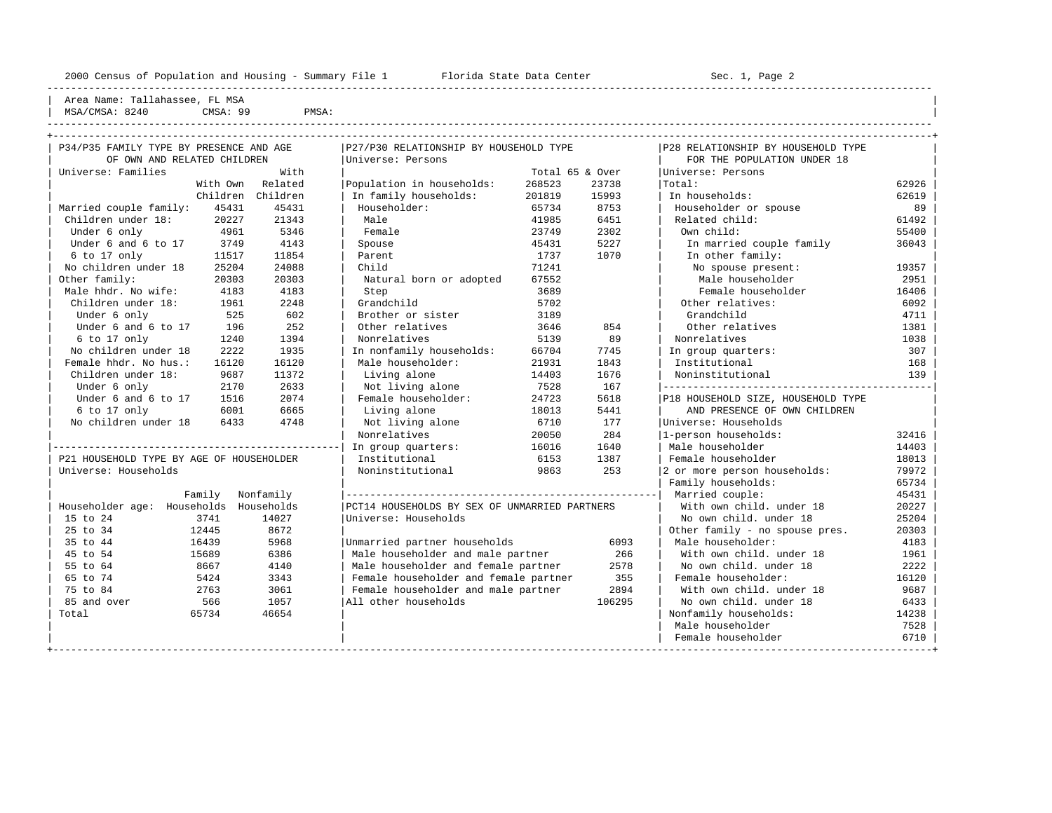Area Name: Tallahassee, FL MSA
MSA/CMSA: 8240 CMSA: 99 PMSA:

## P34/P35 FAMILY TYPE BY PRESENCE AND AGE OF OWN AND RELATED CHILDREN

Universe: Families

| | With Own Children | With Related Children |
|---|---|---|
| Married couple family: | 45431 | 45431 |
| Children under 18: | 20227 | 21343 |
| Under 6 only | 4961 | 5346 |
| Under 6 and 6 to 17 | 3749 | 4143 |
| 6 to 17 only | 11517 | 11854 |
| No children under 18 | 25204 | 24088 |
| Other family: | 20303 | 20303 |
| Male hhdr. No wife: | 4183 | 4183 |
| Children under 18: | 1961 | 2248 |
| Under 6 only | 525 | 602 |
| Under 6 and 6 to 17 | 196 | 252 |
| 6 to 17 only | 1240 | 1394 |
| No children under 18 | 2222 | 1935 |
| Female hhdr. No hus.: | 16120 | 16120 |
| Children under 18: | 9687 | 11372 |
| Under 6 only | 2170 | 2633 |
| Under 6 and 6 to 17 | 1516 | 2074 |
| 6 to 17 only | 6001 | 6665 |
| No children under 18 | 6433 | 4748 |

## P21 HOUSEHOLD TYPE BY AGE OF HOUSEHOLDER

Universe: Households

| Householder age: | Family Households | Nonfamily Households |
|---|---|---|
| 15 to 24 | 3741 | 14027 |
| 25 to 34 | 12445 | 8672 |
| 35 to 44 | 16439 | 5968 |
| 45 to 54 | 15689 | 6386 |
| 55 to 64 | 8667 | 4140 |
| 65 to 74 | 5424 | 3343 |
| 75 to 84 | 2763 | 3061 |
| 85 and over | 566 | 1057 |
| Total | 65734 | 46654 |

## P27/P30 RELATIONSHIP BY HOUSEHOLD TYPE

Universe: Persons

| | Total | 65 & Over |
|---|---|---|
| Population in households: | 268523 | 23738 |
| In family households: | 201819 | 15993 |
| Householder: | 65734 | 8753 |
| Male | 41985 | 6451 |
| Female | 23749 | 2302 |
| Spouse | 45431 | 5227 |
| Parent | 1737 | 1070 |
| Child | 71241 | |
| Natural born or adopted | 67552 | |
| Step | 3689 | |
| Grandchild | 5702 | |
| Brother or sister | 3189 | |
| Other relatives | 3646 | 854 |
| Nonrelatives | 5139 | 89 |
| In nonfamily households: | 66704 | 7745 |
| Male householder: | 21931 | 1843 |
| Living alone | 14403 | 1676 |
| Not living alone | 7528 | 167 |
| Female householder: | 24723 | 5618 |
| Living alone | 18013 | 5441 |
| Not living alone | 6710 | 177 |
| Nonrelatives | 20050 | 284 |
| In group quarters: | 16016 | 1640 |
| Institutional | 6153 | 1387 |
| Noninstitutional | 9863 | 253 |

## PCT14 HOUSEHOLDS BY SEX OF UNMARRIED PARTNERS

Universe: Households

| | |
|---|---|
| Unmarried partner households | 6093 |
| Male householder and male partner | 266 |
| Male householder and female partner | 2578 |
| Female householder and female partner | 355 |
| Female householder and male partner | 2894 |
| All other households | 106295 |

## P28 RELATIONSHIP BY HOUSEHOLD TYPE FOR THE POPULATION UNDER 18

Universe: Persons

| | |
|---|---|
| Total: | 62926 |
| In households: | 62619 |
| Householder or spouse | 89 |
| Related child: | 61492 |
| Own child: | 55400 |
| In married couple family | 36043 |
| In other family: | |
| No spouse present: | 19357 |
| Male householder | 2951 |
| Female householder | 16406 |
| Other relatives: | 6092 |
| Grandchild | 4711 |
| Other relatives | 1381 |
| Nonrelatives | 1038 |
| In group quarters: | 307 |
| Institutional | 168 |
| Noninstitutional | 139 |

## P18 HOUSEHOLD SIZE, HOUSEHOLD TYPE AND PRESENCE OF OWN CHILDREN

Universe: Households

| | |
|---|---|
| 1-person households: | 32416 |
| Male householder | 14403 |
| Female householder | 18013 |
| 2 or more person households: | 79972 |
| Family households: | 65734 |
| Married couple: | 45431 |
| With own child. under 18 | 20227 |
| No own child. under 18 | 25204 |
| Other family - no spouse pres. | 20303 |
| Male householder: | 4183 |
| With own child. under 18 | 1961 |
| No own child. under 18 | 2222 |
| Female householder: | 16120 |
| With own child. under 18 | 9687 |
| No own child. under 18 | 6433 |
| Nonfamily households: | 14238 |
| Male householder | 7528 |
| Female householder | 6710 |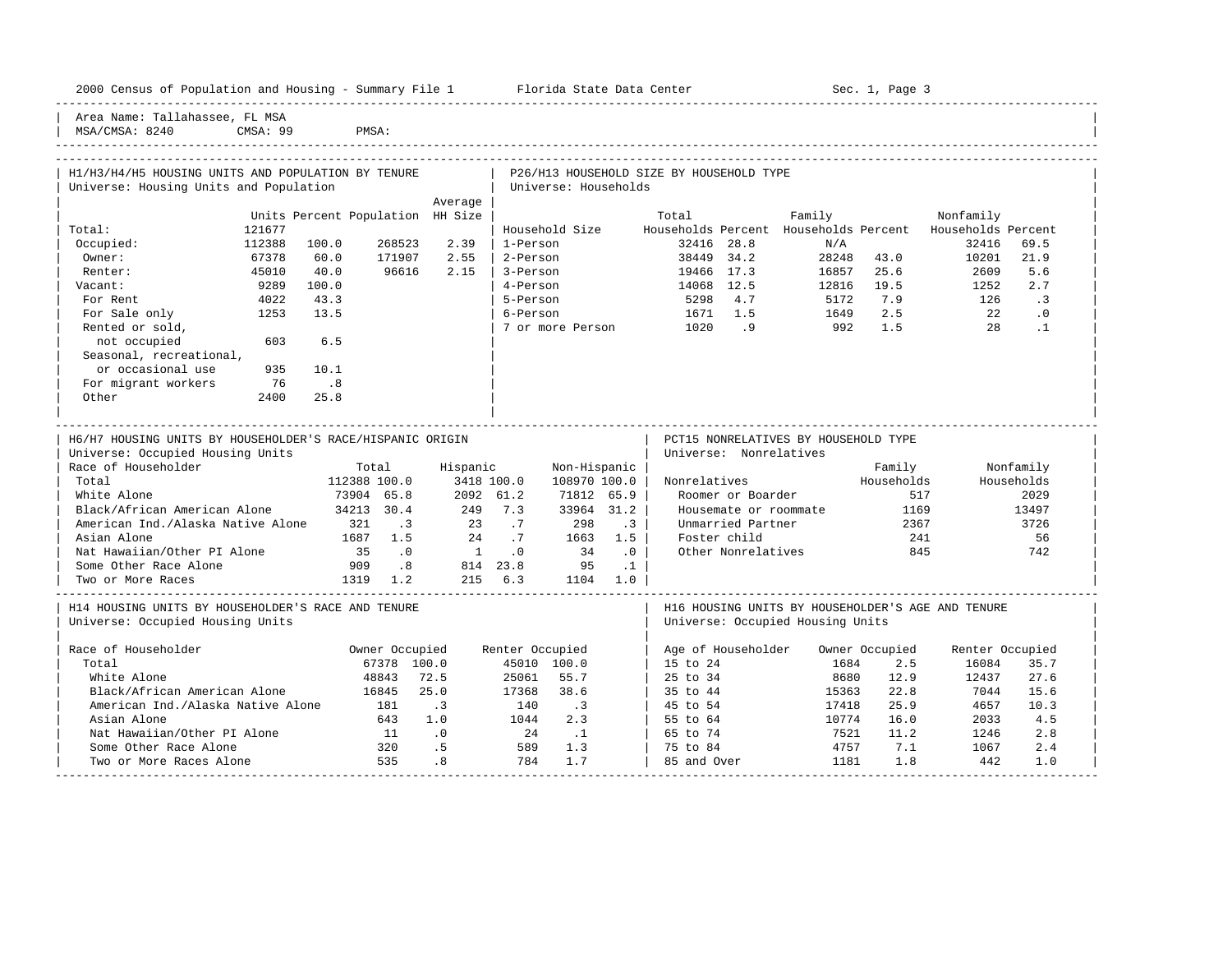Area Name: Tallahassee, FL MSA
MSA/CMSA: 8240 CMSA: 99 PMSA:

## H1/H3/H4/H5 HOUSING UNITS AND POPULATION BY TENURE

Universe: Housing Units and Population

| | Units | Percent | Population | Average HH Size |
|---|---|---|---|---|
| Total: | 121677 | | | |
| Occupied: | 112388 | 100.0 | 268523 | 2.39 |
| Owner: | 67378 | 60.0 | 171907 | 2.55 |
| Renter: | 45010 | 40.0 | 96616 | 2.15 |
| Vacant: | 9289 | 100.0 | | |
| For Rent | 4022 | 43.3 | | |
| For Sale only | 1253 | 13.5 | | |
| Rented or sold, not occupied | 603 | 6.5 | | |
| Seasonal, recreational, or occasional use | 935 | 10.1 | | |
| For migrant workers | 76 | .8 | | |
| Other | 2400 | 25.8 | | |

## P26/H13 HOUSEHOLD SIZE BY HOUSEHOLD TYPE

Universe: Households

| Household Size | Total Households | Percent | Family Households | Percent | Nonfamily Households | Percent |
|---|---|---|---|---|---|---|
| 1-Person | 32416 | 28.8 | N/A | | 32416 | 69.5 |
| 2-Person | 38449 | 34.2 | 28248 | 43.0 | 10201 | 21.9 |
| 3-Person | 19466 | 17.3 | 16857 | 25.6 | 2609 | 5.6 |
| 4-Person | 14068 | 12.5 | 12816 | 19.5 | 1252 | 2.7 |
| 5-Person | 5298 | 4.7 | 5172 | 7.9 | 126 | .3 |
| 6-Person | 1671 | 1.5 | 1649 | 2.5 | 22 | .0 |
| 7 or more Person | 1020 | .9 | 992 | 1.5 | 28 | .1 |

## H6/H7 HOUSING UNITS BY HOUSEHOLDER'S RACE/HISPANIC ORIGIN

Universe: Occupied Housing Units

| Race of Householder | Total | | Hispanic | | Non-Hispanic | |
|---|---|---|---|---|---|---|
| Total | 112388 | 100.0 | 3418 | 100.0 | 108970 | 100.0 |
| White Alone | 73904 | 65.8 | 2092 | 61.2 | 71812 | 65.9 |
| Black/African American Alone | 34213 | 30.4 | 249 | 7.3 | 33964 | 31.2 |
| American Ind./Alaska Native Alone | 321 | .3 | 23 | .7 | 298 | .3 |
| Asian Alone | 1687 | 1.5 | 24 | .7 | 1663 | 1.5 |
| Nat Hawaiian/Other PI Alone | 35 | .0 | 1 | .0 | 34 | .0 |
| Some Other Race Alone | 909 | .8 | 814 | 23.8 | 95 | .1 |
| Two or More Races | 1319 | 1.2 | 215 | 6.3 | 1104 | 1.0 |

## PCT15 NONRELATIVES BY HOUSEHOLD TYPE

Universe: Nonrelatives

| Nonrelatives | Family Households | Nonfamily Households |
|---|---|---|
| Roomer or Boarder | 517 | 2029 |
| Housemate or roommate | 1169 | 13497 |
| Unmarried Partner | 2367 | 3726 |
| Foster child | 241 | 56 |
| Other Nonrelatives | 845 | 742 |

## H14 HOUSING UNITS BY HOUSEHOLDER'S RACE AND TENURE

Universe: Occupied Housing Units

| Race of Householder | Owner Occupied | | Renter Occupied | |
|---|---|---|---|---|
| Total | 67378 | 100.0 | 45010 | 100.0 |
| White Alone | 48843 | 72.5 | 25061 | 55.7 |
| Black/African American Alone | 16845 | 25.0 | 17368 | 38.6 |
| American Ind./Alaska Native Alone | 181 | .3 | 140 | .3 |
| Asian Alone | 643 | 1.0 | 1044 | 2.3 |
| Nat Hawaiian/Other PI Alone | 11 | .0 | 24 | .1 |
| Some Other Race Alone | 320 | .5 | 589 | 1.3 |
| Two or More Races Alone | 535 | .8 | 784 | 1.7 |

## H16 HOUSING UNITS BY HOUSEHOLDER'S AGE AND TENURE

Universe: Occupied Housing Units

| Age of Householder | Owner Occupied | | Renter Occupied | |
|---|---|---|---|---|
| 15 to 24 | 1684 | 2.5 | 16084 | 35.7 |
| 25 to 34 | 8680 | 12.9 | 12437 | 27.6 |
| 35 to 44 | 15363 | 22.8 | 7044 | 15.6 |
| 45 to 54 | 17418 | 25.9 | 4657 | 10.3 |
| 55 to 64 | 10774 | 16.0 | 2033 | 4.5 |
| 65 to 74 | 7521 | 11.2 | 1246 | 2.8 |
| 75 to 84 | 4757 | 7.1 | 1067 | 2.4 |
| 85 and Over | 1181 | 1.8 | 442 | 1.0 |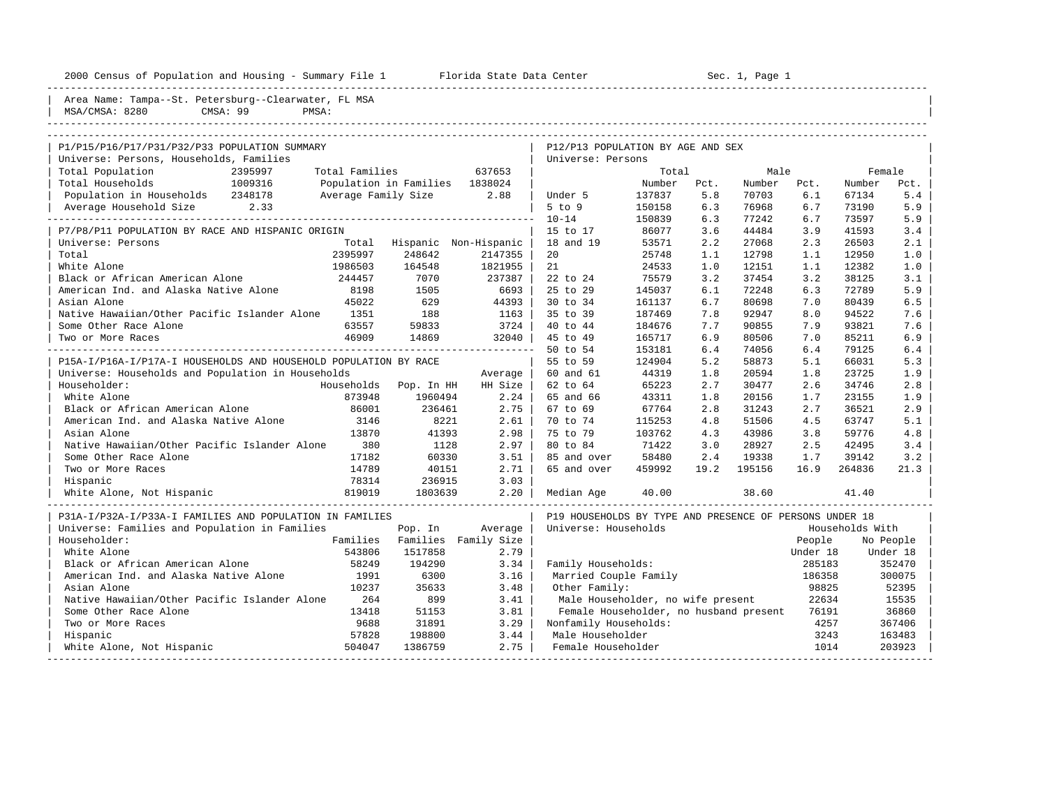2000 Census of Population and Housing - Summary File 1 Florida State Data Center Sec. 1, Page 1

Area Name: Tampa--St. Petersburg--Clearwater, FL MSA
MSA/CMSA: 8280 CMSA: 99 PMSA:

## P1/P15/P16/P17/P31/P32/P33 POPULATION SUMMARY

Universe: Persons, Households, Families

| | | | |
|---|---|---|---|
| Total Population | 2395997 | Total Families | 637653 |
| Total Households | 1009316 | Population in Families | 1838024 |
| Population in Households | 2348178 | Average Family Size | 2.88 |
| Average Household Size | 2.33 | | |

## P7/P8/P11 POPULATION BY RACE AND HISPANIC ORIGIN

Universe: Persons

| | Total | Hispanic | Non-Hispanic |
|---|---|---|---|
| Total | 2395997 | 248642 | 2147355 |
| White Alone | 1986503 | 164548 | 1821955 |
| Black or African American Alone | 244457 | 7070 | 237387 |
| American Ind. and Alaska Native Alone | 8198 | 1505 | 6693 |
| Asian Alone | 45022 | 629 | 44393 |
| Native Hawaiian/Other Pacific Islander Alone | 1351 | 188 | 1163 |
| Some Other Race Alone | 63557 | 59833 | 3724 |
| Two or More Races | 46909 | 14869 | 32040 |

## P15A-I/P16A-I/P17A-I HOUSEHOLDS AND HOUSEHOLD POPULATION BY RACE

Universe: Households and Population in Households

| Householder: | Households | Pop. In HH | Average HH Size |
|---|---|---|---|
| White Alone | 873948 | 1960494 | 2.24 |
| Black or African American Alone | 86001 | 236461 | 2.75 |
| American Ind. and Alaska Native Alone | 3146 | 8221 | 2.61 |
| Asian Alone | 13870 | 41393 | 2.98 |
| Native Hawaiian/Other Pacific Islander Alone | 380 | 1128 | 2.97 |
| Some Other Race Alone | 17182 | 60330 | 3.51 |
| Two or More Races | 14789 | 40151 | 2.71 |
| Hispanic | 78314 | 236915 | 3.03 |
| White Alone, Not Hispanic | 819019 | 1803639 | 2.20 |

## P31A-I/P32A-I/P33A-I FAMILIES AND POPULATION IN FAMILIES

Universe: Families and Population in Families

| Householder: | Families | Pop. In Families | Average Family Size |
|---|---|---|---|
| White Alone | 543806 | 1517858 | 2.79 |
| Black or African American Alone | 58249 | 194290 | 3.34 |
| American Ind. and Alaska Native Alone | 1991 | 6300 | 3.16 |
| Asian Alone | 10237 | 35633 | 3.48 |
| Native Hawaiian/Other Pacific Islander Alone | 264 | 899 | 3.41 |
| Some Other Race Alone | 13418 | 51153 | 3.81 |
| Two or More Races | 9688 | 31891 | 3.29 |
| Hispanic | 57828 | 198800 | 3.44 |
| White Alone, Not Hispanic | 504047 | 1386759 | 2.75 |

## P12/P13 POPULATION BY AGE AND SEX

Universe: Persons

| | Total Number | Total Pct. | Male Number | Male Pct. | Female Number | Female Pct. |
|---|---|---|---|---|---|---|
| Under 5 | 137837 | 5.8 | 70703 | 6.1 | 67134 | 5.4 |
| 5 to 9 | 150158 | 6.3 | 76968 | 6.7 | 73190 | 5.9 |
| 10-14 | 150839 | 6.3 | 77242 | 6.7 | 73597 | 5.9 |
| 15 to 17 | 86077 | 3.6 | 44484 | 3.9 | 41593 | 3.4 |
| 18 and 19 | 53571 | 2.2 | 27068 | 2.3 | 26503 | 2.1 |
| 20 | 25748 | 1.1 | 12798 | 1.1 | 12950 | 1.0 |
| 21 | 24533 | 1.0 | 12151 | 1.1 | 12382 | 1.0 |
| 22 to 24 | 75579 | 3.2 | 37454 | 3.2 | 38125 | 3.1 |
| 25 to 29 | 145037 | 6.1 | 72248 | 6.3 | 72789 | 5.9 |
| 30 to 34 | 161137 | 6.7 | 80698 | 7.0 | 80439 | 6.5 |
| 35 to 39 | 187469 | 7.8 | 92947 | 8.0 | 94522 | 7.6 |
| 40 to 44 | 184676 | 7.7 | 90855 | 7.9 | 93821 | 7.6 |
| 45 to 49 | 165717 | 6.9 | 80506 | 7.0 | 85211 | 6.9 |
| 50 to 54 | 153181 | 6.4 | 74056 | 6.4 | 79125 | 6.4 |
| 55 to 59 | 124904 | 5.2 | 58873 | 5.1 | 66031 | 5.3 |
| 60 and 61 | 44319 | 1.8 | 20594 | 1.8 | 23725 | 1.9 |
| 62 to 64 | 65223 | 2.7 | 30477 | 2.6 | 34746 | 2.8 |
| 65 and 66 | 43311 | 1.8 | 20156 | 1.7 | 23155 | 1.9 |
| 67 to 69 | 67764 | 2.8 | 31243 | 2.7 | 36521 | 2.9 |
| 70 to 74 | 115253 | 4.8 | 51506 | 4.5 | 63747 | 5.1 |
| 75 to 79 | 103762 | 4.3 | 43986 | 3.8 | 59776 | 4.8 |
| 80 to 84 | 71422 | 3.0 | 28927 | 2.5 | 42495 | 3.4 |
| 85 and over | 58480 | 2.4 | 19338 | 1.7 | 39142 | 3.2 |
| 65 and over | 459992 | 19.2 | 195156 | 16.9 | 264836 | 21.3 |
| Median Age | 40.00 | | 38.60 | | 41.40 | |

## P19 HOUSEHOLDS BY TYPE AND PRESENCE OF PERSONS UNDER 18

Universe: Households

| | Households With People Under 18 | Households With No People Under 18 |
|---|---|---|
| Family Households: | 285183 | 352470 |
| Married Couple Family | 186358 | 300075 |
| Other Family: | 98825 | 52395 |
| Male Householder, no wife present | 22634 | 15535 |
| Female Householder, no husband present | 76191 | 36860 |
| Nonfamily Households: | 4257 | 367406 |
| Male Householder | 3243 | 163483 |
| Female Householder | 1014 | 203923 |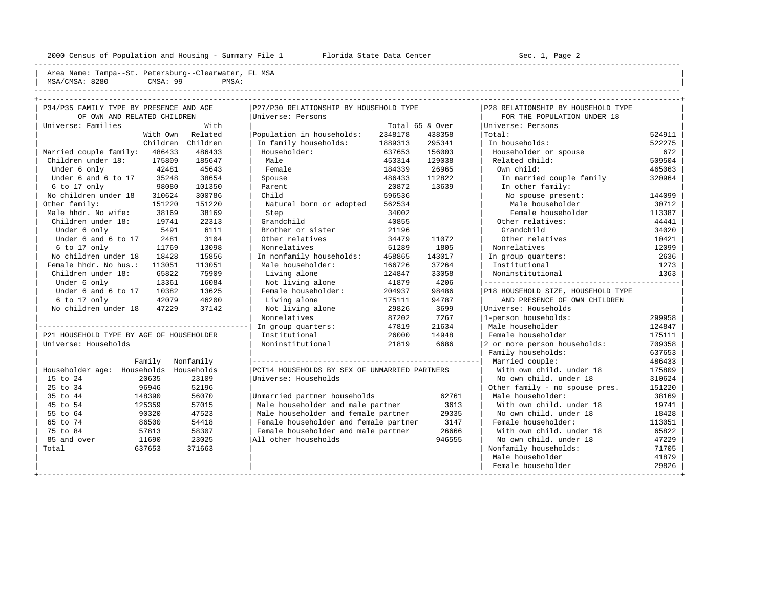2000 Census of Population and Housing - Summary File 1 Florida State Data Center Sec. 1, Page 2

Area Name: Tampa--St. Petersburg--Clearwater, FL MSA
MSA/CMSA: 8280 CMSA: 99 PMSA:

## P34/P35 FAMILY TYPE BY PRESENCE AND AGE OF OWN AND RELATED CHILDREN

Universe: Families

| | With Own Children | With Related Children |
|---|---|---|
| Married couple family: | 486433 | 486433 |
| Children under 18: | 175809 | 185647 |
| Under 6 only | 42481 | 45643 |
| Under 6 and 6 to 17 | 35248 | 38654 |
| 6 to 17 only | 98080 | 101350 |
| No children under 18 | 310624 | 300786 |
| Other family: | 151220 | 151220 |
| Male hhdr. No wife: | 38169 | 38169 |
| Children under 18: | 19741 | 22313 |
| Under 6 only | 5491 | 6111 |
| Under 6 and 6 to 17 | 2481 | 3104 |
| 6 to 17 only | 11769 | 13098 |
| No children under 18 | 18428 | 15856 |
| Female hhdr. No hus.: | 113051 | 113051 |
| Children under 18: | 65822 | 75909 |
| Under 6 only | 13361 | 16084 |
| Under 6 and 6 to 17 | 10382 | 13625 |
| 6 to 17 only | 42079 | 46200 |
| No children under 18 | 47229 | 37142 |

## P21 HOUSEHOLD TYPE BY AGE OF HOUSEHOLDER

Universe: Households

| Householder age: | Family Households | Nonfamily Households |
|---|---|---|
| 15 to 24 | 20635 | 23109 |
| 25 to 34 | 96946 | 52196 |
| 35 to 44 | 148390 | 56070 |
| 45 to 54 | 125359 | 57015 |
| 55 to 64 | 90320 | 47523 |
| 65 to 74 | 86500 | 54418 |
| 75 to 84 | 57813 | 58307 |
| 85 and over | 11690 | 23025 |
| Total | 637653 | 371663 |

## P27/P30 RELATIONSHIP BY HOUSEHOLD TYPE

Universe: Persons

| | Total | 65 & Over |
|---|---|---|
| Population in households: | 2348178 | 438358 |
| In family households: | 1889313 | 295341 |
| Householder: | 637653 | 156003 |
| Male | 453314 | 129038 |
| Female | 184339 | 26965 |
| Spouse | 486433 | 112822 |
| Parent | 20872 | 13639 |
| Child | 596536 | |
| Natural born or adopted | 562534 | |
| Step | 34002 | |
| Grandchild | 40855 | |
| Brother or sister | 21196 | |
| Other relatives | 34479 | 11072 |
| Nonrelatives | 51289 | 1805 |
| In nonfamily households: | 458865 | 143017 |
| Male householder: | 166726 | 37264 |
| Living alone | 124847 | 33058 |
| Not living alone | 41879 | 4206 |
| Female householder: | 204937 | 98486 |
| Living alone | 175111 | 94787 |
| Not living alone | 29826 | 3699 |
| Nonrelatives | 87202 | 7267 |
| In group quarters: | 47819 | 21634 |
| Institutional | 26000 | 14948 |
| Noninstitutional | 21819 | 6686 |

## PCT14 HOUSEHOLDS BY SEX OF UNMARRIED PARTNERS

Universe: Households

| | |
|---|---|
| Unmarried partner households | 62761 |
| Male householder and male partner | 3613 |
| Male householder and female partner | 29335 |
| Female householder and female partner | 3147 |
| Female householder and male partner | 26666 |
| All other households | 946555 |

## P28 RELATIONSHIP BY HOUSEHOLD TYPE FOR THE POPULATION UNDER 18

Universe: Persons

| | |
|---|---|
| Total: | 524911 |
| In households: | 522275 |
| Householder or spouse | 672 |
| Related child: | 509504 |
| Own child: | 465063 |
| In married couple family | 320964 |
| In other family: | |
| No spouse present: | 144099 |
| Male householder | 30712 |
| Female householder | 113387 |
| Other relatives: | 44441 |
| Grandchild | 34020 |
| Other relatives | 10421 |
| Nonrelatives | 12099 |
| In group quarters: | 2636 |
| Institutional | 1273 |
| Noninstitutional | 1363 |

## P18 HOUSEHOLD SIZE, HOUSEHOLD TYPE AND PRESENCE OF OWN CHILDREN

Universe: Households

| | |
|---|---|
| 1-person households: | 299958 |
| Male householder | 124847 |
| Female householder | 175111 |
| 2 or more person households: | 709358 |
| Family households: | 637653 |
| Married couple: | 486433 |
| With own child. under 18 | 175809 |
| No own child. under 18 | 310624 |
| Other family - no spouse pres. | 151220 |
| Male householder: | 38169 |
| With own child. under 18 | 19741 |
| No own child. under 18 | 18428 |
| Female householder: | 113051 |
| With own child. under 18 | 65822 |
| No own child. under 18 | 47229 |
| Nonfamily households: | 71705 |
| Male householder | 41879 |
| Female householder | 29826 |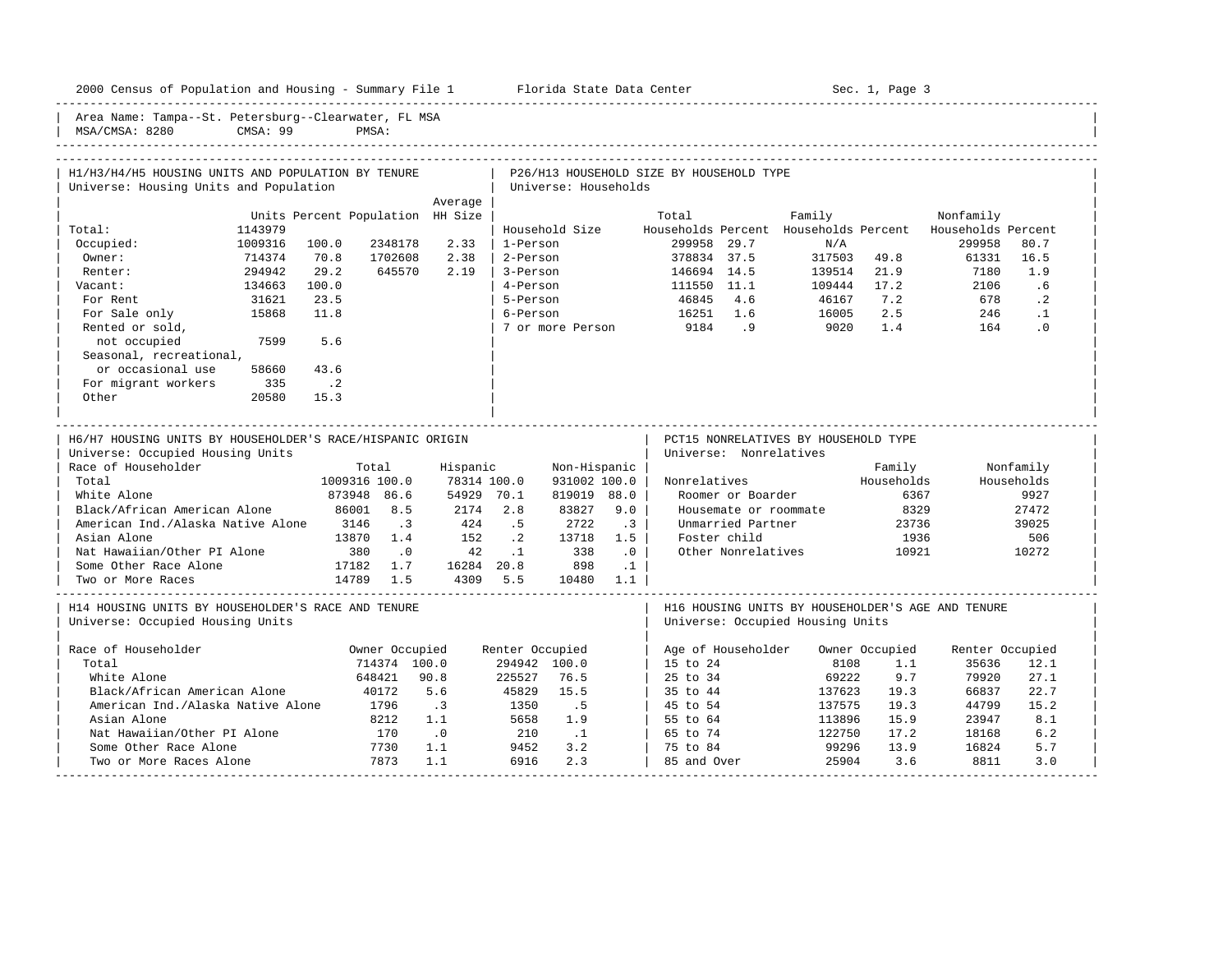Area Name: Tampa--St. Petersburg--Clearwater, FL MSA
MSA/CMSA: 8280 CMSA: 99 PMSA:

### H1/H3/H4/H5 HOUSING UNITS AND POPULATION BY TENURE
Universe: Housing Units and Population

| | Units | Percent | Population | Average HH Size |
|---|---|---|---|---|
| Total: | 1143979 | | | |
| Occupied: | 1009316 | 100.0 | 2348178 | 2.33 |
| Owner: | 714374 | 70.8 | 1702608 | 2.38 |
| Renter: | 294942 | 29.2 | 645570 | 2.19 |
| Vacant: | 134663 | 100.0 | | |
| For Rent | 31621 | 23.5 | | |
| For Sale only | 15868 | 11.8 | | |
| Rented or sold, not occupied | 7599 | 5.6 | | |
| Seasonal, recreational, or occasional use | 58660 | 43.6 | | |
| For migrant workers | 335 | .2 | | |
| Other | 20580 | 15.3 | | |

### P26/H13 HOUSEHOLD SIZE BY HOUSEHOLD TYPE
Universe: Households

| Household Size | Total Households | Percent | Family Households | Percent | Nonfamily Households | Percent |
|---|---|---|---|---|---|---|
| 1-Person | 299958 | 29.7 | N/A | | 299958 | 80.7 |
| 2-Person | 378834 | 37.5 | 317503 | 49.8 | 61331 | 16.5 |
| 3-Person | 146694 | 14.5 | 139514 | 21.9 | 7180 | 1.9 |
| 4-Person | 111550 | 11.1 | 109444 | 17.2 | 2106 | .6 |
| 5-Person | 46845 | 4.6 | 46167 | 7.2 | 678 | .2 |
| 6-Person | 16251 | 1.6 | 16005 | 2.5 | 246 | .1 |
| 7 or more Person | 9184 | .9 | 9020 | 1.4 | 164 | .0 |

### H6/H7 HOUSING UNITS BY HOUSEHOLDER'S RACE/HISPANIC ORIGIN
Universe: Occupied Housing Units

| Race of Householder | Total | | Hispanic | | Non-Hispanic | |
|---|---|---|---|---|---|---|
| Total | 1009316 | 100.0 | 78314 | 100.0 | 931002 | 100.0 |
| White Alone | 873948 | 86.6 | 54929 | 70.1 | 819019 | 88.0 |
| Black/African American Alone | 86001 | 8.5 | 2174 | 2.8 | 83827 | 9.0 |
| American Ind./Alaska Native Alone | 3146 | .3 | 424 | .5 | 2722 | .3 |
| Asian Alone | 13870 | 1.4 | 152 | .2 | 13718 | 1.5 |
| Nat Hawaiian/Other PI Alone | 380 | .0 | 42 | .1 | 338 | .0 |
| Some Other Race Alone | 17182 | 1.7 | 16284 | 20.8 | 898 | .1 |
| Two or More Races | 14789 | 1.5 | 4309 | 5.5 | 10480 | 1.1 |

### PCT15 NONRELATIVES BY HOUSEHOLD TYPE
Universe: Nonrelatives

| Nonrelatives | Family Households | Nonfamily Households |
|---|---|---|
| Roomer or Boarder | 6367 | 9927 |
| Housemate or roommate | 8329 | 27472 |
| Unmarried Partner | 23736 | 39025 |
| Foster child | 1936 | 506 |
| Other Nonrelatives | 10921 | 10272 |

### H14 HOUSING UNITS BY HOUSEHOLDER'S RACE AND TENURE
Universe: Occupied Housing Units

| Race of Householder | Owner Occupied | | Renter Occupied | |
|---|---|---|---|---|
| Total | 714374 | 100.0 | 294942 | 100.0 |
| White Alone | 648421 | 90.8 | 225527 | 76.5 |
| Black/African American Alone | 40172 | 5.6 | 45829 | 15.5 |
| American Ind./Alaska Native Alone | 1796 | .3 | 1350 | .5 |
| Asian Alone | 8212 | 1.1 | 5658 | 1.9 |
| Nat Hawaiian/Other PI Alone | 170 | .0 | 210 | .1 |
| Some Other Race Alone | 7730 | 1.1 | 9452 | 3.2 |
| Two or More Races Alone | 7873 | 1.1 | 6916 | 2.3 |

### H16 HOUSING UNITS BY HOUSEHOLDER'S AGE AND TENURE
Universe: Occupied Housing Units

| Age of Householder | Owner Occupied | | Renter Occupied | |
|---|---|---|---|---|
| 15 to 24 | 8108 | 1.1 | 35636 | 12.1 |
| 25 to 34 | 69222 | 9.7 | 79920 | 27.1 |
| 35 to 44 | 137623 | 19.3 | 66837 | 22.7 |
| 45 to 54 | 137575 | 19.3 | 44799 | 15.2 |
| 55 to 64 | 113896 | 15.9 | 23947 | 8.1 |
| 65 to 74 | 122750 | 17.2 | 18168 | 6.2 |
| 75 to 84 | 99296 | 13.9 | 16824 | 5.7 |
| 85 and Over | 25904 | 3.6 | 8811 | 3.0 |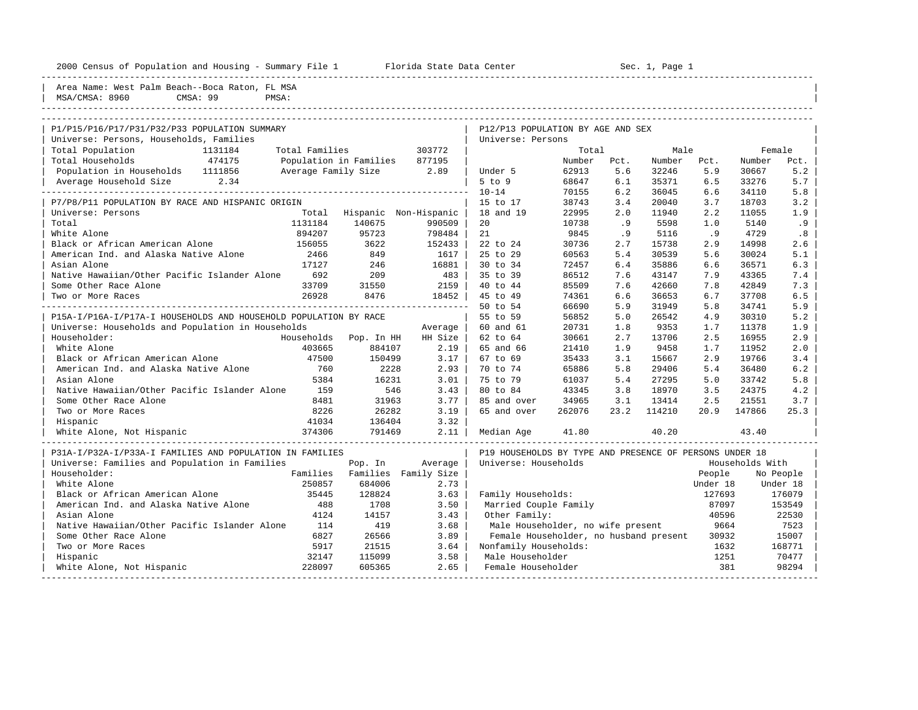2000 Census of Population and Housing - Summary File 1 Florida State Data Center Sec. 1, Page 1

Area Name: West Palm Beach--Boca Raton, FL MSA
MSA/CMSA: 8960 CMSA: 99 PMSA:

## P1/P15/P16/P17/P31/P32/P33 POPULATION SUMMARY

Universe: Persons, Households, Families

| | | | |
|---|---|---|---|
| Total Population | 1131184 | Total Families | 303772 |
| Total Households | 474175 | Population in Families | 877195 |
| Population in Households | 1111856 | Average Family Size | 2.89 |
| Average Household Size | 2.34 | | |

## P7/P8/P11 POPULATION BY RACE AND HISPANIC ORIGIN

Universe: Persons

| | Total | Hispanic | Non-Hispanic |
|---|---|---|---|
| Total | 1131184 | 140675 | 990509 |
| White Alone | 894207 | 95723 | 798484 |
| Black or African American Alone | 156055 | 3622 | 152433 |
| American Ind. and Alaska Native Alone | 2466 | 849 | 1617 |
| Asian Alone | 17127 | 246 | 16881 |
| Native Hawaiian/Other Pacific Islander Alone | 692 | 209 | 483 |
| Some Other Race Alone | 33709 | 31550 | 2159 |
| Two or More Races | 26928 | 8476 | 18452 |

## P15A-I/P16A-I/P17A-I HOUSEHOLDS AND HOUSEHOLD POPULATION BY RACE

Universe: Households and Population in Households

| Householder: | Households | Pop. In HH | Average HH Size |
|---|---|---|---|
| White Alone | 403665 | 884107 | 2.19 |
| Black or African American Alone | 47500 | 150499 | 3.17 |
| American Ind. and Alaska Native Alone | 760 | 2228 | 2.93 |
| Asian Alone | 5384 | 16231 | 3.01 |
| Native Hawaiian/Other Pacific Islander Alone | 159 | 546 | 3.43 |
| Some Other Race Alone | 8481 | 31963 | 3.77 |
| Two or More Races | 8226 | 26282 | 3.19 |
| Hispanic | 41034 | 136404 | 3.32 |
| White Alone, Not Hispanic | 374306 | 791469 | 2.11 |

## P31A-I/P32A-I/P33A-I FAMILIES AND POPULATION IN FAMILIES

Universe: Families and Population in Families

| Householder: | Families | Pop. In Families | Average Family Size |
|---|---|---|---|
| White Alone | 250857 | 684006 | 2.73 |
| Black or African American Alone | 35445 | 128824 | 3.63 |
| American Ind. and Alaska Native Alone | 488 | 1708 | 3.50 |
| Asian Alone | 4124 | 14157 | 3.43 |
| Native Hawaiian/Other Pacific Islander Alone | 114 | 419 | 3.68 |
| Some Other Race Alone | 6827 | 26566 | 3.89 |
| Two or More Races | 5917 | 21515 | 3.64 |
| Hispanic | 32147 | 115099 | 3.58 |
| White Alone, Not Hispanic | 228097 | 605365 | 2.65 |

## P12/P13 POPULATION BY AGE AND SEX

Universe: Persons

| | Total Number | Total Pct. | Male Number | Male Pct. | Female Number | Female Pct. |
|---|---|---|---|---|---|---|
| Under 5 | 62913 | 5.6 | 32246 | 5.9 | 30667 | 5.2 |
| 5 to 9 | 68647 | 6.1 | 35371 | 6.5 | 33276 | 5.7 |
| 10-14 | 70155 | 6.2 | 36045 | 6.6 | 34110 | 5.8 |
| 15 to 17 | 38743 | 3.4 | 20040 | 3.7 | 18703 | 3.2 |
| 18 and 19 | 22995 | 2.0 | 11940 | 2.2 | 11055 | 1.9 |
| 20 | 10738 | .9 | 5598 | 1.0 | 5140 | .9 |
| 21 | 9845 | .9 | 5116 | .9 | 4729 | .8 |
| 22 to 24 | 30736 | 2.7 | 15738 | 2.9 | 14998 | 2.6 |
| 25 to 29 | 60563 | 5.4 | 30539 | 5.6 | 30024 | 5.1 |
| 30 to 34 | 72457 | 6.4 | 35886 | 6.6 | 36571 | 6.3 |
| 35 to 39 | 86512 | 7.6 | 43147 | 7.9 | 43365 | 7.4 |
| 40 to 44 | 85509 | 7.6 | 42660 | 7.8 | 42849 | 7.3 |
| 45 to 49 | 74361 | 6.6 | 36653 | 6.7 | 37708 | 6.5 |
| 50 to 54 | 66690 | 5.9 | 31949 | 5.8 | 34741 | 5.9 |
| 55 to 59 | 56852 | 5.0 | 26542 | 4.9 | 30310 | 5.2 |
| 60 and 61 | 20731 | 1.8 | 9353 | 1.7 | 11378 | 1.9 |
| 62 to 64 | 30661 | 2.7 | 13706 | 2.5 | 16955 | 2.9 |
| 65 and 66 | 21410 | 1.9 | 9458 | 1.7 | 11952 | 2.0 |
| 67 to 69 | 35433 | 3.1 | 15667 | 2.9 | 19766 | 3.4 |
| 70 to 74 | 65886 | 5.8 | 29406 | 5.4 | 36480 | 6.2 |
| 75 to 79 | 61037 | 5.4 | 27295 | 5.0 | 33742 | 5.8 |
| 80 to 84 | 43345 | 3.8 | 18970 | 3.5 | 24375 | 4.2 |
| 85 and over | 34965 | 3.1 | 13414 | 2.5 | 21551 | 3.7 |
| 65 and over | 262076 | 23.2 | 114210 | 20.9 | 147866 | 25.3 |
| Median Age | 41.80 | | 40.20 | | 43.40 | |

## P19 HOUSEHOLDS BY TYPE AND PRESENCE OF PERSONS UNDER 18

Universe: Households

| | Households With People Under 18 | Households With No People Under 18 |
|---|---|---|
| Family Households: | 127693 | 176079 |
| Married Couple Family | 87097 | 153549 |
| Other Family: | 40596 | 22530 |
| Male Householder, no wife present | 9664 | 7523 |
| Female Householder, no husband present | 30932 | 15007 |
| Nonfamily Households: | 1632 | 168771 |
| Male Householder | 1251 | 70477 |
| Female Householder | 381 | 98294 |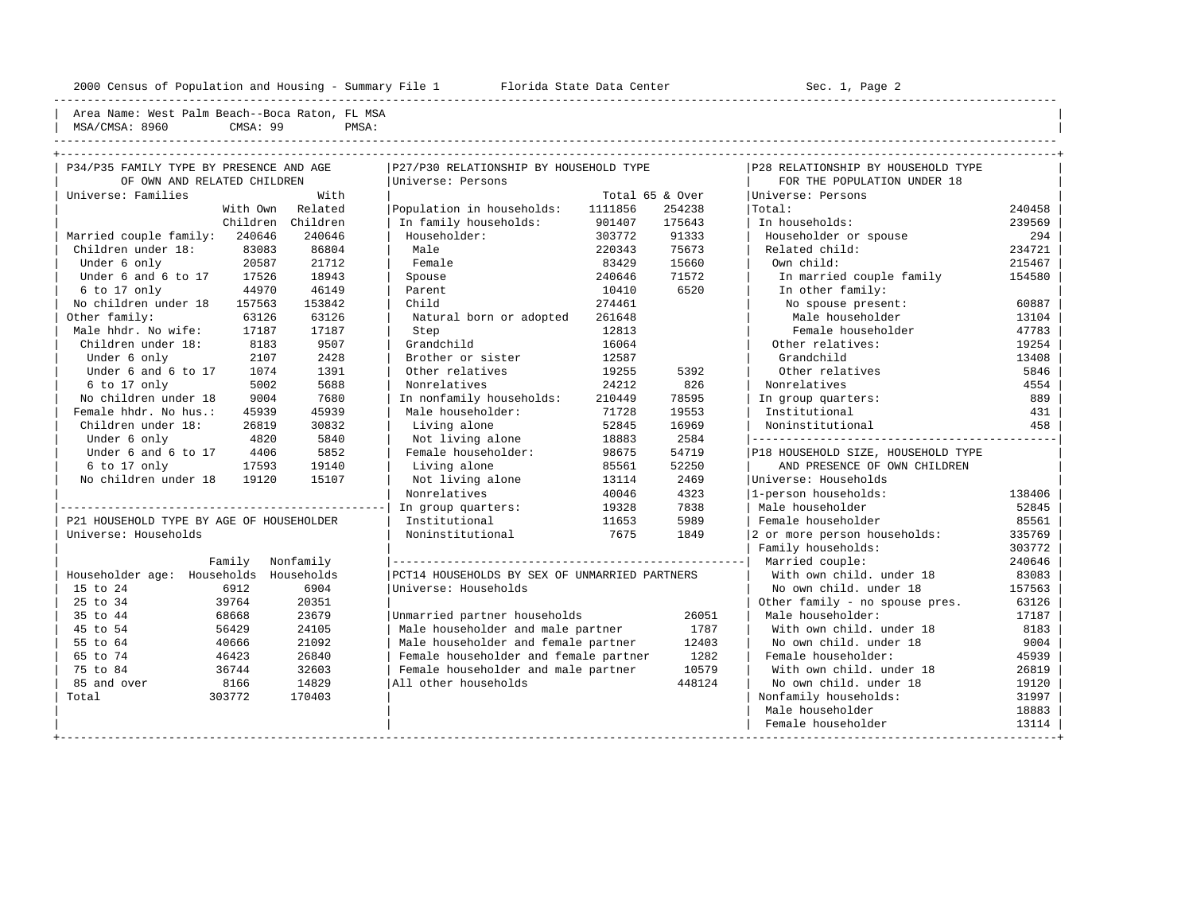2000 Census of Population and Housing - Summary File 1 Florida State Data Center Sec. 1, Page 2

Area Name: West Palm Beach--Boca Raton, FL MSA
MSA/CMSA: 8960 CMSA: 99 PMSA:

## P34/P35 FAMILY TYPE BY PRESENCE AND AGE OF OWN AND RELATED CHILDREN

Universe: Families

| | With Own Children | With Related Children |
|---|---|---|
| Married couple family: | 240646 | 240646 |
| Children under 18: | 83083 | 86804 |
| Under 6 only | 20587 | 21712 |
| Under 6 and 6 to 17 | 17526 | 18943 |
| 6 to 17 only | 44970 | 46149 |
| No children under 18 | 157563 | 153842 |
| Other family: | 63126 | 63126 |
| Male hhdr. No wife: | 17187 | 17187 |
| Children under 18: | 8183 | 9507 |
| Under 6 only | 2107 | 2428 |
| Under 6 and 6 to 17 | 1074 | 1391 |
| 6 to 17 only | 5002 | 5688 |
| No children under 18 | 9004 | 7680 |
| Female hhdr. No hus.: | 45939 | 45939 |
| Children under 18: | 26819 | 30832 |
| Under 6 only | 4820 | 5840 |
| Under 6 and 6 to 17 | 4406 | 5852 |
| 6 to 17 only | 17593 | 19140 |
| No children under 18 | 19120 | 15107 |

## P21 HOUSEHOLD TYPE BY AGE OF HOUSEHOLDER

Universe: Households

| Householder age: | Family Households | Nonfamily Households |
|---|---|---|
| 15 to 24 | 6912 | 6904 |
| 25 to 34 | 39764 | 20351 |
| 35 to 44 | 68668 | 23679 |
| 45 to 54 | 56429 | 24105 |
| 55 to 64 | 40666 | 21092 |
| 65 to 74 | 46423 | 26840 |
| 75 to 84 | 36744 | 32603 |
| 85 and over | 8166 | 14829 |
| Total | 303772 | 170403 |

## P27/P30 RELATIONSHIP BY HOUSEHOLD TYPE

Universe: Persons

| | Total | 65 & Over |
|---|---|---|
| Population in households: | 1111856 | 254238 |
| In family households: | 901407 | 175643 |
| Householder: | 303772 | 91333 |
| Male | 220343 | 75673 |
| Female | 83429 | 15660 |
| Spouse | 240646 | 71572 |
| Parent | 10410 | 6520 |
| Child | 274461 | |
| Natural born or adopted | 261648 | |
| Step | 12813 | |
| Grandchild | 16064 | |
| Brother or sister | 12587 | |
| Other relatives | 19255 | 5392 |
| Nonrelatives | 24212 | 826 |
| In nonfamily households: | 210449 | 78595 |
| Male householder: | 71728 | 19553 |
| Living alone | 52845 | 16969 |
| Not living alone | 18883 | 2584 |
| Female householder: | 98675 | 54719 |
| Living alone | 85561 | 52250 |
| Not living alone | 13114 | 2469 |
| Nonrelatives | 40046 | 4323 |
| In group quarters: | 19328 | 7838 |
| Institutional | 11653 | 5989 |
| Noninstitutional | 7675 | 1849 |

## PCT14 HOUSEHOLDS BY SEX OF UNMARRIED PARTNERS

Universe: Households

| | |
|---|---|
| Unmarried partner households | 26051 |
| Male householder and male partner | 1787 |
| Male householder and female partner | 12403 |
| Female householder and female partner | 1282 |
| Female householder and male partner | 10579 |
| All other households | 448124 |

## P28 RELATIONSHIP BY HOUSEHOLD TYPE FOR THE POPULATION UNDER 18

Universe: Persons

| | |
|---|---|
| Total: | 240458 |
| In households: | 239569 |
| Householder or spouse | 294 |
| Related child: | 234721 |
| Own child: | 215467 |
| In married couple family | 154580 |
| In other family: | |
| No spouse present: | 60887 |
| Male householder | 13104 |
| Female householder | 47783 |
| Other relatives: | 19254 |
| Grandchild | 13408 |
| Other relatives | 5846 |
| Nonrelatives | 4554 |
| In group quarters: | 889 |
| Institutional | 431 |
| Noninstitutional | 458 |

## P18 HOUSEHOLD SIZE, HOUSEHOLD TYPE AND PRESENCE OF OWN CHILDREN

Universe: Households

| | |
|---|---|
| 1-person households: | 138406 |
| Male householder | 52845 |
| Female householder | 85561 |
| 2 or more person households: | 335769 |
| Family households: | 303772 |
| Married couple: | 240646 |
| With own child. under 18 | 83083 |
| No own child. under 18 | 157563 |
| Other family - no spouse pres. | 63126 |
| Male householder: | 17187 |
| With own child. under 18 | 8183 |
| No own child. under 18 | 9004 |
| Female householder: | 45939 |
| With own child. under 18 | 26819 |
| No own child. under 18 | 19120 |
| Nonfamily households: | 31997 |
| Male householder | 18883 |
| Female householder | 13114 |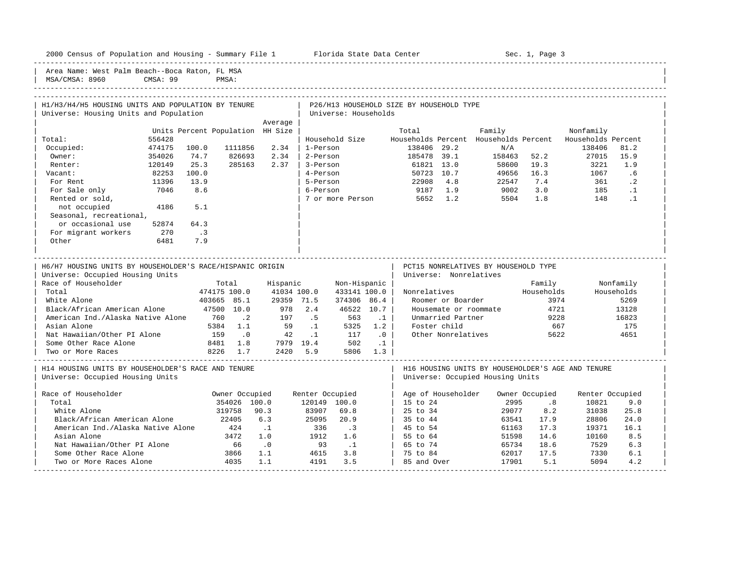2000 Census of Population and Housing - Summary File 1 Florida State Data Center Sec. 1, Page 3

Area Name: West Palm Beach--Boca Raton, FL MSA
MSA/CMSA: 8960 CMSA: 99 PMSA:

## H1/H3/H4/H5 HOUSING UNITS AND POPULATION BY TENURE
Universe: Housing Units and Population

| | Units | Percent | Population | Average HH Size |
|---|---|---|---|---|
| Total: | 556428 | | | |
| Occupied: | 474175 | 100.0 | 1111856 | 2.34 |
| Owner: | 354026 | 74.7 | 826693 | 2.34 |
| Renter: | 120149 | 25.3 | 285163 | 2.37 |
| Vacant: | 82253 | 100.0 | | |
| For Rent | 11396 | 13.9 | | |
| For Sale only | 7046 | 8.6 | | |
| Rented or sold, not occupied | 4186 | 5.1 | | |
| Seasonal, recreational, or occasional use | 52874 | 64.3 | | |
| For migrant workers | 270 | .3 | | |
| Other | 6481 | 7.9 | | |

## P26/H13 HOUSEHOLD SIZE BY HOUSEHOLD TYPE
Universe: Households

| Household Size | Total Households | Percent | Family Households | Percent | Nonfamily Households | Percent |
|---|---|---|---|---|---|---|
| 1-Person | 138406 | 29.2 | N/A | | 138406 | 81.2 |
| 2-Person | 185478 | 39.1 | 158463 | 52.2 | 27015 | 15.9 |
| 3-Person | 61821 | 13.0 | 58600 | 19.3 | 3221 | 1.9 |
| 4-Person | 50723 | 10.7 | 49656 | 16.3 | 1067 | .6 |
| 5-Person | 22908 | 4.8 | 22547 | 7.4 | 361 | .2 |
| 6-Person | 9187 | 1.9 | 9002 | 3.0 | 185 | .1 |
| 7 or more Person | 5652 | 1.2 | 5504 | 1.8 | 148 | .1 |

## H6/H7 HOUSING UNITS BY HOUSEHOLDER'S RACE/HISPANIC ORIGIN
Universe: Occupied Housing Units

| Race of Householder | Total | | Hispanic | | Non-Hispanic | |
|---|---|---|---|---|---|---|
| Total | 474175 | 100.0 | 41034 | 100.0 | 433141 | 100.0 |
| White Alone | 403665 | 85.1 | 29359 | 71.5 | 374306 | 86.4 |
| Black/African American Alone | 47500 | 10.0 | 978 | 2.4 | 46522 | 10.7 |
| American Ind./Alaska Native Alone | 760 | .2 | 197 | .5 | 563 | .1 |
| Asian Alone | 5384 | 1.1 | 59 | .1 | 5325 | 1.2 |
| Nat Hawaiian/Other PI Alone | 159 | .0 | 42 | .1 | 117 | .0 |
| Some Other Race Alone | 8481 | 1.8 | 7979 | 19.4 | 502 | .1 |
| Two or More Races | 8226 | 1.7 | 2420 | 5.9 | 5806 | 1.3 |

## PCT15 NONRELATIVES BY HOUSEHOLD TYPE
Universe: Nonrelatives

| Nonrelatives | Family Households | Nonfamily Households |
|---|---|---|
| Roomer or Boarder | 3974 | 5269 |
| Housemate or roommate | 4721 | 13128 |
| Unmarried Partner | 9228 | 16823 |
| Foster child | 667 | 175 |
| Other Nonrelatives | 5622 | 4651 |

## H14 HOUSING UNITS BY HOUSEHOLDER'S RACE AND TENURE
Universe: Occupied Housing Units

| Race of Householder | Owner Occupied | | Renter Occupied | |
|---|---|---|---|---|
| Total | 354026 | 100.0 | 120149 | 100.0 |
| White Alone | 319758 | 90.3 | 83907 | 69.8 |
| Black/African American Alone | 22405 | 6.3 | 25095 | 20.9 |
| American Ind./Alaska Native Alone | 424 | .1 | 336 | .3 |
| Asian Alone | 3472 | 1.0 | 1912 | 1.6 |
| Nat Hawaiian/Other PI Alone | 66 | .0 | 93 | .1 |
| Some Other Race Alone | 3866 | 1.1 | 4615 | 3.8 |
| Two or More Races Alone | 4035 | 1.1 | 4191 | 3.5 |

## H16 HOUSING UNITS BY HOUSEHOLDER'S AGE AND TENURE
Universe: Occupied Housing Units

| Age of Householder | Owner Occupied | | Renter Occupied | |
|---|---|---|---|---|
| 15 to 24 | 2995 | .8 | 10821 | 9.0 |
| 25 to 34 | 29077 | 8.2 | 31038 | 25.8 |
| 35 to 44 | 63541 | 17.9 | 28806 | 24.0 |
| 45 to 54 | 61163 | 17.3 | 19371 | 16.1 |
| 55 to 64 | 51598 | 14.6 | 10160 | 8.5 |
| 65 to 74 | 65734 | 18.6 | 7529 | 6.3 |
| 75 to 84 | 62017 | 17.5 | 7330 | 6.1 |
| 85 and Over | 17901 | 5.1 | 5094 | 4.2 |